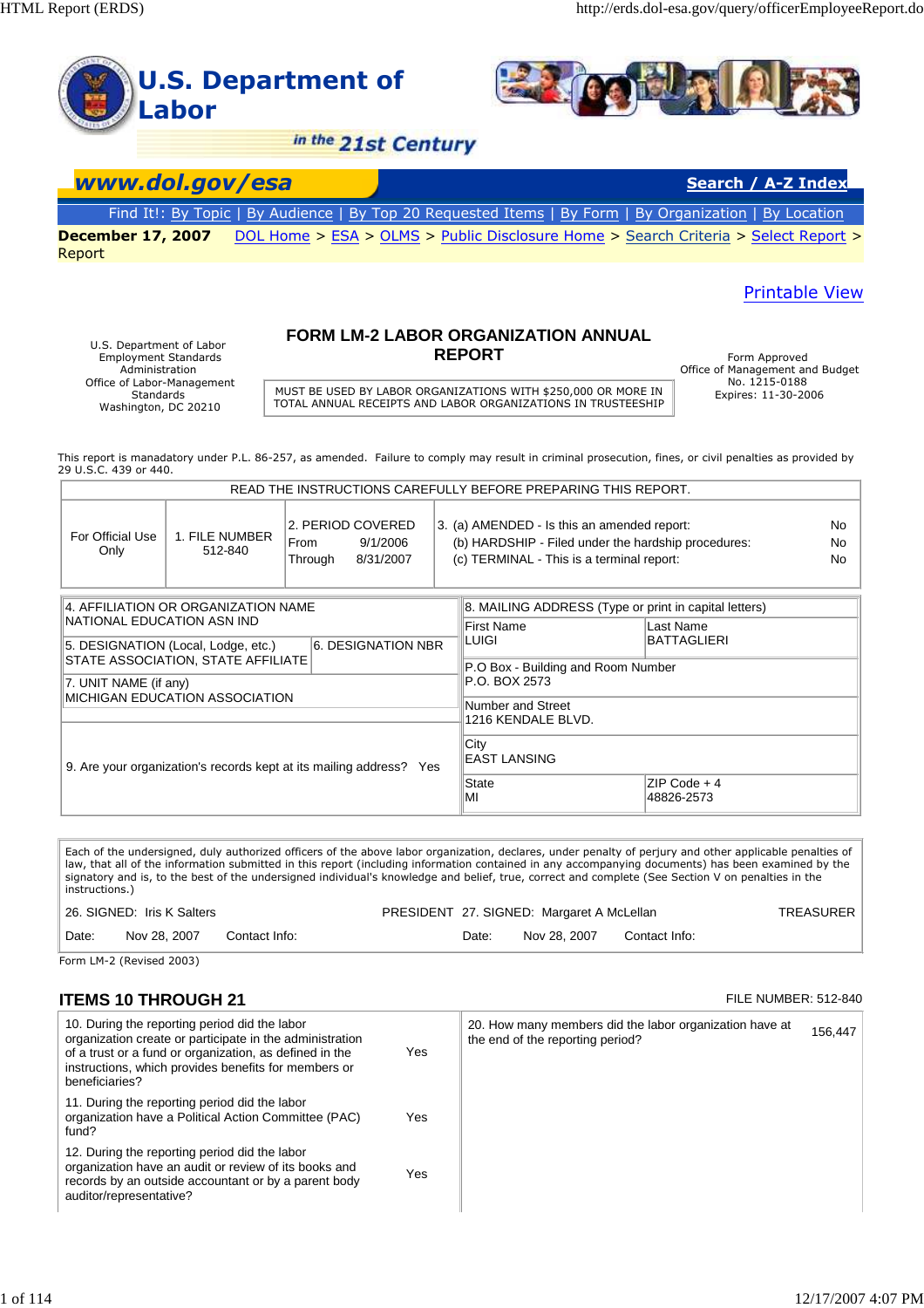# U.S. Department of Labor

*in the 21st Century*

**www.dol.gov/esa** | Search / A-Z Index

Find It!: By Topic | By Audience | By Top 20 Requested Items | By Form | By Organization | By Location

**December 17, 2007** DOL Home > ESA > OLMS > Public Disclosure Home > Search Criteria > Select Report > Report

Printable View

U.S. Department of Labor
Employment Standards Administration
Office of Labor-Management Standards
Washington, DC 20210

## FORM LM-2 LABOR ORGANIZATION ANNUAL REPORT

MUST BE USED BY LABOR ORGANIZATIONS WITH $250,000 OR MORE IN TOTAL ANNUAL RECEIPTS AND LABOR ORGANIZATIONS IN TRUSTEESHIP

Form Approved
Office of Management and Budget
No. 1215-0188
Expires: 11-30-2006

This report is manadatory under P.L. 86-257, as amended. Failure to comply may result in criminal prosecution, fines, or civil penalties as provided by 29 U.S.C. 439 or 440.

READ THE INSTRUCTIONS CAREFULLY BEFORE PREPARING THIS REPORT.

| For Official Use Only | 1. FILE NUMBER 512-840 | 2. PERIOD COVERED From 9/1/2006 Through 8/31/2007 | 3. (a) AMENDED - Is this an amended report: No<br>(b) HARDSHIP - Filed under the hardship procedures: No<br>(c) TERMINAL - This is a terminal report: No |
|---|---|---|---|

| | |
|---|---|
| 4. AFFILIATION OR ORGANIZATION NAME<br>NATIONAL EDUCATION ASN IND | 8. MAILING ADDRESS (Type or print in capital letters) |
| 5. DESIGNATION (Local, Lodge, etc.)<br>STATE ASSOCIATION, STATE AFFILIATE | First Name: LUIGI<br>Last Name: BATTAGLIERI |
| 6. DESIGNATION NBR | P.O Box - Building and Room Number<br>P.O. BOX 2573 |
| 7. UNIT NAME (if any)<br>MICHIGAN EDUCATION ASSOCIATION | Number and Street<br>1216 KENDALE BLVD. |
| 9. Are your organization's records kept at its mailing address? Yes | City<br>EAST LANSING |
| | State: MI<br>ZIP Code + 4: 48826-2573 |

Each of the undersigned, duly authorized officers of the above labor organization, declares, under penalty of perjury and other applicable penalties of law, that all of the information submitted in this report (including information contained in any accompanying documents) has been examined by the signatory and is, to the best of the undersigned individual's knowledge and belief, true, correct and complete (See Section V on penalties in the instructions.)

| | | | |
|---|---|---|---|
| 26. SIGNED: Iris K Salters | PRESIDENT | 27. SIGNED: Margaret A McLellan | TREASURER |
| Date: Nov 28, 2007 | Contact Info: | Date: Nov 28, 2007 | Contact Info: |

Form LM-2 (Revised 2003)

## ITEMS 10 THROUGH 21

FILE NUMBER: 512-840

| | | | |
|---|---|---|---|
| 10. During the reporting period did the labor organization create or participate in the administration of a trust or a fund or organization, as defined in the instructions, which provides benefits for members or beneficiaries? | Yes | 20. How many members did the labor organization have at the end of the reporting period? | 156,447 |
| 11. During the reporting period did the labor organization have a Political Action Committee (PAC) fund? | Yes | | |
| 12. During the reporting period did the labor organization have an audit or review of its books and records by an outside accountant or by a parent body auditor/representative? | Yes | | |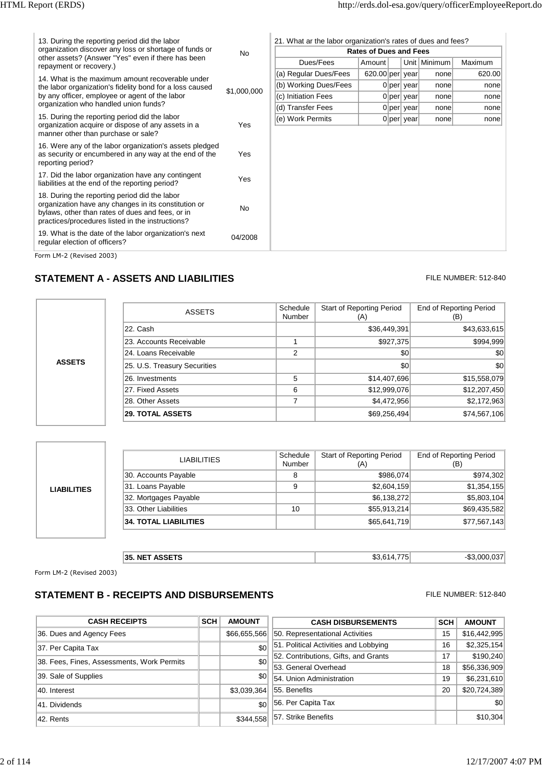| | |
|---|---|
| 13. During the reporting period did the labor organization discover any loss or shortage of funds or other assets? (Answer "Yes" even if there has been repayment or recovery.) | No |
| 14. What is the maximum amount recoverable under the labor organization's fidelity bond for a loss caused by any officer, employee or agent of the labor organization who handled union funds? | $1,000,000 |
| 15. During the reporting period did the labor organization acquire or dispose of any assets in a manner other than purchase or sale? | Yes |
| 16. Were any of the labor organization's assets pledged as security or encumbered in any way at the end of the reporting period? | Yes |
| 17. Did the labor organization have any contingent liabilities at the end of the reporting period? | Yes |
| 18. During the reporting period did the labor organization have any changes in its constitution or bylaws, other than rates of dues and fees, or in practices/procedures listed in the instructions? | No |
| 19. What is the date of the labor organization's next regular election of officers? | 04/2008 |

21. What ar the labor organization's rates of dues and fees?

| Rates of Dues and Fees | | | | | |
|---|---|---|---|---|---|
| Dues/Fees | Amount | | Unit | Minimum | Maximum |
| (a) Regular Dues/Fees | 620.00 | per | year | none | 620.00 |
| (b) Working Dues/Fees | 0 | per | year | none | none |
| (c) Initiation Fees | 0 | per | year | none | none |
| (d) Transfer Fees | 0 | per | year | none | none |
| (e) Work Permits | 0 | per | year | none | none |

Form LM-2 (Revised 2003)

## STATEMENT A - ASSETS AND LIABILITIES

FILE NUMBER: 512-840

**ASSETS**

| ASSETS | Schedule Number | Start of Reporting Period (A) | End of Reporting Period (B) |
|---|---|---|---|
| 22. Cash | | $36,449,391 | $43,633,615 |
| 23. Accounts Receivable | 1 | $927,375 | $994,999 |
| 24. Loans Receivable | 2 | $0 | $0 |
| 25. U.S. Treasury Securities | | $0 | $0 |
| 26. Investments | 5 | $14,407,696 | $15,558,079 |
| 27. Fixed Assets | 6 | $12,999,076 | $12,207,450 |
| 28. Other Assets | 7 | $4,472,956 | $2,172,963 |
| **29. TOTAL ASSETS** | | $69,256,494 | $74,567,106 |

**LIABILITIES**

| LIABILITIES | Schedule Number | Start of Reporting Period (A) | End of Reporting Period (B) |
|---|---|---|---|
| 30. Accounts Payable | 8 | $986,074 | $974,302 |
| 31. Loans Payable | 9 | $2,604,159 | $1,354,155 |
| 32. Mortgages Payable | | $6,138,272 | $5,803,104 |
| 33. Other Liabilities | 10 | $55,913,214 | $69,435,582 |
| **34. TOTAL LIABILITIES** | | $65,641,719 | $77,567,143 |

| | | |
|---|---|---|
| **35. NET ASSETS** | $3,614,775 | -$3,000,037 |

Form LM-2 (Revised 2003)

## STATEMENT B - RECEIPTS AND DISBURSEMENTS

FILE NUMBER: 512-840

| CASH RECEIPTS | SCH | AMOUNT |
|---|---|---|
| 36. Dues and Agency Fees | | $66,655,566 |
| 37. Per Capita Tax | | $0 |
| 38. Fees, Fines, Assessments, Work Permits | | $0 |
| 39. Sale of Supplies | | $0 |
| 40. Interest | | $3,039,364 |
| 41. Dividends | | $0 |
| 42. Rents | | $344,558 |

| CASH DISBURSEMENTS | SCH | AMOUNT |
|---|---|---|
| 50. Representational Activities | 15 | $16,442,995 |
| 51. Political Activities and Lobbying | 16 | $2,325,154 |
| 52. Contributions, Gifts, and Grants | 17 | $190,240 |
| 53. General Overhead | 18 | $56,336,909 |
| 54. Union Administration | 19 | $6,231,610 |
| 55. Benefits | 20 | $20,724,389 |
| 56. Per Capita Tax | | $0 |
| 57. Strike Benefits | | $10,304 |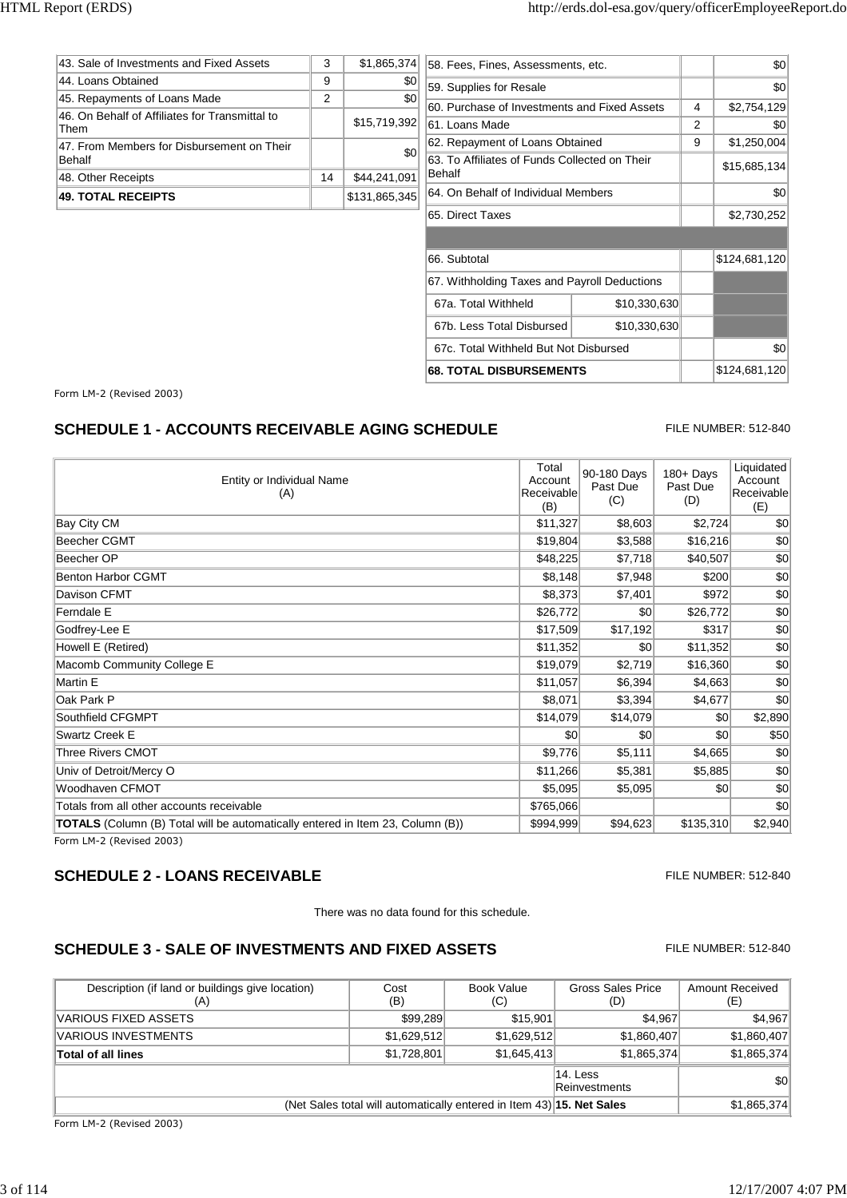| | | |
|---|---|---|
| 43. Sale of Investments and Fixed Assets | 3 | $1,865,374 |
| 44. Loans Obtained | 9 | $0 |
| 45. Repayments of Loans Made | 2 | $0 |
| 46. On Behalf of Affiliates for Transmittal to Them | | $15,719,392 |
| 47. From Members for Disbursement on Their Behalf | | $0 |
| 48. Other Receipts | 14 | $44,241,091 |
| **49. TOTAL RECEIPTS** | | $131,865,345 |

| | | | |
|---|---|---|---|
| 58. Fees, Fines, Assessments, etc. | | | $0 |
| 59. Supplies for Resale | | | $0 |
| 60. Purchase of Investments and Fixed Assets | | 4 | $2,754,129 |
| 61. Loans Made | | 2 | $0 |
| 62. Repayment of Loans Obtained | | 9 | $1,250,004 |
| 63. To Affiliates of Funds Collected on Their Behalf | | | $15,685,134 |
| 64. On Behalf of Individual Members | | | $0 |
| 65. Direct Taxes | | | $2,730,252 |
| | | | |
| 66. Subtotal | | | $124,681,120 |
| 67. Withholding Taxes and Payroll Deductions | | | |
| 67a. Total Withheld | $10,330,630 | | |
| 67b. Less Total Disbursed | $10,330,630 | | |
| 67c. Total Withheld But Not Disbursed | | | $0 |
| **68. TOTAL DISBURSEMENTS** | | | $124,681,120 |

Form LM-2 (Revised 2003)

## SCHEDULE 1 - ACCOUNTS RECEIVABLE AGING SCHEDULE

FILE NUMBER: 512-840

| Entity or Individual Name (A) | Total Account Receivable (B) | 90-180 Days Past Due (C) | 180+ Days Past Due (D) | Liquidated Account Receivable (E) |
|---|---|---|---|---|
| Bay City CM | $11,327 | $8,603 | $2,724 | $0 |
| Beecher CGMT | $19,804 | $3,588 | $16,216 | $0 |
| Beecher OP | $48,225 | $7,718 | $40,507 | $0 |
| Benton Harbor CGMT | $8,148 | $7,948 | $200 | $0 |
| Davison CFMT | $8,373 | $7,401 | $972 | $0 |
| Ferndale E | $26,772 | $0 | $26,772 | $0 |
| Godfrey-Lee E | $17,509 | $17,192 | $317 | $0 |
| Howell E (Retired) | $11,352 | $0 | $11,352 | $0 |
| Macomb Community College E | $19,079 | $2,719 | $16,360 | $0 |
| Martin E | $11,057 | $6,394 | $4,663 | $0 |
| Oak Park P | $8,071 | $3,394 | $4,677 | $0 |
| Southfield CFGMPT | $14,079 | $14,079 | $0 | $2,890 |
| Swartz Creek E | $0 | $0 | $0 | $50 |
| Three Rivers CMOT | $9,776 | $5,111 | $4,665 | $0 |
| Univ of Detroit/Mercy O | $11,266 | $5,381 | $5,885 | $0 |
| Woodhaven CFMOT | $5,095 | $5,095 | $0 | $0 |
| Totals from all other accounts receivable | $765,066 | | | $0 |
| **TOTALS** (Column (B) Total will be automatically entered in Item 23, Column (B)) | $994,999 | $94,623 | $135,310 | $2,940 |

Form LM-2 (Revised 2003)

## SCHEDULE 2 - LOANS RECEIVABLE

FILE NUMBER: 512-840

There was no data found for this schedule.

## SCHEDULE 3 - SALE OF INVESTMENTS AND FIXED ASSETS

FILE NUMBER: 512-840

| Description (if land or buildings give location) (A) | Cost (B) | Book Value (C) | Gross Sales Price (D) | Amount Received (E) |
|---|---|---|---|---|
| VARIOUS FIXED ASSETS | $99,289 | $15,901 | $4,967 | $4,967 |
| VARIOUS INVESTMENTS | $1,629,512 | $1,629,512 | $1,860,407 | $1,860,407 |
| **Total of all lines** | $1,728,801 | $1,645,413 | $1,865,374 | $1,865,374 |
| | | | 14. Less Reinvestments | $0 |
| (Net Sales total will automatically entered in Item 43) | | | **15. Net Sales** | $1,865,374 |

Form LM-2 (Revised 2003)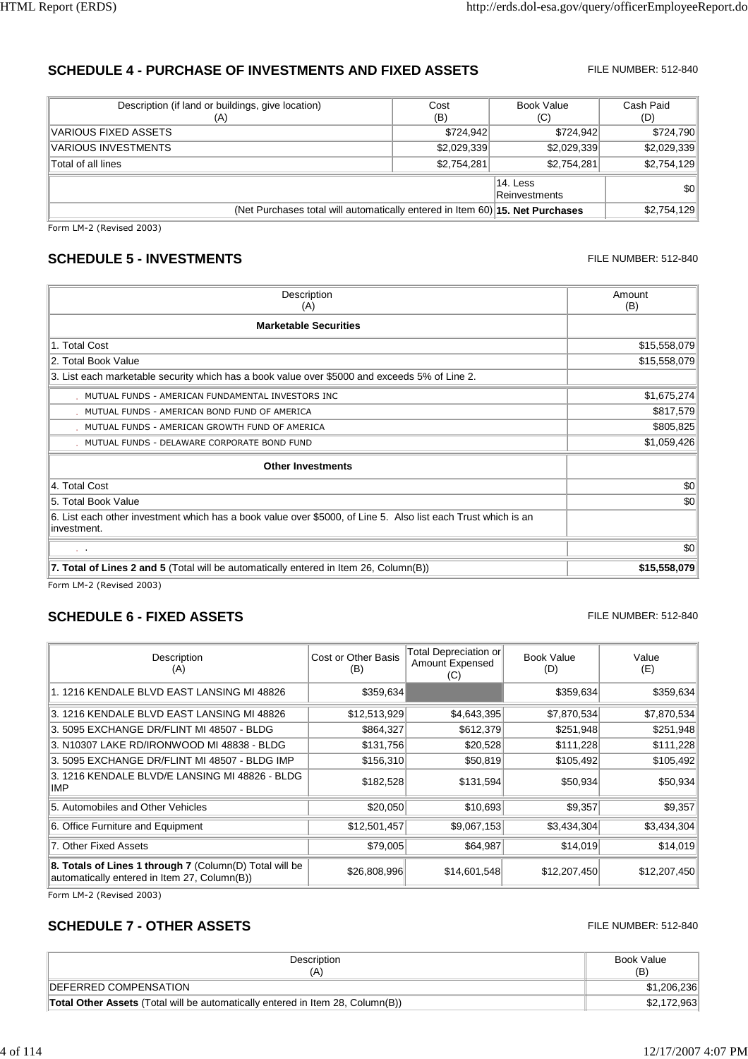## SCHEDULE 4 - PURCHASE OF INVESTMENTS AND FIXED ASSETS

FILE NUMBER: 512-840

| Description (if land or buildings, give location) (A) | Cost (B) | Book Value (C) | Cash Paid (D) |
|---|---|---|---|
| VARIOUS FIXED ASSETS | $724,942 | $724,942 | $724,790 |
| VARIOUS INVESTMENTS | $2,029,339 | $2,029,339 | $2,029,339 |
| Total of all lines | $2,754,281 | $2,754,281 | $2,754,129 |
| | | 14. Less Reinvestments | $0 |
| (Net Purchases total will automatically entered in Item 60) | | **15. Net Purchases** | $2,754,129 |

Form LM-2 (Revised 2003)

## SCHEDULE 5 - INVESTMENTS

FILE NUMBER: 512-840

| Description (A) | Amount (B) |
|---|---|
| **Marketable Securities** | |
| 1. Total Cost | $15,558,079 |
| 2. Total Book Value | $15,558,079 |
| 3. List each marketable security which has a book value over $5000 and exceeds 5% of Line 2. | |
| MUTUAL FUNDS - AMERICAN FUNDAMENTAL INVESTORS INC | $1,675,274 |
| MUTUAL FUNDS - AMERICAN BOND FUND OF AMERICA | $817,579 |
| MUTUAL FUNDS - AMERICAN GROWTH FUND OF AMERICA | $805,825 |
| MUTUAL FUNDS - DELAWARE CORPORATE BOND FUND | $1,059,426 |
| **Other Investments** | |
| 4. Total Cost | $0 |
| 5. Total Book Value | $0 |
| 6. List each other investment which has a book value over $5000, of Line 5. Also list each Trust which is an investment. | |
| . | $0 |
| **7. Total of Lines 2 and 5** (Total will be automatically entered in Item 26, Column(B)) | **$15,558,079** |

Form LM-2 (Revised 2003)

## SCHEDULE 6 - FIXED ASSETS

FILE NUMBER: 512-840

| Description (A) | Cost or Other Basis (B) | Total Depreciation or Amount Expensed (C) | Book Value (D) | Value (E) |
|---|---|---|---|---|
| 1. 1216 KENDALE BLVD EAST LANSING MI 48826 | $359,634 | | $359,634 | $359,634 |
| 3. 1216 KENDALE BLVD EAST LANSING MI 48826 | $12,513,929 | $4,643,395 | $7,870,534 | $7,870,534 |
| 3. 5095 EXCHANGE DR/FLINT MI 48507 - BLDG | $864,327 | $612,379 | $251,948 | $251,948 |
| 3. N10307 LAKE RD/IRONWOOD MI 48838 - BLDG | $131,756 | $20,528 | $111,228 | $111,228 |
| 3. 5095 EXCHANGE DR/FLINT MI 48507 - BLDG IMP | $156,310 | $50,819 | $105,492 | $105,492 |
| 3. 1216 KENDALE BLVD/E LANSING MI 48826 - BLDG IMP | $182,528 | $131,594 | $50,934 | $50,934 |
| 5. Automobiles and Other Vehicles | $20,050 | $10,693 | $9,357 | $9,357 |
| 6. Office Furniture and Equipment | $12,501,457 | $9,067,153 | $3,434,304 | $3,434,304 |
| 7. Other Fixed Assets | $79,005 | $64,987 | $14,019 | $14,019 |
| **8. Totals of Lines 1 through 7** (Column(D) Total will be automatically entered in Item 27, Column(B)) | $26,808,996 | $14,601,548 | $12,207,450 | $12,207,450 |

Form LM-2 (Revised 2003)

## SCHEDULE 7 - OTHER ASSETS

FILE NUMBER: 512-840

| Description (A) | Book Value (B) |
|---|---|
| DEFERRED COMPENSATION | $1,206,236 |
| **Total Other Assets** (Total will be automatically entered in Item 28, Column(B)) | $2,172,963 |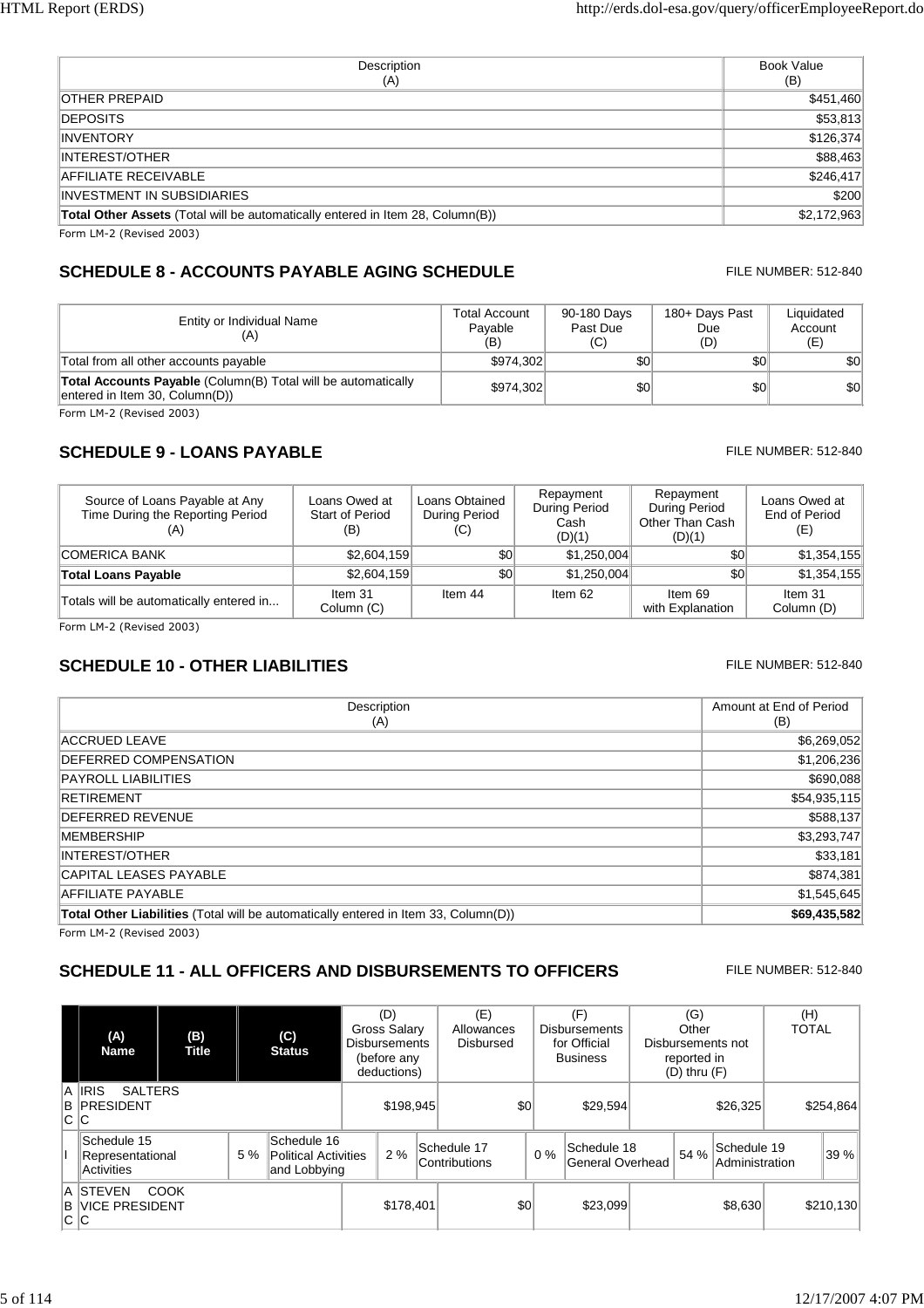| Description<br>(A) | Book Value<br>(B) |
|---|---|
| OTHER PREPAID | $451,460 |
| DEPOSITS | $53,813 |
| INVENTORY | $126,374 |
| INTEREST/OTHER | $88,463 |
| AFFILIATE RECEIVABLE | $246,417 |
| INVESTMENT IN SUBSIDIARIES | $200 |
| **Total Other Assets** (Total will be automatically entered in Item 28, Column(B)) | $2,172,963 |

Form LM-2 (Revised 2003)

## SCHEDULE 8 - ACCOUNTS PAYABLE AGING SCHEDULE

FILE NUMBER: 512-840

| Entity or Individual Name<br>(A) | Total Account Payable<br>(B) | 90-180 Days Past Due<br>(C) | 180+ Days Past Due<br>(D) | Liquidated Account<br>(E) |
|---|---|---|---|---|
| Total from all other accounts payable | $974,302 | $0 | $0 | $0 |
| **Total Accounts Payable** (Column(B) Total will be automatically entered in Item 30, Column(D)) | $974,302 | $0 | $0 | $0 |

Form LM-2 (Revised 2003)

## SCHEDULE 9 - LOANS PAYABLE

FILE NUMBER: 512-840

| Source of Loans Payable at Any Time During the Reporting Period<br>(A) | Loans Owed at Start of Period<br>(B) | Loans Obtained During Period<br>(C) | Repayment During Period Cash<br>(D)(1) | Repayment During Period Other Than Cash<br>(D)(1) | Loans Owed at End of Period<br>(E) |
|---|---|---|---|---|---|
| COMERICA BANK | $2,604,159 | $0 | $1,250,004 | $0 | $1,354,155 |
| **Total Loans Payable** | $2,604,159 | $0 | $1,250,004 | $0 | $1,354,155 |
| Totals will be automatically entered in... | Item 31<br>Column (C) | Item 44 | Item 62 | Item 69<br>with Explanation | Item 31<br>Column (D) |

Form LM-2 (Revised 2003)

## SCHEDULE 10 - OTHER LIABILITIES

FILE NUMBER: 512-840

| Description<br>(A) | Amount at End of Period<br>(B) |
|---|---|
| ACCRUED LEAVE | $6,269,052 |
| DEFERRED COMPENSATION | $1,206,236 |
| PAYROLL LIABILITIES | $690,088 |
| RETIREMENT | $54,935,115 |
| DEFERRED REVENUE | $588,137 |
| MEMBERSHIP | $3,293,747 |
| INTEREST/OTHER | $33,181 |
| CAPITAL LEASES PAYABLE | $874,381 |
| AFFILIATE PAYABLE | $1,545,645 |
| **Total Other Liabilities** (Total will be automatically entered in Item 33, Column(D)) | **$69,435,582** |

Form LM-2 (Revised 2003)

## SCHEDULE 11 - ALL OFFICERS AND DISBURSEMENTS TO OFFICERS

FILE NUMBER: 512-840

| | (A)<br>Name | (B)<br>Title | (C)<br>Status | (D)<br>Gross Salary Disbursements (before any deductions) | (E)<br>Allowances Disbursed | (F)<br>Disbursements for Official Business | (G)<br>Other Disbursements not reported in (D) thru (F) | (H)<br>TOTAL |
|---|---|---|---|---|---|---|---|---|
| A<br>B<br>C | IRIS SALTERS | PRESIDENT | C | $198,945 | $0 | $29,594 | $26,325 | $254,864 |
| I | Schedule 15 Representational Activities 5 % | Schedule 16 Political Activities and Lobbying 2 % | Schedule 17 Contributions 0 % | Schedule 18 General Overhead 54 % | Schedule 19 Administration 39 % | | | |
| A<br>B<br>C | STEVEN COOK | VICE PRESIDENT | C | $178,401 | $0 | $23,099 | $8,630 | $210,130 |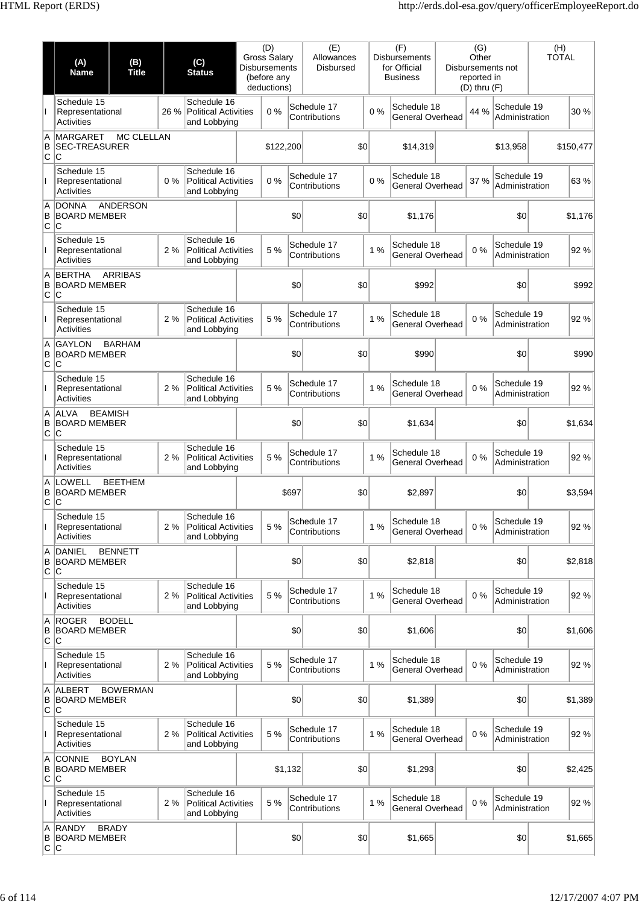| | (A) Name | (B) Title | (C) Status | (D) Gross Salary Disbursements (before any deductions) | (E) Allowances Disbursed | (F) Disbursements for Official Business | (G) Other Disbursements not reported in (D) thru (F) | (H) TOTAL |
|---|---|---|---|---|---|---|---|---|
| I | Schedule 15 Representational Activities 26 % | Schedule 16 Political Activities and Lobbying 0 % | | Schedule 17 Contributions 0 % | | Schedule 18 General Overhead 44 % | Schedule 19 Administration 30 % | |
| A B C | MARGARET MC CLELLAN | SEC-TREASURER | C | $122,200 | $0 | $14,319 | $13,958 | $150,477 |
| I | Schedule 15 Representational Activities 0 % | Schedule 16 Political Activities and Lobbying 0 % | | Schedule 17 Contributions 0 % | | Schedule 18 General Overhead 37 % | Schedule 19 Administration 63 % | |
| A B C | DONNA ANDERSON | BOARD MEMBER | C | $0 | $0 | $1,176 | $0 | $1,176 |
| I | Schedule 15 Representational Activities 2 % | Schedule 16 Political Activities and Lobbying 5 % | | Schedule 17 Contributions 1 % | | Schedule 18 General Overhead 0 % | Schedule 19 Administration 92 % | |
| A B C | BERTHA ARRIBAS | BOARD MEMBER | C | $0 | $0 | $992 | $0 | $992 |
| I | Schedule 15 Representational Activities 2 % | Schedule 16 Political Activities and Lobbying 5 % | | Schedule 17 Contributions 1 % | | Schedule 18 General Overhead 0 % | Schedule 19 Administration 92 % | |
| A B C | GAYLON BARHAM | BOARD MEMBER | C | $0 | $0 | $990 | $0 | $990 |
| I | Schedule 15 Representational Activities 2 % | Schedule 16 Political Activities and Lobbying 5 % | | Schedule 17 Contributions 1 % | | Schedule 18 General Overhead 0 % | Schedule 19 Administration 92 % | |
| A B C | ALVA BEAMISH | BOARD MEMBER | C | $0 | $0 | $1,634 | $0 | $1,634 |
| I | Schedule 15 Representational Activities 2 % | Schedule 16 Political Activities and Lobbying 5 % | | Schedule 17 Contributions 1 % | | Schedule 18 General Overhead 0 % | Schedule 19 Administration 92 % | |
| A B C | LOWELL BEETHEM | BOARD MEMBER | C | $697 | $0 | $2,897 | $0 | $3,594 |
| I | Schedule 15 Representational Activities 2 % | Schedule 16 Political Activities and Lobbying 5 % | | Schedule 17 Contributions 1 % | | Schedule 18 General Overhead 0 % | Schedule 19 Administration 92 % | |
| A B C | DANIEL BENNETT | BOARD MEMBER | C | $0 | $0 | $2,818 | $0 | $2,818 |
| I | Schedule 15 Representational Activities 2 % | Schedule 16 Political Activities and Lobbying 5 % | | Schedule 17 Contributions 1 % | | Schedule 18 General Overhead 0 % | Schedule 19 Administration 92 % | |
| A B C | ROGER BODELL | BOARD MEMBER | C | $0 | $0 | $1,606 | $0 | $1,606 |
| I | Schedule 15 Representational Activities 2 % | Schedule 16 Political Activities and Lobbying 5 % | | Schedule 17 Contributions 1 % | | Schedule 18 General Overhead 0 % | Schedule 19 Administration 92 % | |
| A B C | ALBERT BOWERMAN | BOARD MEMBER | C | $0 | $0 | $1,389 | $0 | $1,389 |
| I | Schedule 15 Representational Activities 2 % | Schedule 16 Political Activities and Lobbying 5 % | | Schedule 17 Contributions 1 % | | Schedule 18 General Overhead 0 % | Schedule 19 Administration 92 % | |
| A B C | CONNIE BOYLAN | BOARD MEMBER | C | $1,132 | $0 | $1,293 | $0 | $2,425 |
| I | Schedule 15 Representational Activities 2 % | Schedule 16 Political Activities and Lobbying 5 % | | Schedule 17 Contributions 1 % | | Schedule 18 General Overhead 0 % | Schedule 19 Administration 92 % | |
| A B C | RANDY BRADY | BOARD MEMBER | C | $0 | $0 | $1,665 | $0 | $1,665 |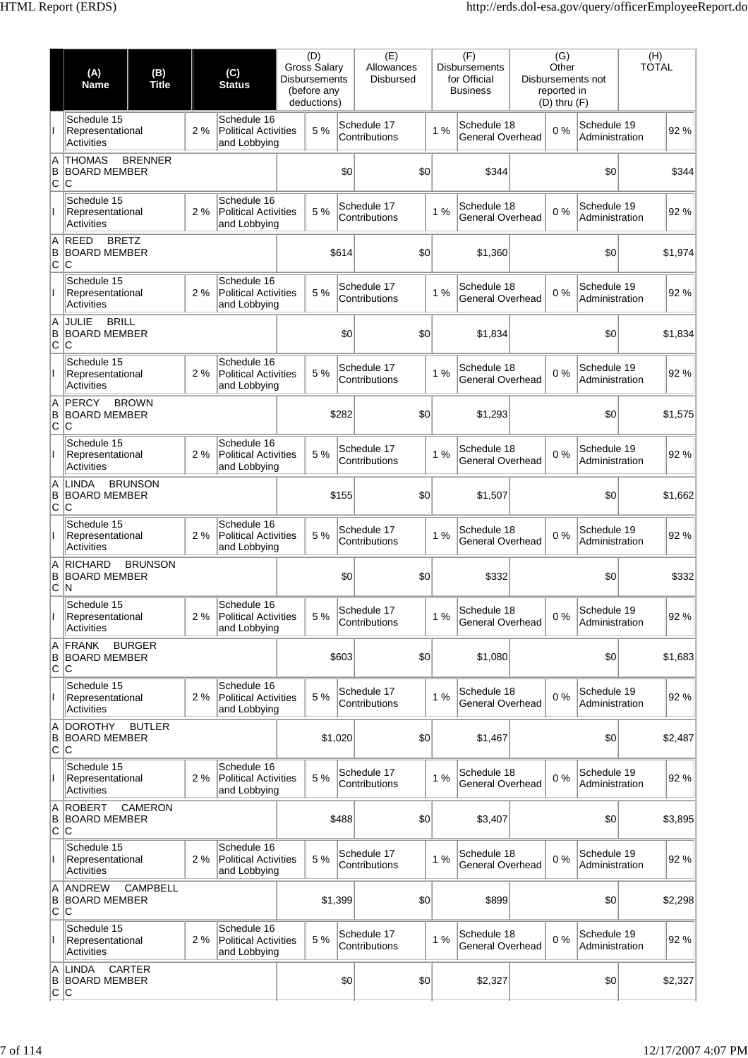| | (A) Name | (B) Title | (C) Status | (D) Gross Salary Disbursements (before any deductions) | (E) Allowances Disbursed | (F) Disbursements for Official Business | (G) Other Disbursements not reported in (D) thru (F) | (H) TOTAL |
|---|---|---|---|---|---|---|---|---|
| I | Schedule 15 Representational Activities 2 % | Schedule 16 Political Activities and Lobbying 5 % | Schedule 17 Contributions 1 % | Schedule 18 General Overhead 0 % | Schedule 19 Administration 92 % | | | |
| A B C | THOMAS BRENNER | BOARD MEMBER | C | $0 | $0 | $344 | $0 | $344 |
| I | Schedule 15 Representational Activities 2 % | Schedule 16 Political Activities and Lobbying 5 % | Schedule 17 Contributions 1 % | Schedule 18 General Overhead 0 % | Schedule 19 Administration 92 % | | | |
| A B C | REED BRETZ | BOARD MEMBER | C | $614 | $0 | $1,360 | $0 | $1,974 |
| I | Schedule 15 Representational Activities 2 % | Schedule 16 Political Activities and Lobbying 5 % | Schedule 17 Contributions 1 % | Schedule 18 General Overhead 0 % | Schedule 19 Administration 92 % | | | |
| A B C | JULIE BRILL | BOARD MEMBER | C | $0 | $0 | $1,834 | $0 | $1,834 |
| I | Schedule 15 Representational Activities 2 % | Schedule 16 Political Activities and Lobbying 5 % | Schedule 17 Contributions 1 % | Schedule 18 General Overhead 0 % | Schedule 19 Administration 92 % | | | |
| A B C | PERCY BROWN | BOARD MEMBER | C | $282 | $0 | $1,293 | $0 | $1,575 |
| I | Schedule 15 Representational Activities 2 % | Schedule 16 Political Activities and Lobbying 5 % | Schedule 17 Contributions 1 % | Schedule 18 General Overhead 0 % | Schedule 19 Administration 92 % | | | |
| A B C | LINDA BRUNSON | BOARD MEMBER | C | $155 | $0 | $1,507 | $0 | $1,662 |
| I | Schedule 15 Representational Activities 2 % | Schedule 16 Political Activities and Lobbying 5 % | Schedule 17 Contributions 1 % | Schedule 18 General Overhead 0 % | Schedule 19 Administration 92 % | | | |
| A B C | RICHARD BRUNSON | BOARD MEMBER | N | $0 | $0 | $332 | $0 | $332 |
| I | Schedule 15 Representational Activities 2 % | Schedule 16 Political Activities and Lobbying 5 % | Schedule 17 Contributions 1 % | Schedule 18 General Overhead 0 % | Schedule 19 Administration 92 % | | | |
| A B C | FRANK BURGER | BOARD MEMBER | C | $603 | $0 | $1,080 | $0 | $1,683 |
| I | Schedule 15 Representational Activities 2 % | Schedule 16 Political Activities and Lobbying 5 % | Schedule 17 Contributions 1 % | Schedule 18 General Overhead 0 % | Schedule 19 Administration 92 % | | | |
| A B C | DOROTHY BUTLER | BOARD MEMBER | C | $1,020 | $0 | $1,467 | $0 | $2,487 |
| I | Schedule 15 Representational Activities 2 % | Schedule 16 Political Activities and Lobbying 5 % | Schedule 17 Contributions 1 % | Schedule 18 General Overhead 0 % | Schedule 19 Administration 92 % | | | |
| A B C | ROBERT CAMERON | BOARD MEMBER | C | $488 | $0 | $3,407 | $0 | $3,895 |
| I | Schedule 15 Representational Activities 2 % | Schedule 16 Political Activities and Lobbying 5 % | Schedule 17 Contributions 1 % | Schedule 18 General Overhead 0 % | Schedule 19 Administration 92 % | | | |
| A B C | ANDREW CAMPBELL | BOARD MEMBER | C | $1,399 | $0 | $899 | $0 | $2,298 |
| I | Schedule 15 Representational Activities 2 % | Schedule 16 Political Activities and Lobbying 5 % | Schedule 17 Contributions 1 % | Schedule 18 General Overhead 0 % | Schedule 19 Administration 92 % | | | |
| A B C | LINDA CARTER | BOARD MEMBER | C | $0 | $0 | $2,327 | $0 | $2,327 |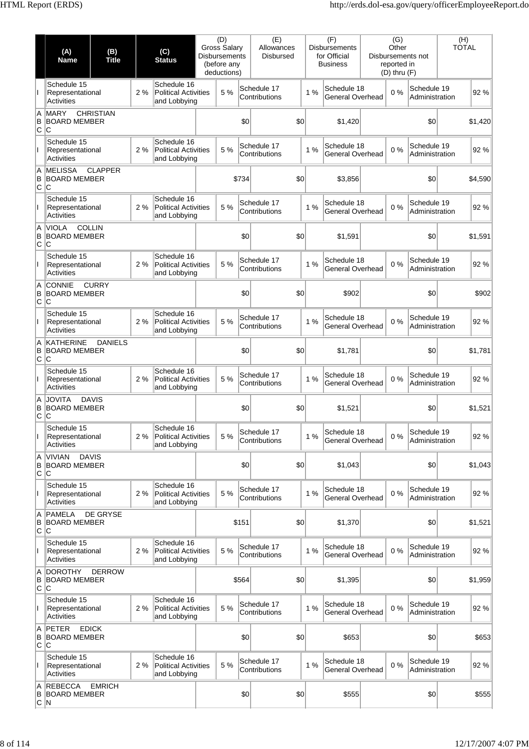| | (A) Name | (B) Title | (C) Status | (D) Gross Salary Disbursements (before any deductions) | (E) Allowances Disbursed | (F) Disbursements for Official Business | (G) Other Disbursements not reported in (D) thru (F) | (H) TOTAL |
|---|---|---|---|---|---|---|---|---|
| I | Schedule 15 Representational Activities 2 % | Schedule 16 Political Activities and Lobbying 5 % | Schedule 17 Contributions 1 % | Schedule 18 General Overhead 0 % | Schedule 19 Administration 92 % | | | |
| A B C | MARY CHRISTIAN | BOARD MEMBER | C | $0 | $0 | $1,420 | $0 | $1,420 |
| I | Schedule 15 Representational Activities 2 % | Schedule 16 Political Activities and Lobbying 5 % | Schedule 17 Contributions 1 % | Schedule 18 General Overhead 0 % | Schedule 19 Administration 92 % | | | |
| A B C | MELISSA CLAPPER | BOARD MEMBER | C | $734 | $0 | $3,856 | $0 | $4,590 |
| I | Schedule 15 Representational Activities 2 % | Schedule 16 Political Activities and Lobbying 5 % | Schedule 17 Contributions 1 % | Schedule 18 General Overhead 0 % | Schedule 19 Administration 92 % | | | |
| A B C | VIOLA COLLIN | BOARD MEMBER | C | $0 | $0 | $1,591 | $0 | $1,591 |
| I | Schedule 15 Representational Activities 2 % | Schedule 16 Political Activities and Lobbying 5 % | Schedule 17 Contributions 1 % | Schedule 18 General Overhead 0 % | Schedule 19 Administration 92 % | | | |
| A B C | CONNIE CURRY | BOARD MEMBER | C | $0 | $0 | $902 | $0 | $902 |
| I | Schedule 15 Representational Activities 2 % | Schedule 16 Political Activities and Lobbying 5 % | Schedule 17 Contributions 1 % | Schedule 18 General Overhead 0 % | Schedule 19 Administration 92 % | | | |
| A B C | KATHERINE DANIELS | BOARD MEMBER | C | $0 | $0 | $1,781 | $0 | $1,781 |
| I | Schedule 15 Representational Activities 2 % | Schedule 16 Political Activities and Lobbying 5 % | Schedule 17 Contributions 1 % | Schedule 18 General Overhead 0 % | Schedule 19 Administration 92 % | | | |
| A B C | JOVITA DAVIS | BOARD MEMBER | C | $0 | $0 | $1,521 | $0 | $1,521 |
| I | Schedule 15 Representational Activities 2 % | Schedule 16 Political Activities and Lobbying 5 % | Schedule 17 Contributions 1 % | Schedule 18 General Overhead 0 % | Schedule 19 Administration 92 % | | | |
| A B C | VIVIAN DAVIS | BOARD MEMBER | C | $0 | $0 | $1,043 | $0 | $1,043 |
| I | Schedule 15 Representational Activities 2 % | Schedule 16 Political Activities and Lobbying 5 % | Schedule 17 Contributions 1 % | Schedule 18 General Overhead 0 % | Schedule 19 Administration 92 % | | | |
| A B C | PAMELA DE GRYSE | BOARD MEMBER | C | $151 | $0 | $1,370 | $0 | $1,521 |
| I | Schedule 15 Representational Activities 2 % | Schedule 16 Political Activities and Lobbying 5 % | Schedule 17 Contributions 1 % | Schedule 18 General Overhead 0 % | Schedule 19 Administration 92 % | | | |
| A B C | DOROTHY DERROW | BOARD MEMBER | C | $564 | $0 | $1,395 | $0 | $1,959 |
| I | Schedule 15 Representational Activities 2 % | Schedule 16 Political Activities and Lobbying 5 % | Schedule 17 Contributions 1 % | Schedule 18 General Overhead 0 % | Schedule 19 Administration 92 % | | | |
| A B C | PETER EDICK | BOARD MEMBER | C | $0 | $0 | $653 | $0 | $653 |
| I | Schedule 15 Representational Activities 2 % | Schedule 16 Political Activities and Lobbying 5 % | Schedule 17 Contributions 1 % | Schedule 18 General Overhead 0 % | Schedule 19 Administration 92 % | | | |
| A B C | REBECCA EMRICH | BOARD MEMBER | N | $0 | $0 | $555 | $0 | $555 |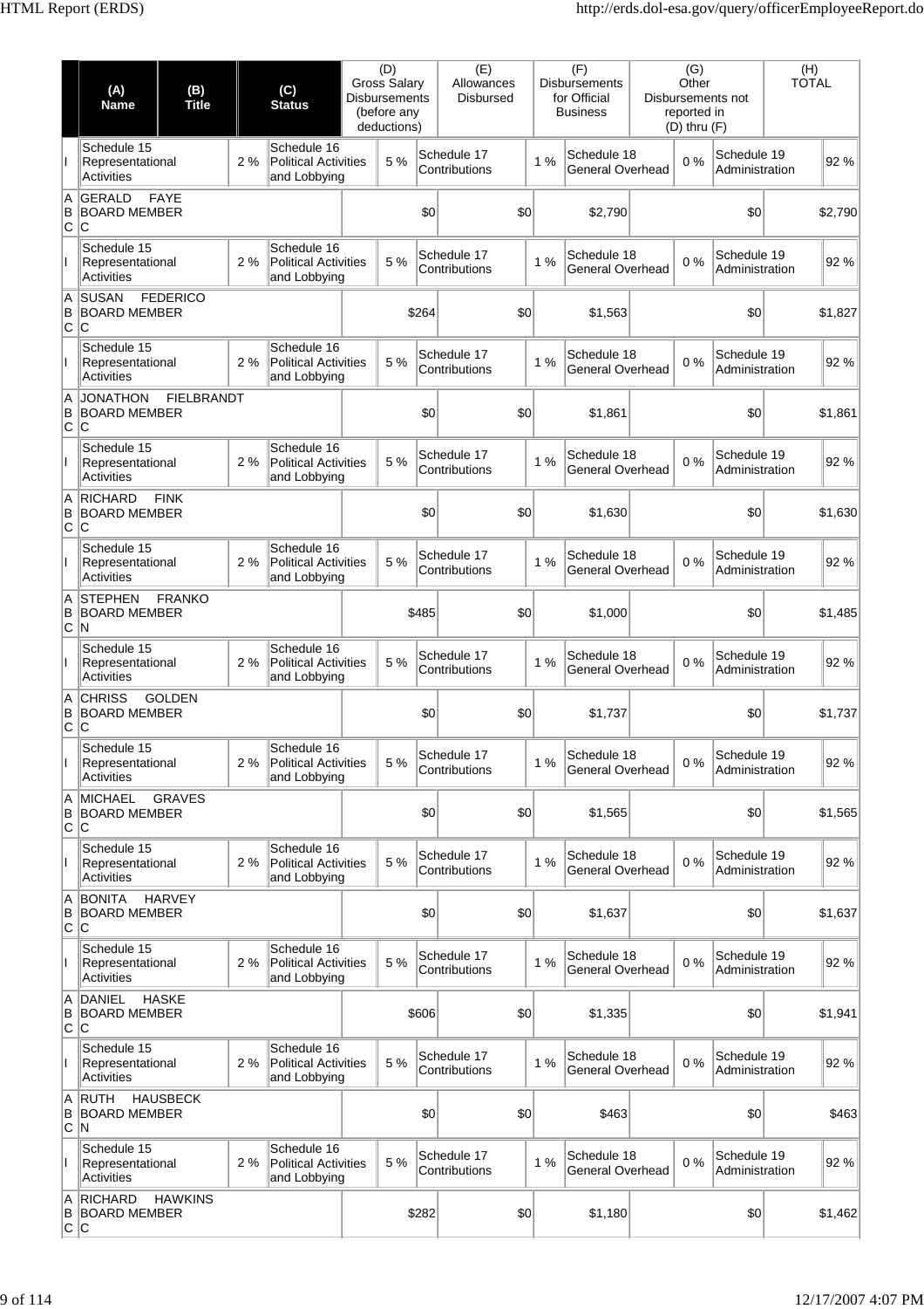| | (A) Name | (B) Title | (C) Status | (D) Gross Salary Disbursements (before any deductions) | (E) Allowances Disbursed | (F) Disbursements for Official Business | (G) Other Disbursements not reported in (D) thru (F) | (H) TOTAL |
|---|---|---|---|---|---|---|---|---|
| I | Schedule 15 Representational Activities 2 % | Schedule 16 Political Activities and Lobbying 5 % | Schedule 17 Contributions 1 % | Schedule 18 General Overhead 0 % | Schedule 19 Administration 92 % | | | |
| A B C | GERALD FAYE | BOARD MEMBER | C | $0 | $0 | $2,790 | $0 | $2,790 |
| I | Schedule 15 Representational Activities 2 % | Schedule 16 Political Activities and Lobbying 5 % | Schedule 17 Contributions 1 % | Schedule 18 General Overhead 0 % | Schedule 19 Administration 92 % | | | |
| A B C | SUSAN FEDERICO | BOARD MEMBER | C | $264 | $0 | $1,563 | $0 | $1,827 |
| I | Schedule 15 Representational Activities 2 % | Schedule 16 Political Activities and Lobbying 5 % | Schedule 17 Contributions 1 % | Schedule 18 General Overhead 0 % | Schedule 19 Administration 92 % | | | |
| A B C | JONATHON FIELBRANDT | BOARD MEMBER | C | $0 | $0 | $1,861 | $0 | $1,861 |
| I | Schedule 15 Representational Activities 2 % | Schedule 16 Political Activities and Lobbying 5 % | Schedule 17 Contributions 1 % | Schedule 18 General Overhead 0 % | Schedule 19 Administration 92 % | | | |
| A B C | RICHARD FINK | BOARD MEMBER | C | $0 | $0 | $1,630 | $0 | $1,630 |
| I | Schedule 15 Representational Activities 2 % | Schedule 16 Political Activities and Lobbying 5 % | Schedule 17 Contributions 1 % | Schedule 18 General Overhead 0 % | Schedule 19 Administration 92 % | | | |
| A B C | STEPHEN FRANKO | BOARD MEMBER | N | $485 | $0 | $1,000 | $0 | $1,485 |
| I | Schedule 15 Representational Activities 2 % | Schedule 16 Political Activities and Lobbying 5 % | Schedule 17 Contributions 1 % | Schedule 18 General Overhead 0 % | Schedule 19 Administration 92 % | | | |
| A B C | CHRISS GOLDEN | BOARD MEMBER | C | $0 | $0 | $1,737 | $0 | $1,737 |
| I | Schedule 15 Representational Activities 2 % | Schedule 16 Political Activities and Lobbying 5 % | Schedule 17 Contributions 1 % | Schedule 18 General Overhead 0 % | Schedule 19 Administration 92 % | | | |
| A B C | MICHAEL GRAVES | BOARD MEMBER | C | $0 | $0 | $1,565 | $0 | $1,565 |
| I | Schedule 15 Representational Activities 2 % | Schedule 16 Political Activities and Lobbying 5 % | Schedule 17 Contributions 1 % | Schedule 18 General Overhead 0 % | Schedule 19 Administration 92 % | | | |
| A B C | BONITA HARVEY | BOARD MEMBER | C | $0 | $0 | $1,637 | $0 | $1,637 |
| I | Schedule 15 Representational Activities 2 % | Schedule 16 Political Activities and Lobbying 5 % | Schedule 17 Contributions 1 % | Schedule 18 General Overhead 0 % | Schedule 19 Administration 92 % | | | |
| A B C | DANIEL HASKE | BOARD MEMBER | C | $606 | $0 | $1,335 | $0 | $1,941 |
| I | Schedule 15 Representational Activities 2 % | Schedule 16 Political Activities and Lobbying 5 % | Schedule 17 Contributions 1 % | Schedule 18 General Overhead 0 % | Schedule 19 Administration 92 % | | | |
| A B C | RUTH HAUSBECK | BOARD MEMBER | N | $0 | $0 | $463 | $0 | $463 |
| I | Schedule 15 Representational Activities 2 % | Schedule 16 Political Activities and Lobbying 5 % | Schedule 17 Contributions 1 % | Schedule 18 General Overhead 0 % | Schedule 19 Administration 92 % | | | |
| A B C | RICHARD HAWKINS | BOARD MEMBER | C | $282 | $0 | $1,180 | $0 | $1,462 |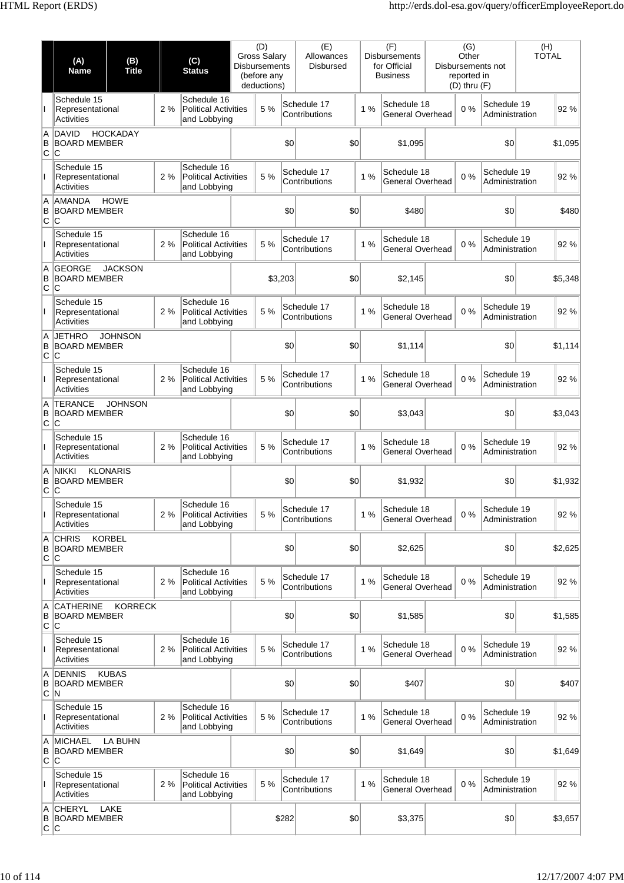| | (A) Name | (B) Title | | (C) Status | (D) Gross Salary Disbursements (before any deductions) | | (E) Allowances Disbursed | | (F) Disbursements for Official Business | | (G) Other Disbursements not reported in (D) thru (F) | | (H) TOTAL |
|---|---|---|---|---|---|---|---|---|---|---|---|---|---|
| I | Schedule 15 Representational Activities | | 2 % | Schedule 16 Political Activities and Lobbying | 5 % | | Schedule 17 Contributions | 1 % | Schedule 18 General Overhead | 0 % | Schedule 19 Administration | | 92 % |
| A B C | DAVID HOCKADAY BOARD MEMBER C | | | | $0 | | $0 | | $1,095 | | $0 | | $1,095 |
| I | Schedule 15 Representational Activities | | 2 % | Schedule 16 Political Activities and Lobbying | 5 % | | Schedule 17 Contributions | 1 % | Schedule 18 General Overhead | 0 % | Schedule 19 Administration | | 92 % |
| A B C | AMANDA HOWE BOARD MEMBER C | | | | $0 | | $0 | | $480 | | $0 | | $480 |
| I | Schedule 15 Representational Activities | | 2 % | Schedule 16 Political Activities and Lobbying | 5 % | | Schedule 17 Contributions | 1 % | Schedule 18 General Overhead | 0 % | Schedule 19 Administration | | 92 % |
| A B C | GEORGE JACKSON BOARD MEMBER C | | | | $3,203 | | $0 | | $2,145 | | $0 | | $5,348 |
| I | Schedule 15 Representational Activities | | 2 % | Schedule 16 Political Activities and Lobbying | 5 % | | Schedule 17 Contributions | 1 % | Schedule 18 General Overhead | 0 % | Schedule 19 Administration | | 92 % |
| A B C | JETHRO JOHNSON BOARD MEMBER C | | | | $0 | | $0 | | $1,114 | | $0 | | $1,114 |
| I | Schedule 15 Representational Activities | | 2 % | Schedule 16 Political Activities and Lobbying | 5 % | | Schedule 17 Contributions | 1 % | Schedule 18 General Overhead | 0 % | Schedule 19 Administration | | 92 % |
| A B C | TERANCE JOHNSON BOARD MEMBER C | | | | $0 | | $0 | | $3,043 | | $0 | | $3,043 |
| I | Schedule 15 Representational Activities | | 2 % | Schedule 16 Political Activities and Lobbying | 5 % | | Schedule 17 Contributions | 1 % | Schedule 18 General Overhead | 0 % | Schedule 19 Administration | | 92 % |
| A B C | NIKKI KLONARIS BOARD MEMBER C | | | | $0 | | $0 | | $1,932 | | $0 | | $1,932 |
| I | Schedule 15 Representational Activities | | 2 % | Schedule 16 Political Activities and Lobbying | 5 % | | Schedule 17 Contributions | 1 % | Schedule 18 General Overhead | 0 % | Schedule 19 Administration | | 92 % |
| A B C | CHRIS KORBEL BOARD MEMBER C | | | | $0 | | $0 | | $2,625 | | $0 | | $2,625 |
| I | Schedule 15 Representational Activities | | 2 % | Schedule 16 Political Activities and Lobbying | 5 % | | Schedule 17 Contributions | 1 % | Schedule 18 General Overhead | 0 % | Schedule 19 Administration | | 92 % |
| A B C | CATHERINE KORRECK BOARD MEMBER C | | | | $0 | | $0 | | $1,585 | | $0 | | $1,585 |
| I | Schedule 15 Representational Activities | | 2 % | Schedule 16 Political Activities and Lobbying | 5 % | | Schedule 17 Contributions | 1 % | Schedule 18 General Overhead | 0 % | Schedule 19 Administration | | 92 % |
| A B C | DENNIS KUBAS BOARD MEMBER N | | | | $0 | | $0 | | $407 | | $0 | | $407 |
| I | Schedule 15 Representational Activities | | 2 % | Schedule 16 Political Activities and Lobbying | 5 % | | Schedule 17 Contributions | 1 % | Schedule 18 General Overhead | 0 % | Schedule 19 Administration | | 92 % |
| A B C | MICHAEL LA BUHN BOARD MEMBER C | | | | $0 | | $0 | | $1,649 | | $0 | | $1,649 |
| I | Schedule 15 Representational Activities | | 2 % | Schedule 16 Political Activities and Lobbying | 5 % | | Schedule 17 Contributions | 1 % | Schedule 18 General Overhead | 0 % | Schedule 19 Administration | | 92 % |
| A B C | CHERYL LAKE BOARD MEMBER C | | | | $282 | | $0 | | $3,375 | | $0 | | $3,657 |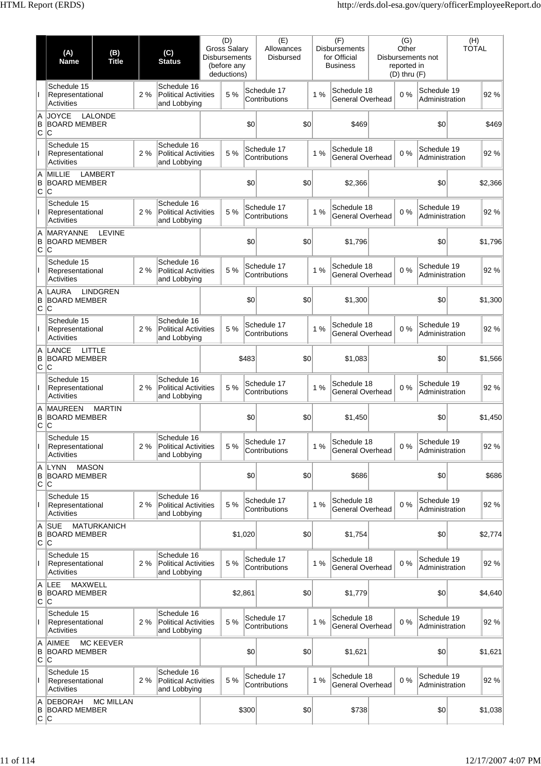| | (A) Name | (B) Title | (C) Status | (D) Gross Salary Disbursements (before any deductions) | (E) Allowances Disbursed | (F) Disbursements for Official Business | (G) Other Disbursements not reported in (D) thru (F) | (H) TOTAL |
|---|---|---|---|---|---|---|---|---|
| I | Schedule 15 Representational Activities 2 % | Schedule 16 Political Activities and Lobbying 5 % | Schedule 17 Contributions 1 % | Schedule 18 General Overhead 0 % | Schedule 19 Administration 92 % | | | |
| A B C | JOYCE LALONDE BOARD MEMBER C | | | $0 | $0 | $469 | $0 | $469 |
| I | Schedule 15 Representational Activities 2 % | Schedule 16 Political Activities and Lobbying 5 % | Schedule 17 Contributions 1 % | Schedule 18 General Overhead 0 % | Schedule 19 Administration 92 % | | | |
| A B C | MILLIE LAMBERT BOARD MEMBER C | | | $0 | $0 | $2,366 | $0 | $2,366 |
| I | Schedule 15 Representational Activities 2 % | Schedule 16 Political Activities and Lobbying 5 % | Schedule 17 Contributions 1 % | Schedule 18 General Overhead 0 % | Schedule 19 Administration 92 % | | | |
| A B C | MARYANNE LEVINE BOARD MEMBER C | | | $0 | $0 | $1,796 | $0 | $1,796 |
| I | Schedule 15 Representational Activities 2 % | Schedule 16 Political Activities and Lobbying 5 % | Schedule 17 Contributions 1 % | Schedule 18 General Overhead 0 % | Schedule 19 Administration 92 % | | | |
| A B C | LAURA LINDGREN BOARD MEMBER C | | | $0 | $0 | $1,300 | $0 | $1,300 |
| I | Schedule 15 Representational Activities 2 % | Schedule 16 Political Activities and Lobbying 5 % | Schedule 17 Contributions 1 % | Schedule 18 General Overhead 0 % | Schedule 19 Administration 92 % | | | |
| A B C | LANCE LITTLE BOARD MEMBER C | | | $483 | $0 | $1,083 | $0 | $1,566 |
| I | Schedule 15 Representational Activities 2 % | Schedule 16 Political Activities and Lobbying 5 % | Schedule 17 Contributions 1 % | Schedule 18 General Overhead 0 % | Schedule 19 Administration 92 % | | | |
| A B C | MAUREEN MARTIN BOARD MEMBER C | | | $0 | $0 | $1,450 | $0 | $1,450 |
| I | Schedule 15 Representational Activities 2 % | Schedule 16 Political Activities and Lobbying 5 % | Schedule 17 Contributions 1 % | Schedule 18 General Overhead 0 % | Schedule 19 Administration 92 % | | | |
| A B C | LYNN MASON BOARD MEMBER C | | | $0 | $0 | $686 | $0 | $686 |
| I | Schedule 15 Representational Activities 2 % | Schedule 16 Political Activities and Lobbying 5 % | Schedule 17 Contributions 1 % | Schedule 18 General Overhead 0 % | Schedule 19 Administration 92 % | | | |
| A B C | SUE MATURKANICH BOARD MEMBER C | | | $1,020 | $0 | $1,754 | $0 | $2,774 |
| I | Schedule 15 Representational Activities 2 % | Schedule 16 Political Activities and Lobbying 5 % | Schedule 17 Contributions 1 % | Schedule 18 General Overhead 0 % | Schedule 19 Administration 92 % | | | |
| A B C | LEE MAXWELL BOARD MEMBER C | | | $2,861 | $0 | $1,779 | $0 | $4,640 |
| I | Schedule 15 Representational Activities 2 % | Schedule 16 Political Activities and Lobbying 5 % | Schedule 17 Contributions 1 % | Schedule 18 General Overhead 0 % | Schedule 19 Administration 92 % | | | |
| A B C | AIMEE MC KEEVER BOARD MEMBER C | | | $0 | $0 | $1,621 | $0 | $1,621 |
| I | Schedule 15 Representational Activities 2 % | Schedule 16 Political Activities and Lobbying 5 % | Schedule 17 Contributions 1 % | Schedule 18 General Overhead 0 % | Schedule 19 Administration 92 % | | | |
| A B C | DEBORAH MC MILLAN BOARD MEMBER C | | | $300 | $0 | $738 | $0 | $1,038 |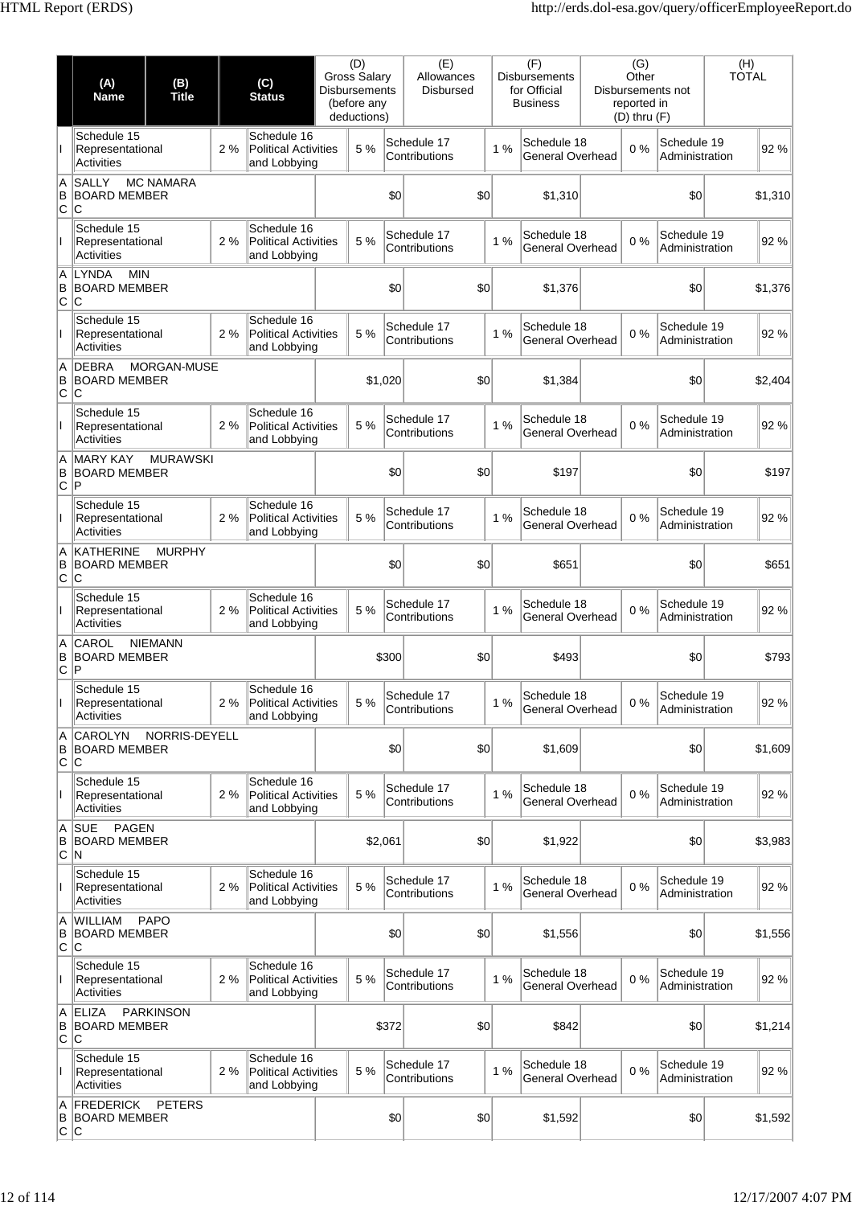| | (A) Name | (B) Title | (C) Status | (D) Gross Salary Disbursements (before any deductions) | (E) Allowances Disbursed | (F) Disbursements for Official Business | (G) Other Disbursements not reported in (D) thru (F) | (H) TOTAL |
|---|---|---|---|---|---|---|---|---|
| I | Schedule 15 Representational Activities 2 % | Schedule 16 Political Activities and Lobbying 5 % | Schedule 17 Contributions 1 % | Schedule 18 General Overhead 0 % | Schedule 19 Administration 92 % | | | |
| A B C | SALLY MC NAMARA | BOARD MEMBER | C | $0 | $0 | $1,310 | $0 | $1,310 |
| I | Schedule 15 Representational Activities 2 % | Schedule 16 Political Activities and Lobbying 5 % | Schedule 17 Contributions 1 % | Schedule 18 General Overhead 0 % | Schedule 19 Administration 92 % | | | |
| A B C | LYNDA MIN | BOARD MEMBER | C | $0 | $0 | $1,376 | $0 | $1,376 |
| I | Schedule 15 Representational Activities 2 % | Schedule 16 Political Activities and Lobbying 5 % | Schedule 17 Contributions 1 % | Schedule 18 General Overhead 0 % | Schedule 19 Administration 92 % | | | |
| A B C | DEBRA MORGAN-MUSE | BOARD MEMBER | C | $1,020 | $0 | $1,384 | $0 | $2,404 |
| I | Schedule 15 Representational Activities 2 % | Schedule 16 Political Activities and Lobbying 5 % | Schedule 17 Contributions 1 % | Schedule 18 General Overhead 0 % | Schedule 19 Administration 92 % | | | |
| A B C | MARY KAY MURAWSKI | BOARD MEMBER | P | $0 | $0 | $197 | $0 | $197 |
| I | Schedule 15 Representational Activities 2 % | Schedule 16 Political Activities and Lobbying 5 % | Schedule 17 Contributions 1 % | Schedule 18 General Overhead 0 % | Schedule 19 Administration 92 % | | | |
| A B C | KATHERINE MURPHY | BOARD MEMBER | C | $0 | $0 | $651 | $0 | $651 |
| I | Schedule 15 Representational Activities 2 % | Schedule 16 Political Activities and Lobbying 5 % | Schedule 17 Contributions 1 % | Schedule 18 General Overhead 0 % | Schedule 19 Administration 92 % | | | |
| A B C | CAROL NIEMANN | BOARD MEMBER | P | $300 | $0 | $493 | $0 | $793 |
| I | Schedule 15 Representational Activities 2 % | Schedule 16 Political Activities and Lobbying 5 % | Schedule 17 Contributions 1 % | Schedule 18 General Overhead 0 % | Schedule 19 Administration 92 % | | | |
| A B C | CAROLYN NORRIS-DEYELL | BOARD MEMBER | C | $0 | $0 | $1,609 | $0 | $1,609 |
| I | Schedule 15 Representational Activities 2 % | Schedule 16 Political Activities and Lobbying 5 % | Schedule 17 Contributions 1 % | Schedule 18 General Overhead 0 % | Schedule 19 Administration 92 % | | | |
| A B C | SUE PAGEN | BOARD MEMBER | N | $2,061 | $0 | $1,922 | $0 | $3,983 |
| I | Schedule 15 Representational Activities 2 % | Schedule 16 Political Activities and Lobbying 5 % | Schedule 17 Contributions 1 % | Schedule 18 General Overhead 0 % | Schedule 19 Administration 92 % | | | |
| A B C | WILLIAM PAPO | BOARD MEMBER | C | $0 | $0 | $1,556 | $0 | $1,556 |
| I | Schedule 15 Representational Activities 2 % | Schedule 16 Political Activities and Lobbying 5 % | Schedule 17 Contributions 1 % | Schedule 18 General Overhead 0 % | Schedule 19 Administration 92 % | | | |
| A B C | ELIZA PARKINSON | BOARD MEMBER | C | $372 | $0 | $842 | $0 | $1,214 |
| I | Schedule 15 Representational Activities 2 % | Schedule 16 Political Activities and Lobbying 5 % | Schedule 17 Contributions 1 % | Schedule 18 General Overhead 0 % | Schedule 19 Administration 92 % | | | |
| A B C | FREDERICK PETERS | BOARD MEMBER | C | $0 | $0 | $1,592 | $0 | $1,592 |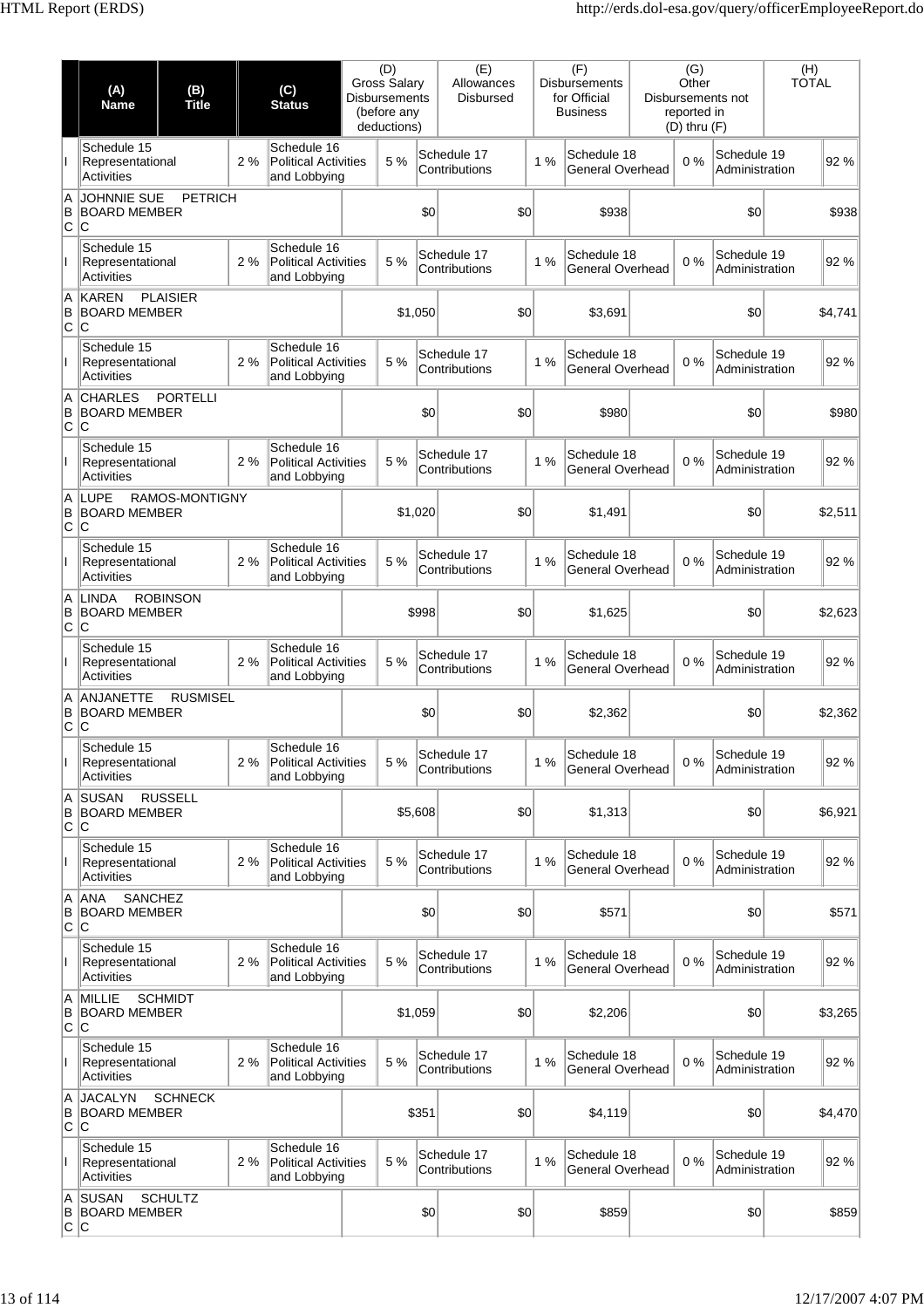| | (A) Name | (B) Title | | (C) Status | | (D) Gross Salary Disbursements (before any deductions) | (E) Allowances Disbursed | | (F) Disbursements for Official Business | | (G) Other Disbursements not reported in (D) thru (F) | | (H) TOTAL |
|---|---|---|---|---|---|---|---|---|---|---|---|---|---|
| I | Schedule 15 Representational Activities | | 2 % | Schedule 16 Political Activities and Lobbying | | 5 % | Schedule 17 Contributions | 1 % | Schedule 18 General Overhead | 0 % | Schedule 19 Administration | | 92 % |
| A B C | JOHNNIE SUE PETRICH BOARD MEMBER C | | | | | $0 | $0 | | $938 | | $0 | | $938 |
| I | Schedule 15 Representational Activities | | 2 % | Schedule 16 Political Activities and Lobbying | | 5 % | Schedule 17 Contributions | 1 % | Schedule 18 General Overhead | 0 % | Schedule 19 Administration | | 92 % |
| A B C | KAREN PLAISIER BOARD MEMBER C | | | | | $1,050 | $0 | | $3,691 | | $0 | | $4,741 |
| I | Schedule 15 Representational Activities | | 2 % | Schedule 16 Political Activities and Lobbying | | 5 % | Schedule 17 Contributions | 1 % | Schedule 18 General Overhead | 0 % | Schedule 19 Administration | | 92 % |
| A B C | CHARLES PORTELLI BOARD MEMBER C | | | | | $0 | $0 | | $980 | | $0 | | $980 |
| I | Schedule 15 Representational Activities | | 2 % | Schedule 16 Political Activities and Lobbying | | 5 % | Schedule 17 Contributions | 1 % | Schedule 18 General Overhead | 0 % | Schedule 19 Administration | | 92 % |
| A B C | LUPE RAMOS-MONTIGNY BOARD MEMBER C | | | | | $1,020 | $0 | | $1,491 | | $0 | | $2,511 |
| I | Schedule 15 Representational Activities | | 2 % | Schedule 16 Political Activities and Lobbying | | 5 % | Schedule 17 Contributions | 1 % | Schedule 18 General Overhead | 0 % | Schedule 19 Administration | | 92 % |
| A B C | LINDA ROBINSON BOARD MEMBER C | | | | | $998 | $0 | | $1,625 | | $0 | | $2,623 |
| I | Schedule 15 Representational Activities | | 2 % | Schedule 16 Political Activities and Lobbying | | 5 % | Schedule 17 Contributions | 1 % | Schedule 18 General Overhead | 0 % | Schedule 19 Administration | | 92 % |
| A B C | ANJANETTE RUSMISEL BOARD MEMBER C | | | | | $0 | $0 | | $2,362 | | $0 | | $2,362 |
| I | Schedule 15 Representational Activities | | 2 % | Schedule 16 Political Activities and Lobbying | | 5 % | Schedule 17 Contributions | 1 % | Schedule 18 General Overhead | 0 % | Schedule 19 Administration | | 92 % |
| A B C | SUSAN RUSSELL BOARD MEMBER C | | | | | $5,608 | $0 | | $1,313 | | $0 | | $6,921 |
| I | Schedule 15 Representational Activities | | 2 % | Schedule 16 Political Activities and Lobbying | | 5 % | Schedule 17 Contributions | 1 % | Schedule 18 General Overhead | 0 % | Schedule 19 Administration | | 92 % |
| A B C | ANA SANCHEZ BOARD MEMBER C | | | | | $0 | $0 | | $571 | | $0 | | $571 |
| I | Schedule 15 Representational Activities | | 2 % | Schedule 16 Political Activities and Lobbying | | 5 % | Schedule 17 Contributions | 1 % | Schedule 18 General Overhead | 0 % | Schedule 19 Administration | | 92 % |
| A B C | MILLIE SCHMIDT BOARD MEMBER C | | | | | $1,059 | $0 | | $2,206 | | $0 | | $3,265 |
| I | Schedule 15 Representational Activities | | 2 % | Schedule 16 Political Activities and Lobbying | | 5 % | Schedule 17 Contributions | 1 % | Schedule 18 General Overhead | 0 % | Schedule 19 Administration | | 92 % |
| A B C | JACALYN SCHNECK BOARD MEMBER C | | | | | $351 | $0 | | $4,119 | | $0 | | $4,470 |
| I | Schedule 15 Representational Activities | | 2 % | Schedule 16 Political Activities and Lobbying | | 5 % | Schedule 17 Contributions | 1 % | Schedule 18 General Overhead | 0 % | Schedule 19 Administration | | 92 % |
| A B C | SUSAN SCHULTZ BOARD MEMBER C | | | | | $0 | $0 | | $859 | | $0 | | $859 |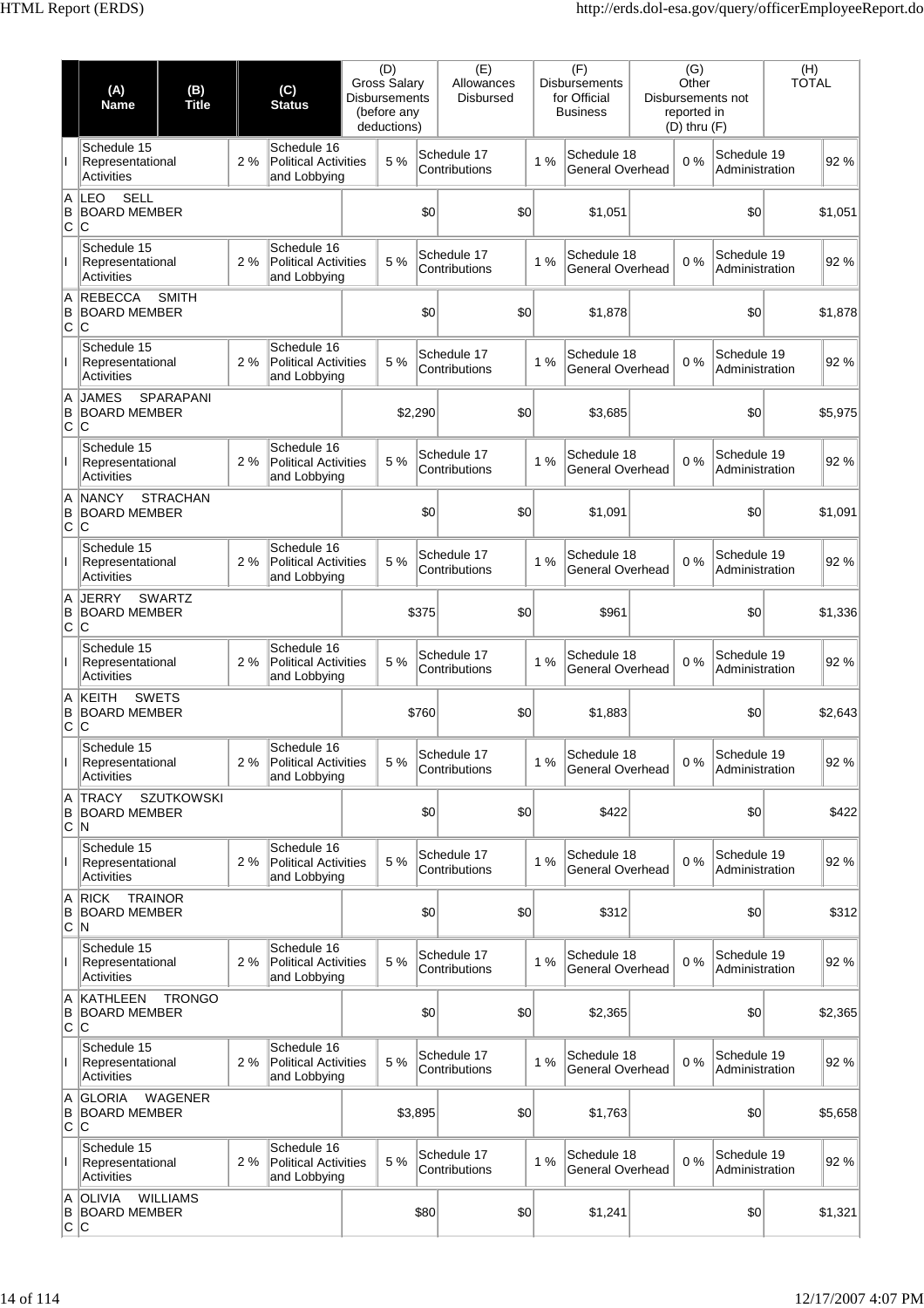| | (A) Name | (B) Title | (C) Status | (D) Gross Salary Disbursements (before any deductions) | (E) Allowances Disbursed | (F) Disbursements for Official Business | (G) Other Disbursements not reported in (D) thru (F) | (H) TOTAL |
|---|---|---|---|---|---|---|---|---|
| I | Schedule 15 Representational Activities 2 % | Schedule 16 Political Activities and Lobbying 5 % | Schedule 17 Contributions 1 % | Schedule 18 General Overhead 0 % | Schedule 19 Administration 92 % | | | |
| A B C | LEO SELL | BOARD MEMBER | C | $0 | $0 | $1,051 | $0 | $1,051 |
| I | Schedule 15 Representational Activities 2 % | Schedule 16 Political Activities and Lobbying 5 % | Schedule 17 Contributions 1 % | Schedule 18 General Overhead 0 % | Schedule 19 Administration 92 % | | | |
| A B C | REBECCA SMITH | BOARD MEMBER | C | $0 | $0 | $1,878 | $0 | $1,878 |
| I | Schedule 15 Representational Activities 2 % | Schedule 16 Political Activities and Lobbying 5 % | Schedule 17 Contributions 1 % | Schedule 18 General Overhead 0 % | Schedule 19 Administration 92 % | | | |
| A B C | JAMES SPARAPANI | BOARD MEMBER | C | $2,290 | $0 | $3,685 | $0 | $5,975 |
| I | Schedule 15 Representational Activities 2 % | Schedule 16 Political Activities and Lobbying 5 % | Schedule 17 Contributions 1 % | Schedule 18 General Overhead 0 % | Schedule 19 Administration 92 % | | | |
| A B C | NANCY STRACHAN | BOARD MEMBER | C | $0 | $0 | $1,091 | $0 | $1,091 |
| I | Schedule 15 Representational Activities 2 % | Schedule 16 Political Activities and Lobbying 5 % | Schedule 17 Contributions 1 % | Schedule 18 General Overhead 0 % | Schedule 19 Administration 92 % | | | |
| A B C | JERRY SWARTZ | BOARD MEMBER | C | $375 | $0 | $961 | $0 | $1,336 |
| I | Schedule 15 Representational Activities 2 % | Schedule 16 Political Activities and Lobbying 5 % | Schedule 17 Contributions 1 % | Schedule 18 General Overhead 0 % | Schedule 19 Administration 92 % | | | |
| A B C | KEITH SWETS | BOARD MEMBER | C | $760 | $0 | $1,883 | $0 | $2,643 |
| I | Schedule 15 Representational Activities 2 % | Schedule 16 Political Activities and Lobbying 5 % | Schedule 17 Contributions 1 % | Schedule 18 General Overhead 0 % | Schedule 19 Administration 92 % | | | |
| A B C | TRACY SZUTKOWSKI | BOARD MEMBER | N | $0 | $0 | $422 | $0 | $422 |
| I | Schedule 15 Representational Activities 2 % | Schedule 16 Political Activities and Lobbying 5 % | Schedule 17 Contributions 1 % | Schedule 18 General Overhead 0 % | Schedule 19 Administration 92 % | | | |
| A B C | RICK TRAINOR | BOARD MEMBER | N | $0 | $0 | $312 | $0 | $312 |
| I | Schedule 15 Representational Activities 2 % | Schedule 16 Political Activities and Lobbying 5 % | Schedule 17 Contributions 1 % | Schedule 18 General Overhead 0 % | Schedule 19 Administration 92 % | | | |
| A B C | KATHLEEN TRONGO | BOARD MEMBER | C | $0 | $0 | $2,365 | $0 | $2,365 |
| I | Schedule 15 Representational Activities 2 % | Schedule 16 Political Activities and Lobbying 5 % | Schedule 17 Contributions 1 % | Schedule 18 General Overhead 0 % | Schedule 19 Administration 92 % | | | |
| A B C | GLORIA WAGENER | BOARD MEMBER | C | $3,895 | $0 | $1,763 | $0 | $5,658 |
| I | Schedule 15 Representational Activities 2 % | Schedule 16 Political Activities and Lobbying 5 % | Schedule 17 Contributions 1 % | Schedule 18 General Overhead 0 % | Schedule 19 Administration 92 % | | | |
| A B C | OLIVIA WILLIAMS | BOARD MEMBER | C | $80 | $0 | $1,241 | $0 | $1,321 |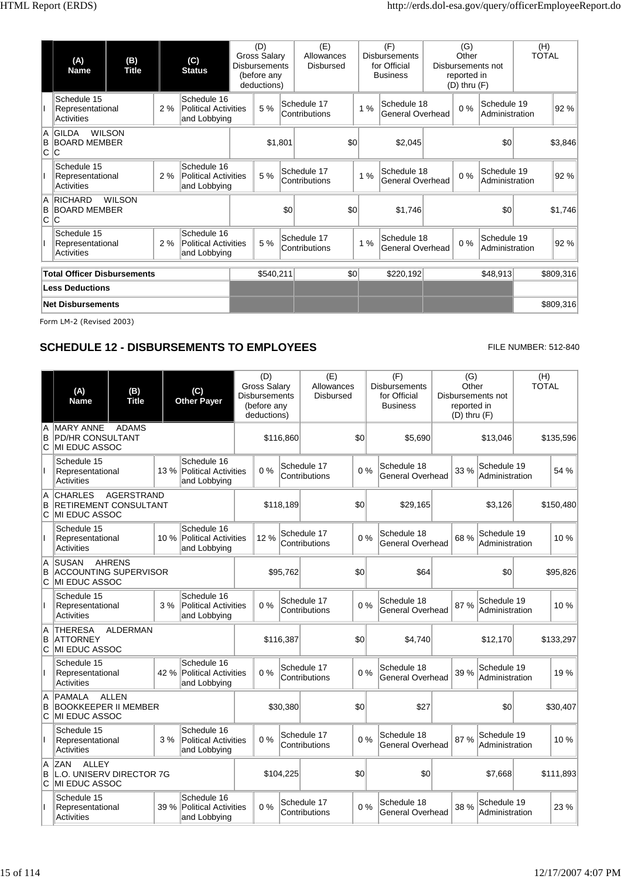| | (A) Name | (B) Title | (C) Status | (D) Gross Salary Disbursements (before any deductions) | (E) Allowances Disbursed | (F) Disbursements for Official Business | (G) Other Disbursements not reported in (D) thru (F) | (H) TOTAL |
|---|---|---|---|---|---|---|---|---|
| I | Schedule 15 Representational Activities 2 % | Schedule 16 Political Activities and Lobbying 5 % | | Schedule 17 Contributions 1 % | | Schedule 18 General Overhead 0 % | Schedule 19 Administration 92 % | |
| A B C | GILDA WILSON BOARD MEMBER C | | | $1,801 | $0 | $2,045 | $0 | $3,846 |
| I | Schedule 15 Representational Activities 2 % | Schedule 16 Political Activities and Lobbying 5 % | | Schedule 17 Contributions 1 % | | Schedule 18 General Overhead 0 % | Schedule 19 Administration 92 % | |
| A B C | RICHARD WILSON BOARD MEMBER C | | | $0 | $0 | $1,746 | $0 | $1,746 |
| I | Schedule 15 Representational Activities 2 % | Schedule 16 Political Activities and Lobbying 5 % | | Schedule 17 Contributions 1 % | | Schedule 18 General Overhead 0 % | Schedule 19 Administration 92 % | |

| | (D) | (E) | (F) | (G) | (H) |
|---|---|---|---|---|---|
| **Total Officer Disbursements** | $540,211 | $0 | $220,192 | $48,913 | $809,316 |
| **Less Deductions** | | | | | |
| **Net Disbursements** | | | | | $809,316 |

Form LM-2 (Revised 2003)

## SCHEDULE 12 - DISBURSEMENTS TO EMPLOYEES

FILE NUMBER: 512-840

| | (A) Name | (B) Title | (C) Other Payer | (D) Gross Salary Disbursements (before any deductions) | (E) Allowances Disbursed | (F) Disbursements for Official Business | (G) Other Disbursements not reported in (D) thru (F) | (H) TOTAL |
|---|---|---|---|---|---|---|---|---|
| A B C | MARY ANNE ADAMS PD/HR CONSULTANT MI EDUC ASSOC | | | $116,860 | $0 | $5,690 | $13,046 | $135,596 |
| I | Schedule 15 Representational Activities 13 % | Schedule 16 Political Activities and Lobbying 0 % | | Schedule 17 Contributions 0 % | | Schedule 18 General Overhead 33 % | Schedule 19 Administration 54 % | |
| A B C | CHARLES AGERSTRAND RETIREMENT CONSULTANT MI EDUC ASSOC | | | $118,189 | $0 | $29,165 | $3,126 | $150,480 |
| I | Schedule 15 Representational Activities 10 % | Schedule 16 Political Activities and Lobbying 12 % | | Schedule 17 Contributions 0 % | | Schedule 18 General Overhead 68 % | Schedule 19 Administration 10 % | |
| A B C | SUSAN AHRENS ACCOUNTING SUPERVISOR MI EDUC ASSOC | | | $95,762 | $0 | $64 | $0 | $95,826 |
| I | Schedule 15 Representational Activities 3 % | Schedule 16 Political Activities and Lobbying 0 % | | Schedule 17 Contributions 0 % | | Schedule 18 General Overhead 87 % | Schedule 19 Administration 10 % | |
| A B C | THERESA ALDERMAN ATTORNEY MI EDUC ASSOC | | | $116,387 | $0 | $4,740 | $12,170 | $133,297 |
| I | Schedule 15 Representational Activities 42 % | Schedule 16 Political Activities and Lobbying 0 % | | Schedule 17 Contributions 0 % | | Schedule 18 General Overhead 39 % | Schedule 19 Administration 19 % | |
| A B C | PAMALA ALLEN BOOKKEEPER II MEMBER MI EDUC ASSOC | | | $30,380 | $0 | $27 | $0 | $30,407 |
| I | Schedule 15 Representational Activities 3 % | Schedule 16 Political Activities and Lobbying 0 % | | Schedule 17 Contributions 0 % | | Schedule 18 General Overhead 87 % | Schedule 19 Administration 10 % | |
| A B C | ZAN ALLEY L.O. UNISERV DIRECTOR 7G MI EDUC ASSOC | | | $104,225 | $0 | $0 | $7,668 | $111,893 |
| I | Schedule 15 Representational Activities 39 % | Schedule 16 Political Activities and Lobbying 0 % | | Schedule 17 Contributions 0 % | | Schedule 18 General Overhead 38 % | Schedule 19 Administration 23 % | |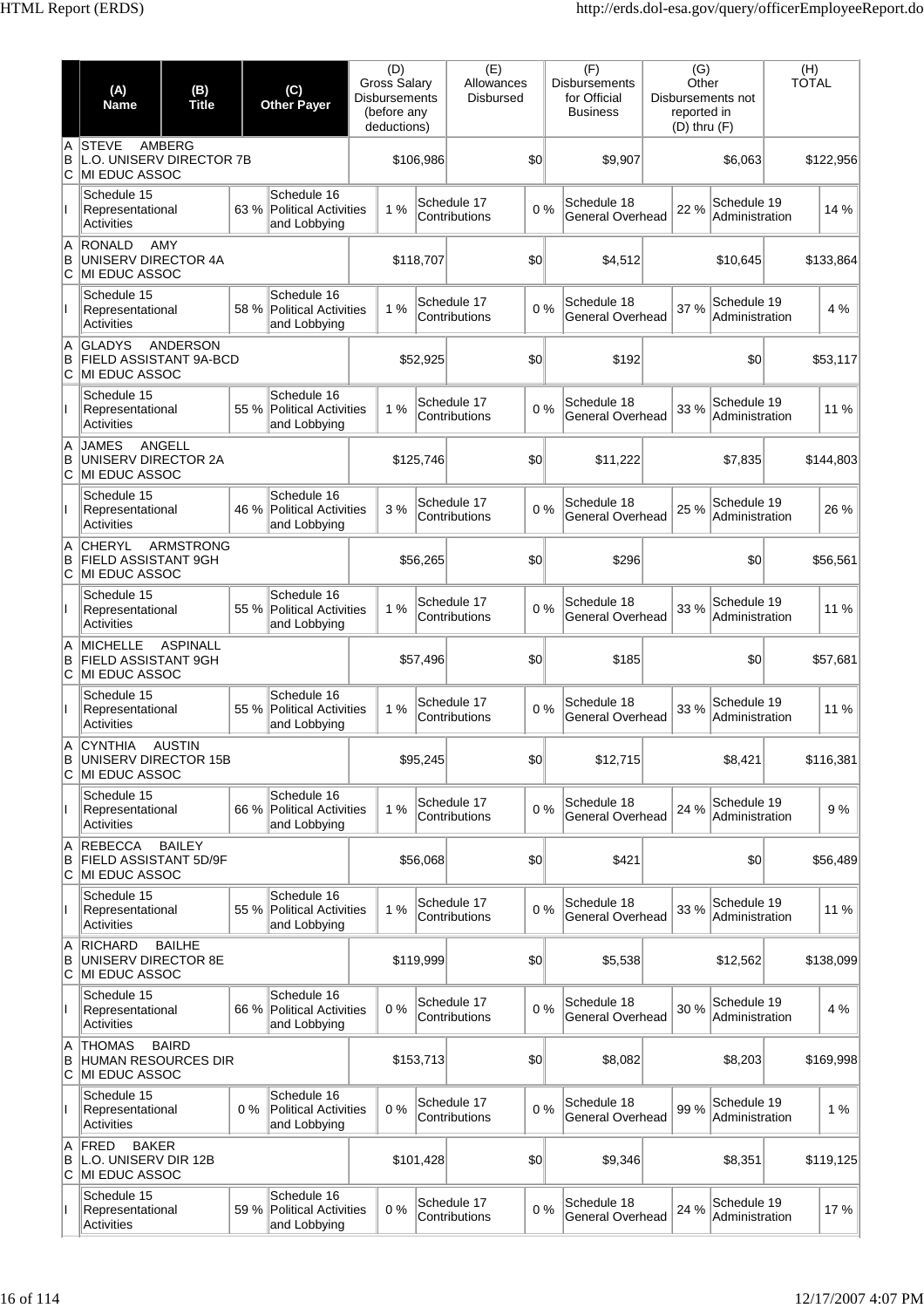| | (A) Name | (B) Title | (C) Other Payer | (D) Gross Salary Disbursements (before any deductions) | (E) Allowances Disbursed | (F) Disbursements for Official Business | (G) Other Disbursements not reported in (D) thru (F) | (H) TOTAL |
|---|---|---|---|---|---|---|---|---|
| A B C | STEVE AMBERG L.O. UNISERV DIRECTOR 7B MI EDUC ASSOC | | | $106,986 | $0 | $9,907 | $6,063 | $122,956 |
| I | Schedule 15 Representational Activities 63 % | Schedule 16 Political Activities and Lobbying 1 % | Schedule 17 Contributions 0 % | Schedule 18 General Overhead 22 % | Schedule 19 Administration 14 % | | | |
| A B C | RONALD AMY UNISERV DIRECTOR 4A MI EDUC ASSOC | | | $118,707 | $0 | $4,512 | $10,645 | $133,864 |
| I | Schedule 15 Representational Activities 58 % | Schedule 16 Political Activities and Lobbying 1 % | Schedule 17 Contributions 0 % | Schedule 18 General Overhead 37 % | Schedule 19 Administration 4 % | | | |
| A B C | GLADYS ANDERSON FIELD ASSISTANT 9A-BCD MI EDUC ASSOC | | | $52,925 | $0 | $192 | $0 | $53,117 |
| I | Schedule 15 Representational Activities 55 % | Schedule 16 Political Activities and Lobbying 1 % | Schedule 17 Contributions 0 % | Schedule 18 General Overhead 33 % | Schedule 19 Administration 11 % | | | |
| A B C | JAMES ANGELL UNISERV DIRECTOR 2A MI EDUC ASSOC | | | $125,746 | $0 | $11,222 | $7,835 | $144,803 |
| I | Schedule 15 Representational Activities 46 % | Schedule 16 Political Activities and Lobbying 3 % | Schedule 17 Contributions 0 % | Schedule 18 General Overhead 25 % | Schedule 19 Administration 26 % | | | |
| A B C | CHERYL ARMSTRONG FIELD ASSISTANT 9GH MI EDUC ASSOC | | | $56,265 | $0 | $296 | $0 | $56,561 |
| I | Schedule 15 Representational Activities 55 % | Schedule 16 Political Activities and Lobbying 1 % | Schedule 17 Contributions 0 % | Schedule 18 General Overhead 33 % | Schedule 19 Administration 11 % | | | |
| A B C | MICHELLE ASPINALL FIELD ASSISTANT 9GH MI EDUC ASSOC | | | $57,496 | $0 | $185 | $0 | $57,681 |
| I | Schedule 15 Representational Activities 55 % | Schedule 16 Political Activities and Lobbying 1 % | Schedule 17 Contributions 0 % | Schedule 18 General Overhead 33 % | Schedule 19 Administration 11 % | | | |
| A B C | CYNTHIA AUSTIN UNISERV DIRECTOR 15B MI EDUC ASSOC | | | $95,245 | $0 | $12,715 | $8,421 | $116,381 |
| I | Schedule 15 Representational Activities 66 % | Schedule 16 Political Activities and Lobbying 1 % | Schedule 17 Contributions 0 % | Schedule 18 General Overhead 24 % | Schedule 19 Administration 9 % | | | |
| A B C | REBECCA BAILEY FIELD ASSISTANT 5D/9F MI EDUC ASSOC | | | $56,068 | $0 | $421 | $0 | $56,489 |
| I | Schedule 15 Representational Activities 55 % | Schedule 16 Political Activities and Lobbying 1 % | Schedule 17 Contributions 0 % | Schedule 18 General Overhead 33 % | Schedule 19 Administration 11 % | | | |
| A B C | RICHARD BAILHE UNISERV DIRECTOR 8E MI EDUC ASSOC | | | $119,999 | $0 | $5,538 | $12,562 | $138,099 |
| I | Schedule 15 Representational Activities 66 % | Schedule 16 Political Activities and Lobbying 0 % | Schedule 17 Contributions 0 % | Schedule 18 General Overhead 30 % | Schedule 19 Administration 4 % | | | |
| A B C | THOMAS BAIRD HUMAN RESOURCES DIR MI EDUC ASSOC | | | $153,713 | $0 | $8,082 | $8,203 | $169,998 |
| I | Schedule 15 Representational Activities 0 % | Schedule 16 Political Activities and Lobbying 0 % | Schedule 17 Contributions 0 % | Schedule 18 General Overhead 99 % | Schedule 19 Administration 1 % | | | |
| A B C | FRED BAKER L.O. UNISERV DIR 12B MI EDUC ASSOC | | | $101,428 | $0 | $9,346 | $8,351 | $119,125 |
| I | Schedule 15 Representational Activities 59 % | Schedule 16 Political Activities and Lobbying 0 % | Schedule 17 Contributions 0 % | Schedule 18 General Overhead 24 % | Schedule 19 Administration 17 % | | | |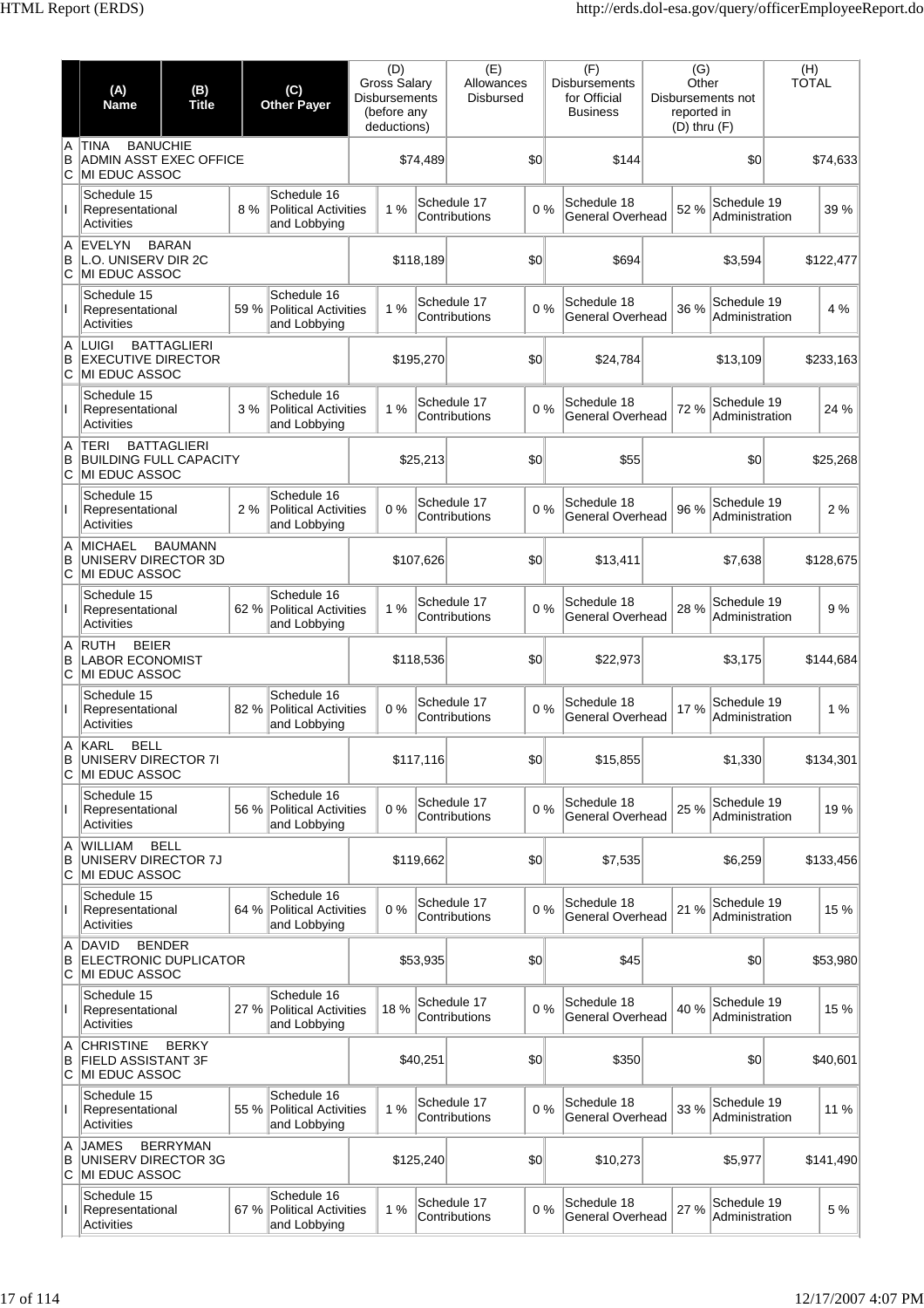| | (A) Name | (B) Title | (C) Other Payer | (D) Gross Salary Disbursements (before any deductions) | (E) Allowances Disbursed | (F) Disbursements for Official Business | (G) Other Disbursements not reported in (D) thru (F) | (H) TOTAL |
|---|---|---|---|---|---|---|---|---|
| A B C | TINA BANUCHIE ADMIN ASST EXEC OFFICE MI EDUC ASSOC | | | $74,489 | $0 | $144 | $0 | $74,633 |
| I | Schedule 15 Representational Activities 8 % | | Schedule 16 Political Activities and Lobbying 1 % | | Schedule 17 Contributions 0 % | Schedule 18 General Overhead 52 % | Schedule 19 Administration 39 % | |
| A B C | EVELYN BARAN L.O. UNISERV DIR 2C MI EDUC ASSOC | | | $118,189 | $0 | $694 | $3,594 | $122,477 |
| I | Schedule 15 Representational Activities 59 % | | Schedule 16 Political Activities and Lobbying 1 % | | Schedule 17 Contributions 0 % | Schedule 18 General Overhead 36 % | Schedule 19 Administration 4 % | |
| A B C | LUIGI BATTAGLIERI EXECUTIVE DIRECTOR MI EDUC ASSOC | | | $195,270 | $0 | $24,784 | $13,109 | $233,163 |
| I | Schedule 15 Representational Activities 3 % | | Schedule 16 Political Activities and Lobbying 1 % | | Schedule 17 Contributions 0 % | Schedule 18 General Overhead 72 % | Schedule 19 Administration 24 % | |
| A B C | TERI BATTAGLIERI BUILDING FULL CAPACITY MI EDUC ASSOC | | | $25,213 | $0 | $55 | $0 | $25,268 |
| I | Schedule 15 Representational Activities 2 % | | Schedule 16 Political Activities and Lobbying 0 % | | Schedule 17 Contributions 0 % | Schedule 18 General Overhead 96 % | Schedule 19 Administration 2 % | |
| A B C | MICHAEL BAUMANN UNISERV DIRECTOR 3D MI EDUC ASSOC | | | $107,626 | $0 | $13,411 | $7,638 | $128,675 |
| I | Schedule 15 Representational Activities 62 % | | Schedule 16 Political Activities and Lobbying 1 % | | Schedule 17 Contributions 0 % | Schedule 18 General Overhead 28 % | Schedule 19 Administration 9 % | |
| A B C | RUTH BEIER LABOR ECONOMIST MI EDUC ASSOC | | | $118,536 | $0 | $22,973 | $3,175 | $144,684 |
| I | Schedule 15 Representational Activities 82 % | | Schedule 16 Political Activities and Lobbying 0 % | | Schedule 17 Contributions 0 % | Schedule 18 General Overhead 17 % | Schedule 19 Administration 1 % | |
| A B C | KARL BELL UNISERV DIRECTOR 7I MI EDUC ASSOC | | | $117,116 | $0 | $15,855 | $1,330 | $134,301 |
| I | Schedule 15 Representational Activities 56 % | | Schedule 16 Political Activities and Lobbying 0 % | | Schedule 17 Contributions 0 % | Schedule 18 General Overhead 25 % | Schedule 19 Administration 19 % | |
| A B C | WILLIAM BELL UNISERV DIRECTOR 7J MI EDUC ASSOC | | | $119,662 | $0 | $7,535 | $6,259 | $133,456 |
| I | Schedule 15 Representational Activities 64 % | | Schedule 16 Political Activities and Lobbying 0 % | | Schedule 17 Contributions 0 % | Schedule 18 General Overhead 21 % | Schedule 19 Administration 15 % | |
| A B C | DAVID BENDER ELECTRONIC DUPLICATOR MI EDUC ASSOC | | | $53,935 | $0 | $45 | $0 | $53,980 |
| I | Schedule 15 Representational Activities 27 % | | Schedule 16 Political Activities and Lobbying 18 % | | Schedule 17 Contributions 0 % | Schedule 18 General Overhead 40 % | Schedule 19 Administration 15 % | |
| A B C | CHRISTINE BERKY FIELD ASSISTANT 3F MI EDUC ASSOC | | | $40,251 | $0 | $350 | $0 | $40,601 |
| I | Schedule 15 Representational Activities 55 % | | Schedule 16 Political Activities and Lobbying 1 % | | Schedule 17 Contributions 0 % | Schedule 18 General Overhead 33 % | Schedule 19 Administration 11 % | |
| A B C | JAMES BERRYMAN UNISERV DIRECTOR 3G MI EDUC ASSOC | | | $125,240 | $0 | $10,273 | $5,977 | $141,490 |
| I | Schedule 15 Representational Activities 67 % | | Schedule 16 Political Activities and Lobbying 1 % | | Schedule 17 Contributions 0 % | Schedule 18 General Overhead 27 % | Schedule 19 Administration 5 % | |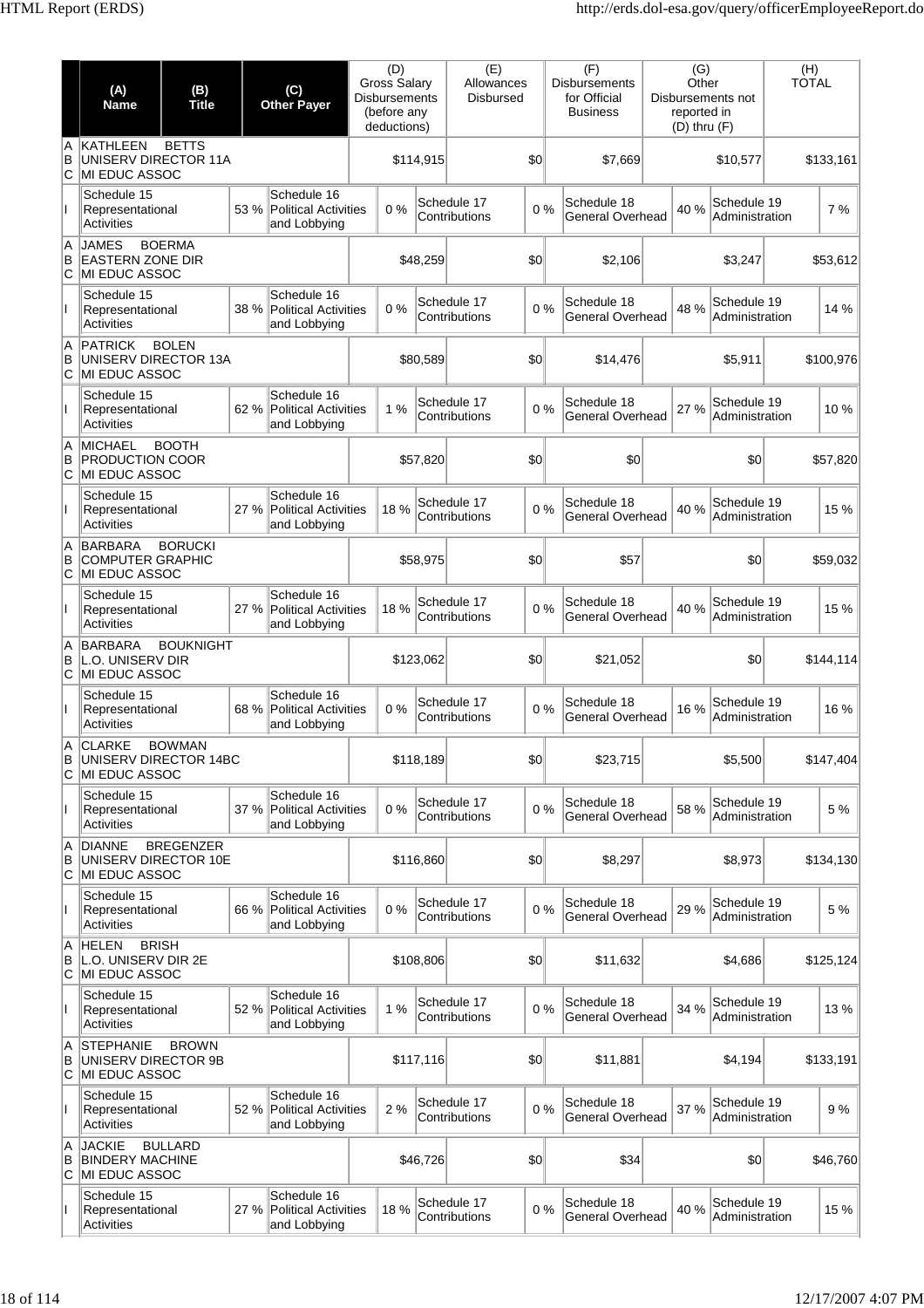| | (A) Name | (B) Title | (C) Other Payer | (D) Gross Salary Disbursements (before any deductions) | (E) Allowances Disbursed | (F) Disbursements for Official Business | (G) Other Disbursements not reported in (D) thru (F) | (H) TOTAL |
|---|---|---|---|---|---|---|---|---|
| A B C | KATHLEEN BETTS | UNISERV DIRECTOR 11A | MI EDUC ASSOC | $114,915 | $0 | $7,669 | $10,577 | $133,161 |
| I | Schedule 15 Representational Activities 53 % | Schedule 16 Political Activities and Lobbying 0 % | Schedule 17 Contributions 0 % | Schedule 18 General Overhead 40 % | Schedule 19 Administration 7 % | | | |
| A B C | JAMES BOERMA | EASTERN ZONE DIR | MI EDUC ASSOC | $48,259 | $0 | $2,106 | $3,247 | $53,612 |
| I | Schedule 15 Representational Activities 38 % | Schedule 16 Political Activities and Lobbying 0 % | Schedule 17 Contributions 0 % | Schedule 18 General Overhead 48 % | Schedule 19 Administration 14 % | | | |
| A B C | PATRICK BOLEN | UNISERV DIRECTOR 13A | MI EDUC ASSOC | $80,589 | $0 | $14,476 | $5,911 | $100,976 |
| I | Schedule 15 Representational Activities 62 % | Schedule 16 Political Activities and Lobbying 1 % | Schedule 17 Contributions 0 % | Schedule 18 General Overhead 27 % | Schedule 19 Administration 10 % | | | |
| A B C | MICHAEL BOOTH | PRODUCTION COOR | MI EDUC ASSOC | $57,820 | $0 | $0 | $0 | $57,820 |
| I | Schedule 15 Representational Activities 27 % | Schedule 16 Political Activities and Lobbying 18 % | Schedule 17 Contributions 0 % | Schedule 18 General Overhead 40 % | Schedule 19 Administration 15 % | | | |
| A B C | BARBARA BORUCKI | COMPUTER GRAPHIC | MI EDUC ASSOC | $58,975 | $0 | $57 | $0 | $59,032 |
| I | Schedule 15 Representational Activities 27 % | Schedule 16 Political Activities and Lobbying 18 % | Schedule 17 Contributions 0 % | Schedule 18 General Overhead 40 % | Schedule 19 Administration 15 % | | | |
| A B C | BARBARA BOUKNIGHT | L.O. UNISERV DIR | MI EDUC ASSOC | $123,062 | $0 | $21,052 | $0 | $144,114 |
| I | Schedule 15 Representational Activities 68 % | Schedule 16 Political Activities and Lobbying 0 % | Schedule 17 Contributions 0 % | Schedule 18 General Overhead 16 % | Schedule 19 Administration 16 % | | | |
| A B C | CLARKE BOWMAN | UNISERV DIRECTOR 14BC | MI EDUC ASSOC | $118,189 | $0 | $23,715 | $5,500 | $147,404 |
| I | Schedule 15 Representational Activities 37 % | Schedule 16 Political Activities and Lobbying 0 % | Schedule 17 Contributions 0 % | Schedule 18 General Overhead 58 % | Schedule 19 Administration 5 % | | | |
| A B C | DIANNE BREGENZER | UNISERV DIRECTOR 10E | MI EDUC ASSOC | $116,860 | $0 | $8,297 | $8,973 | $134,130 |
| I | Schedule 15 Representational Activities 66 % | Schedule 16 Political Activities and Lobbying 0 % | Schedule 17 Contributions 0 % | Schedule 18 General Overhead 29 % | Schedule 19 Administration 5 % | | | |
| A B C | HELEN BRISH | L.O. UNISERV DIR 2E | MI EDUC ASSOC | $108,806 | $0 | $11,632 | $4,686 | $125,124 |
| I | Schedule 15 Representational Activities 52 % | Schedule 16 Political Activities and Lobbying 1 % | Schedule 17 Contributions 0 % | Schedule 18 General Overhead 34 % | Schedule 19 Administration 13 % | | | |
| A B C | STEPHANIE BROWN | UNISERV DIRECTOR 9B | MI EDUC ASSOC | $117,116 | $0 | $11,881 | $4,194 | $133,191 |
| I | Schedule 15 Representational Activities 52 % | Schedule 16 Political Activities and Lobbying 2 % | Schedule 17 Contributions 0 % | Schedule 18 General Overhead 37 % | Schedule 19 Administration 9 % | | | |
| A B C | JACKIE BULLARD | BINDERY MACHINE | MI EDUC ASSOC | $46,726 | $0 | $34 | $0 | $46,760 |
| I | Schedule 15 Representational Activities 27 % | Schedule 16 Political Activities and Lobbying 18 % | Schedule 17 Contributions 0 % | Schedule 18 General Overhead 40 % | Schedule 19 Administration 15 % | | | |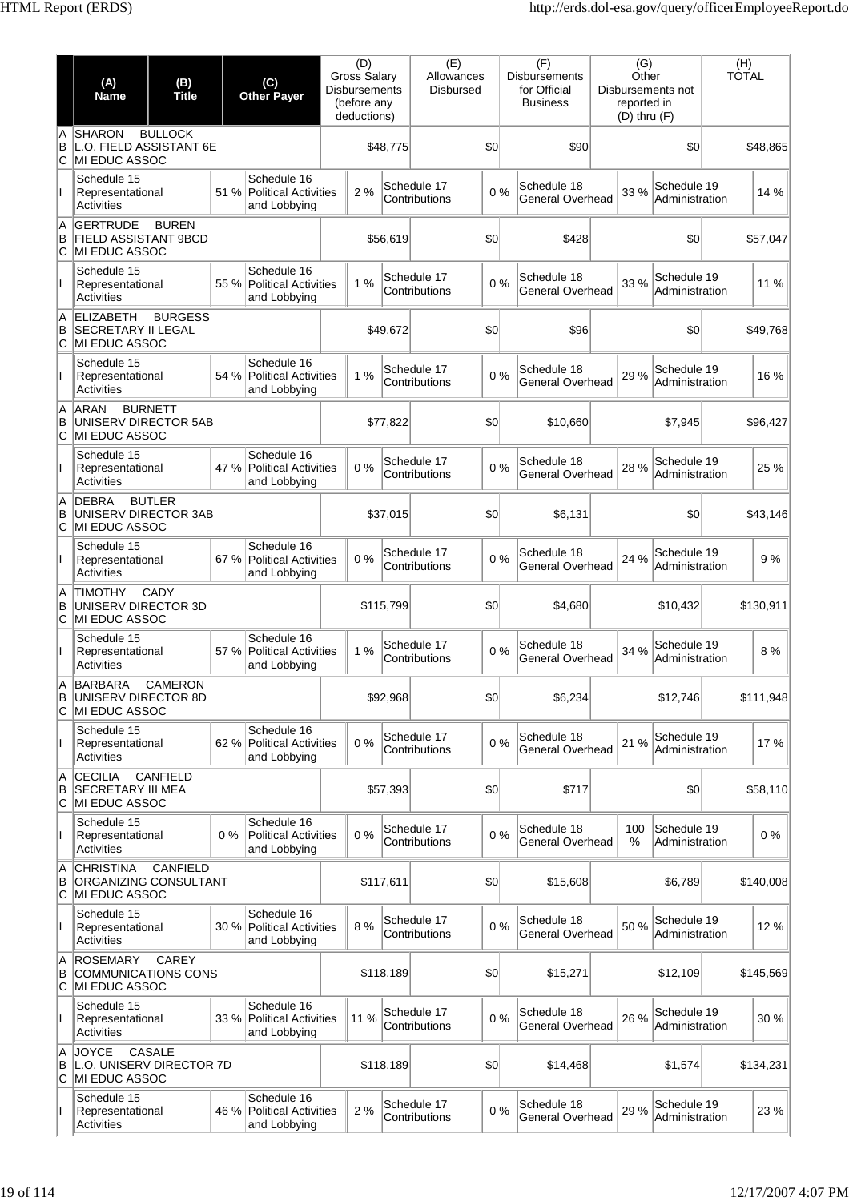| | (A) Name | (B) Title | (C) Other Payer | (D) Gross Salary Disbursements (before any deductions) | (E) Allowances Disbursed | (F) Disbursements for Official Business | (G) Other Disbursements not reported in (D) thru (F) | (H) TOTAL |
|---|---|---|---|---|---|---|---|---|
| A B C | SHARON BULLOCK | L.O. FIELD ASSISTANT 6E | MI EDUC ASSOC | $48,775 | $0 | $90 | $0 | $48,865 |
| I | Schedule 15 Representational Activities: 51 % | Schedule 16 Political Activities and Lobbying: 2 % | Schedule 17 Contributions: 0 % | Schedule 18 General Overhead: 33 % | Schedule 19 Administration: 14 % | | | |
| A B C | GERTRUDE BUREN | FIELD ASSISTANT 9BCD | MI EDUC ASSOC | $56,619 | $0 | $428 | $0 | $57,047 |
| I | Schedule 15 Representational Activities: 55 % | Schedule 16 Political Activities and Lobbying: 1 % | Schedule 17 Contributions: 0 % | Schedule 18 General Overhead: 33 % | Schedule 19 Administration: 11 % | | | |
| A B C | ELIZABETH BURGESS | SECRETARY II LEGAL | MI EDUC ASSOC | $49,672 | $0 | $96 | $0 | $49,768 |
| I | Schedule 15 Representational Activities: 54 % | Schedule 16 Political Activities and Lobbying: 1 % | Schedule 17 Contributions: 0 % | Schedule 18 General Overhead: 29 % | Schedule 19 Administration: 16 % | | | |
| A B C | ARAN BURNETT | UNISERV DIRECTOR 5AB | MI EDUC ASSOC | $77,822 | $0 | $10,660 | $7,945 | $96,427 |
| I | Schedule 15 Representational Activities: 47 % | Schedule 16 Political Activities and Lobbying: 0 % | Schedule 17 Contributions: 0 % | Schedule 18 General Overhead: 28 % | Schedule 19 Administration: 25 % | | | |
| A B C | DEBRA BUTLER | UNISERV DIRECTOR 3AB | MI EDUC ASSOC | $37,015 | $0 | $6,131 | $0 | $43,146 |
| I | Schedule 15 Representational Activities: 67 % | Schedule 16 Political Activities and Lobbying: 0 % | Schedule 17 Contributions: 0 % | Schedule 18 General Overhead: 24 % | Schedule 19 Administration: 9 % | | | |
| A B C | TIMOTHY CADY | UNISERV DIRECTOR 3D | MI EDUC ASSOC | $115,799 | $0 | $4,680 | $10,432 | $130,911 |
| I | Schedule 15 Representational Activities: 57 % | Schedule 16 Political Activities and Lobbying: 1 % | Schedule 17 Contributions: 0 % | Schedule 18 General Overhead: 34 % | Schedule 19 Administration: 8 % | | | |
| A B C | BARBARA CAMERON | UNISERV DIRECTOR 8D | MI EDUC ASSOC | $92,968 | $0 | $6,234 | $12,746 | $111,948 |
| I | Schedule 15 Representational Activities: 62 % | Schedule 16 Political Activities and Lobbying: 0 % | Schedule 17 Contributions: 0 % | Schedule 18 General Overhead: 21 % | Schedule 19 Administration: 17 % | | | |
| A B C | CECILIA CANFIELD | SECRETARY III MEA | MI EDUC ASSOC | $57,393 | $0 | $717 | $0 | $58,110 |
| I | Schedule 15 Representational Activities: 0 % | Schedule 16 Political Activities and Lobbying: 0 % | Schedule 17 Contributions: 0 % | Schedule 18 General Overhead: 100 % | Schedule 19 Administration: 0 % | | | |
| A B C | CHRISTINA CANFIELD | ORGANIZING CONSULTANT | MI EDUC ASSOC | $117,611 | $0 | $15,608 | $6,789 | $140,008 |
| I | Schedule 15 Representational Activities: 30 % | Schedule 16 Political Activities and Lobbying: 8 % | Schedule 17 Contributions: 0 % | Schedule 18 General Overhead: 50 % | Schedule 19 Administration: 12 % | | | |
| A B C | ROSEMARY CAREY | COMMUNICATIONS CONS | MI EDUC ASSOC | $118,189 | $0 | $15,271 | $12,109 | $145,569 |
| I | Schedule 15 Representational Activities: 33 % | Schedule 16 Political Activities and Lobbying: 11 % | Schedule 17 Contributions: 0 % | Schedule 18 General Overhead: 26 % | Schedule 19 Administration: 30 % | | | |
| A B C | JOYCE CASALE | L.O. UNISERV DIRECTOR 7D | MI EDUC ASSOC | $118,189 | $0 | $14,468 | $1,574 | $134,231 |
| I | Schedule 15 Representational Activities: 46 % | Schedule 16 Political Activities and Lobbying: 2 % | Schedule 17 Contributions: 0 % | Schedule 18 General Overhead: 29 % | Schedule 19 Administration: 23 % | | | |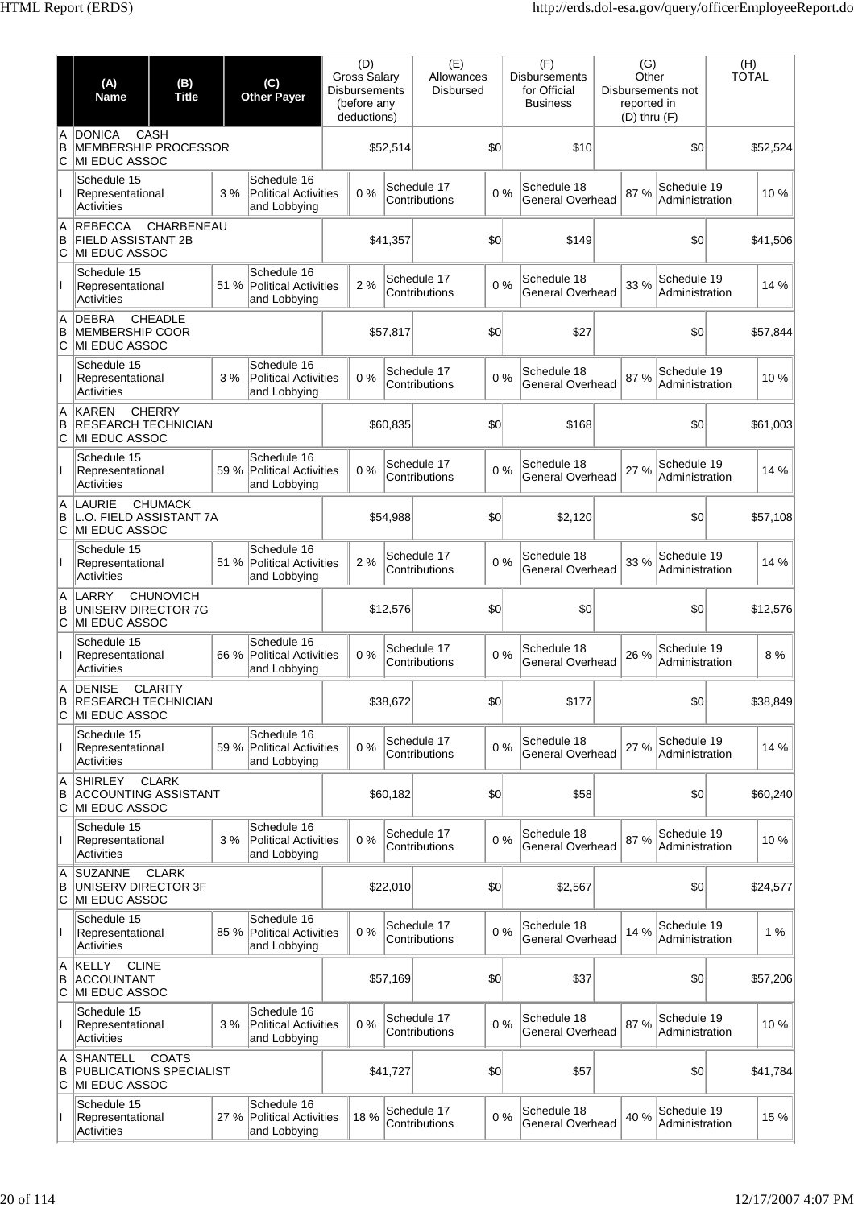| | (A) Name | (B) Title | (C) Other Payer | (D) Gross Salary Disbursements (before any deductions) | (E) Allowances Disbursed | (F) Disbursements for Official Business | (G) Other Disbursements not reported in (D) thru (F) | (H) TOTAL |
|---|---|---|---|---|---|---|---|---|
| A B C | DONICA CASH | MEMBERSHIP PROCESSOR | MI EDUC ASSOC | $52,514 | $0 | $10 | $0 | $52,524 |
| I | Schedule 15 Representational Activities 3 % | Schedule 16 Political Activities and Lobbying 0 % | Schedule 17 Contributions 0 % | Schedule 18 General Overhead 87 % | Schedule 19 Administration 10 % | | | |
| A B C | REBECCA CHARBENEAU | FIELD ASSISTANT 2B | MI EDUC ASSOC | $41,357 | $0 | $149 | $0 | $41,506 |
| I | Schedule 15 Representational Activities 51 % | Schedule 16 Political Activities and Lobbying 2 % | Schedule 17 Contributions 0 % | Schedule 18 General Overhead 33 % | Schedule 19 Administration 14 % | | | |
| A B C | DEBRA CHEADLE | MEMBERSHIP COOR | MI EDUC ASSOC | $57,817 | $0 | $27 | $0 | $57,844 |
| I | Schedule 15 Representational Activities 3 % | Schedule 16 Political Activities and Lobbying 0 % | Schedule 17 Contributions 0 % | Schedule 18 General Overhead 87 % | Schedule 19 Administration 10 % | | | |
| A B C | KAREN CHERRY | RESEARCH TECHNICIAN | MI EDUC ASSOC | $60,835 | $0 | $168 | $0 | $61,003 |
| I | Schedule 15 Representational Activities 59 % | Schedule 16 Political Activities and Lobbying 0 % | Schedule 17 Contributions 0 % | Schedule 18 General Overhead 27 % | Schedule 19 Administration 14 % | | | |
| A B C | LAURIE CHUMACK | L.O. FIELD ASSISTANT 7A | MI EDUC ASSOC | $54,988 | $0 | $2,120 | $0 | $57,108 |
| I | Schedule 15 Representational Activities 51 % | Schedule 16 Political Activities and Lobbying 2 % | Schedule 17 Contributions 0 % | Schedule 18 General Overhead 33 % | Schedule 19 Administration 14 % | | | |
| A B C | LARRY CHUNOVICH | UNISERV DIRECTOR 7G | MI EDUC ASSOC | $12,576 | $0 | $0 | $0 | $12,576 |
| I | Schedule 15 Representational Activities 66 % | Schedule 16 Political Activities and Lobbying 0 % | Schedule 17 Contributions 0 % | Schedule 18 General Overhead 26 % | Schedule 19 Administration 8 % | | | |
| A B C | DENISE CLARITY | RESEARCH TECHNICIAN | MI EDUC ASSOC | $38,672 | $0 | $177 | $0 | $38,849 |
| I | Schedule 15 Representational Activities 59 % | Schedule 16 Political Activities and Lobbying 0 % | Schedule 17 Contributions 0 % | Schedule 18 General Overhead 27 % | Schedule 19 Administration 14 % | | | |
| A B C | SHIRLEY CLARK | ACCOUNTING ASSISTANT | MI EDUC ASSOC | $60,182 | $0 | $58 | $0 | $60,240 |
| I | Schedule 15 Representational Activities 3 % | Schedule 16 Political Activities and Lobbying 0 % | Schedule 17 Contributions 0 % | Schedule 18 General Overhead 87 % | Schedule 19 Administration 10 % | | | |
| A B C | SUZANNE CLARK | UNISERV DIRECTOR 3F | MI EDUC ASSOC | $22,010 | $0 | $2,567 | $0 | $24,577 |
| I | Schedule 15 Representational Activities 85 % | Schedule 16 Political Activities and Lobbying 0 % | Schedule 17 Contributions 0 % | Schedule 18 General Overhead 14 % | Schedule 19 Administration 1 % | | | |
| A B C | KELLY CLINE | ACCOUNTANT | MI EDUC ASSOC | $57,169 | $0 | $37 | $0 | $57,206 |
| I | Schedule 15 Representational Activities 3 % | Schedule 16 Political Activities and Lobbying 0 % | Schedule 17 Contributions 0 % | Schedule 18 General Overhead 87 % | Schedule 19 Administration 10 % | | | |
| A B C | SHANTELL COATS | PUBLICATIONS SPECIALIST | MI EDUC ASSOC | $41,727 | $0 | $57 | $0 | $41,784 |
| I | Schedule 15 Representational Activities 27 % | Schedule 16 Political Activities and Lobbying 18 % | Schedule 17 Contributions 0 % | Schedule 18 General Overhead 40 % | Schedule 19 Administration 15 % | | | |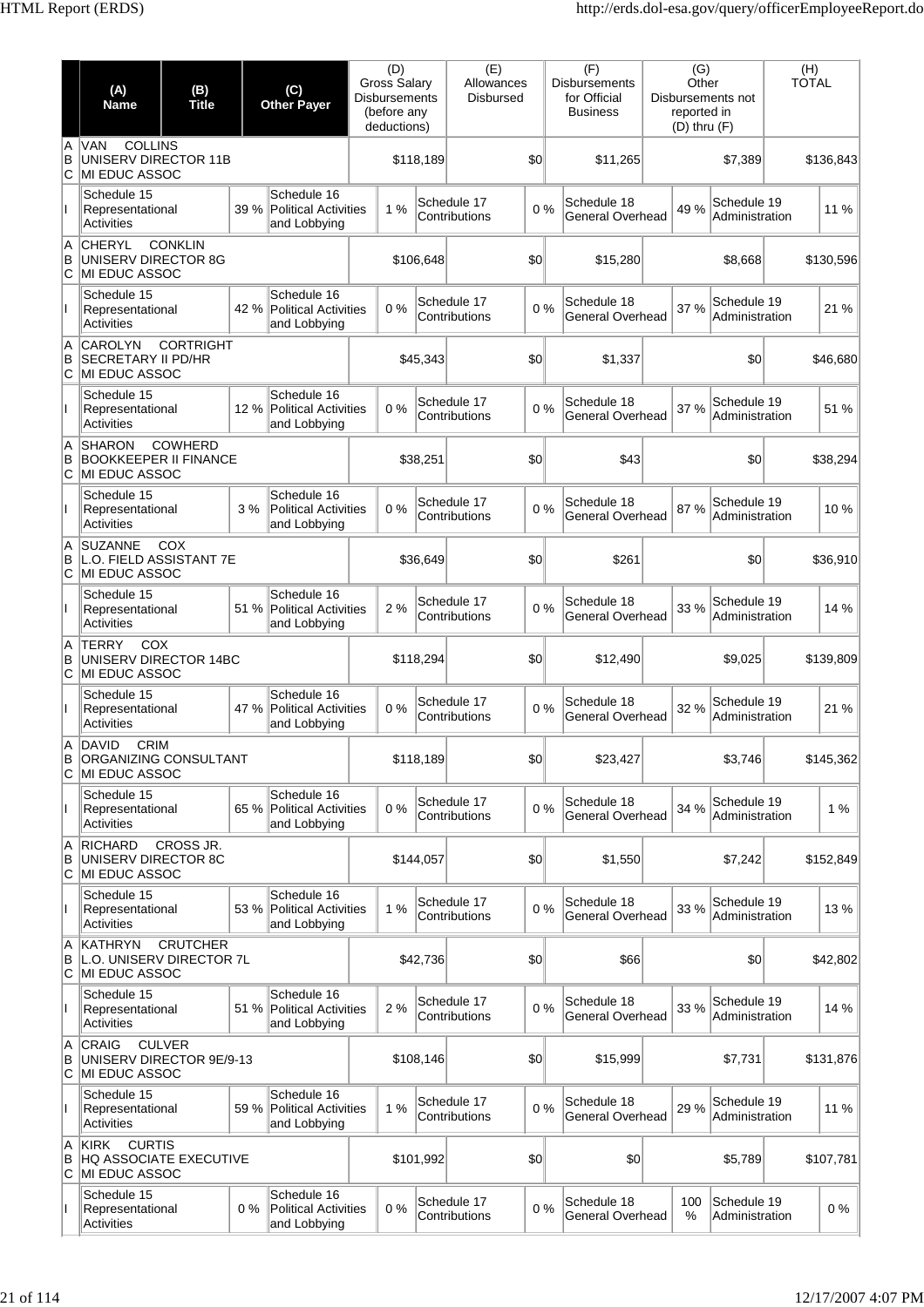| | (A) Name | (B) Title | (C) Other Payer | (D) Gross Salary Disbursements (before any deductions) | (E) Allowances Disbursed | (F) Disbursements for Official Business | (G) Other Disbursements not reported in (D) thru (F) | (H) TOTAL |
|---|---|---|---|---|---|---|---|---|
| A B C | VAN COLLINS UNISERV DIRECTOR 11B MI EDUC ASSOC | | | $118,189 | $0 | $11,265 | $7,389 | $136,843 |
| I | Schedule 15 Representational Activities 39 % | Schedule 16 Political Activities and Lobbying 1 % | Schedule 17 Contributions 0 % | Schedule 18 General Overhead 49 % | Schedule 19 Administration 11 % | | | |
| A B C | CHERYL CONKLIN UNISERV DIRECTOR 8G MI EDUC ASSOC | | | $106,648 | $0 | $15,280 | $8,668 | $130,596 |
| I | Schedule 15 Representational Activities 42 % | Schedule 16 Political Activities and Lobbying 0 % | Schedule 17 Contributions 0 % | Schedule 18 General Overhead 37 % | Schedule 19 Administration 21 % | | | |
| A B C | CAROLYN CORTRIGHT SECRETARY II PD/HR MI EDUC ASSOC | | | $45,343 | $0 | $1,337 | $0 | $46,680 |
| I | Schedule 15 Representational Activities 12 % | Schedule 16 Political Activities and Lobbying 0 % | Schedule 17 Contributions 0 % | Schedule 18 General Overhead 37 % | Schedule 19 Administration 51 % | | | |
| A B C | SHARON COWHERD BOOKKEEPER II FINANCE MI EDUC ASSOC | | | $38,251 | $0 | $43 | $0 | $38,294 |
| I | Schedule 15 Representational Activities 3 % | Schedule 16 Political Activities and Lobbying 0 % | Schedule 17 Contributions 0 % | Schedule 18 General Overhead 87 % | Schedule 19 Administration 10 % | | | |
| A B C | SUZANNE COX L.O. FIELD ASSISTANT 7E MI EDUC ASSOC | | | $36,649 | $0 | $261 | $0 | $36,910 |
| I | Schedule 15 Representational Activities 51 % | Schedule 16 Political Activities and Lobbying 2 % | Schedule 17 Contributions 0 % | Schedule 18 General Overhead 33 % | Schedule 19 Administration 14 % | | | |
| A B C | TERRY COX UNISERV DIRECTOR 14BC MI EDUC ASSOC | | | $118,294 | $0 | $12,490 | $9,025 | $139,809 |
| I | Schedule 15 Representational Activities 47 % | Schedule 16 Political Activities and Lobbying 0 % | Schedule 17 Contributions 0 % | Schedule 18 General Overhead 32 % | Schedule 19 Administration 21 % | | | |
| A B C | DAVID CRIM ORGANIZING CONSULTANT MI EDUC ASSOC | | | $118,189 | $0 | $23,427 | $3,746 | $145,362 |
| I | Schedule 15 Representational Activities 65 % | Schedule 16 Political Activities and Lobbying 0 % | Schedule 17 Contributions 0 % | Schedule 18 General Overhead 34 % | Schedule 19 Administration 1 % | | | |
| A B C | RICHARD CROSS JR. UNISERV DIRECTOR 8C MI EDUC ASSOC | | | $144,057 | $0 | $1,550 | $7,242 | $152,849 |
| I | Schedule 15 Representational Activities 53 % | Schedule 16 Political Activities and Lobbying 1 % | Schedule 17 Contributions 0 % | Schedule 18 General Overhead 33 % | Schedule 19 Administration 13 % | | | |
| A B C | KATHRYN CRUTCHER L.O. UNISERV DIRECTOR 7L MI EDUC ASSOC | | | $42,736 | $0 | $66 | $0 | $42,802 |
| I | Schedule 15 Representational Activities 51 % | Schedule 16 Political Activities and Lobbying 2 % | Schedule 17 Contributions 0 % | Schedule 18 General Overhead 33 % | Schedule 19 Administration 14 % | | | |
| A B C | CRAIG CULVER UNISERV DIRECTOR 9E/9-13 MI EDUC ASSOC | | | $108,146 | $0 | $15,999 | $7,731 | $131,876 |
| I | Schedule 15 Representational Activities 59 % | Schedule 16 Political Activities and Lobbying 1 % | Schedule 17 Contributions 0 % | Schedule 18 General Overhead 29 % | Schedule 19 Administration 11 % | | | |
| A B C | KIRK CURTIS HQ ASSOCIATE EXECUTIVE MI EDUC ASSOC | | | $101,992 | $0 | $0 | $5,789 | $107,781 |
| I | Schedule 15 Representational Activities 0 % | Schedule 16 Political Activities and Lobbying 0 % | Schedule 17 Contributions 0 % | Schedule 18 General Overhead 100 % | Schedule 19 Administration 0 % | | | |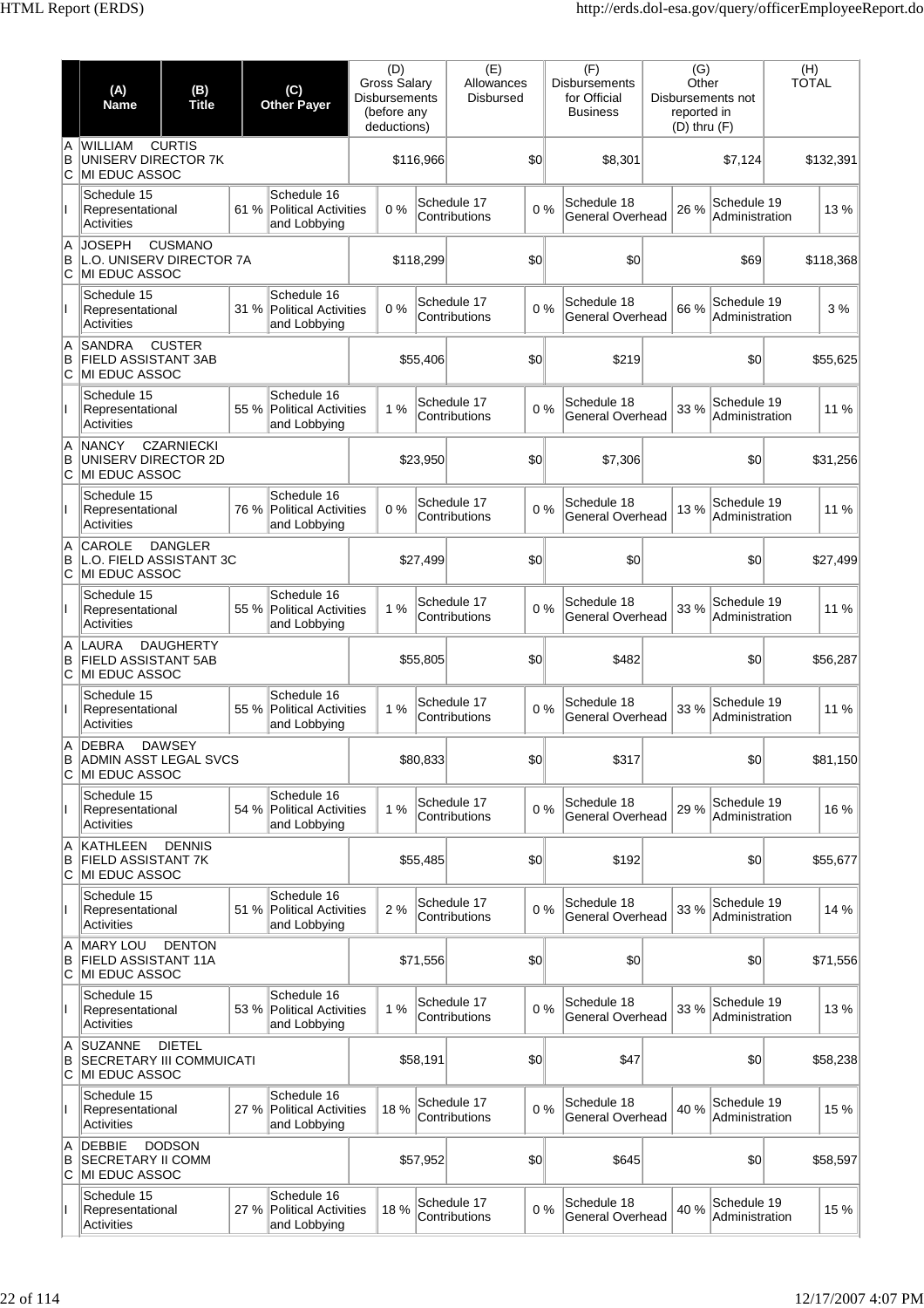| | (A) Name | (B) Title | (C) Other Payer | (D) Gross Salary Disbursements (before any deductions) | (E) Allowances Disbursed | (F) Disbursements for Official Business | (G) Other Disbursements not reported in (D) thru (F) | (H) TOTAL |
|---|---|---|---|---|---|---|---|---|
| A B C | WILLIAM CURTIS | UNISERV DIRECTOR 7K | MI EDUC ASSOC | $116,966 | $0 | $8,301 | $7,124 | $132,391 |
| I | Schedule 15 Representational Activities 61 % | Schedule 16 Political Activities and Lobbying 0 % | Schedule 17 Contributions 0 % | Schedule 18 General Overhead 26 % | Schedule 19 Administration 13 % | | | |
| A B C | JOSEPH CUSMANO | L.O. UNISERV DIRECTOR 7A | MI EDUC ASSOC | $118,299 | $0 | $0 | $69 | $118,368 |
| I | Schedule 15 Representational Activities 31 % | Schedule 16 Political Activities and Lobbying 0 % | Schedule 17 Contributions 0 % | Schedule 18 General Overhead 66 % | Schedule 19 Administration 3 % | | | |
| A B C | SANDRA CUSTER | FIELD ASSISTANT 3AB | MI EDUC ASSOC | $55,406 | $0 | $219 | $0 | $55,625 |
| I | Schedule 15 Representational Activities 55 % | Schedule 16 Political Activities and Lobbying 1 % | Schedule 17 Contributions 0 % | Schedule 18 General Overhead 33 % | Schedule 19 Administration 11 % | | | |
| A B C | NANCY CZARNIECKI | UNISERV DIRECTOR 2D | MI EDUC ASSOC | $23,950 | $0 | $7,306 | $0 | $31,256 |
| I | Schedule 15 Representational Activities 76 % | Schedule 16 Political Activities and Lobbying 0 % | Schedule 17 Contributions 0 % | Schedule 18 General Overhead 13 % | Schedule 19 Administration 11 % | | | |
| A B C | CAROLE DANGLER | L.O. FIELD ASSISTANT 3C | MI EDUC ASSOC | $27,499 | $0 | $0 | $0 | $27,499 |
| I | Schedule 15 Representational Activities 55 % | Schedule 16 Political Activities and Lobbying 1 % | Schedule 17 Contributions 0 % | Schedule 18 General Overhead 33 % | Schedule 19 Administration 11 % | | | |
| A B C | LAURA DAUGHERTY | FIELD ASSISTANT 5AB | MI EDUC ASSOC | $55,805 | $0 | $482 | $0 | $56,287 |
| I | Schedule 15 Representational Activities 55 % | Schedule 16 Political Activities and Lobbying 1 % | Schedule 17 Contributions 0 % | Schedule 18 General Overhead 33 % | Schedule 19 Administration 11 % | | | |
| A B C | DEBRA DAWSEY | ADMIN ASST LEGAL SVCS | MI EDUC ASSOC | $80,833 | $0 | $317 | $0 | $81,150 |
| I | Schedule 15 Representational Activities 54 % | Schedule 16 Political Activities and Lobbying 1 % | Schedule 17 Contributions 0 % | Schedule 18 General Overhead 29 % | Schedule 19 Administration 16 % | | | |
| A B C | KATHLEEN DENNIS | FIELD ASSISTANT 7K | MI EDUC ASSOC | $55,485 | $0 | $192 | $0 | $55,677 |
| I | Schedule 15 Representational Activities 51 % | Schedule 16 Political Activities and Lobbying 2 % | Schedule 17 Contributions 0 % | Schedule 18 General Overhead 33 % | Schedule 19 Administration 14 % | | | |
| A B C | MARY LOU DENTON | FIELD ASSISTANT 11A | MI EDUC ASSOC | $71,556 | $0 | $0 | $0 | $71,556 |
| I | Schedule 15 Representational Activities 53 % | Schedule 16 Political Activities and Lobbying 1 % | Schedule 17 Contributions 0 % | Schedule 18 General Overhead 33 % | Schedule 19 Administration 13 % | | | |
| A B C | SUZANNE DIETEL | SECRETARY III COMMUICATI | MI EDUC ASSOC | $58,191 | $0 | $47 | $0 | $58,238 |
| I | Schedule 15 Representational Activities 27 % | Schedule 16 Political Activities and Lobbying 18 % | Schedule 17 Contributions 0 % | Schedule 18 General Overhead 40 % | Schedule 19 Administration 15 % | | | |
| A B C | DEBBIE DODSON | SECRETARY II COMM | MI EDUC ASSOC | $57,952 | $0 | $645 | $0 | $58,597 |
| I | Schedule 15 Representational Activities 27 % | Schedule 16 Political Activities and Lobbying 18 % | Schedule 17 Contributions 0 % | Schedule 18 General Overhead 40 % | Schedule 19 Administration 15 % | | | |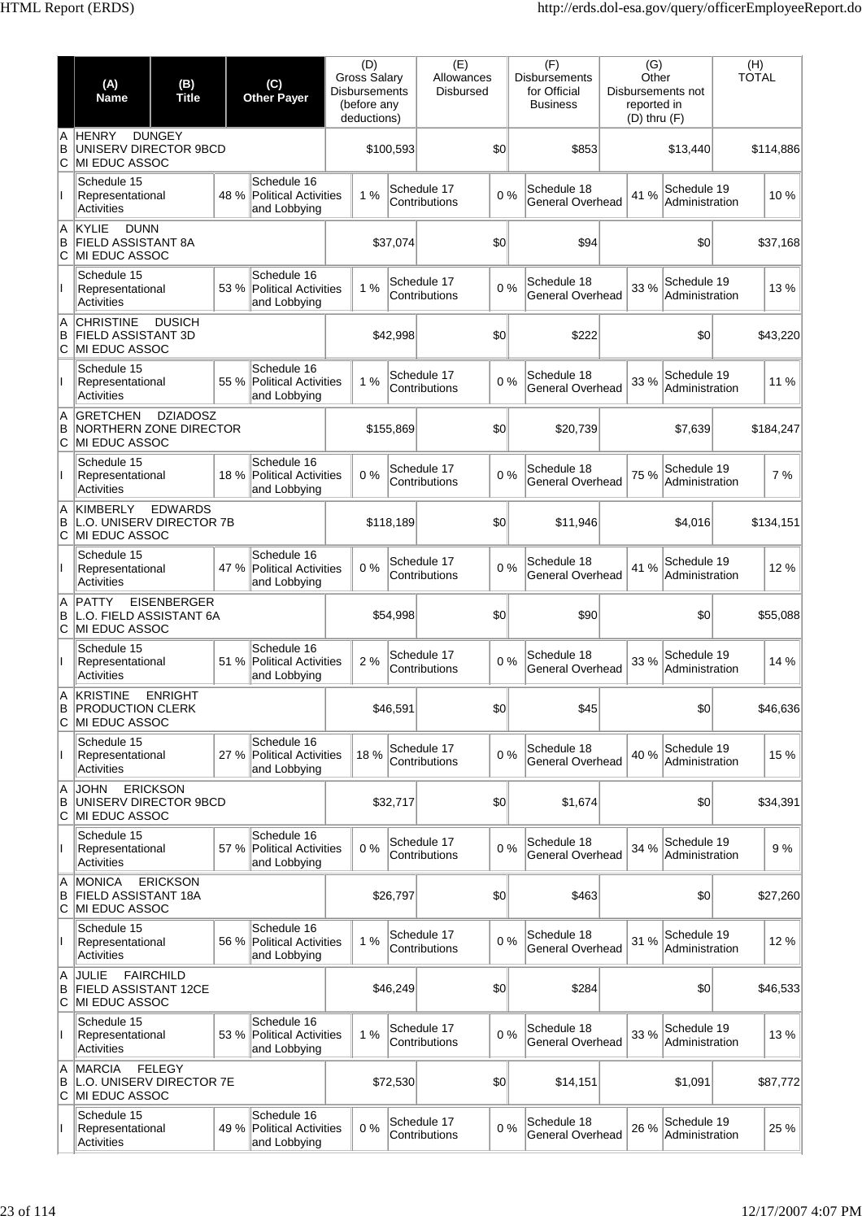| | (A) Name | (B) Title | (C) Other Payer | (D) Gross Salary Disbursements (before any deductions) | (E) Allowances Disbursed | (F) Disbursements for Official Business | (G) Other Disbursements not reported in (D) thru (F) | (H) TOTAL |
|---|---|---|---|---|---|---|---|---|
| A B C | HENRY DUNGEY | UNISERV DIRECTOR 9BCD | MI EDUC ASSOC | $100,593 | $0 | $853 | $13,440 | $114,886 |
| I | Schedule 15 Representational Activities 48 % | Schedule 16 Political Activities and Lobbying 1 % | Schedule 17 Contributions 0 % | Schedule 18 General Overhead 41 % | Schedule 19 Administration 10 % | | | |
| A B C | KYLIE DUNN | FIELD ASSISTANT 8A | MI EDUC ASSOC | $37,074 | $0 | $94 | $0 | $37,168 |
| I | Schedule 15 Representational Activities 53 % | Schedule 16 Political Activities and Lobbying 1 % | Schedule 17 Contributions 0 % | Schedule 18 General Overhead 33 % | Schedule 19 Administration 13 % | | | |
| A B C | CHRISTINE DUSICH | FIELD ASSISTANT 3D | MI EDUC ASSOC | $42,998 | $0 | $222 | $0 | $43,220 |
| I | Schedule 15 Representational Activities 55 % | Schedule 16 Political Activities and Lobbying 1 % | Schedule 17 Contributions 0 % | Schedule 18 General Overhead 33 % | Schedule 19 Administration 11 % | | | |
| A B C | GRETCHEN DZIADOSZ | NORTHERN ZONE DIRECTOR | MI EDUC ASSOC | $155,869 | $0 | $20,739 | $7,639 | $184,247 |
| I | Schedule 15 Representational Activities 18 % | Schedule 16 Political Activities and Lobbying 0 % | Schedule 17 Contributions 0 % | Schedule 18 General Overhead 75 % | Schedule 19 Administration 7 % | | | |
| A B C | KIMBERLY EDWARDS | L.O. UNISERV DIRECTOR 7B | MI EDUC ASSOC | $118,189 | $0 | $11,946 | $4,016 | $134,151 |
| I | Schedule 15 Representational Activities 47 % | Schedule 16 Political Activities and Lobbying 0 % | Schedule 17 Contributions 0 % | Schedule 18 General Overhead 41 % | Schedule 19 Administration 12 % | | | |
| A B C | PATTY EISENBERGER | L.O. FIELD ASSISTANT 6A | MI EDUC ASSOC | $54,998 | $0 | $90 | $0 | $55,088 |
| I | Schedule 15 Representational Activities 51 % | Schedule 16 Political Activities and Lobbying 2 % | Schedule 17 Contributions 0 % | Schedule 18 General Overhead 33 % | Schedule 19 Administration 14 % | | | |
| A B C | KRISTINE ENRIGHT | PRODUCTION CLERK | MI EDUC ASSOC | $46,591 | $0 | $45 | $0 | $46,636 |
| I | Schedule 15 Representational Activities 27 % | Schedule 16 Political Activities and Lobbying 18 % | Schedule 17 Contributions 0 % | Schedule 18 General Overhead 40 % | Schedule 19 Administration 15 % | | | |
| A B C | JOHN ERICKSON | UNISERV DIRECTOR 9BCD | MI EDUC ASSOC | $32,717 | $0 | $1,674 | $0 | $34,391 |
| I | Schedule 15 Representational Activities 57 % | Schedule 16 Political Activities and Lobbying 0 % | Schedule 17 Contributions 0 % | Schedule 18 General Overhead 34 % | Schedule 19 Administration 9 % | | | |
| A B C | MONICA ERICKSON | FIELD ASSISTANT 18A | MI EDUC ASSOC | $26,797 | $0 | $463 | $0 | $27,260 |
| I | Schedule 15 Representational Activities 56 % | Schedule 16 Political Activities and Lobbying 1 % | Schedule 17 Contributions 0 % | Schedule 18 General Overhead 31 % | Schedule 19 Administration 12 % | | | |
| A B C | JULIE FAIRCHILD | FIELD ASSISTANT 12CE | MI EDUC ASSOC | $46,249 | $0 | $284 | $0 | $46,533 |
| I | Schedule 15 Representational Activities 53 % | Schedule 16 Political Activities and Lobbying 1 % | Schedule 17 Contributions 0 % | Schedule 18 General Overhead 33 % | Schedule 19 Administration 13 % | | | |
| A B C | MARCIA FELEGY | L.O. UNISERV DIRECTOR 7E | MI EDUC ASSOC | $72,530 | $0 | $14,151 | $1,091 | $87,772 |
| I | Schedule 15 Representational Activities 49 % | Schedule 16 Political Activities and Lobbying 0 % | Schedule 17 Contributions 0 % | Schedule 18 General Overhead 26 % | Schedule 19 Administration 25 % | | | |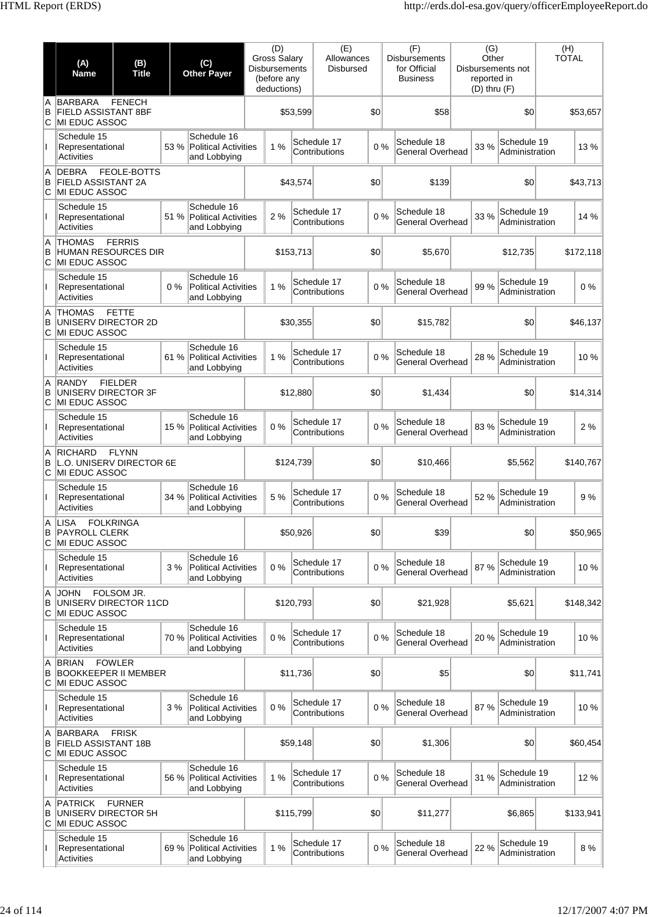| | (A) Name | (B) Title | (C) Other Payer | (D) Gross Salary Disbursements (before any deductions) | (E) Allowances Disbursed | (F) Disbursements for Official Business | (G) Other Disbursements not reported in (D) thru (F) | (H) TOTAL |
|---|---|---|---|---|---|---|---|---|
| A B C | BARBARA FENECH FIELD ASSISTANT 8BF MI EDUC ASSOC | | | $53,599 | $0 | $58 | $0 | $53,657 |
| I | Schedule 15 Representational Activities 53 % | Schedule 16 Political Activities and Lobbying 1 % | | Schedule 17 Contributions 0 % | | Schedule 18 General Overhead 33 % | Schedule 19 Administration 13 % | |
| A B C | DEBRA FEOLE-BOTTS FIELD ASSISTANT 2A MI EDUC ASSOC | | | $43,574 | $0 | $139 | $0 | $43,713 |
| I | Schedule 15 Representational Activities 51 % | Schedule 16 Political Activities and Lobbying 2 % | | Schedule 17 Contributions 0 % | | Schedule 18 General Overhead 33 % | Schedule 19 Administration 14 % | |
| A B C | THOMAS FERRIS HUMAN RESOURCES DIR MI EDUC ASSOC | | | $153,713 | $0 | $5,670 | $12,735 | $172,118 |
| I | Schedule 15 Representational Activities 0 % | Schedule 16 Political Activities and Lobbying 1 % | | Schedule 17 Contributions 0 % | | Schedule 18 General Overhead 99 % | Schedule 19 Administration 0 % | |
| A B C | THOMAS FETTE UNISERV DIRECTOR 2D MI EDUC ASSOC | | | $30,355 | $0 | $15,782 | $0 | $46,137 |
| I | Schedule 15 Representational Activities 61 % | Schedule 16 Political Activities and Lobbying 1 % | | Schedule 17 Contributions 0 % | | Schedule 18 General Overhead 28 % | Schedule 19 Administration 10 % | |
| A B C | RANDY FIELDER UNISERV DIRECTOR 3F MI EDUC ASSOC | | | $12,880 | $0 | $1,434 | $0 | $14,314 |
| I | Schedule 15 Representational Activities 15 % | Schedule 16 Political Activities and Lobbying 0 % | | Schedule 17 Contributions 0 % | | Schedule 18 General Overhead 83 % | Schedule 19 Administration 2 % | |
| A B C | RICHARD FLYNN L.O. UNISERV DIRECTOR 6E MI EDUC ASSOC | | | $124,739 | $0 | $10,466 | $5,562 | $140,767 |
| I | Schedule 15 Representational Activities 34 % | Schedule 16 Political Activities and Lobbying 5 % | | Schedule 17 Contributions 0 % | | Schedule 18 General Overhead 52 % | Schedule 19 Administration 9 % | |
| A B C | LISA FOLKRINGA PAYROLL CLERK MI EDUC ASSOC | | | $50,926 | $0 | $39 | $0 | $50,965 |
| I | Schedule 15 Representational Activities 3 % | Schedule 16 Political Activities and Lobbying 0 % | | Schedule 17 Contributions 0 % | | Schedule 18 General Overhead 87 % | Schedule 19 Administration 10 % | |
| A B C | JOHN FOLSOM JR. UNISERV DIRECTOR 11CD MI EDUC ASSOC | | | $120,793 | $0 | $21,928 | $5,621 | $148,342 |
| I | Schedule 15 Representational Activities 70 % | Schedule 16 Political Activities and Lobbying 0 % | | Schedule 17 Contributions 0 % | | Schedule 18 General Overhead 20 % | Schedule 19 Administration 10 % | |
| A B C | BRIAN FOWLER BOOKKEEPER II MEMBER MI EDUC ASSOC | | | $11,736 | $0 | $5 | $0 | $11,741 |
| I | Schedule 15 Representational Activities 3 % | Schedule 16 Political Activities and Lobbying 0 % | | Schedule 17 Contributions 0 % | | Schedule 18 General Overhead 87 % | Schedule 19 Administration 10 % | |
| A B C | BARBARA FRISK FIELD ASSISTANT 18B MI EDUC ASSOC | | | $59,148 | $0 | $1,306 | $0 | $60,454 |
| I | Schedule 15 Representational Activities 56 % | Schedule 16 Political Activities and Lobbying 1 % | | Schedule 17 Contributions 0 % | | Schedule 18 General Overhead 31 % | Schedule 19 Administration 12 % | |
| A B C | PATRICK FURNER UNISERV DIRECTOR 5H MI EDUC ASSOC | | | $115,799 | $0 | $11,277 | $6,865 | $133,941 |
| I | Schedule 15 Representational Activities 69 % | Schedule 16 Political Activities and Lobbying 1 % | | Schedule 17 Contributions 0 % | | Schedule 18 General Overhead 22 % | Schedule 19 Administration 8 % | |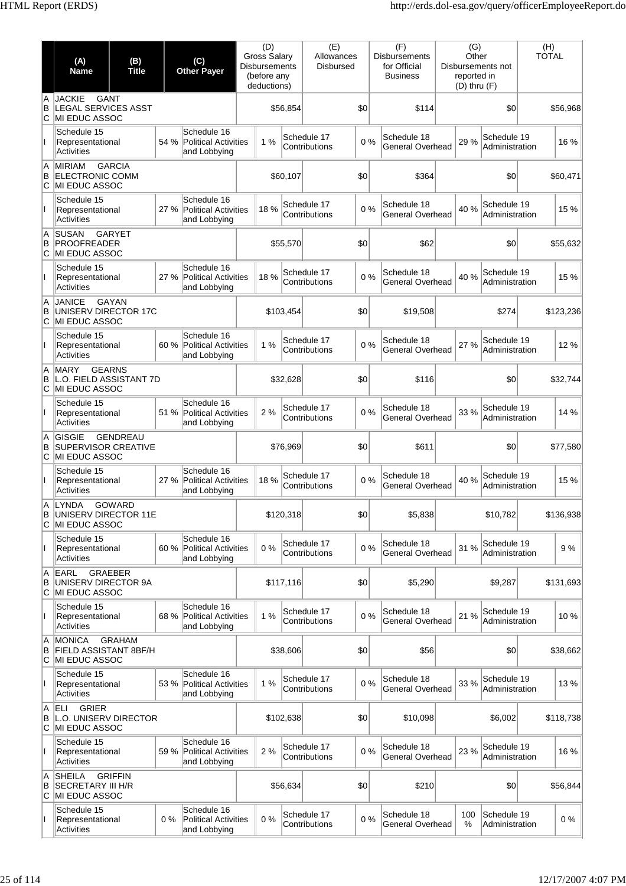| | (A) Name | (B) Title | (C) Other Payer | (D) Gross Salary Disbursements (before any deductions) | (E) Allowances Disbursed | (F) Disbursements for Official Business | (G) Other Disbursements not reported in (D) thru (F) | (H) TOTAL |
|---|---|---|---|---|---|---|---|---|
| A B C | JACKIE GANT<br>LEGAL SERVICES ASST<br>MI EDUC ASSOC | | | $56,854 | $0 | $114 | $0 | $56,968 |
| I | Schedule 15 Representational Activities 54 % | | Schedule 16 Political Activities and Lobbying 1 % | | Schedule 17 Contributions 0 % | Schedule 18 General Overhead 29 % | Schedule 19 Administration 16 % | |
| A B C | MIRIAM GARCIA<br>ELECTRONIC COMM<br>MI EDUC ASSOC | | | $60,107 | $0 | $364 | $0 | $60,471 |
| I | Schedule 15 Representational Activities 27 % | | Schedule 16 Political Activities and Lobbying 18 % | | Schedule 17 Contributions 0 % | Schedule 18 General Overhead 40 % | Schedule 19 Administration 15 % | |
| A B C | SUSAN GARYET<br>PROOFREADER<br>MI EDUC ASSOC | | | $55,570 | $0 | $62 | $0 | $55,632 |
| I | Schedule 15 Representational Activities 27 % | | Schedule 16 Political Activities and Lobbying 18 % | | Schedule 17 Contributions 0 % | Schedule 18 General Overhead 40 % | Schedule 19 Administration 15 % | |
| A B C | JANICE GAYAN<br>UNISERV DIRECTOR 17C<br>MI EDUC ASSOC | | | $103,454 | $0 | $19,508 | $274 | $123,236 |
| I | Schedule 15 Representational Activities 60 % | | Schedule 16 Political Activities and Lobbying 1 % | | Schedule 17 Contributions 0 % | Schedule 18 General Overhead 27 % | Schedule 19 Administration 12 % | |
| A B C | MARY GEARNS<br>L.O. FIELD ASSISTANT 7D<br>MI EDUC ASSOC | | | $32,628 | $0 | $116 | $0 | $32,744 |
| I | Schedule 15 Representational Activities 51 % | | Schedule 16 Political Activities and Lobbying 2 % | | Schedule 17 Contributions 0 % | Schedule 18 General Overhead 33 % | Schedule 19 Administration 14 % | |
| A B C | GISGIE GENDREAU<br>SUPERVISOR CREATIVE<br>MI EDUC ASSOC | | | $76,969 | $0 | $611 | $0 | $77,580 |
| I | Schedule 15 Representational Activities 27 % | | Schedule 16 Political Activities and Lobbying 18 % | | Schedule 17 Contributions 0 % | Schedule 18 General Overhead 40 % | Schedule 19 Administration 15 % | |
| A B C | LYNDA GOWARD<br>UNISERV DIRECTOR 11E<br>MI EDUC ASSOC | | | $120,318 | $0 | $5,838 | $10,782 | $136,938 |
| I | Schedule 15 Representational Activities 60 % | | Schedule 16 Political Activities and Lobbying 0 % | | Schedule 17 Contributions 0 % | Schedule 18 General Overhead 31 % | Schedule 19 Administration 9 % | |
| A B C | EARL GRAEBER<br>UNISERV DIRECTOR 9A<br>MI EDUC ASSOC | | | $117,116 | $0 | $5,290 | $9,287 | $131,693 |
| I | Schedule 15 Representational Activities 68 % | | Schedule 16 Political Activities and Lobbying 1 % | | Schedule 17 Contributions 0 % | Schedule 18 General Overhead 21 % | Schedule 19 Administration 10 % | |
| A B C | MONICA GRAHAM<br>FIELD ASSISTANT 8BF/H<br>MI EDUC ASSOC | | | $38,606 | $0 | $56 | $0 | $38,662 |
| I | Schedule 15 Representational Activities 53 % | | Schedule 16 Political Activities and Lobbying 1 % | | Schedule 17 Contributions 0 % | Schedule 18 General Overhead 33 % | Schedule 19 Administration 13 % | |
| A B C | ELI GRIER<br>L.O. UNISERV DIRECTOR<br>MI EDUC ASSOC | | | $102,638 | $0 | $10,098 | $6,002 | $118,738 |
| I | Schedule 15 Representational Activities 59 % | | Schedule 16 Political Activities and Lobbying 2 % | | Schedule 17 Contributions 0 % | Schedule 18 General Overhead 23 % | Schedule 19 Administration 16 % | |
| A B C | SHEILA GRIFFIN<br>SECRETARY III H/R<br>MI EDUC ASSOC | | | $56,634 | $0 | $210 | $0 | $56,844 |
| I | Schedule 15 Representational Activities 0 % | | Schedule 16 Political Activities and Lobbying 0 % | | Schedule 17 Contributions 0 % | Schedule 18 General Overhead 100 % | Schedule 19 Administration 0 % | |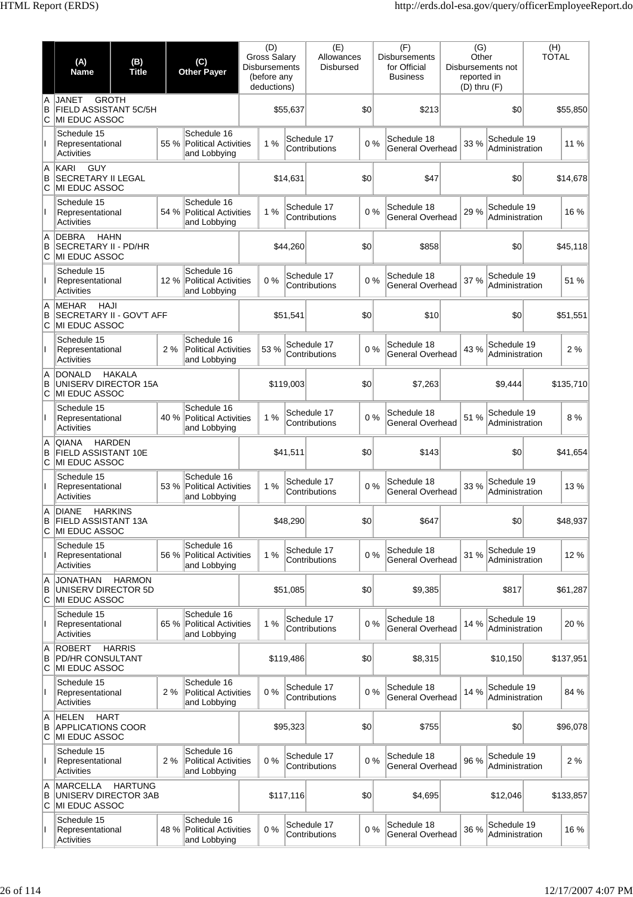| | (A) Name | (B) Title | (C) Other Payer | (D) Gross Salary Disbursements (before any deductions) | (E) Allowances Disbursed | (F) Disbursements for Official Business | (G) Other Disbursements not reported in (D) thru (F) | (H) TOTAL |
|---|---|---|---|---|---|---|---|---|
| A B C | JANET GROTH FIELD ASSISTANT 5C/5H MI EDUC ASSOC | | | $55,637 | $0 | $213 | $0 | $55,850 |
| I | Schedule 15 Representational Activities 55 % | Schedule 16 Political Activities and Lobbying 1 % | | Schedule 17 Contributions 0 % | | Schedule 18 General Overhead 33 % | Schedule 19 Administration 11 % | |
| A B C | KARI GUY SECRETARY II LEGAL MI EDUC ASSOC | | | $14,631 | $0 | $47 | $0 | $14,678 |
| I | Schedule 15 Representational Activities 54 % | Schedule 16 Political Activities and Lobbying 1 % | | Schedule 17 Contributions 0 % | | Schedule 18 General Overhead 29 % | Schedule 19 Administration 16 % | |
| A B C | DEBRA HAHN SECRETARY II - PD/HR MI EDUC ASSOC | | | $44,260 | $0 | $858 | $0 | $45,118 |
| I | Schedule 15 Representational Activities 12 % | Schedule 16 Political Activities and Lobbying 0 % | | Schedule 17 Contributions 0 % | | Schedule 18 General Overhead 37 % | Schedule 19 Administration 51 % | |
| A B C | MEHAR HAJI SECRETARY II - GOV'T AFF MI EDUC ASSOC | | | $51,541 | $0 | $10 | $0 | $51,551 |
| I | Schedule 15 Representational Activities 2 % | Schedule 16 Political Activities and Lobbying 53 % | | Schedule 17 Contributions 0 % | | Schedule 18 General Overhead 43 % | Schedule 19 Administration 2 % | |
| A B C | DONALD HAKALA UNISERV DIRECTOR 15A MI EDUC ASSOC | | | $119,003 | $0 | $7,263 | $9,444 | $135,710 |
| I | Schedule 15 Representational Activities 40 % | Schedule 16 Political Activities and Lobbying 1 % | | Schedule 17 Contributions 0 % | | Schedule 18 General Overhead 51 % | Schedule 19 Administration 8 % | |
| A B C | QIANA HARDEN FIELD ASSISTANT 10E MI EDUC ASSOC | | | $41,511 | $0 | $143 | $0 | $41,654 |
| I | Schedule 15 Representational Activities 53 % | Schedule 16 Political Activities and Lobbying 1 % | | Schedule 17 Contributions 0 % | | Schedule 18 General Overhead 33 % | Schedule 19 Administration 13 % | |
| A B C | DIANE HARKINS FIELD ASSISTANT 13A MI EDUC ASSOC | | | $48,290 | $0 | $647 | $0 | $48,937 |
| I | Schedule 15 Representational Activities 56 % | Schedule 16 Political Activities and Lobbying 1 % | | Schedule 17 Contributions 0 % | | Schedule 18 General Overhead 31 % | Schedule 19 Administration 12 % | |
| A B C | JONATHAN HARMON UNISERV DIRECTOR 5D MI EDUC ASSOC | | | $51,085 | $0 | $9,385 | $817 | $61,287 |
| I | Schedule 15 Representational Activities 65 % | Schedule 16 Political Activities and Lobbying 1 % | | Schedule 17 Contributions 0 % | | Schedule 18 General Overhead 14 % | Schedule 19 Administration 20 % | |
| A B C | ROBERT HARRIS PD/HR CONSULTANT MI EDUC ASSOC | | | $119,486 | $0 | $8,315 | $10,150 | $137,951 |
| I | Schedule 15 Representational Activities 2 % | Schedule 16 Political Activities and Lobbying 0 % | | Schedule 17 Contributions 0 % | | Schedule 18 General Overhead 14 % | Schedule 19 Administration 84 % | |
| A B C | HELEN HART APPLICATIONS COOR MI EDUC ASSOC | | | $95,323 | $0 | $755 | $0 | $96,078 |
| I | Schedule 15 Representational Activities 2 % | Schedule 16 Political Activities and Lobbying 0 % | | Schedule 17 Contributions 0 % | | Schedule 18 General Overhead 96 % | Schedule 19 Administration 2 % | |
| A B C | MARCELLA HARTUNG UNISERV DIRECTOR 3AB MI EDUC ASSOC | | | $117,116 | $0 | $4,695 | $12,046 | $133,857 |
| I | Schedule 15 Representational Activities 48 % | Schedule 16 Political Activities and Lobbying 0 % | | Schedule 17 Contributions 0 % | | Schedule 18 General Overhead 36 % | Schedule 19 Administration 16 % | |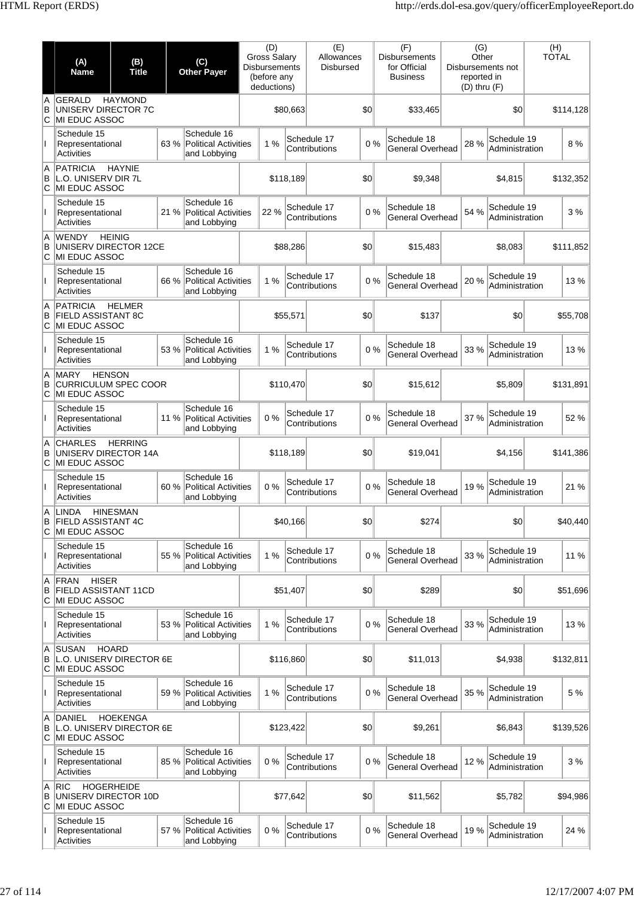| | (A) Name | (B) Title | (C) Other Payer | (D) Gross Salary Disbursements (before any deductions) | (E) Allowances Disbursed | (F) Disbursements for Official Business | (G) Other Disbursements not reported in (D) thru (F) | (H) TOTAL |
|---|---|---|---|---|---|---|---|---|
| A B C | GERALD HAYMOND | UNISERV DIRECTOR 7C | MI EDUC ASSOC | $80,663 | $0 | $33,465 | $0 | $114,128 |
| I | Schedule 15 Representational Activities 63 % | Schedule 16 Political Activities and Lobbying 1 % | | Schedule 17 Contributions 0 % | | Schedule 18 General Overhead 28 % | Schedule 19 Administration 8 % | |
| A B C | PATRICIA HAYNIE | L.O. UNISERV DIR 7L | MI EDUC ASSOC | $118,189 | $0 | $9,348 | $4,815 | $132,352 |
| I | Schedule 15 Representational Activities 21 % | Schedule 16 Political Activities and Lobbying 22 % | | Schedule 17 Contributions 0 % | | Schedule 18 General Overhead 54 % | Schedule 19 Administration 3 % | |
| A B C | WENDY HEINIG | UNISERV DIRECTOR 12CE | MI EDUC ASSOC | $88,286 | $0 | $15,483 | $8,083 | $111,852 |
| I | Schedule 15 Representational Activities 66 % | Schedule 16 Political Activities and Lobbying 1 % | | Schedule 17 Contributions 0 % | | Schedule 18 General Overhead 20 % | Schedule 19 Administration 13 % | |
| A B C | PATRICIA HELMER | FIELD ASSISTANT 8C | MI EDUC ASSOC | $55,571 | $0 | $137 | $0 | $55,708 |
| I | Schedule 15 Representational Activities 53 % | Schedule 16 Political Activities and Lobbying 1 % | | Schedule 17 Contributions 0 % | | Schedule 18 General Overhead 33 % | Schedule 19 Administration 13 % | |
| A B C | MARY HENSON | CURRICULUM SPEC COOR | MI EDUC ASSOC | $110,470 | $0 | $15,612 | $5,809 | $131,891 |
| I | Schedule 15 Representational Activities 11 % | Schedule 16 Political Activities and Lobbying 0 % | | Schedule 17 Contributions 0 % | | Schedule 18 General Overhead 37 % | Schedule 19 Administration 52 % | |
| A B C | CHARLES HERRING | UNISERV DIRECTOR 14A | MI EDUC ASSOC | $118,189 | $0 | $19,041 | $4,156 | $141,386 |
| I | Schedule 15 Representational Activities 60 % | Schedule 16 Political Activities and Lobbying 0 % | | Schedule 17 Contributions 0 % | | Schedule 18 General Overhead 19 % | Schedule 19 Administration 21 % | |
| A B C | LINDA HINESMAN | FIELD ASSISTANT 4C | MI EDUC ASSOC | $40,166 | $0 | $274 | $0 | $40,440 |
| I | Schedule 15 Representational Activities 55 % | Schedule 16 Political Activities and Lobbying 1 % | | Schedule 17 Contributions 0 % | | Schedule 18 General Overhead 33 % | Schedule 19 Administration 11 % | |
| A B C | FRAN HISER | FIELD ASSISTANT 11CD | MI EDUC ASSOC | $51,407 | $0 | $289 | $0 | $51,696 |
| I | Schedule 15 Representational Activities 53 % | Schedule 16 Political Activities and Lobbying 1 % | | Schedule 17 Contributions 0 % | | Schedule 18 General Overhead 33 % | Schedule 19 Administration 13 % | |
| A B C | SUSAN HOARD | L.O. UNISERV DIRECTOR 6E | MI EDUC ASSOC | $116,860 | $0 | $11,013 | $4,938 | $132,811 |
| I | Schedule 15 Representational Activities 59 % | Schedule 16 Political Activities and Lobbying 1 % | | Schedule 17 Contributions 0 % | | Schedule 18 General Overhead 35 % | Schedule 19 Administration 5 % | |
| A B C | DANIEL HOEKENGA | L.O. UNISERV DIRECTOR 6E | MI EDUC ASSOC | $123,422 | $0 | $9,261 | $6,843 | $139,526 |
| I | Schedule 15 Representational Activities 85 % | Schedule 16 Political Activities and Lobbying 0 % | | Schedule 17 Contributions 0 % | | Schedule 18 General Overhead 12 % | Schedule 19 Administration 3 % | |
| A B C | RIC HOGERHEIDE | UNISERV DIRECTOR 10D | MI EDUC ASSOC | $77,642 | $0 | $11,562 | $5,782 | $94,986 |
| I | Schedule 15 Representational Activities 57 % | Schedule 16 Political Activities and Lobbying 0 % | | Schedule 17 Contributions 0 % | | Schedule 18 General Overhead 19 % | Schedule 19 Administration 24 % | |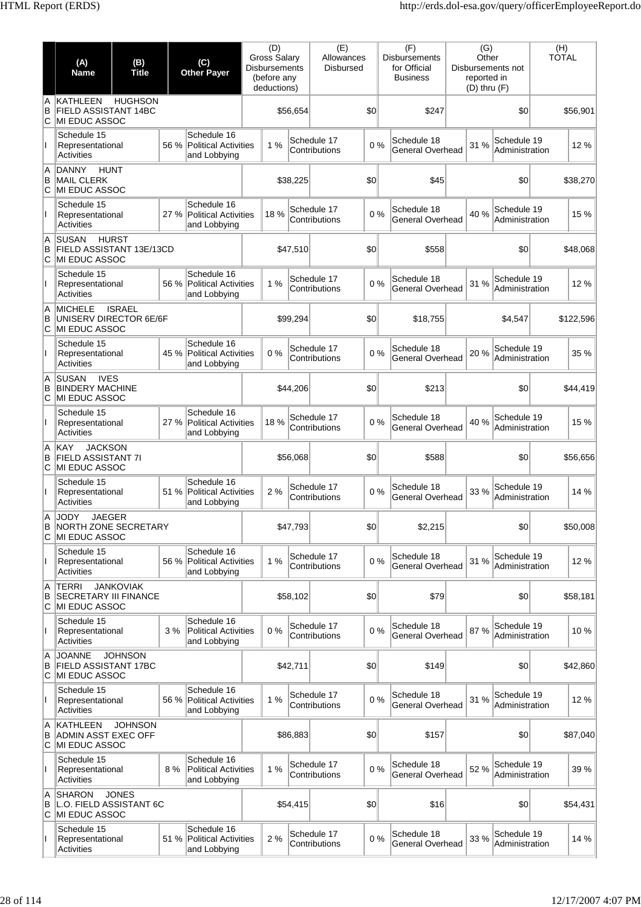| | (A) Name | (B) Title | (C) Other Payer | (D) Gross Salary Disbursements (before any deductions) | (E) Allowances Disbursed | (F) Disbursements for Official Business | (G) Other Disbursements not reported in (D) thru (F) | (H) TOTAL |
|---|---|---|---|---|---|---|---|---|
| A B C | KATHLEEN HUGHSON | FIELD ASSISTANT 14BC | MI EDUC ASSOC | $56,654 | $0 | $247 | $0 | $56,901 |
| I | Schedule 15 Representational Activities 56 % | Schedule 16 Political Activities and Lobbying 1 % | Schedule 17 Contributions 0 % | Schedule 18 General Overhead 31 % | Schedule 19 Administration 12 % | | | |
| A B C | DANNY HUNT | MAIL CLERK | MI EDUC ASSOC | $38,225 | $0 | $45 | $0 | $38,270 |
| I | Schedule 15 Representational Activities 27 % | Schedule 16 Political Activities and Lobbying 18 % | Schedule 17 Contributions 0 % | Schedule 18 General Overhead 40 % | Schedule 19 Administration 15 % | | | |
| A B C | SUSAN HURST | FIELD ASSISTANT 13E/13CD | MI EDUC ASSOC | $47,510 | $0 | $558 | $0 | $48,068 |
| I | Schedule 15 Representational Activities 56 % | Schedule 16 Political Activities and Lobbying 1 % | Schedule 17 Contributions 0 % | Schedule 18 General Overhead 31 % | Schedule 19 Administration 12 % | | | |
| A B C | MICHELE ISRAEL | UNISERV DIRECTOR 6E/6F | MI EDUC ASSOC | $99,294 | $0 | $18,755 | $4,547 | $122,596 |
| I | Schedule 15 Representational Activities 45 % | Schedule 16 Political Activities and Lobbying 0 % | Schedule 17 Contributions 0 % | Schedule 18 General Overhead 20 % | Schedule 19 Administration 35 % | | | |
| A B C | SUSAN IVES | BINDERY MACHINE | MI EDUC ASSOC | $44,206 | $0 | $213 | $0 | $44,419 |
| I | Schedule 15 Representational Activities 27 % | Schedule 16 Political Activities and Lobbying 18 % | Schedule 17 Contributions 0 % | Schedule 18 General Overhead 40 % | Schedule 19 Administration 15 % | | | |
| A B C | KAY JACKSON | FIELD ASSISTANT 7I | MI EDUC ASSOC | $56,068 | $0 | $588 | $0 | $56,656 |
| I | Schedule 15 Representational Activities 51 % | Schedule 16 Political Activities and Lobbying 2 % | Schedule 17 Contributions 0 % | Schedule 18 General Overhead 33 % | Schedule 19 Administration 14 % | | | |
| A B C | JODY JAEGER | NORTH ZONE SECRETARY | MI EDUC ASSOC | $47,793 | $0 | $2,215 | $0 | $50,008 |
| I | Schedule 15 Representational Activities 56 % | Schedule 16 Political Activities and Lobbying 1 % | Schedule 17 Contributions 0 % | Schedule 18 General Overhead 31 % | Schedule 19 Administration 12 % | | | |
| A B C | TERRI JANKOVIAK | SECRETARY III FINANCE | MI EDUC ASSOC | $58,102 | $0 | $79 | $0 | $58,181 |
| I | Schedule 15 Representational Activities 3 % | Schedule 16 Political Activities and Lobbying 0 % | Schedule 17 Contributions 0 % | Schedule 18 General Overhead 87 % | Schedule 19 Administration 10 % | | | |
| A B C | JOANNE JOHNSON | FIELD ASSISTANT 17BC | MI EDUC ASSOC | $42,711 | $0 | $149 | $0 | $42,860 |
| I | Schedule 15 Representational Activities 56 % | Schedule 16 Political Activities and Lobbying 1 % | Schedule 17 Contributions 0 % | Schedule 18 General Overhead 31 % | Schedule 19 Administration 12 % | | | |
| A B C | KATHLEEN JOHNSON | ADMIN ASST EXEC OFF | MI EDUC ASSOC | $86,883 | $0 | $157 | $0 | $87,040 |
| I | Schedule 15 Representational Activities 8 % | Schedule 16 Political Activities and Lobbying 1 % | Schedule 17 Contributions 0 % | Schedule 18 General Overhead 52 % | Schedule 19 Administration 39 % | | | |
| A B C | SHARON JONES | L.O. FIELD ASSISTANT 6C | MI EDUC ASSOC | $54,415 | $0 | $16 | $0 | $54,431 |
| I | Schedule 15 Representational Activities 51 % | Schedule 16 Political Activities and Lobbying 2 % | Schedule 17 Contributions 0 % | Schedule 18 General Overhead 33 % | Schedule 19 Administration 14 % | | | |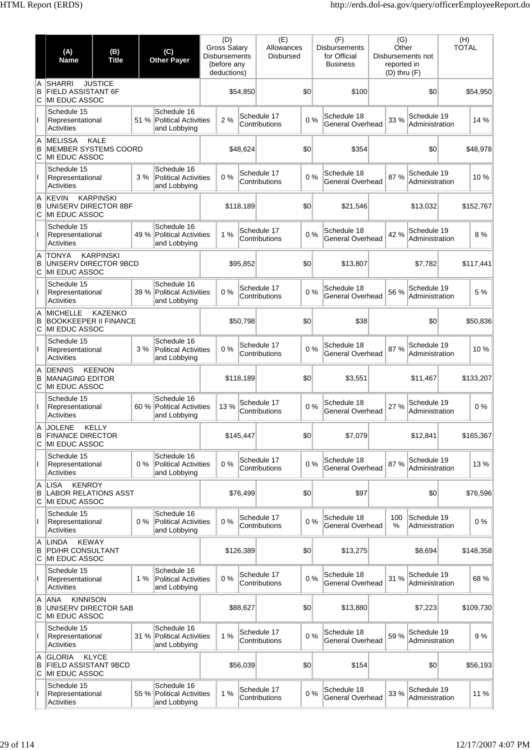| | (A) Name | (B) Title | (C) Other Payer | (D) Gross Salary Disbursements (before any deductions) | (E) Allowances Disbursed | (F) Disbursements for Official Business | (G) Other Disbursements not reported in (D) thru (F) | (H) TOTAL |
|---|---|---|---|---|---|---|---|---|
| A B C | SHARRI JUSTICE FIELD ASSISTANT 6F MI EDUC ASSOC | | | $54,850 | $0 | $100 | $0 | $54,950 |
| I | Schedule 15 Representational Activities 51 % | Schedule 16 Political Activities and Lobbying 2 % | | Schedule 17 Contributions 0 % | | Schedule 18 General Overhead 33 % | Schedule 19 Administration 14 % | |
| A B C | MELISSA KALE MEMBER SYSTEMS COORD MI EDUC ASSOC | | | $48,624 | $0 | $354 | $0 | $48,978 |
| I | Schedule 15 Representational Activities 3 % | Schedule 16 Political Activities and Lobbying 0 % | | Schedule 17 Contributions 0 % | | Schedule 18 General Overhead 87 % | Schedule 19 Administration 10 % | |
| A B C | KEVIN KARPINSKI UNISERV DIRECTOR 8BF MI EDUC ASSOC | | | $118,189 | $0 | $21,546 | $13,032 | $152,767 |
| I | Schedule 15 Representational Activities 49 % | Schedule 16 Political Activities and Lobbying 1 % | | Schedule 17 Contributions 0 % | | Schedule 18 General Overhead 42 % | Schedule 19 Administration 8 % | |
| A B C | TONYA KARPINSKI UNISERV DIRECTOR 9BCD MI EDUC ASSOC | | | $95,852 | $0 | $13,807 | $7,782 | $117,441 |
| I | Schedule 15 Representational Activities 39 % | Schedule 16 Political Activities and Lobbying 0 % | | Schedule 17 Contributions 0 % | | Schedule 18 General Overhead 56 % | Schedule 19 Administration 5 % | |
| A B C | MICHELLE KAZENKO BOOKKEEPER II FINANCE MI EDUC ASSOC | | | $50,798 | $0 | $38 | $0 | $50,836 |
| I | Schedule 15 Representational Activities 3 % | Schedule 16 Political Activities and Lobbying 0 % | | Schedule 17 Contributions 0 % | | Schedule 18 General Overhead 87 % | Schedule 19 Administration 10 % | |
| A B C | DENNIS KEENON MANAGING EDITOR MI EDUC ASSOC | | | $118,189 | $0 | $3,551 | $11,467 | $133,207 |
| I | Schedule 15 Representational Activities 60 % | Schedule 16 Political Activities and Lobbying 13 % | | Schedule 17 Contributions 0 % | | Schedule 18 General Overhead 27 % | Schedule 19 Administration 0 % | |
| A B C | JOLENE KELLY FINANCE DIRECTOR MI EDUC ASSOC | | | $145,447 | $0 | $7,079 | $12,841 | $165,367 |
| I | Schedule 15 Representational Activities 0 % | Schedule 16 Political Activities and Lobbying 0 % | | Schedule 17 Contributions 0 % | | Schedule 18 General Overhead 87 % | Schedule 19 Administration 13 % | |
| A B C | LISA KENROY LABOR RELATIONS ASST MI EDUC ASSOC | | | $76,499 | $0 | $97 | $0 | $76,596 |
| I | Schedule 15 Representational Activities 0 % | Schedule 16 Political Activities and Lobbying 0 % | | Schedule 17 Contributions 0 % | | Schedule 18 General Overhead 100 % | Schedule 19 Administration 0 % | |
| A B C | LINDA KEWAY PD/HR CONSULTANT MI EDUC ASSOC | | | $126,389 | $0 | $13,275 | $8,694 | $148,358 |
| I | Schedule 15 Representational Activities 1 % | Schedule 16 Political Activities and Lobbying 0 % | | Schedule 17 Contributions 0 % | | Schedule 18 General Overhead 31 % | Schedule 19 Administration 68 % | |
| A B C | ANA KINNISON UNISERV DIRECTOR 5AB MI EDUC ASSOC | | | $88,627 | $0 | $13,880 | $7,223 | $109,730 |
| I | Schedule 15 Representational Activities 31 % | Schedule 16 Political Activities and Lobbying 1 % | | Schedule 17 Contributions 0 % | | Schedule 18 General Overhead 59 % | Schedule 19 Administration 9 % | |
| A B C | GLORIA KLYCE FIELD ASSISTANT 9BCD MI EDUC ASSOC | | | $56,039 | $0 | $154 | $0 | $56,193 |
| I | Schedule 15 Representational Activities 55 % | Schedule 16 Political Activities and Lobbying 1 % | | Schedule 17 Contributions 0 % | | Schedule 18 General Overhead 33 % | Schedule 19 Administration 11 % | |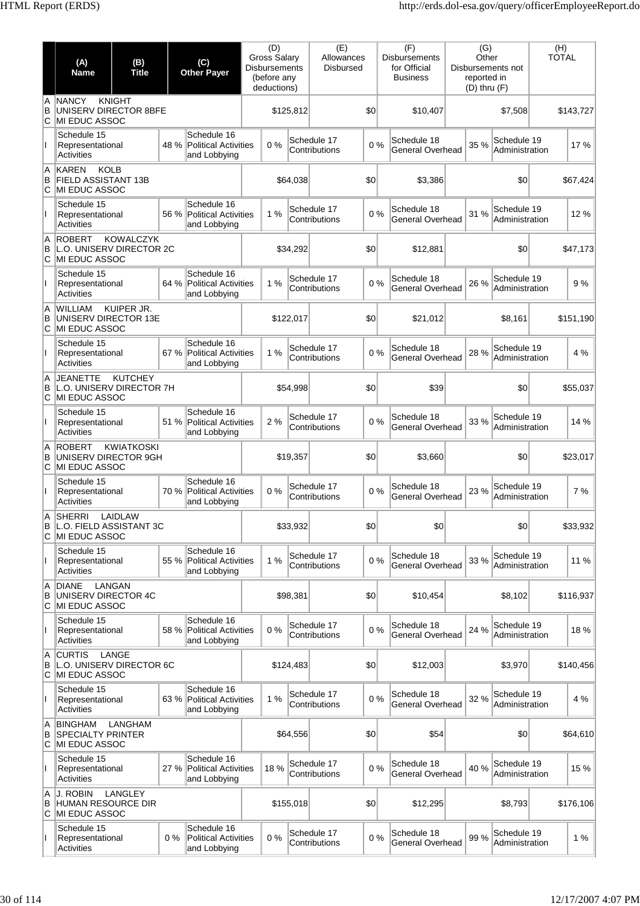| | (A) Name | (B) Title | (C) Other Payer | (D) Gross Salary Disbursements (before any deductions) | (E) Allowances Disbursed | (F) Disbursements for Official Business | (G) Other Disbursements not reported in (D) thru (F) | (H) TOTAL |
|---|---|---|---|---|---|---|---|---|
| A B C | NANCY KNIGHT<br>UNISERV DIRECTOR 8BFE<br>MI EDUC ASSOC | | | $125,812 | $0 | $10,407 | $7,508 | $143,727 |
| I | Schedule 15 Representational Activities 48 % | Schedule 16 Political Activities and Lobbying 0 % | Schedule 17 Contributions 0 % | Schedule 18 General Overhead 35 % | Schedule 19 Administration 17 % | | | |
| A B C | KAREN KOLB<br>FIELD ASSISTANT 13B<br>MI EDUC ASSOC | | | $64,038 | $0 | $3,386 | $0 | $67,424 |
| I | Schedule 15 Representational Activities 56 % | Schedule 16 Political Activities and Lobbying 1 % | Schedule 17 Contributions 0 % | Schedule 18 General Overhead 31 % | Schedule 19 Administration 12 % | | | |
| A B C | ROBERT KOWALCZYK<br>L.O. UNISERV DIRECTOR 2C<br>MI EDUC ASSOC | | | $34,292 | $0 | $12,881 | $0 | $47,173 |
| I | Schedule 15 Representational Activities 64 % | Schedule 16 Political Activities and Lobbying 1 % | Schedule 17 Contributions 0 % | Schedule 18 General Overhead 26 % | Schedule 19 Administration 9 % | | | |
| A B C | WILLIAM KUIPER JR.<br>UNISERV DIRECTOR 13E<br>MI EDUC ASSOC | | | $122,017 | $0 | $21,012 | $8,161 | $151,190 |
| I | Schedule 15 Representational Activities 67 % | Schedule 16 Political Activities and Lobbying 1 % | Schedule 17 Contributions 0 % | Schedule 18 General Overhead 28 % | Schedule 19 Administration 4 % | | | |
| A B C | JEANETTE KUTCHEY<br>L.O. UNISERV DIRECTOR 7H<br>MI EDUC ASSOC | | | $54,998 | $0 | $39 | $0 | $55,037 |
| I | Schedule 15 Representational Activities 51 % | Schedule 16 Political Activities and Lobbying 2 % | Schedule 17 Contributions 0 % | Schedule 18 General Overhead 33 % | Schedule 19 Administration 14 % | | | |
| A B C | ROBERT KWIATKOSKI<br>UNISERV DIRECTOR 9GH<br>MI EDUC ASSOC | | | $19,357 | $0 | $3,660 | $0 | $23,017 |
| I | Schedule 15 Representational Activities 70 % | Schedule 16 Political Activities and Lobbying 0 % | Schedule 17 Contributions 0 % | Schedule 18 General Overhead 23 % | Schedule 19 Administration 7 % | | | |
| A B C | SHERRI LAIDLAW<br>L.O. FIELD ASSISTANT 3C<br>MI EDUC ASSOC | | | $33,932 | $0 | $0 | $0 | $33,932 |
| I | Schedule 15 Representational Activities 55 % | Schedule 16 Political Activities and Lobbying 1 % | Schedule 17 Contributions 0 % | Schedule 18 General Overhead 33 % | Schedule 19 Administration 11 % | | | |
| A B C | DIANE LANGAN<br>UNISERV DIRECTOR 4C<br>MI EDUC ASSOC | | | $98,381 | $0 | $10,454 | $8,102 | $116,937 |
| I | Schedule 15 Representational Activities 58 % | Schedule 16 Political Activities and Lobbying 0 % | Schedule 17 Contributions 0 % | Schedule 18 General Overhead 24 % | Schedule 19 Administration 18 % | | | |
| A B C | CURTIS LANGE<br>L.O. UNISERV DIRECTOR 6C<br>MI EDUC ASSOC | | | $124,483 | $0 | $12,003 | $3,970 | $140,456 |
| I | Schedule 15 Representational Activities 63 % | Schedule 16 Political Activities and Lobbying 1 % | Schedule 17 Contributions 0 % | Schedule 18 General Overhead 32 % | Schedule 19 Administration 4 % | | | |
| A B C | BINGHAM LANGHAM<br>SPECIALTY PRINTER<br>MI EDUC ASSOC | | | $64,556 | $0 | $54 | $0 | $64,610 |
| I | Schedule 15 Representational Activities 27 % | Schedule 16 Political Activities and Lobbying 18 % | Schedule 17 Contributions 0 % | Schedule 18 General Overhead 40 % | Schedule 19 Administration 15 % | | | |
| A B C | J. ROBIN LANGLEY<br>HUMAN RESOURCE DIR<br>MI EDUC ASSOC | | | $155,018 | $0 | $12,295 | $8,793 | $176,106 |
| I | Schedule 15 Representational Activities 0 % | Schedule 16 Political Activities and Lobbying 0 % | Schedule 17 Contributions 0 % | Schedule 18 General Overhead 99 % | Schedule 19 Administration 1 % | | | |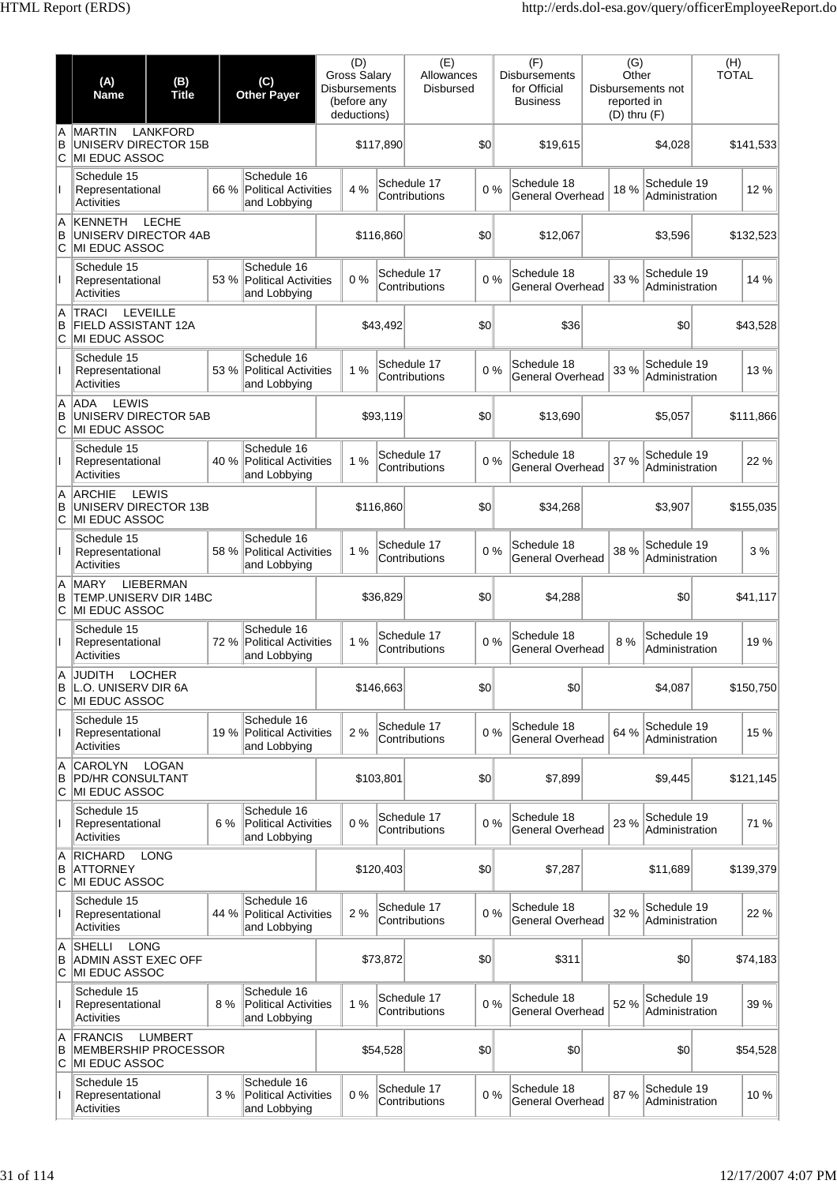| | (A) Name | (B) Title | (C) Other Payer | (D) Gross Salary Disbursements (before any deductions) | (E) Allowances Disbursed | (F) Disbursements for Official Business | (G) Other Disbursements not reported in (D) thru (F) | (H) TOTAL |
|---|---|---|---|---|---|---|---|---|
| A B C | MARTIN LANKFORD UNISERV DIRECTOR 15B MI EDUC ASSOC | | | $117,890 | $0 | $19,615 | $4,028 | $141,533 |
| I | Schedule 15 Representational Activities 66 % | Schedule 16 Political Activities and Lobbying 4 % | | Schedule 17 Contributions 0 % | | Schedule 18 General Overhead 18 % | Schedule 19 Administration 12 % | |
| A B C | KENNETH LECHE UNISERV DIRECTOR 4AB MI EDUC ASSOC | | | $116,860 | $0 | $12,067 | $3,596 | $132,523 |
| I | Schedule 15 Representational Activities 53 % | Schedule 16 Political Activities and Lobbying 0 % | | Schedule 17 Contributions 0 % | | Schedule 18 General Overhead 33 % | Schedule 19 Administration 14 % | |
| A B C | TRACI LEVEILLE FIELD ASSISTANT 12A MI EDUC ASSOC | | | $43,492 | $0 | $36 | $0 | $43,528 |
| I | Schedule 15 Representational Activities 53 % | Schedule 16 Political Activities and Lobbying 1 % | | Schedule 17 Contributions 0 % | | Schedule 18 General Overhead 33 % | Schedule 19 Administration 13 % | |
| A B C | ADA LEWIS UNISERV DIRECTOR 5AB MI EDUC ASSOC | | | $93,119 | $0 | $13,690 | $5,057 | $111,866 |
| I | Schedule 15 Representational Activities 40 % | Schedule 16 Political Activities and Lobbying 1 % | | Schedule 17 Contributions 0 % | | Schedule 18 General Overhead 37 % | Schedule 19 Administration 22 % | |
| A B C | ARCHIE LEWIS UNISERV DIRECTOR 13B MI EDUC ASSOC | | | $116,860 | $0 | $34,268 | $3,907 | $155,035 |
| I | Schedule 15 Representational Activities 58 % | Schedule 16 Political Activities and Lobbying 1 % | | Schedule 17 Contributions 0 % | | Schedule 18 General Overhead 38 % | Schedule 19 Administration 3 % | |
| A B C | MARY LIEBERMAN TEMP.UNISERV DIR 14BC MI EDUC ASSOC | | | $36,829 | $0 | $4,288 | $0 | $41,117 |
| I | Schedule 15 Representational Activities 72 % | Schedule 16 Political Activities and Lobbying 1 % | | Schedule 17 Contributions 0 % | | Schedule 18 General Overhead 8 % | Schedule 19 Administration 19 % | |
| A B C | JUDITH LOCHER L.O. UNISERV DIR 6A MI EDUC ASSOC | | | $146,663 | $0 | $0 | $4,087 | $150,750 |
| I | Schedule 15 Representational Activities 19 % | Schedule 16 Political Activities and Lobbying 2 % | | Schedule 17 Contributions 0 % | | Schedule 18 General Overhead 64 % | Schedule 19 Administration 15 % | |
| A B C | CAROLYN LOGAN PD/HR CONSULTANT MI EDUC ASSOC | | | $103,801 | $0 | $7,899 | $9,445 | $121,145 |
| I | Schedule 15 Representational Activities 6 % | Schedule 16 Political Activities and Lobbying 0 % | | Schedule 17 Contributions 0 % | | Schedule 18 General Overhead 23 % | Schedule 19 Administration 71 % | |
| A B C | RICHARD LONG ATTORNEY MI EDUC ASSOC | | | $120,403 | $0 | $7,287 | $11,689 | $139,379 |
| I | Schedule 15 Representational Activities 44 % | Schedule 16 Political Activities and Lobbying 2 % | | Schedule 17 Contributions 0 % | | Schedule 18 General Overhead 32 % | Schedule 19 Administration 22 % | |
| A B C | SHELLI LONG ADMIN ASST EXEC OFF MI EDUC ASSOC | | | $73,872 | $0 | $311 | $0 | $74,183 |
| I | Schedule 15 Representational Activities 8 % | Schedule 16 Political Activities and Lobbying 1 % | | Schedule 17 Contributions 0 % | | Schedule 18 General Overhead 52 % | Schedule 19 Administration 39 % | |
| A B C | FRANCIS LUMBERT MEMBERSHIP PROCESSOR MI EDUC ASSOC | | | $54,528 | $0 | $0 | $0 | $54,528 |
| I | Schedule 15 Representational Activities 3 % | Schedule 16 Political Activities and Lobbying 0 % | | Schedule 17 Contributions 0 % | | Schedule 18 General Overhead 87 % | Schedule 19 Administration 10 % | |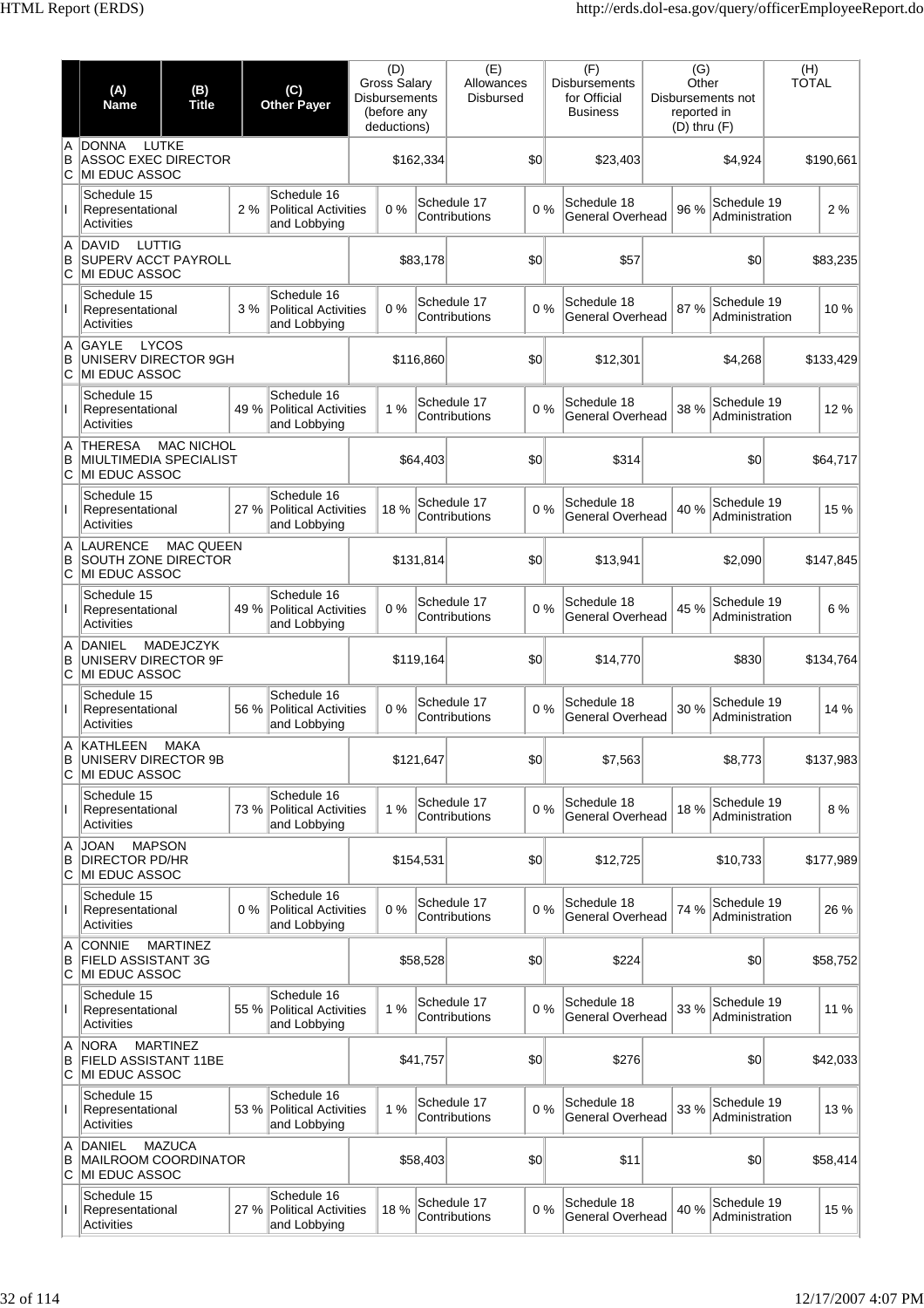| | (A) Name | (B) Title | (C) Other Payer | (D) Gross Salary Disbursements (before any deductions) | (E) Allowances Disbursed | (F) Disbursements for Official Business | (G) Other Disbursements not reported in (D) thru (F) | (H) TOTAL |
|---|---|---|---|---|---|---|---|---|
| A B C | DONNA LUTKE ASSOC EXEC DIRECTOR MI EDUC ASSOC | | | $162,334 | $0 | $23,403 | $4,924 | $190,661 |
| I | Schedule 15 Representational Activities 2 % | | Schedule 16 Political Activities and Lobbying 0 % | | Schedule 17 Contributions 0 % | Schedule 18 General Overhead 96 % | Schedule 19 Administration 2 % | |
| A B C | DAVID LUTTIG SUPERV ACCT PAYROLL MI EDUC ASSOC | | | $83,178 | $0 | $57 | $0 | $83,235 |
| I | Schedule 15 Representational Activities 3 % | | Schedule 16 Political Activities and Lobbying 0 % | | Schedule 17 Contributions 0 % | Schedule 18 General Overhead 87 % | Schedule 19 Administration 10 % | |
| A B C | GAYLE LYCOS UNISERV DIRECTOR 9GH MI EDUC ASSOC | | | $116,860 | $0 | $12,301 | $4,268 | $133,429 |
| I | Schedule 15 Representational Activities 49 % | | Schedule 16 Political Activities and Lobbying 1 % | | Schedule 17 Contributions 0 % | Schedule 18 General Overhead 38 % | Schedule 19 Administration 12 % | |
| A B C | THERESA MAC NICHOL MIULTIMEDIA SPECIALIST MI EDUC ASSOC | | | $64,403 | $0 | $314 | $0 | $64,717 |
| I | Schedule 15 Representational Activities 27 % | | Schedule 16 Political Activities and Lobbying 18 % | | Schedule 17 Contributions 0 % | Schedule 18 General Overhead 40 % | Schedule 19 Administration 15 % | |
| A B C | LAURENCE MAC QUEEN SOUTH ZONE DIRECTOR MI EDUC ASSOC | | | $131,814 | $0 | $13,941 | $2,090 | $147,845 |
| I | Schedule 15 Representational Activities 49 % | | Schedule 16 Political Activities and Lobbying 0 % | | Schedule 17 Contributions 0 % | Schedule 18 General Overhead 45 % | Schedule 19 Administration 6 % | |
| A B C | DANIEL MADEJCZYK UNISERV DIRECTOR 9F MI EDUC ASSOC | | | $119,164 | $0 | $14,770 | $830 | $134,764 |
| I | Schedule 15 Representational Activities 56 % | | Schedule 16 Political Activities and Lobbying 0 % | | Schedule 17 Contributions 0 % | Schedule 18 General Overhead 30 % | Schedule 19 Administration 14 % | |
| A B C | KATHLEEN MAKA UNISERV DIRECTOR 9B MI EDUC ASSOC | | | $121,647 | $0 | $7,563 | $8,773 | $137,983 |
| I | Schedule 15 Representational Activities 73 % | | Schedule 16 Political Activities and Lobbying 1 % | | Schedule 17 Contributions 0 % | Schedule 18 General Overhead 18 % | Schedule 19 Administration 8 % | |
| A B C | JOAN MAPSON DIRECTOR PD/HR MI EDUC ASSOC | | | $154,531 | $0 | $12,725 | $10,733 | $177,989 |
| I | Schedule 15 Representational Activities 0 % | | Schedule 16 Political Activities and Lobbying 0 % | | Schedule 17 Contributions 0 % | Schedule 18 General Overhead 74 % | Schedule 19 Administration 26 % | |
| A B C | CONNIE MARTINEZ FIELD ASSISTANT 3G MI EDUC ASSOC | | | $58,528 | $0 | $224 | $0 | $58,752 |
| I | Schedule 15 Representational Activities 55 % | | Schedule 16 Political Activities and Lobbying 1 % | | Schedule 17 Contributions 0 % | Schedule 18 General Overhead 33 % | Schedule 19 Administration 11 % | |
| A B C | NORA MARTINEZ FIELD ASSISTANT 11BE MI EDUC ASSOC | | | $41,757 | $0 | $276 | $0 | $42,033 |
| I | Schedule 15 Representational Activities 53 % | | Schedule 16 Political Activities and Lobbying 1 % | | Schedule 17 Contributions 0 % | Schedule 18 General Overhead 33 % | Schedule 19 Administration 13 % | |
| A B C | DANIEL MAZUCA MAILROOM COORDINATOR MI EDUC ASSOC | | | $58,403 | $0 | $11 | $0 | $58,414 |
| I | Schedule 15 Representational Activities 27 % | | Schedule 16 Political Activities and Lobbying 18 % | | Schedule 17 Contributions 0 % | Schedule 18 General Overhead 40 % | Schedule 19 Administration 15 % | |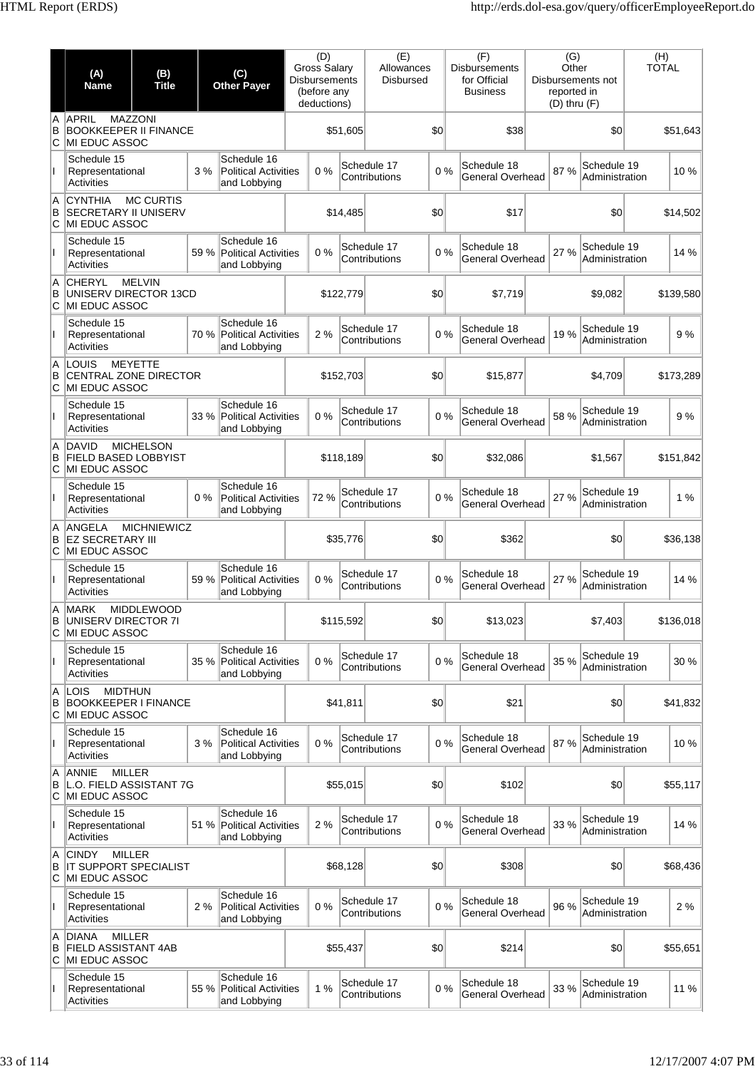| | (A) Name | (B) Title | (C) Other Payer | (D) Gross Salary Disbursements (before any deductions) | (E) Allowances Disbursed | (F) Disbursements for Official Business | (G) Other Disbursements not reported in (D) thru (F) | (H) TOTAL |
|---|---|---|---|---|---|---|---|---|
| A B C | APRIL MAZZONI BOOKKEEPER II FINANCE MI EDUC ASSOC | | | $51,605 | $0 | $38 | $0 | $51,643 |
| I | Schedule 15 Representational Activities 3 % | Schedule 16 Political Activities and Lobbying 0 % | | Schedule 17 Contributions 0 % | | Schedule 18 General Overhead 87 % | Schedule 19 Administration 10 % | |
| A B C | CYNTHIA MC CURTIS SECRETARY II UNISERV MI EDUC ASSOC | | | $14,485 | $0 | $17 | $0 | $14,502 |
| I | Schedule 15 Representational Activities 59 % | Schedule 16 Political Activities and Lobbying 0 % | | Schedule 17 Contributions 0 % | | Schedule 18 General Overhead 27 % | Schedule 19 Administration 14 % | |
| A B C | CHERYL MELVIN UNISERV DIRECTOR 13CD MI EDUC ASSOC | | | $122,779 | $0 | $7,719 | $9,082 | $139,580 |
| I | Schedule 15 Representational Activities 70 % | Schedule 16 Political Activities and Lobbying 2 % | | Schedule 17 Contributions 0 % | | Schedule 18 General Overhead 19 % | Schedule 19 Administration 9 % | |
| A B C | LOUIS MEYETTE CENTRAL ZONE DIRECTOR MI EDUC ASSOC | | | $152,703 | $0 | $15,877 | $4,709 | $173,289 |
| I | Schedule 15 Representational Activities 33 % | Schedule 16 Political Activities and Lobbying 0 % | | Schedule 17 Contributions 0 % | | Schedule 18 General Overhead 58 % | Schedule 19 Administration 9 % | |
| A B C | DAVID MICHELSON FIELD BASED LOBBYIST MI EDUC ASSOC | | | $118,189 | $0 | $32,086 | $1,567 | $151,842 |
| I | Schedule 15 Representational Activities 0 % | Schedule 16 Political Activities and Lobbying 72 % | | Schedule 17 Contributions 0 % | | Schedule 18 General Overhead 27 % | Schedule 19 Administration 1 % | |
| A B C | ANGELA MICHNIEWICZ EZ SECRETARY III MI EDUC ASSOC | | | $35,776 | $0 | $362 | $0 | $36,138 |
| I | Schedule 15 Representational Activities 59 % | Schedule 16 Political Activities and Lobbying 0 % | | Schedule 17 Contributions 0 % | | Schedule 18 General Overhead 27 % | Schedule 19 Administration 14 % | |
| A B C | MARK MIDDLEWOOD UNISERV DIRECTOR 7I MI EDUC ASSOC | | | $115,592 | $0 | $13,023 | $7,403 | $136,018 |
| I | Schedule 15 Representational Activities 35 % | Schedule 16 Political Activities and Lobbying 0 % | | Schedule 17 Contributions 0 % | | Schedule 18 General Overhead 35 % | Schedule 19 Administration 30 % | |
| A B C | LOIS MIDTHUN BOOKKEEPER I FINANCE MI EDUC ASSOC | | | $41,811 | $0 | $21 | $0 | $41,832 |
| I | Schedule 15 Representational Activities 3 % | Schedule 16 Political Activities and Lobbying 0 % | | Schedule 17 Contributions 0 % | | Schedule 18 General Overhead 87 % | Schedule 19 Administration 10 % | |
| A B C | ANNIE MILLER L.O. FIELD ASSISTANT 7G MI EDUC ASSOC | | | $55,015 | $0 | $102 | $0 | $55,117 |
| I | Schedule 15 Representational Activities 51 % | Schedule 16 Political Activities and Lobbying 2 % | | Schedule 17 Contributions 0 % | | Schedule 18 General Overhead 33 % | Schedule 19 Administration 14 % | |
| A B C | CINDY MILLER IT SUPPORT SPECIALIST MI EDUC ASSOC | | | $68,128 | $0 | $308 | $0 | $68,436 |
| I | Schedule 15 Representational Activities 2 % | Schedule 16 Political Activities and Lobbying 0 % | | Schedule 17 Contributions 0 % | | Schedule 18 General Overhead 96 % | Schedule 19 Administration 2 % | |
| A B C | DIANA MILLER FIELD ASSISTANT 4AB MI EDUC ASSOC | | | $55,437 | $0 | $214 | $0 | $55,651 |
| I | Schedule 15 Representational Activities 55 % | Schedule 16 Political Activities and Lobbying 1 % | | Schedule 17 Contributions 0 % | | Schedule 18 General Overhead 33 % | Schedule 19 Administration 11 % | |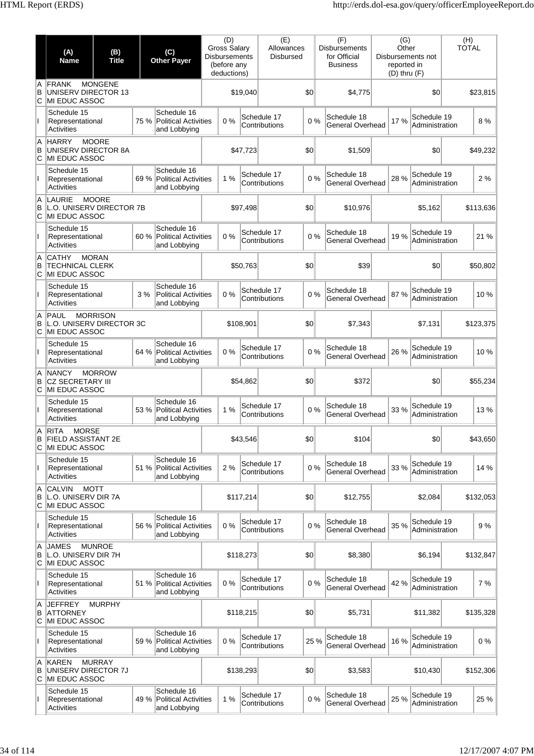| | (A) Name | (B) Title | (C) Other Payer | (D) Gross Salary Disbursements (before any deductions) | (E) Allowances Disbursed | (F) Disbursements for Official Business | (G) Other Disbursements not reported in (D) thru (F) | (H) TOTAL |
|---|---|---|---|---|---|---|---|---|
| A B C | FRANK MONGENE UNISERV DIRECTOR 13 MI EDUC ASSOC | | | $19,040 | $0 | $4,775 | $0 | $23,815 |
| I | Schedule 15 Representational Activities 75 % | Schedule 16 Political Activities and Lobbying 0 % | Schedule 17 Contributions 0 % | Schedule 18 General Overhead 17 % | Schedule 19 Administration 8 % | | | |
| A B C | HARRY MOORE UNISERV DIRECTOR 8A MI EDUC ASSOC | | | $47,723 | $0 | $1,509 | $0 | $49,232 |
| I | Schedule 15 Representational Activities 69 % | Schedule 16 Political Activities and Lobbying 1 % | Schedule 17 Contributions 0 % | Schedule 18 General Overhead 28 % | Schedule 19 Administration 2 % | | | |
| A B C | LAURIE MOORE L.O. UNISERV DIRECTOR 7B MI EDUC ASSOC | | | $97,498 | $0 | $10,976 | $5,162 | $113,636 |
| I | Schedule 15 Representational Activities 60 % | Schedule 16 Political Activities and Lobbying 0 % | Schedule 17 Contributions 0 % | Schedule 18 General Overhead 19 % | Schedule 19 Administration 21 % | | | |
| A B C | CATHY MORAN TECHNICAL CLERK MI EDUC ASSOC | | | $50,763 | $0 | $39 | $0 | $50,802 |
| I | Schedule 15 Representational Activities 3 % | Schedule 16 Political Activities and Lobbying 0 % | Schedule 17 Contributions 0 % | Schedule 18 General Overhead 87 % | Schedule 19 Administration 10 % | | | |
| A B C | PAUL MORRISON L.O. UNISERV DIRECTOR 3C MI EDUC ASSOC | | | $108,901 | $0 | $7,343 | $7,131 | $123,375 |
| I | Schedule 15 Representational Activities 64 % | Schedule 16 Political Activities and Lobbying 0 % | Schedule 17 Contributions 0 % | Schedule 18 General Overhead 26 % | Schedule 19 Administration 10 % | | | |
| A B C | NANCY MORROW CZ SECRETARY III MI EDUC ASSOC | | | $54,862 | $0 | $372 | $0 | $55,234 |
| I | Schedule 15 Representational Activities 53 % | Schedule 16 Political Activities and Lobbying 1 % | Schedule 17 Contributions 0 % | Schedule 18 General Overhead 33 % | Schedule 19 Administration 13 % | | | |
| A B C | RITA MORSE FIELD ASSISTANT 2E MI EDUC ASSOC | | | $43,546 | $0 | $104 | $0 | $43,650 |
| I | Schedule 15 Representational Activities 51 % | Schedule 16 Political Activities and Lobbying 2 % | Schedule 17 Contributions 0 % | Schedule 18 General Overhead 33 % | Schedule 19 Administration 14 % | | | |
| A B C | CALVIN MOTT L.O. UNISERV DIR 7A MI EDUC ASSOC | | | $117,214 | $0 | $12,755 | $2,084 | $132,053 |
| I | Schedule 15 Representational Activities 56 % | Schedule 16 Political Activities and Lobbying 0 % | Schedule 17 Contributions 0 % | Schedule 18 General Overhead 35 % | Schedule 19 Administration 9 % | | | |
| A B C | JAMES MUNROE L.O. UNISERV DIR 7H MI EDUC ASSOC | | | $118,273 | $0 | $8,380 | $6,194 | $132,847 |
| I | Schedule 15 Representational Activities 51 % | Schedule 16 Political Activities and Lobbying 0 % | Schedule 17 Contributions 0 % | Schedule 18 General Overhead 42 % | Schedule 19 Administration 7 % | | | |
| A B C | JEFFREY MURPHY ATTORNEY MI EDUC ASSOC | | | $118,215 | $0 | $5,731 | $11,382 | $135,328 |
| I | Schedule 15 Representational Activities 59 % | Schedule 16 Political Activities and Lobbying 0 % | Schedule 17 Contributions 25 % | Schedule 18 General Overhead 16 % | Schedule 19 Administration 0 % | | | |
| A B C | KAREN MURRAY UNISERV DIRECTOR 7J MI EDUC ASSOC | | | $138,293 | $0 | $3,583 | $10,430 | $152,306 |
| I | Schedule 15 Representational Activities 49 % | Schedule 16 Political Activities and Lobbying 1 % | Schedule 17 Contributions 0 % | Schedule 18 General Overhead 25 % | Schedule 19 Administration 25 % | | | |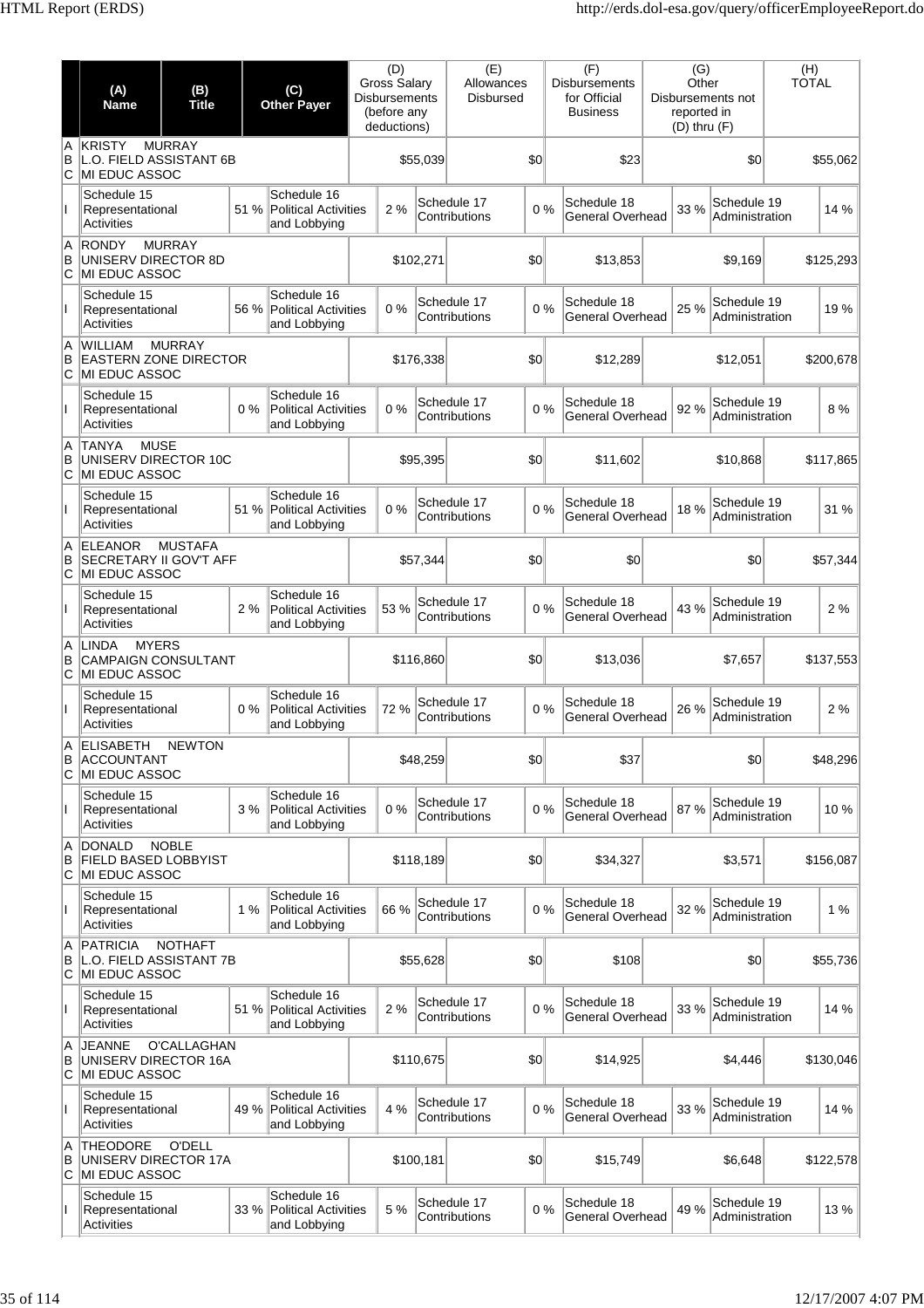| | (A) Name | (B) Title | (C) Other Payer | (D) Gross Salary Disbursements (before any deductions) | (E) Allowances Disbursed | (F) Disbursements for Official Business | (G) Other Disbursements not reported in (D) thru (F) | (H) TOTAL |
|---|---|---|---|---|---|---|---|---|
| A B C | KRISTY MURRAY | L.O. FIELD ASSISTANT 6B | MI EDUC ASSOC | $55,039 | $0 | $23 | $0 | $55,062 |
| I | Schedule 15 Representational Activities 51 % | Schedule 16 Political Activities and Lobbying 2 % | Schedule 17 Contributions 0 % | Schedule 18 General Overhead 33 % | Schedule 19 Administration 14 % | | | |
| A B C | RONDY MURRAY | UNISERV DIRECTOR 8D | MI EDUC ASSOC | $102,271 | $0 | $13,853 | $9,169 | $125,293 |
| I | Schedule 15 Representational Activities 56 % | Schedule 16 Political Activities and Lobbying 0 % | Schedule 17 Contributions 0 % | Schedule 18 General Overhead 25 % | Schedule 19 Administration 19 % | | | |
| A B C | WILLIAM MURRAY | EASTERN ZONE DIRECTOR | MI EDUC ASSOC | $176,338 | $0 | $12,289 | $12,051 | $200,678 |
| I | Schedule 15 Representational Activities 0 % | Schedule 16 Political Activities and Lobbying 0 % | Schedule 17 Contributions 0 % | Schedule 18 General Overhead 92 % | Schedule 19 Administration 8 % | | | |
| A B C | TANYA MUSE | UNISERV DIRECTOR 10C | MI EDUC ASSOC | $95,395 | $0 | $11,602 | $10,868 | $117,865 |
| I | Schedule 15 Representational Activities 51 % | Schedule 16 Political Activities and Lobbying 0 % | Schedule 17 Contributions 0 % | Schedule 18 General Overhead 18 % | Schedule 19 Administration 31 % | | | |
| A B C | ELEANOR MUSTAFA | SECRETARY II GOV'T AFF | MI EDUC ASSOC | $57,344 | $0 | $0 | $0 | $57,344 |
| I | Schedule 15 Representational Activities 2 % | Schedule 16 Political Activities and Lobbying 53 % | Schedule 17 Contributions 0 % | Schedule 18 General Overhead 43 % | Schedule 19 Administration 2 % | | | |
| A B C | LINDA MYERS | CAMPAIGN CONSULTANT | MI EDUC ASSOC | $116,860 | $0 | $13,036 | $7,657 | $137,553 |
| I | Schedule 15 Representational Activities 0 % | Schedule 16 Political Activities and Lobbying 72 % | Schedule 17 Contributions 0 % | Schedule 18 General Overhead 26 % | Schedule 19 Administration 2 % | | | |
| A B C | ELISABETH NEWTON | ACCOUNTANT | MI EDUC ASSOC | $48,259 | $0 | $37 | $0 | $48,296 |
| I | Schedule 15 Representational Activities 3 % | Schedule 16 Political Activities and Lobbying 0 % | Schedule 17 Contributions 0 % | Schedule 18 General Overhead 87 % | Schedule 19 Administration 10 % | | | |
| A B C | DONALD NOBLE | FIELD BASED LOBBYIST | MI EDUC ASSOC | $118,189 | $0 | $34,327 | $3,571 | $156,087 |
| I | Schedule 15 Representational Activities 1 % | Schedule 16 Political Activities and Lobbying 66 % | Schedule 17 Contributions 0 % | Schedule 18 General Overhead 32 % | Schedule 19 Administration 1 % | | | |
| A B C | PATRICIA NOTHAFT | L.O. FIELD ASSISTANT 7B | MI EDUC ASSOC | $55,628 | $0 | $108 | $0 | $55,736 |
| I | Schedule 15 Representational Activities 51 % | Schedule 16 Political Activities and Lobbying 2 % | Schedule 17 Contributions 0 % | Schedule 18 General Overhead 33 % | Schedule 19 Administration 14 % | | | |
| A B C | JEANNE O'CALLAGHAN | UNISERV DIRECTOR 16A | MI EDUC ASSOC | $110,675 | $0 | $14,925 | $4,446 | $130,046 |
| I | Schedule 15 Representational Activities 49 % | Schedule 16 Political Activities and Lobbying 4 % | Schedule 17 Contributions 0 % | Schedule 18 General Overhead 33 % | Schedule 19 Administration 14 % | | | |
| A B C | THEODORE O'DELL | UNISERV DIRECTOR 17A | MI EDUC ASSOC | $100,181 | $0 | $15,749 | $6,648 | $122,578 |
| I | Schedule 15 Representational Activities 33 % | Schedule 16 Political Activities and Lobbying 5 % | Schedule 17 Contributions 0 % | Schedule 18 General Overhead 49 % | Schedule 19 Administration 13 % | | | |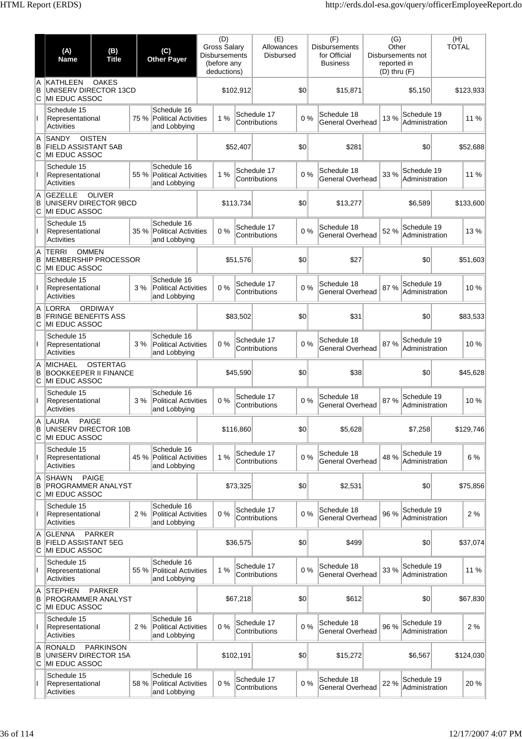| | (A) Name | (B) Title | (C) Other Payer | (D) Gross Salary Disbursements (before any deductions) | (E) Allowances Disbursed | (F) Disbursements for Official Business | (G) Other Disbursements not reported in (D) thru (F) | (H) TOTAL |
|---|---|---|---|---|---|---|---|---|
| A B C | KATHLEEN OAKES | UNISERV DIRECTOR 13CD | MI EDUC ASSOC | $102,912 | $0 | $15,871 | $5,150 | $123,933 |
| I | Schedule 15 Representational Activities 75 % | Schedule 16 Political Activities and Lobbying 1 % | Schedule 17 Contributions 0 % | Schedule 18 General Overhead 13 % | Schedule 19 Administration 11 % | | | |
| A B C | SANDY OISTEN | FIELD ASSISTANT 5AB | MI EDUC ASSOC | $52,407 | $0 | $281 | $0 | $52,688 |
| I | Schedule 15 Representational Activities 55 % | Schedule 16 Political Activities and Lobbying 1 % | Schedule 17 Contributions 0 % | Schedule 18 General Overhead 33 % | Schedule 19 Administration 11 % | | | |
| A B C | GEZELLE OLIVER | UNISERV DIRECTOR 9BCD | MI EDUC ASSOC | $113,734 | $0 | $13,277 | $6,589 | $133,600 |
| I | Schedule 15 Representational Activities 35 % | Schedule 16 Political Activities and Lobbying 0 % | Schedule 17 Contributions 0 % | Schedule 18 General Overhead 52 % | Schedule 19 Administration 13 % | | | |
| A B C | TERRI OMMEN | MEMBERSHIP PROCESSOR | MI EDUC ASSOC | $51,576 | $0 | $27 | $0 | $51,603 |
| I | Schedule 15 Representational Activities 3 % | Schedule 16 Political Activities and Lobbying 0 % | Schedule 17 Contributions 0 % | Schedule 18 General Overhead 87 % | Schedule 19 Administration 10 % | | | |
| A B C | LORRA ORDIWAY | FRINGE BENEFITS ASS | MI EDUC ASSOC | $83,502 | $0 | $31 | $0 | $83,533 |
| I | Schedule 15 Representational Activities 3 % | Schedule 16 Political Activities and Lobbying 0 % | Schedule 17 Contributions 0 % | Schedule 18 General Overhead 87 % | Schedule 19 Administration 10 % | | | |
| A B C | MICHAEL OSTERTAG | BOOKKEEPER II FINANCE | MI EDUC ASSOC | $45,590 | $0 | $38 | $0 | $45,628 |
| I | Schedule 15 Representational Activities 3 % | Schedule 16 Political Activities and Lobbying 0 % | Schedule 17 Contributions 0 % | Schedule 18 General Overhead 87 % | Schedule 19 Administration 10 % | | | |
| A B C | LAURA PAIGE | UNISERV DIRECTOR 10B | MI EDUC ASSOC | $116,860 | $0 | $5,628 | $7,258 | $129,746 |
| I | Schedule 15 Representational Activities 45 % | Schedule 16 Political Activities and Lobbying 1 % | Schedule 17 Contributions 0 % | Schedule 18 General Overhead 48 % | Schedule 19 Administration 6 % | | | |
| A B C | SHAWN PAIGE | PROGRAMMER ANALYST | MI EDUC ASSOC | $73,325 | $0 | $2,531 | $0 | $75,856 |
| I | Schedule 15 Representational Activities 2 % | Schedule 16 Political Activities and Lobbying 0 % | Schedule 17 Contributions 0 % | Schedule 18 General Overhead 96 % | Schedule 19 Administration 2 % | | | |
| A B C | GLENNA PARKER | FIELD ASSISTANT 5EG | MI EDUC ASSOC | $36,575 | $0 | $499 | $0 | $37,074 |
| I | Schedule 15 Representational Activities 55 % | Schedule 16 Political Activities and Lobbying 1 % | Schedule 17 Contributions 0 % | Schedule 18 General Overhead 33 % | Schedule 19 Administration 11 % | | | |
| A B C | STEPHEN PARKER | PROGRAMMER ANALYST | MI EDUC ASSOC | $67,218 | $0 | $612 | $0 | $67,830 |
| I | Schedule 15 Representational Activities 2 % | Schedule 16 Political Activities and Lobbying 0 % | Schedule 17 Contributions 0 % | Schedule 18 General Overhead 96 % | Schedule 19 Administration 2 % | | | |
| A B C | RONALD PARKINSON | UNISERV DIRECTOR 15A | MI EDUC ASSOC | $102,191 | $0 | $15,272 | $6,567 | $124,030 |
| I | Schedule 15 Representational Activities 58 % | Schedule 16 Political Activities and Lobbying 0 % | Schedule 17 Contributions 0 % | Schedule 18 General Overhead 22 % | Schedule 19 Administration 20 % | | | |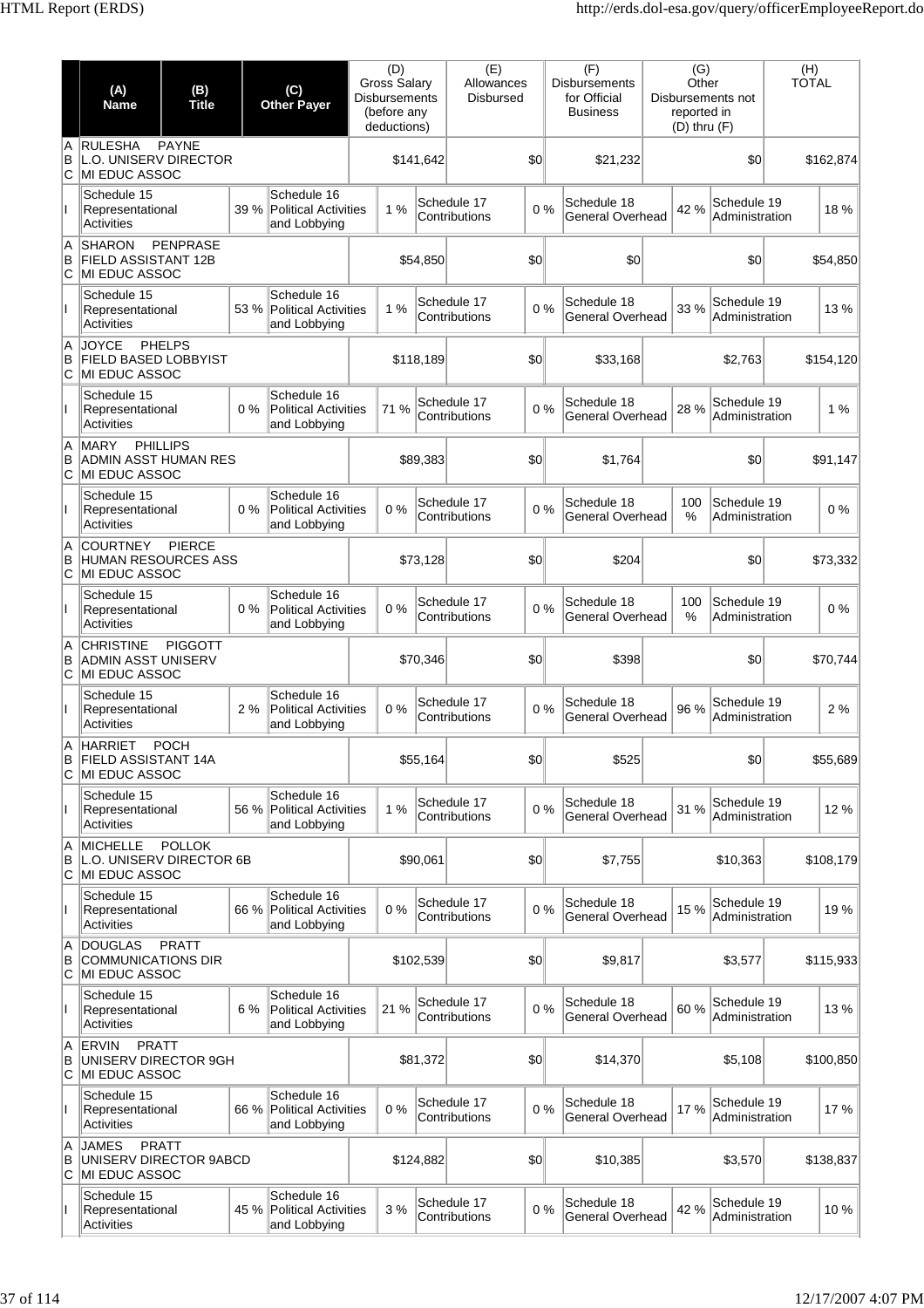| | (A) Name | (B) Title | (C) Other Payer | (D) Gross Salary Disbursements (before any deductions) | (E) Allowances Disbursed | (F) Disbursements for Official Business | (G) Other Disbursements not reported in (D) thru (F) | (H) TOTAL |
|---|---|---|---|---|---|---|---|---|
| A B C | RULESHA PAYNE<br>L.O. UNISERV DIRECTOR<br>MI EDUC ASSOC | | | $141,642 | $0 | $21,232 | $0 | $162,874 |
| I | Schedule 15 Representational Activities 39 % | Schedule 16 Political Activities and Lobbying 1 % | Schedule 17 Contributions 0 % | Schedule 18 General Overhead 42 % | Schedule 19 Administration 18 % | | | |
| A B C | SHARON PENPRASE<br>FIELD ASSISTANT 12B<br>MI EDUC ASSOC | | | $54,850 | $0 | $0 | $0 | $54,850 |
| I | Schedule 15 Representational Activities 53 % | Schedule 16 Political Activities and Lobbying 1 % | Schedule 17 Contributions 0 % | Schedule 18 General Overhead 33 % | Schedule 19 Administration 13 % | | | |
| A B C | JOYCE PHELPS<br>FIELD BASED LOBBYIST<br>MI EDUC ASSOC | | | $118,189 | $0 | $33,168 | $2,763 | $154,120 |
| I | Schedule 15 Representational Activities 0 % | Schedule 16 Political Activities and Lobbying 71 % | Schedule 17 Contributions 0 % | Schedule 18 General Overhead 28 % | Schedule 19 Administration 1 % | | | |
| A B C | MARY PHILLIPS<br>ADMIN ASST HUMAN RES<br>MI EDUC ASSOC | | | $89,383 | $0 | $1,764 | $0 | $91,147 |
| I | Schedule 15 Representational Activities 0 % | Schedule 16 Political Activities and Lobbying 0 % | Schedule 17 Contributions 0 % | Schedule 18 General Overhead 100 % | Schedule 19 Administration 0 % | | | |
| A B C | COURTNEY PIERCE<br>HUMAN RESOURCES ASS<br>MI EDUC ASSOC | | | $73,128 | $0 | $204 | $0 | $73,332 |
| I | Schedule 15 Representational Activities 0 % | Schedule 16 Political Activities and Lobbying 0 % | Schedule 17 Contributions 0 % | Schedule 18 General Overhead 100 % | Schedule 19 Administration 0 % | | | |
| A B C | CHRISTINE PIGGOTT<br>ADMIN ASST UNISERV<br>MI EDUC ASSOC | | | $70,346 | $0 | $398 | $0 | $70,744 |
| I | Schedule 15 Representational Activities 2 % | Schedule 16 Political Activities and Lobbying 0 % | Schedule 17 Contributions 0 % | Schedule 18 General Overhead 96 % | Schedule 19 Administration 2 % | | | |
| A B C | HARRIET POCH<br>FIELD ASSISTANT 14A<br>MI EDUC ASSOC | | | $55,164 | $0 | $525 | $0 | $55,689 |
| I | Schedule 15 Representational Activities 56 % | Schedule 16 Political Activities and Lobbying 1 % | Schedule 17 Contributions 0 % | Schedule 18 General Overhead 31 % | Schedule 19 Administration 12 % | | | |
| A B C | MICHELLE POLLOK<br>L.O. UNISERV DIRECTOR 6B<br>MI EDUC ASSOC | | | $90,061 | $0 | $7,755 | $10,363 | $108,179 |
| I | Schedule 15 Representational Activities 66 % | Schedule 16 Political Activities and Lobbying 0 % | Schedule 17 Contributions 0 % | Schedule 18 General Overhead 15 % | Schedule 19 Administration 19 % | | | |
| A B C | DOUGLAS PRATT<br>COMMUNICATIONS DIR<br>MI EDUC ASSOC | | | $102,539 | $0 | $9,817 | $3,577 | $115,933 |
| I | Schedule 15 Representational Activities 6 % | Schedule 16 Political Activities and Lobbying 21 % | Schedule 17 Contributions 0 % | Schedule 18 General Overhead 60 % | Schedule 19 Administration 13 % | | | |
| A B C | ERVIN PRATT<br>UNISERV DIRECTOR 9GH<br>MI EDUC ASSOC | | | $81,372 | $0 | $14,370 | $5,108 | $100,850 |
| I | Schedule 15 Representational Activities 66 % | Schedule 16 Political Activities and Lobbying 0 % | Schedule 17 Contributions 0 % | Schedule 18 General Overhead 17 % | Schedule 19 Administration 17 % | | | |
| A B C | JAMES PRATT<br>UNISERV DIRECTOR 9ABCD<br>MI EDUC ASSOC | | | $124,882 | $0 | $10,385 | $3,570 | $138,837 |
| I | Schedule 15 Representational Activities 45 % | Schedule 16 Political Activities and Lobbying 3 % | Schedule 17 Contributions 0 % | Schedule 18 General Overhead 42 % | Schedule 19 Administration 10 % | | | |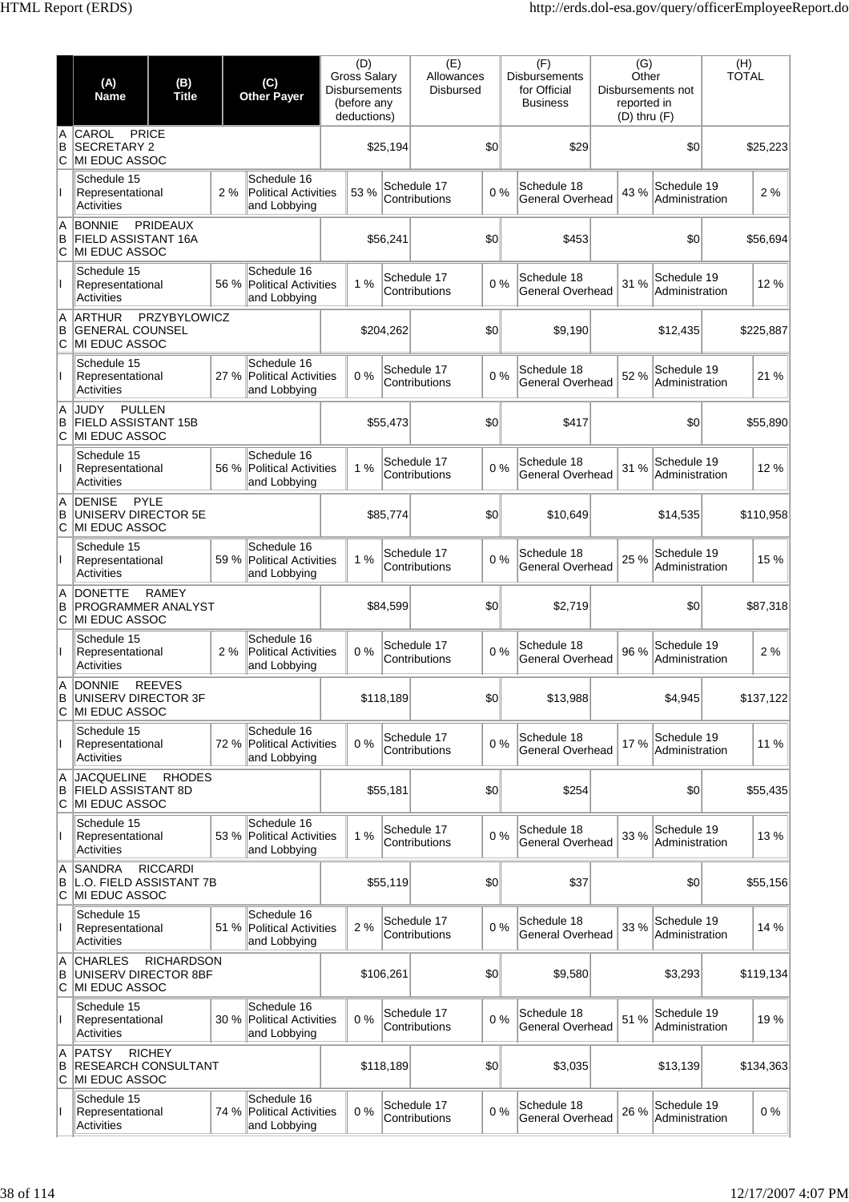| | (A) Name | (B) Title | (C) Other Payer | (D) Gross Salary Disbursements (before any deductions) | (E) Allowances Disbursed | (F) Disbursements for Official Business | (G) Other Disbursements not reported in (D) thru (F) | (H) TOTAL |
|---|---|---|---|---|---|---|---|---|
| A B C | CAROL PRICE SECRETARY 2 MI EDUC ASSOC | | | $25,194 | $0 | $29 | $0 | $25,223 |
| I | Schedule 15 Representational Activities 2 % | Schedule 16 Political Activities and Lobbying 53 % | | Schedule 17 Contributions 0 % | | Schedule 18 General Overhead 43 % | Schedule 19 Administration 2 % | |
| A B C | BONNIE PRIDEAUX FIELD ASSISTANT 16A MI EDUC ASSOC | | | $56,241 | $0 | $453 | $0 | $56,694 |
| I | Schedule 15 Representational Activities 56 % | Schedule 16 Political Activities and Lobbying 1 % | | Schedule 17 Contributions 0 % | | Schedule 18 General Overhead 31 % | Schedule 19 Administration 12 % | |
| A B C | ARTHUR PRZYBYLOWICZ GENERAL COUNSEL MI EDUC ASSOC | | | $204,262 | $0 | $9,190 | $12,435 | $225,887 |
| I | Schedule 15 Representational Activities 27 % | Schedule 16 Political Activities and Lobbying 0 % | | Schedule 17 Contributions 0 % | | Schedule 18 General Overhead 52 % | Schedule 19 Administration 21 % | |
| A B C | JUDY PULLEN FIELD ASSISTANT 15B MI EDUC ASSOC | | | $55,473 | $0 | $417 | $0 | $55,890 |
| I | Schedule 15 Representational Activities 56 % | Schedule 16 Political Activities and Lobbying 1 % | | Schedule 17 Contributions 0 % | | Schedule 18 General Overhead 31 % | Schedule 19 Administration 12 % | |
| A B C | DENISE PYLE UNISERV DIRECTOR 5E MI EDUC ASSOC | | | $85,774 | $0 | $10,649 | $14,535 | $110,958 |
| I | Schedule 15 Representational Activities 59 % | Schedule 16 Political Activities and Lobbying 1 % | | Schedule 17 Contributions 0 % | | Schedule 18 General Overhead 25 % | Schedule 19 Administration 15 % | |
| A B C | DONETTE RAMEY PROGRAMMER ANALYST MI EDUC ASSOC | | | $84,599 | $0 | $2,719 | $0 | $87,318 |
| I | Schedule 15 Representational Activities 2 % | Schedule 16 Political Activities and Lobbying 0 % | | Schedule 17 Contributions 0 % | | Schedule 18 General Overhead 96 % | Schedule 19 Administration 2 % | |
| A B C | DONNIE REEVES UNISERV DIRECTOR 3F MI EDUC ASSOC | | | $118,189 | $0 | $13,988 | $4,945 | $137,122 |
| I | Schedule 15 Representational Activities 72 % | Schedule 16 Political Activities and Lobbying 0 % | | Schedule 17 Contributions 0 % | | Schedule 18 General Overhead 17 % | Schedule 19 Administration 11 % | |
| A B C | JACQUELINE RHODES FIELD ASSISTANT 8D MI EDUC ASSOC | | | $55,181 | $0 | $254 | $0 | $55,435 |
| I | Schedule 15 Representational Activities 53 % | Schedule 16 Political Activities and Lobbying 1 % | | Schedule 17 Contributions 0 % | | Schedule 18 General Overhead 33 % | Schedule 19 Administration 13 % | |
| A B C | SANDRA RICCARDI L.O. FIELD ASSISTANT 7B MI EDUC ASSOC | | | $55,119 | $0 | $37 | $0 | $55,156 |
| I | Schedule 15 Representational Activities 51 % | Schedule 16 Political Activities and Lobbying 2 % | | Schedule 17 Contributions 0 % | | Schedule 18 General Overhead 33 % | Schedule 19 Administration 14 % | |
| A B C | CHARLES RICHARDSON UNISERV DIRECTOR 8BF MI EDUC ASSOC | | | $106,261 | $0 | $9,580 | $3,293 | $119,134 |
| I | Schedule 15 Representational Activities 30 % | Schedule 16 Political Activities and Lobbying 0 % | | Schedule 17 Contributions 0 % | | Schedule 18 General Overhead 51 % | Schedule 19 Administration 19 % | |
| A B C | PATSY RICHEY RESEARCH CONSULTANT MI EDUC ASSOC | | | $118,189 | $0 | $3,035 | $13,139 | $134,363 |
| I | Schedule 15 Representational Activities 74 % | Schedule 16 Political Activities and Lobbying 0 % | | Schedule 17 Contributions 0 % | | Schedule 18 General Overhead 26 % | Schedule 19 Administration 0 % | |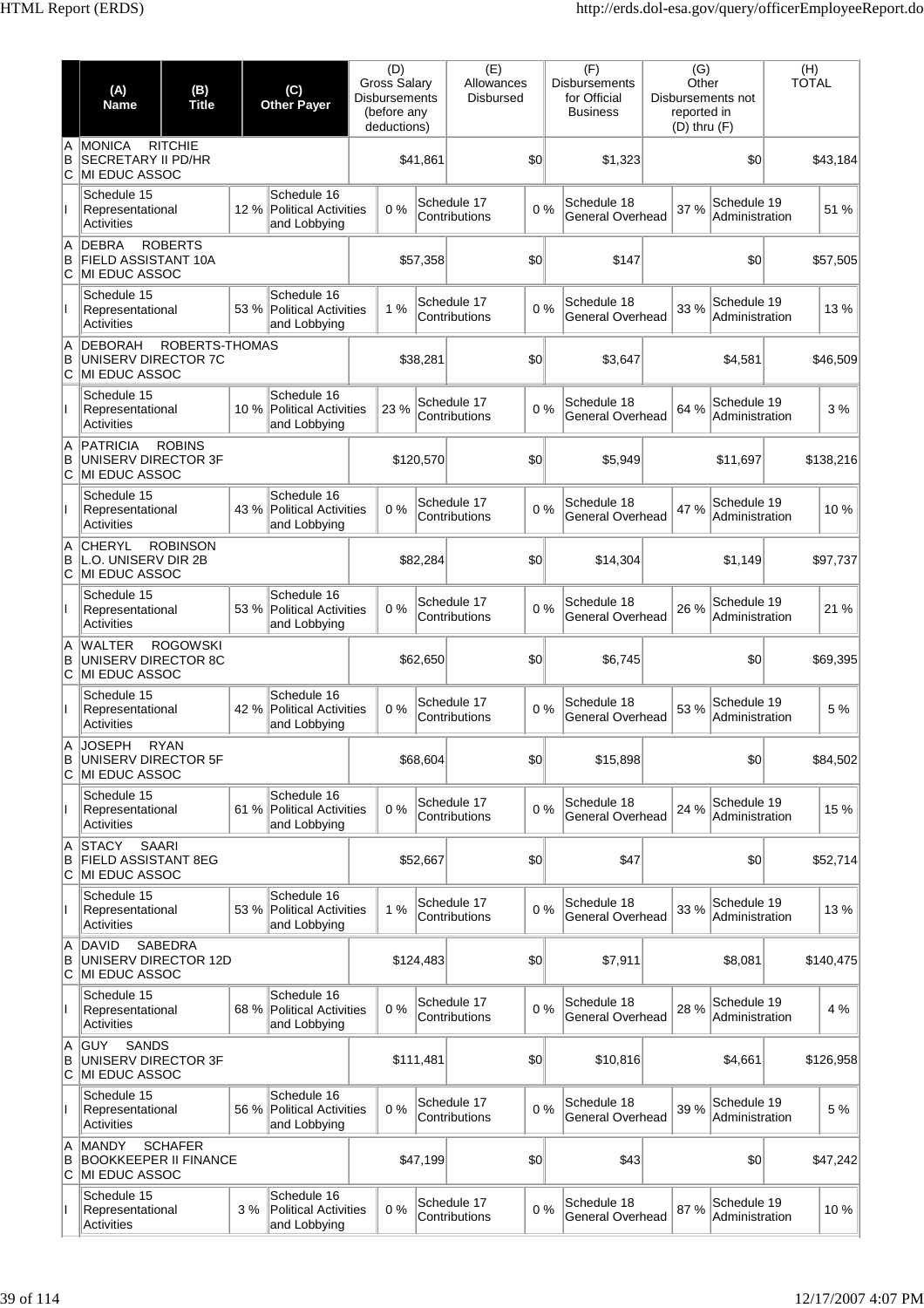| | (A) Name | (B) Title | (C) Other Payer | (D) Gross Salary Disbursements (before any deductions) | (E) Allowances Disbursed | (F) Disbursements for Official Business | (G) Other Disbursements not reported in (D) thru (F) | (H) TOTAL |
|---|---|---|---|---|---|---|---|---|
| A B C | MONICA RITCHIE | SECRETARY II PD/HR | MI EDUC ASSOC | $41,861 | $0 | $1,323 | $0 | $43,184 |
| I | Schedule 15 Representational Activities 12 % | Schedule 16 Political Activities and Lobbying 0 % | Schedule 17 Contributions 0 % | Schedule 18 General Overhead 37 % | Schedule 19 Administration 51 % | | | |
| A B C | DEBRA ROBERTS | FIELD ASSISTANT 10A | MI EDUC ASSOC | $57,358 | $0 | $147 | $0 | $57,505 |
| I | Schedule 15 Representational Activities 53 % | Schedule 16 Political Activities and Lobbying 1 % | Schedule 17 Contributions 0 % | Schedule 18 General Overhead 33 % | Schedule 19 Administration 13 % | | | |
| A B C | DEBORAH ROBERTS-THOMAS | UNISERV DIRECTOR 7C | MI EDUC ASSOC | $38,281 | $0 | $3,647 | $4,581 | $46,509 |
| I | Schedule 15 Representational Activities 10 % | Schedule 16 Political Activities and Lobbying 23 % | Schedule 17 Contributions 0 % | Schedule 18 General Overhead 64 % | Schedule 19 Administration 3 % | | | |
| A B C | PATRICIA ROBINS | UNISERV DIRECTOR 3F | MI EDUC ASSOC | $120,570 | $0 | $5,949 | $11,697 | $138,216 |
| I | Schedule 15 Representational Activities 43 % | Schedule 16 Political Activities and Lobbying 0 % | Schedule 17 Contributions 0 % | Schedule 18 General Overhead 47 % | Schedule 19 Administration 10 % | | | |
| A B C | CHERYL ROBINSON | L.O. UNISERV DIR 2B | MI EDUC ASSOC | $82,284 | $0 | $14,304 | $1,149 | $97,737 |
| I | Schedule 15 Representational Activities 53 % | Schedule 16 Political Activities and Lobbying 0 % | Schedule 17 Contributions 0 % | Schedule 18 General Overhead 26 % | Schedule 19 Administration 21 % | | | |
| A B C | WALTER ROGOWSKI | UNISERV DIRECTOR 8C | MI EDUC ASSOC | $62,650 | $0 | $6,745 | $0 | $69,395 |
| I | Schedule 15 Representational Activities 42 % | Schedule 16 Political Activities and Lobbying 0 % | Schedule 17 Contributions 0 % | Schedule 18 General Overhead 53 % | Schedule 19 Administration 5 % | | | |
| A B C | JOSEPH RYAN | UNISERV DIRECTOR 5F | MI EDUC ASSOC | $68,604 | $0 | $15,898 | $0 | $84,502 |
| I | Schedule 15 Representational Activities 61 % | Schedule 16 Political Activities and Lobbying 0 % | Schedule 17 Contributions 0 % | Schedule 18 General Overhead 24 % | Schedule 19 Administration 15 % | | | |
| A B C | STACY SAARI | FIELD ASSISTANT 8EG | MI EDUC ASSOC | $52,667 | $0 | $47 | $0 | $52,714 |
| I | Schedule 15 Representational Activities 53 % | Schedule 16 Political Activities and Lobbying 1 % | Schedule 17 Contributions 0 % | Schedule 18 General Overhead 33 % | Schedule 19 Administration 13 % | | | |
| A B C | DAVID SABEDRA | UNISERV DIRECTOR 12D | MI EDUC ASSOC | $124,483 | $0 | $7,911 | $8,081 | $140,475 |
| I | Schedule 15 Representational Activities 68 % | Schedule 16 Political Activities and Lobbying 0 % | Schedule 17 Contributions 0 % | Schedule 18 General Overhead 28 % | Schedule 19 Administration 4 % | | | |
| A B C | GUY SANDS | UNISERV DIRECTOR 3F | MI EDUC ASSOC | $111,481 | $0 | $10,816 | $4,661 | $126,958 |
| I | Schedule 15 Representational Activities 56 % | Schedule 16 Political Activities and Lobbying 0 % | Schedule 17 Contributions 0 % | Schedule 18 General Overhead 39 % | Schedule 19 Administration 5 % | | | |
| A B C | MANDY SCHAFER | BOOKKEEPER II FINANCE | MI EDUC ASSOC | $47,199 | $0 | $43 | $0 | $47,242 |
| I | Schedule 15 Representational Activities 3 % | Schedule 16 Political Activities and Lobbying 0 % | Schedule 17 Contributions 0 % | Schedule 18 General Overhead 87 % | Schedule 19 Administration 10 % | | | |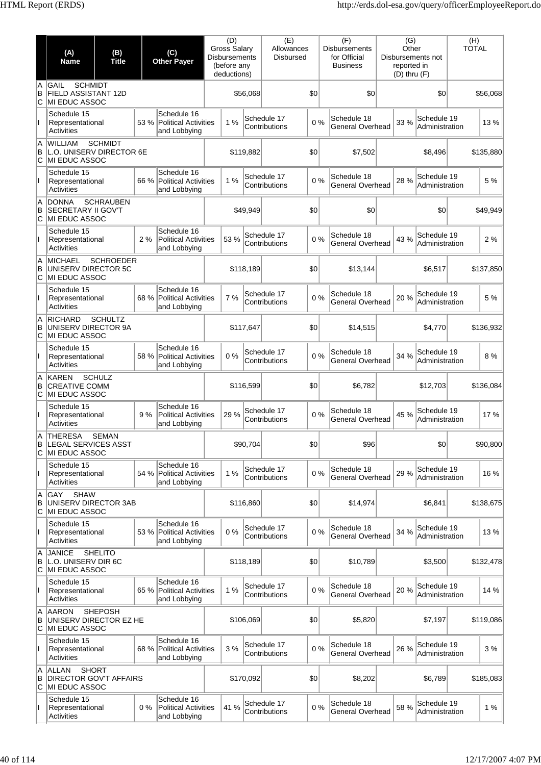| | (A) Name | (B) Title | (C) Other Payer | (D) Gross Salary Disbursements (before any deductions) | (E) Allowances Disbursed | (F) Disbursements for Official Business | (G) Other Disbursements not reported in (D) thru (F) | (H) TOTAL |
|---|---|---|---|---|---|---|---|---|
| A B C | GAIL SCHMIDT FIELD ASSISTANT 12D MI EDUC ASSOC | | | $56,068 | $0 | $0 | $0 | $56,068 |
| I | Schedule 15 Representational Activities 53 % | Schedule 16 Political Activities and Lobbying 1 % | | Schedule 17 Contributions 0 % | | Schedule 18 General Overhead 33 % | Schedule 19 Administration 13 % | |
| A B C | WILLIAM SCHMIDT L.O. UNISERV DIRECTOR 6E MI EDUC ASSOC | | | $119,882 | $0 | $7,502 | $8,496 | $135,880 |
| I | Schedule 15 Representational Activities 66 % | Schedule 16 Political Activities and Lobbying 1 % | | Schedule 17 Contributions 0 % | | Schedule 18 General Overhead 28 % | Schedule 19 Administration 5 % | |
| A B C | DONNA SCHRAUBEN SECRETARY II GOV'T MI EDUC ASSOC | | | $49,949 | $0 | $0 | $0 | $49,949 |
| I | Schedule 15 Representational Activities 2 % | Schedule 16 Political Activities and Lobbying 53 % | | Schedule 17 Contributions 0 % | | Schedule 18 General Overhead 43 % | Schedule 19 Administration 2 % | |
| A B C | MICHAEL SCHROEDER UNISERV DIRECTOR 5C MI EDUC ASSOC | | | $118,189 | $0 | $13,144 | $6,517 | $137,850 |
| I | Schedule 15 Representational Activities 68 % | Schedule 16 Political Activities and Lobbying 7 % | | Schedule 17 Contributions 0 % | | Schedule 18 General Overhead 20 % | Schedule 19 Administration 5 % | |
| A B C | RICHARD SCHULTZ UNISERV DIRECTOR 9A MI EDUC ASSOC | | | $117,647 | $0 | $14,515 | $4,770 | $136,932 |
| I | Schedule 15 Representational Activities 58 % | Schedule 16 Political Activities and Lobbying 0 % | | Schedule 17 Contributions 0 % | | Schedule 18 General Overhead 34 % | Schedule 19 Administration 8 % | |
| A B C | KAREN SCHULZ CREATIVE COMM MI EDUC ASSOC | | | $116,599 | $0 | $6,782 | $12,703 | $136,084 |
| I | Schedule 15 Representational Activities 9 % | Schedule 16 Political Activities and Lobbying 29 % | | Schedule 17 Contributions 0 % | | Schedule 18 General Overhead 45 % | Schedule 19 Administration 17 % | |
| A B C | THERESA SEMAN LEGAL SERVICES ASST MI EDUC ASSOC | | | $90,704 | $0 | $96 | $0 | $90,800 |
| I | Schedule 15 Representational Activities 54 % | Schedule 16 Political Activities and Lobbying 1 % | | Schedule 17 Contributions 0 % | | Schedule 18 General Overhead 29 % | Schedule 19 Administration 16 % | |
| A B C | GAY SHAW UNISERV DIRECTOR 3AB MI EDUC ASSOC | | | $116,860 | $0 | $14,974 | $6,841 | $138,675 |
| I | Schedule 15 Representational Activities 53 % | Schedule 16 Political Activities and Lobbying 0 % | | Schedule 17 Contributions 0 % | | Schedule 18 General Overhead 34 % | Schedule 19 Administration 13 % | |
| A B C | JANICE SHELITO L.O. UNISERV DIR 6C MI EDUC ASSOC | | | $118,189 | $0 | $10,789 | $3,500 | $132,478 |
| I | Schedule 15 Representational Activities 65 % | Schedule 16 Political Activities and Lobbying 1 % | | Schedule 17 Contributions 0 % | | Schedule 18 General Overhead 20 % | Schedule 19 Administration 14 % | |
| A B C | AARON SHEPOSH UNISERV DIRECTOR EZ HE MI EDUC ASSOC | | | $106,069 | $0 | $5,820 | $7,197 | $119,086 |
| I | Schedule 15 Representational Activities 68 % | Schedule 16 Political Activities and Lobbying 3 % | | Schedule 17 Contributions 0 % | | Schedule 18 General Overhead 26 % | Schedule 19 Administration 3 % | |
| A B C | ALLAN SHORT DIRECTOR GOV'T AFFAIRS MI EDUC ASSOC | | | $170,092 | $0 | $8,202 | $6,789 | $185,083 |
| I | Schedule 15 Representational Activities 0 % | Schedule 16 Political Activities and Lobbying 41 % | | Schedule 17 Contributions 0 % | | Schedule 18 General Overhead 58 % | Schedule 19 Administration 1 % | |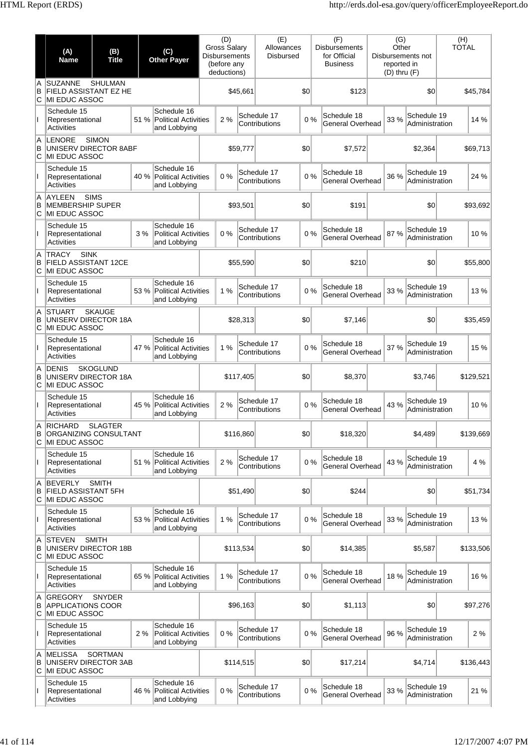| | (A) Name | (B) Title | (C) Other Payer | (D) Gross Salary Disbursements (before any deductions) | (E) Allowances Disbursed | (F) Disbursements for Official Business | (G) Other Disbursements not reported in (D) thru (F) | (H) TOTAL |
|---|---|---|---|---|---|---|---|---|
| A B C | SUZANNE SHULMAN | FIELD ASSISTANT EZ HE | MI EDUC ASSOC | $45,661 | $0 | $123 | $0 | $45,784 |
| I | Schedule 15 Representational Activities 51 % | Schedule 16 Political Activities and Lobbying 2 % | Schedule 17 Contributions 0 % | Schedule 18 General Overhead 33 % | Schedule 19 Administration 14 % | | | |
| A B C | LENORE SIMON | UNISERV DIRECTOR 8ABF | MI EDUC ASSOC | $59,777 | $0 | $7,572 | $2,364 | $69,713 |
| I | Schedule 15 Representational Activities 40 % | Schedule 16 Political Activities and Lobbying 0 % | Schedule 17 Contributions 0 % | Schedule 18 General Overhead 36 % | Schedule 19 Administration 24 % | | | |
| A B C | AYLEEN SIMS | MEMBERSHIP SUPER | MI EDUC ASSOC | $93,501 | $0 | $191 | $0 | $93,692 |
| I | Schedule 15 Representational Activities 3 % | Schedule 16 Political Activities and Lobbying 0 % | Schedule 17 Contributions 0 % | Schedule 18 General Overhead 87 % | Schedule 19 Administration 10 % | | | |
| A B C | TRACY SINK | FIELD ASSISTANT 12CE | MI EDUC ASSOC | $55,590 | $0 | $210 | $0 | $55,800 |
| I | Schedule 15 Representational Activities 53 % | Schedule 16 Political Activities and Lobbying 1 % | Schedule 17 Contributions 0 % | Schedule 18 General Overhead 33 % | Schedule 19 Administration 13 % | | | |
| A B C | STUART SKAUGE | UNISERV DIRECTOR 18A | MI EDUC ASSOC | $28,313 | $0 | $7,146 | $0 | $35,459 |
| I | Schedule 15 Representational Activities 47 % | Schedule 16 Political Activities and Lobbying 1 % | Schedule 17 Contributions 0 % | Schedule 18 General Overhead 37 % | Schedule 19 Administration 15 % | | | |
| A B C | DENIS SKOGLUND | UNISERV DIRECTOR 18A | MI EDUC ASSOC | $117,405 | $0 | $8,370 | $3,746 | $129,521 |
| I | Schedule 15 Representational Activities 45 % | Schedule 16 Political Activities and Lobbying 2 % | Schedule 17 Contributions 0 % | Schedule 18 General Overhead 43 % | Schedule 19 Administration 10 % | | | |
| A B C | RICHARD SLAGTER | ORGANIZING CONSULTANT | MI EDUC ASSOC | $116,860 | $0 | $18,320 | $4,489 | $139,669 |
| I | Schedule 15 Representational Activities 51 % | Schedule 16 Political Activities and Lobbying 2 % | Schedule 17 Contributions 0 % | Schedule 18 General Overhead 43 % | Schedule 19 Administration 4 % | | | |
| A B C | BEVERLY SMITH | FIELD ASSISTANT 5FH | MI EDUC ASSOC | $51,490 | $0 | $244 | $0 | $51,734 |
| I | Schedule 15 Representational Activities 53 % | Schedule 16 Political Activities and Lobbying 1 % | Schedule 17 Contributions 0 % | Schedule 18 General Overhead 33 % | Schedule 19 Administration 13 % | | | |
| A B C | STEVEN SMITH | UNISERV DIRECTOR 18B | MI EDUC ASSOC | $113,534 | $0 | $14,385 | $5,587 | $133,506 |
| I | Schedule 15 Representational Activities 65 % | Schedule 16 Political Activities and Lobbying 1 % | Schedule 17 Contributions 0 % | Schedule 18 General Overhead 18 % | Schedule 19 Administration 16 % | | | |
| A B C | GREGORY SNYDER | APPLICATIONS COOR | MI EDUC ASSOC | $96,163 | $0 | $1,113 | $0 | $97,276 |
| I | Schedule 15 Representational Activities 2 % | Schedule 16 Political Activities and Lobbying 0 % | Schedule 17 Contributions 0 % | Schedule 18 General Overhead 96 % | Schedule 19 Administration 2 % | | | |
| A B C | MELISSA SORTMAN | UNISERV DIRECTOR 3AB | MI EDUC ASSOC | $114,515 | $0 | $17,214 | $4,714 | $136,443 |
| I | Schedule 15 Representational Activities 46 % | Schedule 16 Political Activities and Lobbying 0 % | Schedule 17 Contributions 0 % | Schedule 18 General Overhead 33 % | Schedule 19 Administration 21 % | | | |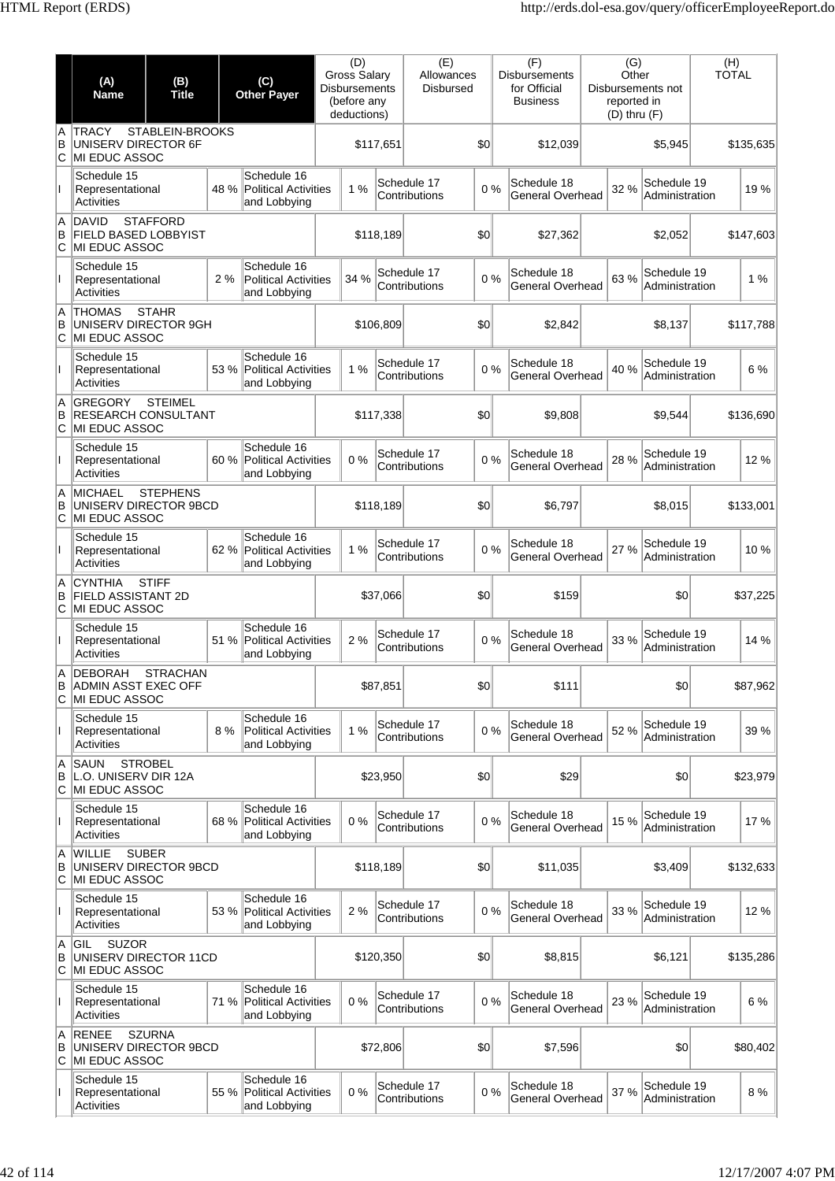| | (A) Name | (B) Title | (C) Other Payer | (D) Gross Salary Disbursements (before any deductions) | (E) Allowances Disbursed | (F) Disbursements for Official Business | (G) Other Disbursements not reported in (D) thru (F) | (H) TOTAL |
|---|---|---|---|---|---|---|---|---|
| A B C | TRACY STABLEIN-BROOKS | UNISERV DIRECTOR 6F | MI EDUC ASSOC | $117,651 | $0 | $12,039 | $5,945 | $135,635 |
| I | Schedule 15 Representational Activities 48 % | Schedule 16 Political Activities and Lobbying 1 % | Schedule 17 Contributions 0 % | Schedule 18 General Overhead 32 % | Schedule 19 Administration 19 % | | | |
| A B C | DAVID STAFFORD | FIELD BASED LOBBYIST | MI EDUC ASSOC | $118,189 | $0 | $27,362 | $2,052 | $147,603 |
| I | Schedule 15 Representational Activities 2 % | Schedule 16 Political Activities and Lobbying 34 % | Schedule 17 Contributions 0 % | Schedule 18 General Overhead 63 % | Schedule 19 Administration 1 % | | | |
| A B C | THOMAS STAHR | UNISERV DIRECTOR 9GH | MI EDUC ASSOC | $106,809 | $0 | $2,842 | $8,137 | $117,788 |
| I | Schedule 15 Representational Activities 53 % | Schedule 16 Political Activities and Lobbying 1 % | Schedule 17 Contributions 0 % | Schedule 18 General Overhead 40 % | Schedule 19 Administration 6 % | | | |
| A B C | GREGORY STEIMEL | RESEARCH CONSULTANT | MI EDUC ASSOC | $117,338 | $0 | $9,808 | $9,544 | $136,690 |
| I | Schedule 15 Representational Activities 60 % | Schedule 16 Political Activities and Lobbying 0 % | Schedule 17 Contributions 0 % | Schedule 18 General Overhead 28 % | Schedule 19 Administration 12 % | | | |
| A B C | MICHAEL STEPHENS | UNISERV DIRECTOR 9BCD | MI EDUC ASSOC | $118,189 | $0 | $6,797 | $8,015 | $133,001 |
| I | Schedule 15 Representational Activities 62 % | Schedule 16 Political Activities and Lobbying 1 % | Schedule 17 Contributions 0 % | Schedule 18 General Overhead 27 % | Schedule 19 Administration 10 % | | | |
| A B C | CYNTHIA STIFF | FIELD ASSISTANT 2D | MI EDUC ASSOC | $37,066 | $0 | $159 | $0 | $37,225 |
| I | Schedule 15 Representational Activities 51 % | Schedule 16 Political Activities and Lobbying 2 % | Schedule 17 Contributions 0 % | Schedule 18 General Overhead 33 % | Schedule 19 Administration 14 % | | | |
| A B C | DEBORAH STRACHAN | ADMIN ASST EXEC OFF | MI EDUC ASSOC | $87,851 | $0 | $111 | $0 | $87,962 |
| I | Schedule 15 Representational Activities 8 % | Schedule 16 Political Activities and Lobbying 1 % | Schedule 17 Contributions 0 % | Schedule 18 General Overhead 52 % | Schedule 19 Administration 39 % | | | |
| A B C | SAUN STROBEL | L.O. UNISERV DIR 12A | MI EDUC ASSOC | $23,950 | $0 | $29 | $0 | $23,979 |
| I | Schedule 15 Representational Activities 68 % | Schedule 16 Political Activities and Lobbying 0 % | Schedule 17 Contributions 0 % | Schedule 18 General Overhead 15 % | Schedule 19 Administration 17 % | | | |
| A B C | WILLIE SUBER | UNISERV DIRECTOR 9BCD | MI EDUC ASSOC | $118,189 | $0 | $11,035 | $3,409 | $132,633 |
| I | Schedule 15 Representational Activities 53 % | Schedule 16 Political Activities and Lobbying 2 % | Schedule 17 Contributions 0 % | Schedule 18 General Overhead 33 % | Schedule 19 Administration 12 % | | | |
| A B C | GIL SUZOR | UNISERV DIRECTOR 11CD | MI EDUC ASSOC | $120,350 | $0 | $8,815 | $6,121 | $135,286 |
| I | Schedule 15 Representational Activities 71 % | Schedule 16 Political Activities and Lobbying 0 % | Schedule 17 Contributions 0 % | Schedule 18 General Overhead 23 % | Schedule 19 Administration 6 % | | | |
| A B C | RENEE SZURNA | UNISERV DIRECTOR 9BCD | MI EDUC ASSOC | $72,806 | $0 | $7,596 | $0 | $80,402 |
| I | Schedule 15 Representational Activities 55 % | Schedule 16 Political Activities and Lobbying 0 % | Schedule 17 Contributions 0 % | Schedule 18 General Overhead 37 % | Schedule 19 Administration 8 % | | | |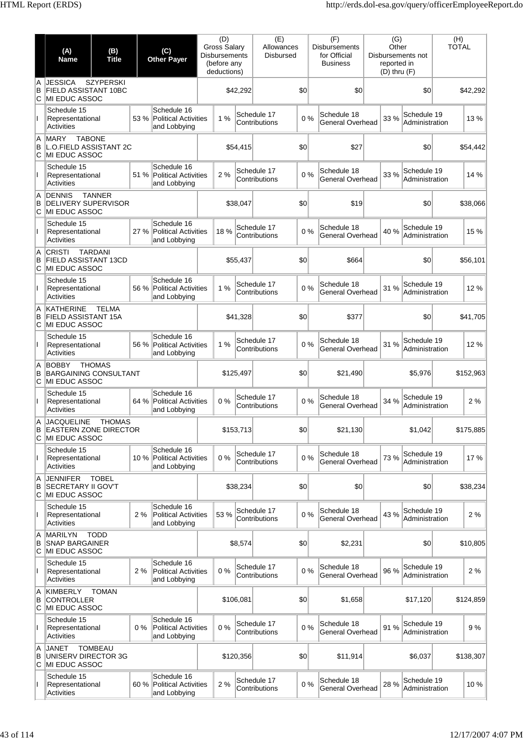| | (A) Name | (B) Title | (C) Other Payer | (D) Gross Salary Disbursements (before any deductions) | (E) Allowances Disbursed | (F) Disbursements for Official Business | (G) Other Disbursements not reported in (D) thru (F) | (H) TOTAL |
|---|---|---|---|---|---|---|---|---|
| A B C | JESSICA SZYPERSKI | FIELD ASSISTANT 10BC | MI EDUC ASSOC | $42,292 | $0 | $0 | $0 | $42,292 |
| I | Schedule 15 Representational Activities 53 % | Schedule 16 Political Activities and Lobbying 1 % | Schedule 17 Contributions 0 % | Schedule 18 General Overhead 33 % | Schedule 19 Administration 13 % | | | |
| A B C | MARY TABONE | L.O.FIELD ASSISTANT 2C | MI EDUC ASSOC | $54,415 | $0 | $27 | $0 | $54,442 |
| I | Schedule 15 Representational Activities 51 % | Schedule 16 Political Activities and Lobbying 2 % | Schedule 17 Contributions 0 % | Schedule 18 General Overhead 33 % | Schedule 19 Administration 14 % | | | |
| A B C | DENNIS TANNER | DELIVERY SUPERVISOR | MI EDUC ASSOC | $38,047 | $0 | $19 | $0 | $38,066 |
| I | Schedule 15 Representational Activities 27 % | Schedule 16 Political Activities and Lobbying 18 % | Schedule 17 Contributions 0 % | Schedule 18 General Overhead 40 % | Schedule 19 Administration 15 % | | | |
| A B C | CRISTI TARDANI | FIELD ASSISTANT 13CD | MI EDUC ASSOC | $55,437 | $0 | $664 | $0 | $56,101 |
| I | Schedule 15 Representational Activities 56 % | Schedule 16 Political Activities and Lobbying 1 % | Schedule 17 Contributions 0 % | Schedule 18 General Overhead 31 % | Schedule 19 Administration 12 % | | | |
| A B C | KATHERINE TELMA | FIELD ASSISTANT 15A | MI EDUC ASSOC | $41,328 | $0 | $377 | $0 | $41,705 |
| I | Schedule 15 Representational Activities 56 % | Schedule 16 Political Activities and Lobbying 1 % | Schedule 17 Contributions 0 % | Schedule 18 General Overhead 31 % | Schedule 19 Administration 12 % | | | |
| A B C | BOBBY THOMAS | BARGAINING CONSULTANT | MI EDUC ASSOC | $125,497 | $0 | $21,490 | $5,976 | $152,963 |
| I | Schedule 15 Representational Activities 64 % | Schedule 16 Political Activities and Lobbying 0 % | Schedule 17 Contributions 0 % | Schedule 18 General Overhead 34 % | Schedule 19 Administration 2 % | | | |
| A B C | JACQUELINE THOMAS | EASTERN ZONE DIRECTOR | MI EDUC ASSOC | $153,713 | $0 | $21,130 | $1,042 | $175,885 |
| I | Schedule 15 Representational Activities 10 % | Schedule 16 Political Activities and Lobbying 0 % | Schedule 17 Contributions 0 % | Schedule 18 General Overhead 73 % | Schedule 19 Administration 17 % | | | |
| A B C | JENNIFER TOBEL | SECRETARY II GOV'T | MI EDUC ASSOC | $38,234 | $0 | $0 | $0 | $38,234 |
| I | Schedule 15 Representational Activities 2 % | Schedule 16 Political Activities and Lobbying 53 % | Schedule 17 Contributions 0 % | Schedule 18 General Overhead 43 % | Schedule 19 Administration 2 % | | | |
| A B C | MARILYN TODD | SNAP BARGAINER | MI EDUC ASSOC | $8,574 | $0 | $2,231 | $0 | $10,805 |
| I | Schedule 15 Representational Activities 2 % | Schedule 16 Political Activities and Lobbying 0 % | Schedule 17 Contributions 0 % | Schedule 18 General Overhead 96 % | Schedule 19 Administration 2 % | | | |
| A B C | KIMBERLY TOMAN | CONTROLLER | MI EDUC ASSOC | $106,081 | $0 | $1,658 | $17,120 | $124,859 |
| I | Schedule 15 Representational Activities 0 % | Schedule 16 Political Activities and Lobbying 0 % | Schedule 17 Contributions 0 % | Schedule 18 General Overhead 91 % | Schedule 19 Administration 9 % | | | |
| A B C | JANET TOMBEAU | UNISERV DIRECTOR 3G | MI EDUC ASSOC | $120,356 | $0 | $11,914 | $6,037 | $138,307 |
| I | Schedule 15 Representational Activities 60 % | Schedule 16 Political Activities and Lobbying 2 % | Schedule 17 Contributions 0 % | Schedule 18 General Overhead 28 % | Schedule 19 Administration 10 % | | | |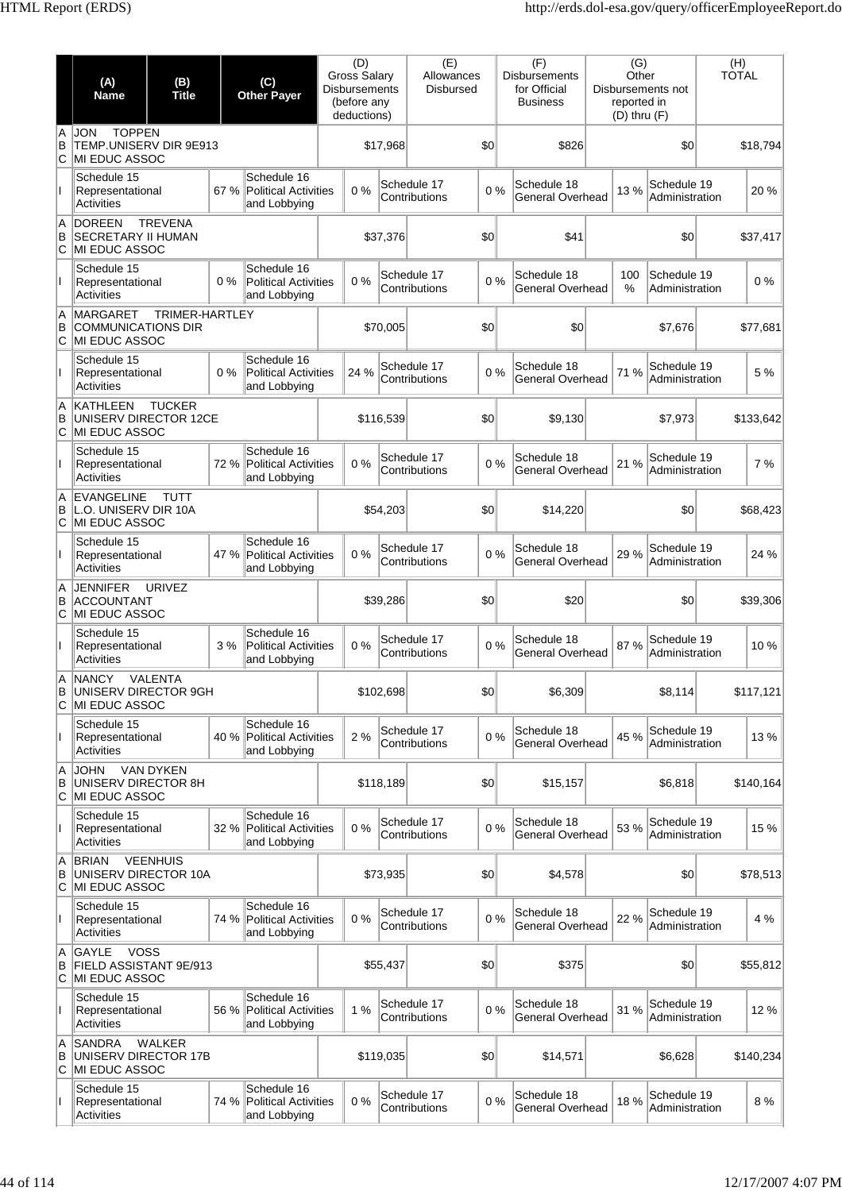| | (A) Name | (B) Title | (C) Other Payer | (D) Gross Salary Disbursements (before any deductions) | (E) Allowances Disbursed | (F) Disbursements for Official Business | (G) Other Disbursements not reported in (D) thru (F) | (H) TOTAL |
|---|---|---|---|---|---|---|---|---|
| A B C | JON TOPPEN<br>TEMP.UNISERV DIR 9E913<br>MI EDUC ASSOC | | | $17,968 | $0 | $826 | $0 | $18,794 |
| I | Schedule 15 Representational Activities 67 % | Schedule 16 Political Activities and Lobbying 0 % | Schedule 17 Contributions 0 % | Schedule 18 General Overhead 13 % | Schedule 19 Administration 20 % | | | |
| A B C | DOREEN TREVENA<br>SECRETARY II HUMAN<br>MI EDUC ASSOC | | | $37,376 | $0 | $41 | $0 | $37,417 |
| I | Schedule 15 Representational Activities 0 % | Schedule 16 Political Activities and Lobbying 0 % | Schedule 17 Contributions 0 % | Schedule 18 General Overhead 100 % | Schedule 19 Administration 0 % | | | |
| A B C | MARGARET TRIMER-HARTLEY<br>COMMUNICATIONS DIR<br>MI EDUC ASSOC | | | $70,005 | $0 | $0 | $7,676 | $77,681 |
| I | Schedule 15 Representational Activities 0 % | Schedule 16 Political Activities and Lobbying 24 % | Schedule 17 Contributions 0 % | Schedule 18 General Overhead 71 % | Schedule 19 Administration 5 % | | | |
| A B C | KATHLEEN TUCKER<br>UNISERV DIRECTOR 12CE<br>MI EDUC ASSOC | | | $116,539 | $0 | $9,130 | $7,973 | $133,642 |
| I | Schedule 15 Representational Activities 72 % | Schedule 16 Political Activities and Lobbying 0 % | Schedule 17 Contributions 0 % | Schedule 18 General Overhead 21 % | Schedule 19 Administration 7 % | | | |
| A B C | EVANGELINE TUTT<br>L.O. UNISERV DIR 10A<br>MI EDUC ASSOC | | | $54,203 | $0 | $14,220 | $0 | $68,423 |
| I | Schedule 15 Representational Activities 47 % | Schedule 16 Political Activities and Lobbying 0 % | Schedule 17 Contributions 0 % | Schedule 18 General Overhead 29 % | Schedule 19 Administration 24 % | | | |
| A B C | JENNIFER URIVEZ<br>ACCOUNTANT<br>MI EDUC ASSOC | | | $39,286 | $0 | $20 | $0 | $39,306 |
| I | Schedule 15 Representational Activities 3 % | Schedule 16 Political Activities and Lobbying 0 % | Schedule 17 Contributions 0 % | Schedule 18 General Overhead 87 % | Schedule 19 Administration 10 % | | | |
| A B C | NANCY VALENTA<br>UNISERV DIRECTOR 9GH<br>MI EDUC ASSOC | | | $102,698 | $0 | $6,309 | $8,114 | $117,121 |
| I | Schedule 15 Representational Activities 40 % | Schedule 16 Political Activities and Lobbying 2 % | Schedule 17 Contributions 0 % | Schedule 18 General Overhead 45 % | Schedule 19 Administration 13 % | | | |
| A B C | JOHN VAN DYKEN<br>UNISERV DIRECTOR 8H<br>MI EDUC ASSOC | | | $118,189 | $0 | $15,157 | $6,818 | $140,164 |
| I | Schedule 15 Representational Activities 32 % | Schedule 16 Political Activities and Lobbying 0 % | Schedule 17 Contributions 0 % | Schedule 18 General Overhead 53 % | Schedule 19 Administration 15 % | | | |
| A B C | BRIAN VEENHUIS<br>UNISERV DIRECTOR 10A<br>MI EDUC ASSOC | | | $73,935 | $0 | $4,578 | $0 | $78,513 |
| I | Schedule 15 Representational Activities 74 % | Schedule 16 Political Activities and Lobbying 0 % | Schedule 17 Contributions 0 % | Schedule 18 General Overhead 22 % | Schedule 19 Administration 4 % | | | |
| A B C | GAYLE VOSS<br>FIELD ASSISTANT 9E/913<br>MI EDUC ASSOC | | | $55,437 | $0 | $375 | $0 | $55,812 |
| I | Schedule 15 Representational Activities 56 % | Schedule 16 Political Activities and Lobbying 1 % | Schedule 17 Contributions 0 % | Schedule 18 General Overhead 31 % | Schedule 19 Administration 12 % | | | |
| A B C | SANDRA WALKER<br>UNISERV DIRECTOR 17B<br>MI EDUC ASSOC | | | $119,035 | $0 | $14,571 | $6,628 | $140,234 |
| I | Schedule 15 Representational Activities 74 % | Schedule 16 Political Activities and Lobbying 0 % | Schedule 17 Contributions 0 % | Schedule 18 General Overhead 18 % | Schedule 19 Administration 8 % | | | |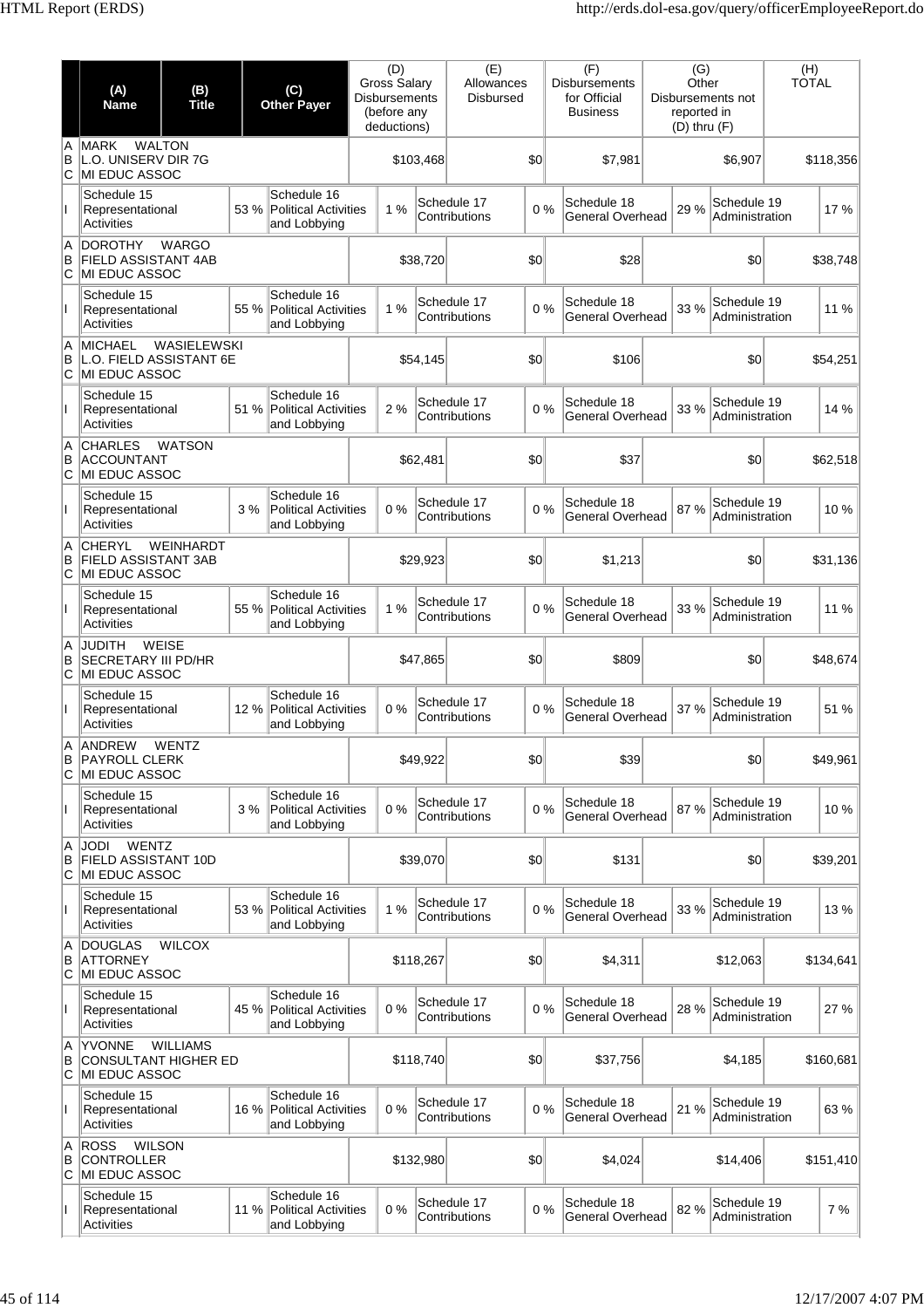| | (A) Name | (B) Title | (C) Other Payer | (D) Gross Salary Disbursements (before any deductions) | (E) Allowances Disbursed | (F) Disbursements for Official Business | (G) Other Disbursements not reported in (D) thru (F) | (H) TOTAL |
|---|---|---|---|---|---|---|---|---|
| A B C | MARK WALTON L.O. UNISERV DIR 7G MI EDUC ASSOC | | | $103,468 | $0 | $7,981 | $6,907 | $118,356 |
| I | Schedule 15 Representational Activities 53 % | Schedule 16 Political Activities and Lobbying 1 % | Schedule 17 Contributions 0 % | Schedule 18 General Overhead 29 % | Schedule 19 Administration 17 % | | | |
| A B C | DOROTHY WARGO FIELD ASSISTANT 4AB MI EDUC ASSOC | | | $38,720 | $0 | $28 | $0 | $38,748 |
| I | Schedule 15 Representational Activities 55 % | Schedule 16 Political Activities and Lobbying 1 % | Schedule 17 Contributions 0 % | Schedule 18 General Overhead 33 % | Schedule 19 Administration 11 % | | | |
| A B C | MICHAEL WASIELEWSKI L.O. FIELD ASSISTANT 6E MI EDUC ASSOC | | | $54,145 | $0 | $106 | $0 | $54,251 |
| I | Schedule 15 Representational Activities 51 % | Schedule 16 Political Activities and Lobbying 2 % | Schedule 17 Contributions 0 % | Schedule 18 General Overhead 33 % | Schedule 19 Administration 14 % | | | |
| A B C | CHARLES WATSON ACCOUNTANT MI EDUC ASSOC | | | $62,481 | $0 | $37 | $0 | $62,518 |
| I | Schedule 15 Representational Activities 3 % | Schedule 16 Political Activities and Lobbying 0 % | Schedule 17 Contributions 0 % | Schedule 18 General Overhead 87 % | Schedule 19 Administration 10 % | | | |
| A B C | CHERYL WEINHARDT FIELD ASSISTANT 3AB MI EDUC ASSOC | | | $29,923 | $0 | $1,213 | $0 | $31,136 |
| I | Schedule 15 Representational Activities 55 % | Schedule 16 Political Activities and Lobbying 1 % | Schedule 17 Contributions 0 % | Schedule 18 General Overhead 33 % | Schedule 19 Administration 11 % | | | |
| A B C | JUDITH WEISE SECRETARY III PD/HR MI EDUC ASSOC | | | $47,865 | $0 | $809 | $0 | $48,674 |
| I | Schedule 15 Representational Activities 12 % | Schedule 16 Political Activities and Lobbying 0 % | Schedule 17 Contributions 0 % | Schedule 18 General Overhead 37 % | Schedule 19 Administration 51 % | | | |
| A B C | ANDREW WENTZ PAYROLL CLERK MI EDUC ASSOC | | | $49,922 | $0 | $39 | $0 | $49,961 |
| I | Schedule 15 Representational Activities 3 % | Schedule 16 Political Activities and Lobbying 0 % | Schedule 17 Contributions 0 % | Schedule 18 General Overhead 87 % | Schedule 19 Administration 10 % | | | |
| A B C | JODI WENTZ FIELD ASSISTANT 10D MI EDUC ASSOC | | | $39,070 | $0 | $131 | $0 | $39,201 |
| I | Schedule 15 Representational Activities 53 % | Schedule 16 Political Activities and Lobbying 1 % | Schedule 17 Contributions 0 % | Schedule 18 General Overhead 33 % | Schedule 19 Administration 13 % | | | |
| A B C | DOUGLAS WILCOX ATTORNEY MI EDUC ASSOC | | | $118,267 | $0 | $4,311 | $12,063 | $134,641 |
| I | Schedule 15 Representational Activities 45 % | Schedule 16 Political Activities and Lobbying 0 % | Schedule 17 Contributions 0 % | Schedule 18 General Overhead 28 % | Schedule 19 Administration 27 % | | | |
| A B C | YVONNE WILLIAMS CONSULTANT HIGHER ED MI EDUC ASSOC | | | $118,740 | $0 | $37,756 | $4,185 | $160,681 |
| I | Schedule 15 Representational Activities 16 % | Schedule 16 Political Activities and Lobbying 0 % | Schedule 17 Contributions 0 % | Schedule 18 General Overhead 21 % | Schedule 19 Administration 63 % | | | |
| A B C | ROSS WILSON CONTROLLER MI EDUC ASSOC | | | $132,980 | $0 | $4,024 | $14,406 | $151,410 |
| I | Schedule 15 Representational Activities 11 % | Schedule 16 Political Activities and Lobbying 0 % | Schedule 17 Contributions 0 % | Schedule 18 General Overhead 82 % | Schedule 19 Administration 7 % | | | |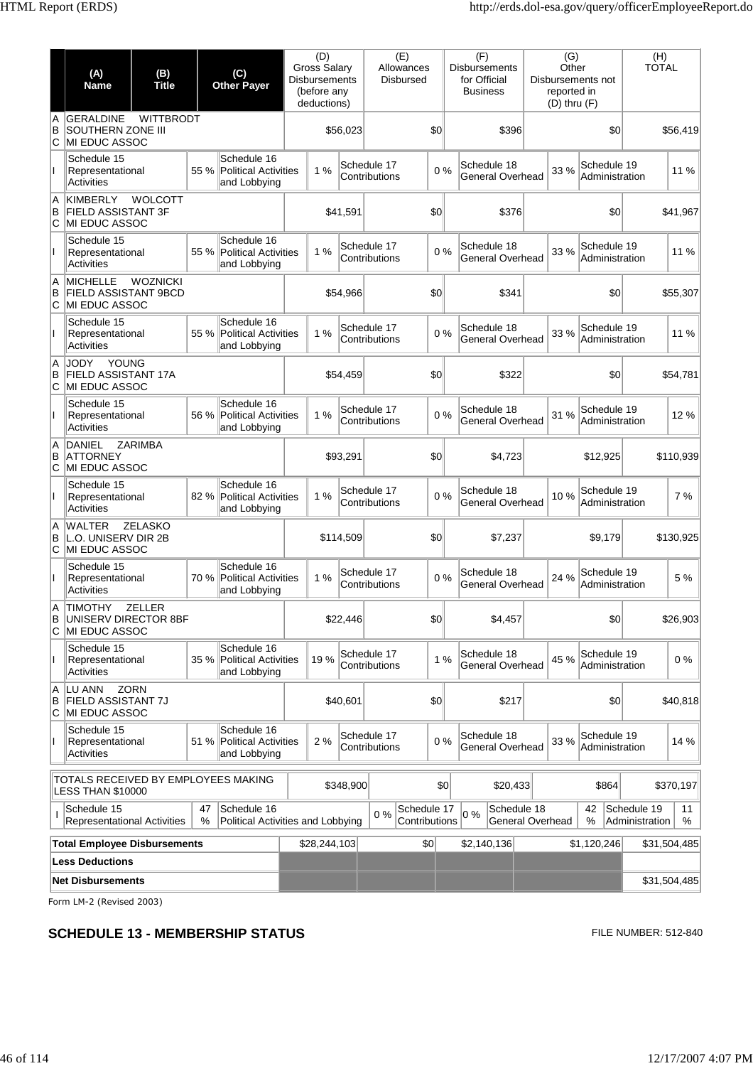| | (A) Name | (B) Title | (C) Other Payer | (D) Gross Salary Disbursements (before any deductions) | (E) Allowances Disbursed | (F) Disbursements for Official Business | (G) Other Disbursements not reported in (D) thru (F) | (H) TOTAL |
|---|---|---|---|---|---|---|---|---|
| A B C | GERALDINE WITTBRODT SOUTHERN ZONE III MI EDUC ASSOC | | | $56,023 | $0 | $396 | $0 | $56,419 |
| I | Schedule 15 Representational Activities 55 % | Schedule 16 Political Activities and Lobbying 1 % | | Schedule 17 Contributions 0 % | | Schedule 18 General Overhead 33 % | Schedule 19 Administration 11 % | |
| A B C | KIMBERLY WOLCOTT FIELD ASSISTANT 3F MI EDUC ASSOC | | | $41,591 | $0 | $376 | $0 | $41,967 |
| I | Schedule 15 Representational Activities 55 % | Schedule 16 Political Activities and Lobbying 1 % | | Schedule 17 Contributions 0 % | | Schedule 18 General Overhead 33 % | Schedule 19 Administration 11 % | |
| A B C | MICHELLE WOZNICKI FIELD ASSISTANT 9BCD MI EDUC ASSOC | | | $54,966 | $0 | $341 | $0 | $55,307 |
| I | Schedule 15 Representational Activities 55 % | Schedule 16 Political Activities and Lobbying 1 % | | Schedule 17 Contributions 0 % | | Schedule 18 General Overhead 33 % | Schedule 19 Administration 11 % | |
| A B C | JODY YOUNG FIELD ASSISTANT 17A MI EDUC ASSOC | | | $54,459 | $0 | $322 | $0 | $54,781 |
| I | Schedule 15 Representational Activities 56 % | Schedule 16 Political Activities and Lobbying 1 % | | Schedule 17 Contributions 0 % | | Schedule 18 General Overhead 31 % | Schedule 19 Administration 12 % | |
| A B C | DANIEL ZARIMBA ATTORNEY MI EDUC ASSOC | | | $93,291 | $0 | $4,723 | $12,925 | $110,939 |
| I | Schedule 15 Representational Activities 82 % | Schedule 16 Political Activities and Lobbying 1 % | | Schedule 17 Contributions 0 % | | Schedule 18 General Overhead 10 % | Schedule 19 Administration 7 % | |
| A B C | WALTER ZELASKO L.O. UNISERV DIR 2B MI EDUC ASSOC | | | $114,509 | $0 | $7,237 | $9,179 | $130,925 |
| I | Schedule 15 Representational Activities 70 % | Schedule 16 Political Activities and Lobbying 1 % | | Schedule 17 Contributions 0 % | | Schedule 18 General Overhead 24 % | Schedule 19 Administration 5 % | |
| A B C | TIMOTHY ZELLER UNISERV DIRECTOR 8BF MI EDUC ASSOC | | | $22,446 | $0 | $4,457 | $0 | $26,903 |
| I | Schedule 15 Representational Activities 35 % | Schedule 16 Political Activities and Lobbying 19 % | | Schedule 17 Contributions 1 % | | Schedule 18 General Overhead 45 % | Schedule 19 Administration 0 % | |
| A B C | LU ANN ZORN FIELD ASSISTANT 7J MI EDUC ASSOC | | | $40,601 | $0 | $217 | $0 | $40,818 |
| I | Schedule 15 Representational Activities 51 % | Schedule 16 Political Activities and Lobbying 2 % | | Schedule 17 Contributions 0 % | | Schedule 18 General Overhead 33 % | Schedule 19 Administration 14 % | |

| TOTALS RECEIVED BY EMPLOYEES MAKING LESS THAN $10000 | $348,900 | $0 | $20,433 | $864 | $370,197 |
|---|---|---|---|---|---|
| I: Schedule 15 Representational Activities 47 % | Schedule 16 Political Activities and Lobbying 0 % | Schedule 17 Contributions 0 % | Schedule 18 General Overhead 42 % | Schedule 19 Administration 11 % | |

| | | | | | |
|---|---|---|---|---|---|
| **Total Employee Disbursements** | $28,244,103 | $0 | $2,140,136 | $1,120,246 | $31,504,485 |
| **Less Deductions** | | | | | |
| **Net Disbursements** | | | | | $31,504,485 |

Form LM-2 (Revised 2003)

## SCHEDULE 13 - MEMBERSHIP STATUS

FILE NUMBER: 512-840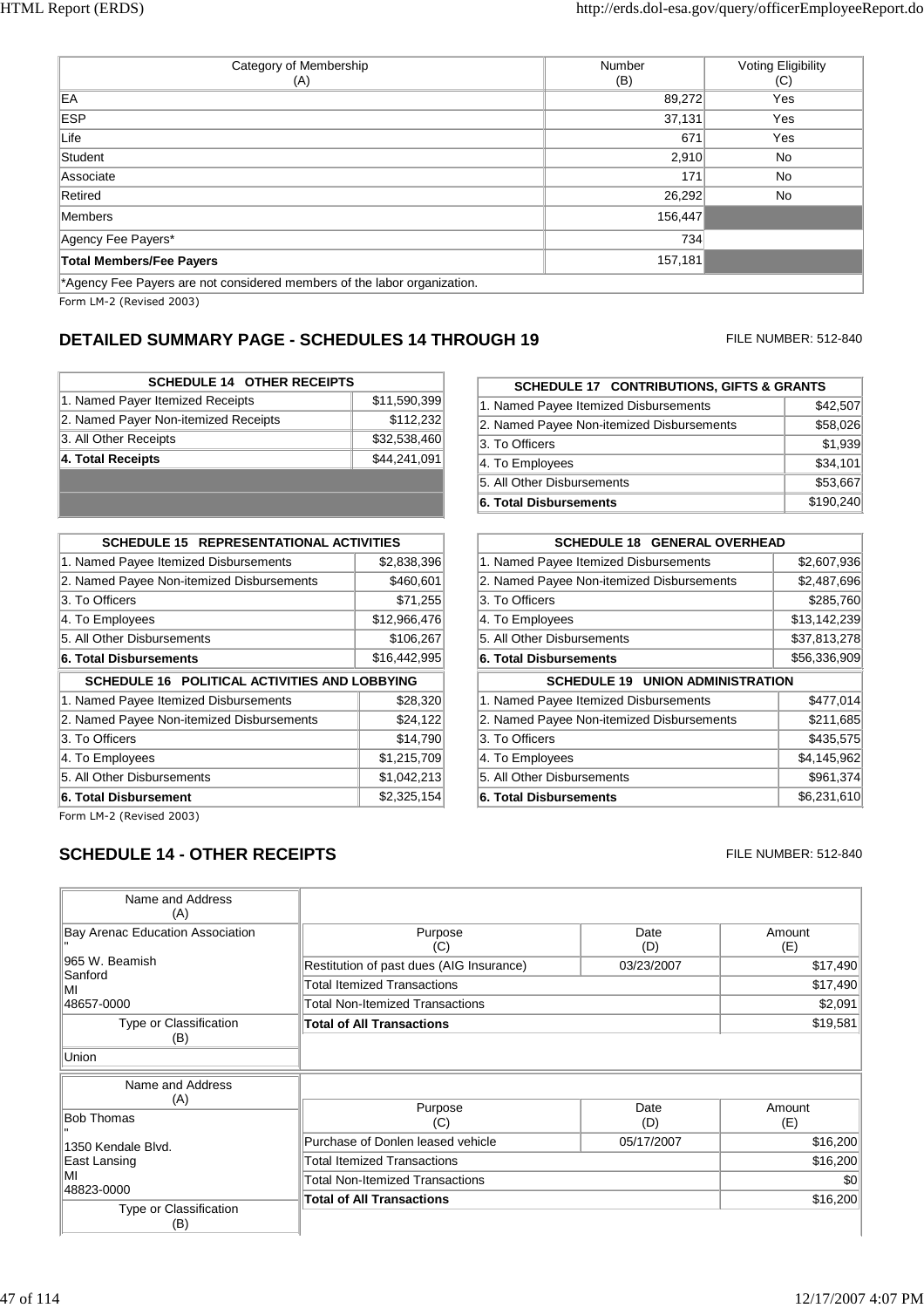| Category of Membership (A) | Number (B) | Voting Eligibility (C) |
|---|---|---|
| EA | 89,272 | Yes |
| ESP | 37,131 | Yes |
| Life | 671 | Yes |
| Student | 2,910 | No |
| Associate | 171 | No |
| Retired | 26,292 | No |
| Members | 156,447 | |
| Agency Fee Payers* | 734 | |
| **Total Members/Fee Payers** | 157,181 | |

*Agency Fee Payers are not considered members of the labor organization.

Form LM-2 (Revised 2003)

## DETAILED SUMMARY PAGE - SCHEDULES 14 THROUGH 19

FILE NUMBER: 512-840

| SCHEDULE 14 OTHER RECEIPTS | |
|---|---|
| 1. Named Payer Itemized Receipts | $11,590,399 |
| 2. Named Payer Non-itemized Receipts | $112,232 |
| 3. All Other Receipts | $32,538,460 |
| **4. Total Receipts** | $44,241,091 |

| SCHEDULE 15 REPRESENTATIONAL ACTIVITIES | |
|---|---|
| 1. Named Payee Itemized Disbursements | $2,838,396 |
| 2. Named Payee Non-itemized Disbursements | $460,601 |
| 3. To Officers | $71,255 |
| 4. To Employees | $12,966,476 |
| 5. All Other Disbursements | $106,267 |
| **6. Total Disbursements** | $16,442,995 |

| SCHEDULE 16 POLITICAL ACTIVITIES AND LOBBYING | |
|---|---|
| 1. Named Payee Itemized Disbursements | $28,320 |
| 2. Named Payee Non-itemized Disbursements | $24,122 |
| 3. To Officers | $14,790 |
| 4. To Employees | $1,215,709 |
| 5. All Other Disbursements | $1,042,213 |
| **6. Total Disbursement** | $2,325,154 |

| SCHEDULE 17 CONTRIBUTIONS, GIFTS & GRANTS | |
|---|---|
| 1. Named Payee Itemized Disbursements | $42,507 |
| 2. Named Payee Non-itemized Disbursements | $58,026 |
| 3. To Officers | $1,939 |
| 4. To Employees | $34,101 |
| 5. All Other Disbursements | $53,667 |
| **6. Total Disbursements** | $190,240 |

| SCHEDULE 18 GENERAL OVERHEAD | |
|---|---|
| 1. Named Payee Itemized Disbursements | $2,607,936 |
| 2. Named Payee Non-itemized Disbursements | $2,487,696 |
| 3. To Officers | $285,760 |
| 4. To Employees | $13,142,239 |
| 5. All Other Disbursements | $37,813,278 |
| **6. Total Disbursements** | $56,336,909 |

| SCHEDULE 19 UNION ADMINISTRATION | |
|---|---|
| 1. Named Payee Itemized Disbursements | $477,014 |
| 2. Named Payee Non-itemized Disbursements | $211,685 |
| 3. To Officers | $435,575 |
| 4. To Employees | $4,145,962 |
| 5. All Other Disbursements | $961,374 |
| **6. Total Disbursements** | $6,231,610 |

Form LM-2 (Revised 2003)

## SCHEDULE 14 - OTHER RECEIPTS

FILE NUMBER: 512-840

**Name and Address (A)**
Bay Arenac Education Association
"
965 W. Beamish
Sanford
MI
48657-0000

**Type or Classification (B)**
Union

| Purpose (C) | Date (D) | Amount (E) |
|---|---|---|
| Restitution of past dues (AIG Insurance) | 03/23/2007 | $17,490 |
| Total Itemized Transactions | | $17,490 |
| Total Non-Itemized Transactions | | $2,091 |
| **Total of All Transactions** | | $19,581 |

**Name and Address (A)**
Bob Thomas
"
1350 Kendale Blvd.
East Lansing
MI
48823-0000

**Type or Classification (B)**

| Purpose (C) | Date (D) | Amount (E) |
|---|---|---|
| Purchase of Donlen leased vehicle | 05/17/2007 | $16,200 |
| Total Itemized Transactions | | $16,200 |
| Total Non-Itemized Transactions | | $0 |
| **Total of All Transactions** | | $16,200 |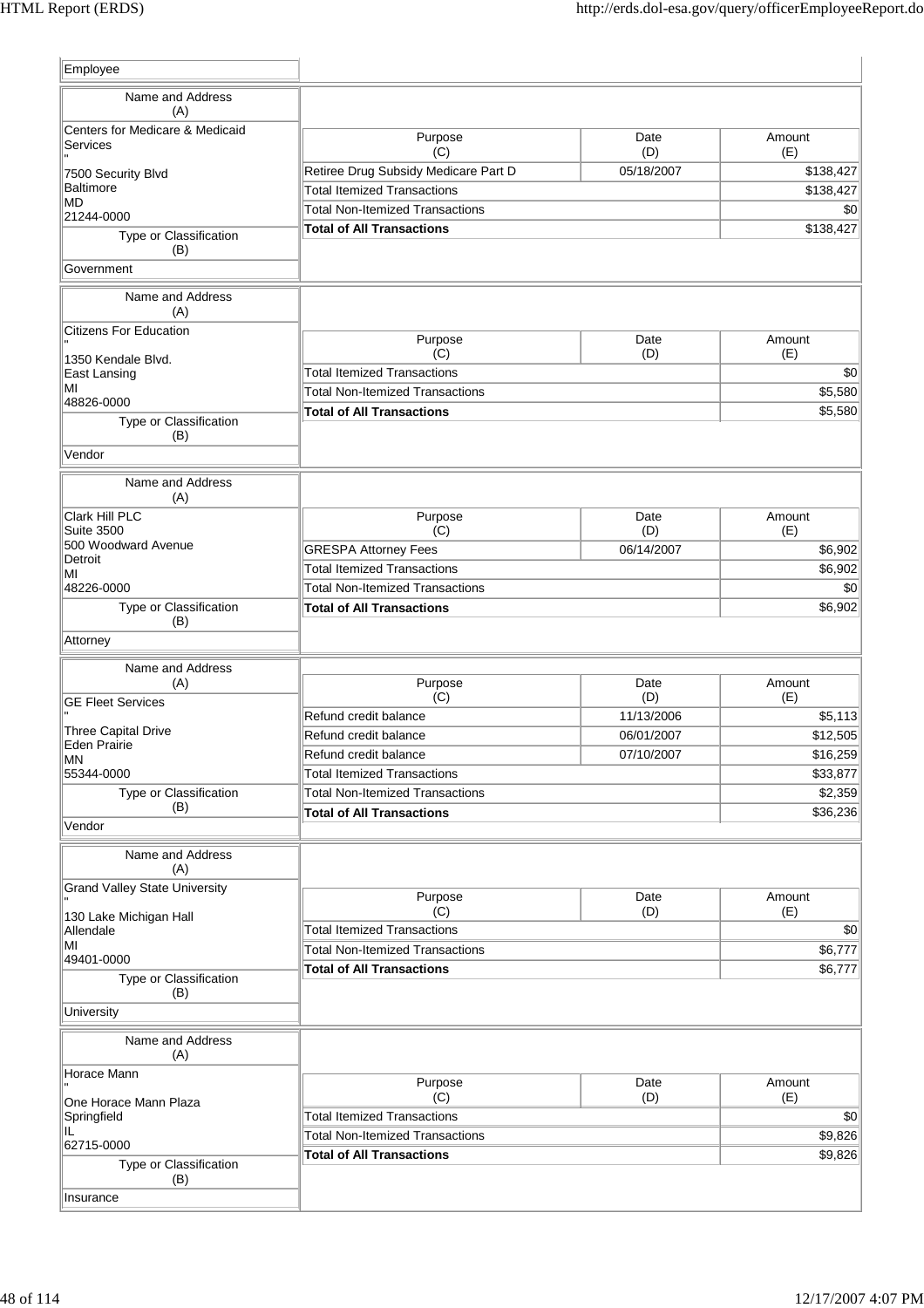Employee

| Name and Address (A) | Purpose (C) | Date (D) | Amount (E) |
|---|---|---|---|
| Centers for Medicare & Medicaid Services<br>"<br>7500 Security Blvd<br>Baltimore<br>MD<br>21244-0000 | Retiree Drug Subsidy Medicare Part D | 05/18/2007 | $138,427 |
| | Total Itemized Transactions | | $138,427 |
| **Type or Classification (B)** | Total Non-Itemized Transactions | | $0 |
| Government | **Total of All Transactions** | | $138,427 |

| Name and Address (A) | Purpose (C) | Date (D) | Amount (E) |
|---|---|---|---|
| Citizens For Education<br>"<br>1350 Kendale Blvd.<br>East Lansing<br>MI<br>48826-0000 | Total Itemized Transactions | | $0 |
| | Total Non-Itemized Transactions | | $5,580 |
| **Type or Classification (B)** | **Total of All Transactions** | | $5,580 |
| Vendor | | | |

| Name and Address (A) | Purpose (C) | Date (D) | Amount (E) |
|---|---|---|---|
| Clark Hill PLC<br>Suite 3500<br>500 Woodward Avenue<br>Detroit<br>MI<br>48226-0000 | GRESPA Attorney Fees | 06/14/2007 | $6,902 |
| | Total Itemized Transactions | | $6,902 |
| **Type or Classification (B)** | Total Non-Itemized Transactions | | $0 |
| Attorney | **Total of All Transactions** | | $6,902 |

| Name and Address (A) | Purpose (C) | Date (D) | Amount (E) |
|---|---|---|---|
| GE Fleet Services<br>"<br>Three Capital Drive<br>Eden Prairie<br>MN<br>55344-0000 | Refund credit balance | 11/13/2006 | $5,113 |
| | Refund credit balance | 06/01/2007 | $12,505 |
| | Refund credit balance | 07/10/2007 | $16,259 |
| | Total Itemized Transactions | | $33,877 |
| **Type or Classification (B)** | Total Non-Itemized Transactions | | $2,359 |
| Vendor | **Total of All Transactions** | | $36,236 |

| Name and Address (A) | Purpose (C) | Date (D) | Amount (E) |
|---|---|---|---|
| Grand Valley State University<br>"<br>130 Lake Michigan Hall<br>Allendale<br>MI<br>49401-0000 | Total Itemized Transactions | | $0 |
| | Total Non-Itemized Transactions | | $6,777 |
| **Type or Classification (B)** | **Total of All Transactions** | | $6,777 |
| University | | | |

| Name and Address (A) | Purpose (C) | Date (D) | Amount (E) |
|---|---|---|---|
| Horace Mann<br>"<br>One Horace Mann Plaza<br>Springfield<br>IL<br>62715-0000 | Total Itemized Transactions | | $0 |
| | Total Non-Itemized Transactions | | $9,826 |
| **Type or Classification (B)** | **Total of All Transactions** | | $9,826 |
| Insurance | | | |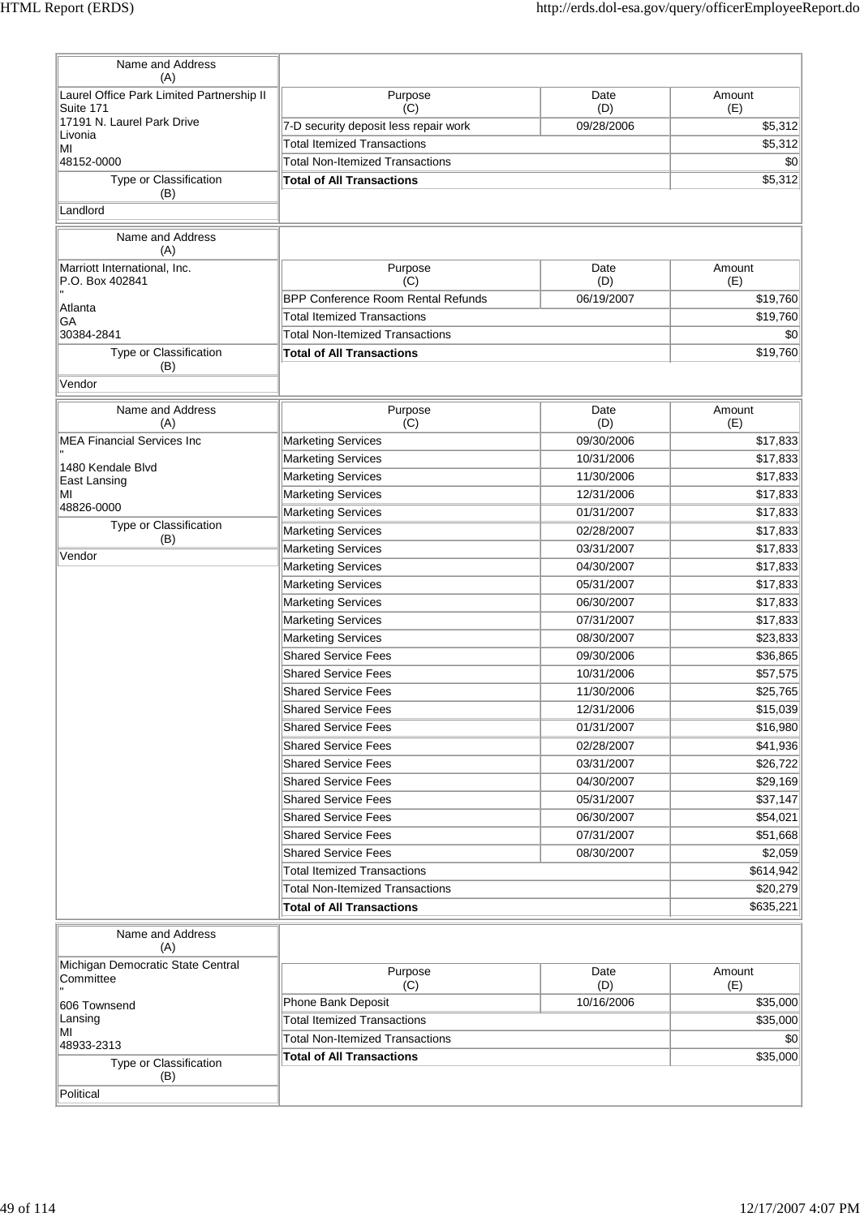| Name and Address (A) | Purpose (C) | Date (D) | Amount (E) |
|---|---|---|---|
| Laurel Office Park Limited Partnership II<br>Suite 171<br>17191 N. Laurel Park Drive<br>Livonia<br>MI<br>48152-0000 | 7-D security deposit less repair work | 09/28/2006 | $5,312 |
| | Total Itemized Transactions | | $5,312 |
| | Total Non-Itemized Transactions | | $0 |
| **Type or Classification (B)** | **Total of All Transactions** | | $5,312 |
| Landlord | | | |

| Name and Address (A) | Purpose (C) | Date (D) | Amount (E) |
|---|---|---|---|
| Marriott International, Inc.<br>P.O. Box 402841<br>"<br>Atlanta<br>GA<br>30384-2841 | BPP Conference Room Rental Refunds | 06/19/2007 | $19,760 |
| | Total Itemized Transactions | | $19,760 |
| | Total Non-Itemized Transactions | | $0 |
| **Type or Classification (B)** | **Total of All Transactions** | | $19,760 |
| Vendor | | | |

| Name and Address (A) | Purpose (C) | Date (D) | Amount (E) |
|---|---|---|---|
| MEA Financial Services Inc<br>"<br>1480 Kendale Blvd<br>East Lansing<br>MI<br>48826-0000 | Marketing Services | 09/30/2006 | $17,833 |
| | Marketing Services | 10/31/2006 | $17,833 |
| | Marketing Services | 11/30/2006 | $17,833 |
| | Marketing Services | 12/31/2006 | $17,833 |
| | Marketing Services | 01/31/2007 | $17,833 |
| **Type or Classification (B)** | Marketing Services | 02/28/2007 | $17,833 |
| Vendor | Marketing Services | 03/31/2007 | $17,833 |
| | Marketing Services | 04/30/2007 | $17,833 |
| | Marketing Services | 05/31/2007 | $17,833 |
| | Marketing Services | 06/30/2007 | $17,833 |
| | Marketing Services | 07/31/2007 | $17,833 |
| | Marketing Services | 08/30/2007 | $23,833 |
| | Shared Service Fees | 09/30/2006 | $36,865 |
| | Shared Service Fees | 10/31/2006 | $57,575 |
| | Shared Service Fees | 11/30/2006 | $25,765 |
| | Shared Service Fees | 12/31/2006 | $15,039 |
| | Shared Service Fees | 01/31/2007 | $16,980 |
| | Shared Service Fees | 02/28/2007 | $41,936 |
| | Shared Service Fees | 03/31/2007 | $26,722 |
| | Shared Service Fees | 04/30/2007 | $29,169 |
| | Shared Service Fees | 05/31/2007 | $37,147 |
| | Shared Service Fees | 06/30/2007 | $54,021 |
| | Shared Service Fees | 07/31/2007 | $51,668 |
| | Shared Service Fees | 08/30/2007 | $2,059 |
| | Total Itemized Transactions | | $614,942 |
| | Total Non-Itemized Transactions | | $20,279 |
| | **Total of All Transactions** | | $635,221 |

| Name and Address (A) | Purpose (C) | Date (D) | Amount (E) |
|---|---|---|---|
| Michigan Democratic State Central Committee<br>"<br>606 Townsend<br>Lansing<br>MI<br>48933-2313 | Phone Bank Deposit | 10/16/2006 | $35,000 |
| | Total Itemized Transactions | | $35,000 |
| | Total Non-Itemized Transactions | | $0 |
| **Type or Classification (B)** | **Total of All Transactions** | | $35,000 |
| Political | | | |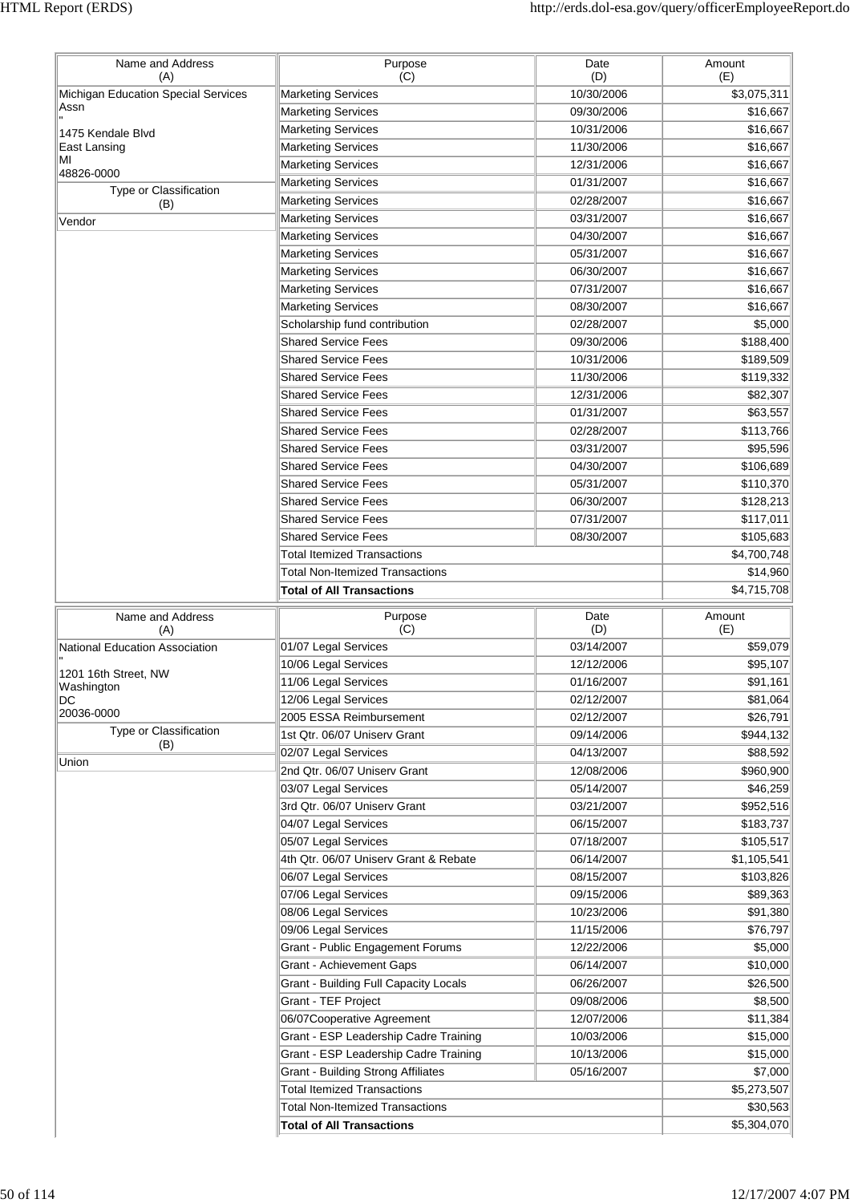| Name and Address (A) | Purpose (C) | Date (D) | Amount (E) |
|---|---|---|---|
| Michigan Education Special Services Assn<br>"<br>1475 Kendale Blvd<br>East Lansing<br>MI<br>48826-0000 | Marketing Services | 10/30/2006 | $3,075,311 |
| | Marketing Services | 09/30/2006 | $16,667 |
| | Marketing Services | 10/31/2006 | $16,667 |
| | Marketing Services | 11/30/2006 | $16,667 |
| | Marketing Services | 12/31/2006 | $16,667 |
| **Type or Classification (B)** | Marketing Services | 01/31/2007 | $16,667 |
| Vendor | Marketing Services | 02/28/2007 | $16,667 |
| | Marketing Services | 03/31/2007 | $16,667 |
| | Marketing Services | 04/30/2007 | $16,667 |
| | Marketing Services | 05/31/2007 | $16,667 |
| | Marketing Services | 06/30/2007 | $16,667 |
| | Marketing Services | 07/31/2007 | $16,667 |
| | Marketing Services | 08/30/2007 | $16,667 |
| | Scholarship fund contribution | 02/28/2007 | $5,000 |
| | Shared Service Fees | 09/30/2006 | $188,400 |
| | Shared Service Fees | 10/31/2006 | $189,509 |
| | Shared Service Fees | 11/30/2006 | $119,332 |
| | Shared Service Fees | 12/31/2006 | $82,307 |
| | Shared Service Fees | 01/31/2007 | $63,557 |
| | Shared Service Fees | 02/28/2007 | $113,766 |
| | Shared Service Fees | 03/31/2007 | $95,596 |
| | Shared Service Fees | 04/30/2007 | $106,689 |
| | Shared Service Fees | 05/31/2007 | $110,370 |
| | Shared Service Fees | 06/30/2007 | $128,213 |
| | Shared Service Fees | 07/31/2007 | $117,011 |
| | Shared Service Fees | 08/30/2007 | $105,683 |
| | Total Itemized Transactions | | $4,700,748 |
| | Total Non-Itemized Transactions | | $14,960 |
| | **Total of All Transactions** | | $4,715,708 |

| Name and Address (A) | Purpose (C) | Date (D) | Amount (E) |
|---|---|---|---|
| National Education Association<br>"<br>1201 16th Street, NW<br>Washington<br>DC<br>20036-0000 | 01/07 Legal Services | 03/14/2007 | $59,079 |
| | 10/06 Legal Services | 12/12/2006 | $95,107 |
| | 11/06 Legal Services | 01/16/2007 | $91,161 |
| | 12/06 Legal Services | 02/12/2007 | $81,064 |
| | 2005 ESSA Reimbursement | 02/12/2007 | $26,791 |
| **Type or Classification (B)** | 1st Qtr. 06/07 Uniserv Grant | 09/14/2006 | $944,132 |
| Union | 02/07 Legal Services | 04/13/2007 | $88,592 |
| | 2nd Qtr. 06/07 Uniserv Grant | 12/08/2006 | $960,900 |
| | 03/07 Legal Services | 05/14/2007 | $46,259 |
| | 3rd Qtr. 06/07 Uniserv Grant | 03/21/2007 | $952,516 |
| | 04/07 Legal Services | 06/15/2007 | $183,737 |
| | 05/07 Legal Services | 07/18/2007 | $105,517 |
| | 4th Qtr. 06/07 Uniserv Grant & Rebate | 06/14/2007 | $1,105,541 |
| | 06/07 Legal Services | 08/15/2007 | $103,826 |
| | 07/06 Legal Services | 09/15/2006 | $89,363 |
| | 08/06 Legal Services | 10/23/2006 | $91,380 |
| | 09/06 Legal Services | 11/15/2006 | $76,797 |
| | Grant - Public Engagement Forums | 12/22/2006 | $5,000 |
| | Grant - Achievement Gaps | 06/14/2007 | $10,000 |
| | Grant - Building Full Capacity Locals | 06/26/2007 | $26,500 |
| | Grant - TEF Project | 09/08/2006 | $8,500 |
| | 06/07Cooperative Agreement | 12/07/2006 | $11,384 |
| | Grant - ESP Leadership Cadre Training | 10/03/2006 | $15,000 |
| | Grant - ESP Leadership Cadre Training | 10/13/2006 | $15,000 |
| | Grant - Building Strong Affiliates | 05/16/2007 | $7,000 |
| | Total Itemized Transactions | | $5,273,507 |
| | Total Non-Itemized Transactions | | $30,563 |
| | **Total of All Transactions** | | $5,304,070 |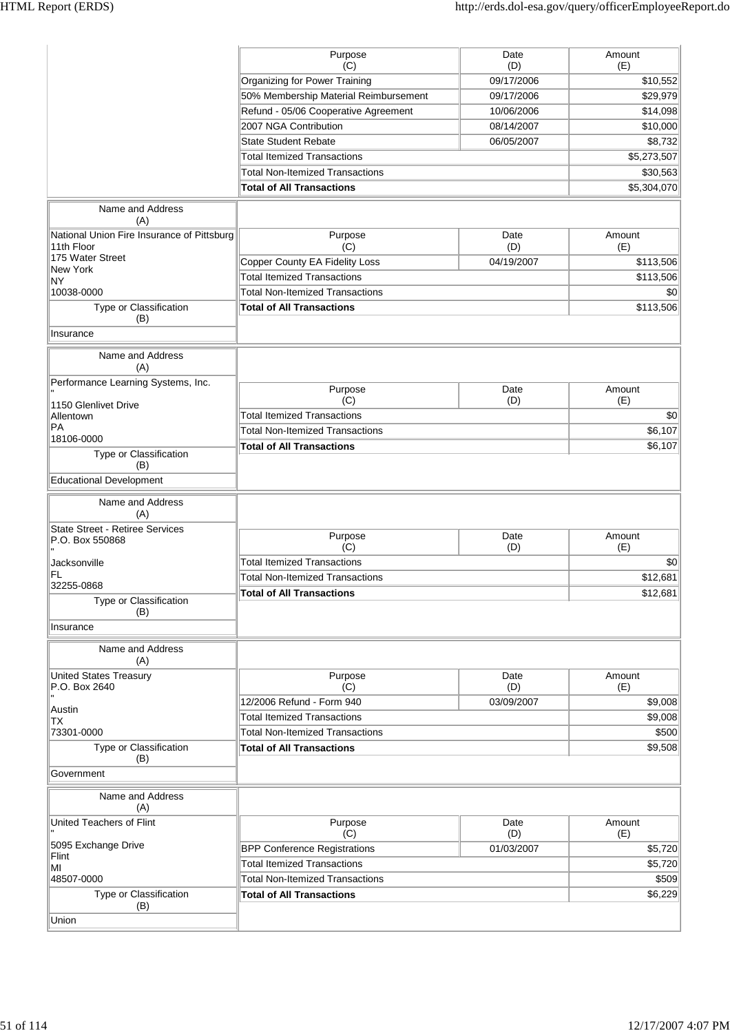| Purpose (C) | Date (D) | Amount (E) |
|---|---|---|
| Organizing for Power Training | 09/17/2006 | $10,552 |
| 50% Membership Material Reimbursement | 09/17/2006 | $29,979 |
| Refund - 05/06 Cooperative Agreement | 10/06/2006 | $14,098 |
| 2007 NGA Contribution | 08/14/2007 | $10,000 |
| State Student Rebate | 06/05/2007 | $8,732 |
| Total Itemized Transactions | | $5,273,507 |
| Total Non-Itemized Transactions | | $30,563 |
| **Total of All Transactions** | | $5,304,070 |

| Name and Address (A) |
|---|
| National Union Fire Insurance of Pittsburg<br>11th Floor<br>175 Water Street<br>New York<br>NY<br>10038-0000 |
| **Type or Classification (B)** |
| Insurance |

| Purpose (C) | Date (D) | Amount (E) |
|---|---|---|
| Copper County EA Fidelity Loss | 04/19/2007 | $113,506 |
| Total Itemized Transactions | | $113,506 |
| Total Non-Itemized Transactions | | $0 |
| **Total of All Transactions** | | $113,506 |

| Name and Address (A) |
|---|
| Performance Learning Systems, Inc.<br>"<br>1150 Glenlivet Drive<br>Allentown<br>PA<br>18106-0000 |
| **Type or Classification (B)** |
| Educational Development |

| Purpose (C) | Date (D) | Amount (E) |
|---|---|---|
| Total Itemized Transactions | | $0 |
| Total Non-Itemized Transactions | | $6,107 |
| **Total of All Transactions** | | $6,107 |

| Name and Address (A) |
|---|
| State Street - Retiree Services<br>P.O. Box 550868<br>"<br>Jacksonville<br>FL<br>32255-0868 |
| **Type or Classification (B)** |
| Insurance |

| Purpose (C) | Date (D) | Amount (E) |
|---|---|---|
| Total Itemized Transactions | | $0 |
| Total Non-Itemized Transactions | | $12,681 |
| **Total of All Transactions** | | $12,681 |

| Name and Address (A) |
|---|
| United States Treasury<br>P.O. Box 2640<br>"<br>Austin<br>TX<br>73301-0000 |
| **Type or Classification (B)** |
| Government |

| Purpose (C) | Date (D) | Amount (E) |
|---|---|---|
| 12/2006 Refund - Form 940 | 03/09/2007 | $9,008 |
| Total Itemized Transactions | | $9,008 |
| Total Non-Itemized Transactions | | $500 |
| **Total of All Transactions** | | $9,508 |

| Name and Address (A) |
|---|
| United Teachers of Flint<br>"<br>5095 Exchange Drive<br>Flint<br>MI<br>48507-0000 |
| **Type or Classification (B)** |
| Union |

| Purpose (C) | Date (D) | Amount (E) |
|---|---|---|
| BPP Conference Registrations | 01/03/2007 | $5,720 |
| Total Itemized Transactions | | $5,720 |
| Total Non-Itemized Transactions | | $509 |
| **Total of All Transactions** | | $6,229 |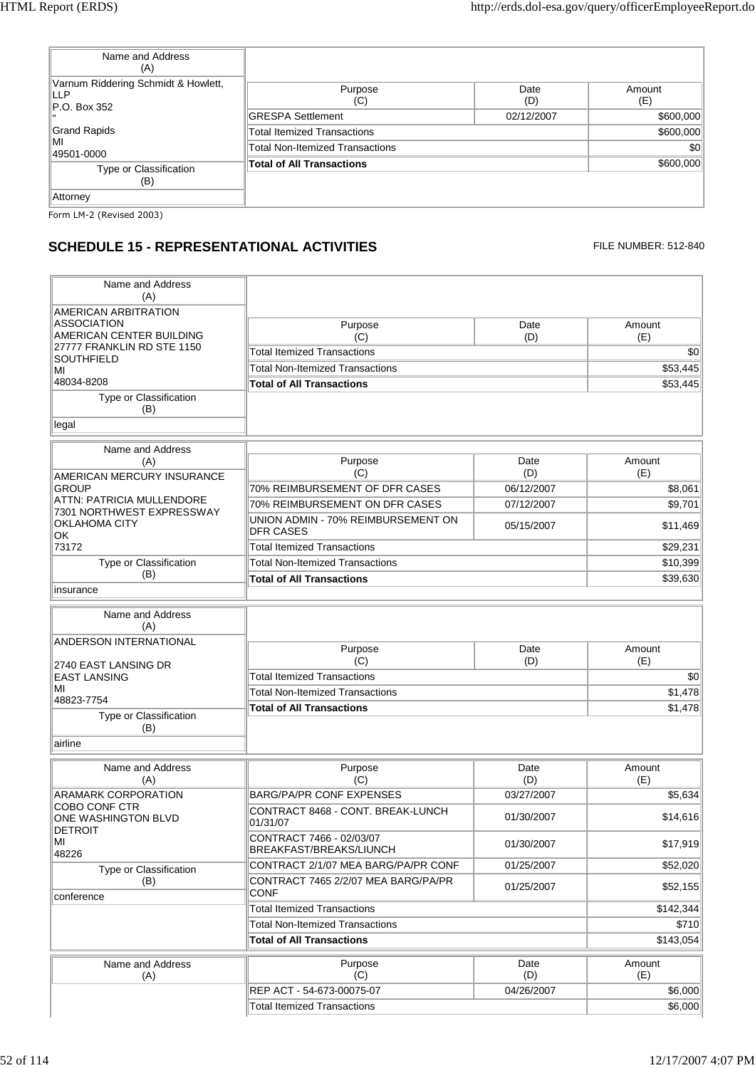| Name and Address (A) | Purpose (C) | Date (D) | Amount (E) |
|---|---|---|---|
| Varnum Riddering Schmidt & Howlett, LLP<br>P.O. Box 352<br>"<br>Grand Rapids<br>MI<br>49501-0000 | GRESPA Settlement | 02/12/2007 | $600,000 |
| | Total Itemized Transactions | | $600,000 |
| **Type or Classification (B)** | Total Non-Itemized Transactions | | $0 |
| Attorney | **Total of All Transactions** | | $600,000 |

Form LM-2 (Revised 2003)

## SCHEDULE 15 - REPRESENTATIONAL ACTIVITIES

FILE NUMBER: 512-840

| Name and Address (A) | Purpose (C) | Date (D) | Amount (E) |
|---|---|---|---|
| AMERICAN ARBITRATION ASSOCIATION<br>AMERICAN CENTER BUILDING<br>27777 FRANKLIN RD STE 1150<br>SOUTHFIELD<br>MI<br>48034-8208 | Total Itemized Transactions | | $0 |
| | Total Non-Itemized Transactions | | $53,445 |
| **Type or Classification (B)** | **Total of All Transactions** | | $53,445 |
| legal | | | |

| Name and Address (A) | Purpose (C) | Date (D) | Amount (E) |
|---|---|---|---|
| AMERICAN MERCURY INSURANCE GROUP<br>ATTN: PATRICIA MULLENDORE<br>7301 NORTHWEST EXPRESSWAY<br>OKLAHOMA CITY<br>OK<br>73172 | 70% REIMBURSEMENT OF DFR CASES | 06/12/2007 | $8,061 |
| | 70% REIMBURSEMENT ON DFR CASES | 07/12/2007 | $9,701 |
| | UNION ADMIN - 70% REIMBURSEMENT ON DFR CASES | 05/15/2007 | $11,469 |
| | Total Itemized Transactions | | $29,231 |
| **Type or Classification (B)** | Total Non-Itemized Transactions | | $10,399 |
| insurance | **Total of All Transactions** | | $39,630 |

| Name and Address (A) | Purpose (C) | Date (D) | Amount (E) |
|---|---|---|---|
| ANDERSON INTERNATIONAL<br><br>2740 EAST LANSING DR<br>EAST LANSING<br>MI<br>48823-7754 | Total Itemized Transactions | | $0 |
| | Total Non-Itemized Transactions | | $1,478 |
| **Type or Classification (B)** | **Total of All Transactions** | | $1,478 |
| airline | | | |

| Name and Address (A) | Purpose (C) | Date (D) | Amount (E) |
|---|---|---|---|
| ARAMARK CORPORATION<br>COBO CONF CTR<br>ONE WASHINGTON BLVD<br>DETROIT<br>MI<br>48226 | BARG/PA/PR CONF EXPENSES | 03/27/2007 | $5,634 |
| | CONTRACT 8468 - CONT. BREAK-LUNCH 01/31/07 | 01/30/2007 | $14,616 |
| | CONTRACT 7466 - 02/03/07 BREAKFAST/BREAKS/LIUNCH | 01/30/2007 | $17,919 |
| **Type or Classification (B)** | CONTRACT 2/1/07 MEA BARG/PA/PR CONF | 01/25/2007 | $52,020 |
| conference | CONTRACT 7465 2/2/07 MEA BARG/PA/PR CONF | 01/25/2007 | $52,155 |
| | Total Itemized Transactions | | $142,344 |
| | Total Non-Itemized Transactions | | $710 |
| | **Total of All Transactions** | | $143,054 |

| Name and Address (A) | Purpose (C) | Date (D) | Amount (E) |
|---|---|---|---|
| | REP ACT - 54-673-00075-07 | 04/26/2007 | $6,000 |
| | Total Itemized Transactions | | $6,000 |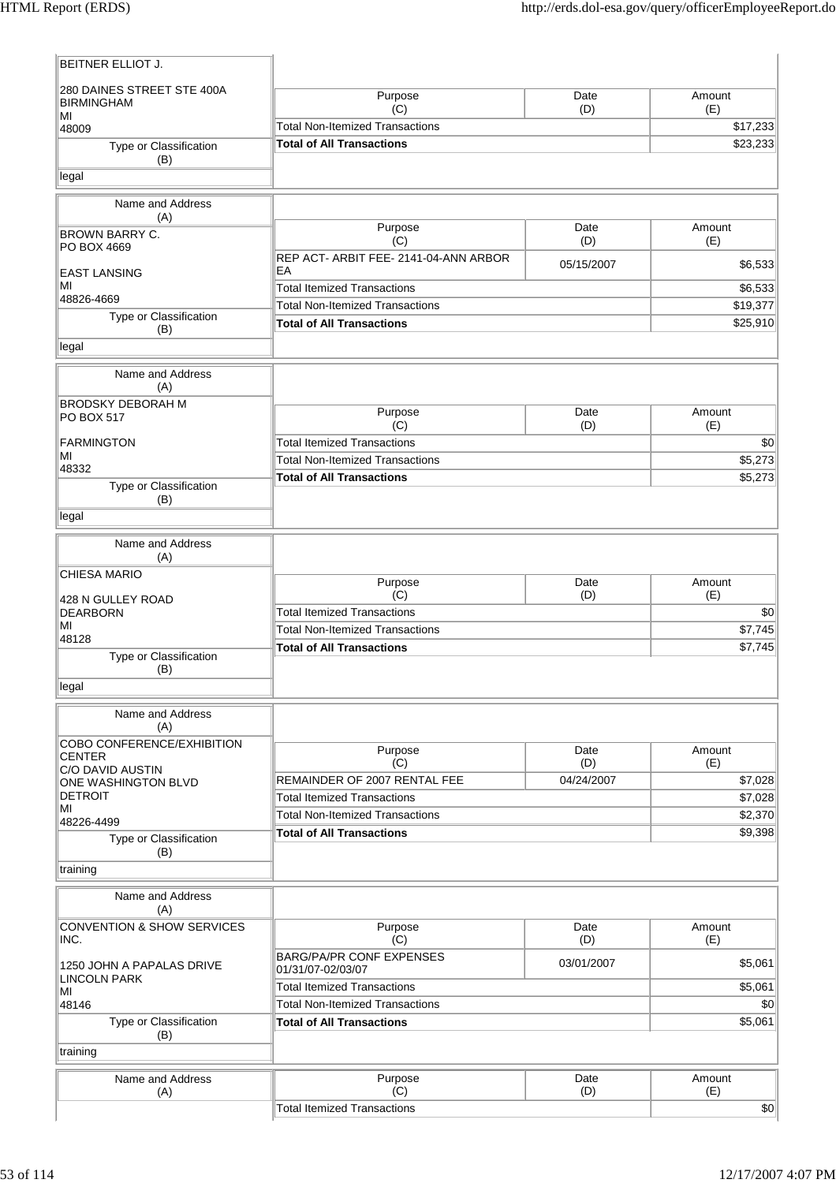| Name and Address (A) | Purpose (C) | Date (D) | Amount (E) |
|---|---|---|---|
| BEITNER ELLIOT J. 280 DAINES STREET STE 400A BIRMINGHAM MI 48009 | Total Non-Itemized Transactions | | $17,233 |
| | **Total of All Transactions** | | $23,233 |

Type or Classification (B): legal

| Name and Address (A) | Purpose (C) | Date (D) | Amount (E) |
|---|---|---|---|
| BROWN BARRY C. PO BOX 4669 EAST LANSING MI 48826-4669 | REP ACT- ARBIT FEE- 2141-04-ANN ARBOR EA | 05/15/2007 | $6,533 |
| | Total Itemized Transactions | | $6,533 |
| | Total Non-Itemized Transactions | | $19,377 |
| | **Total of All Transactions** | | $25,910 |

Type or Classification (B): legal

| Name and Address (A) | Purpose (C) | Date (D) | Amount (E) |
|---|---|---|---|
| BRODSKY DEBORAH M PO BOX 517 FARMINGTON MI 48332 | Total Itemized Transactions | | $0 |
| | Total Non-Itemized Transactions | | $5,273 |
| | **Total of All Transactions** | | $5,273 |

Type or Classification (B): legal

| Name and Address (A) | Purpose (C) | Date (D) | Amount (E) |
|---|---|---|---|
| CHIESA MARIO 428 N GULLEY ROAD DEARBORN MI 48128 | Total Itemized Transactions | | $0 |
| | Total Non-Itemized Transactions | | $7,745 |
| | **Total of All Transactions** | | $7,745 |

Type or Classification (B): legal

| Name and Address (A) | Purpose (C) | Date (D) | Amount (E) |
|---|---|---|---|
| COBO CONFERENCE/EXHIBITION CENTER C/O DAVID AUSTIN ONE WASHINGTON BLVD DETROIT MI 48226-4499 | REMAINDER OF 2007 RENTAL FEE | 04/24/2007 | $7,028 |
| | Total Itemized Transactions | | $7,028 |
| | Total Non-Itemized Transactions | | $2,370 |
| | **Total of All Transactions** | | $9,398 |

Type or Classification (B): training

| Name and Address (A) | Purpose (C) | Date (D) | Amount (E) |
|---|---|---|---|
| CONVENTION & SHOW SERVICES INC. 1250 JOHN A PAPALAS DRIVE LINCOLN PARK MI 48146 | BARG/PA/PR CONF EXPENSES 01/31/07-02/03/07 | 03/01/2007 | $5,061 |
| | Total Itemized Transactions | | $5,061 |
| | Total Non-Itemized Transactions | | $0 |
| | **Total of All Transactions** | | $5,061 |

Type or Classification (B): training

| Name and Address (A) | Purpose (C) | Date (D) | Amount (E) |
|---|---|---|---|
| | Total Itemized Transactions | | $0 |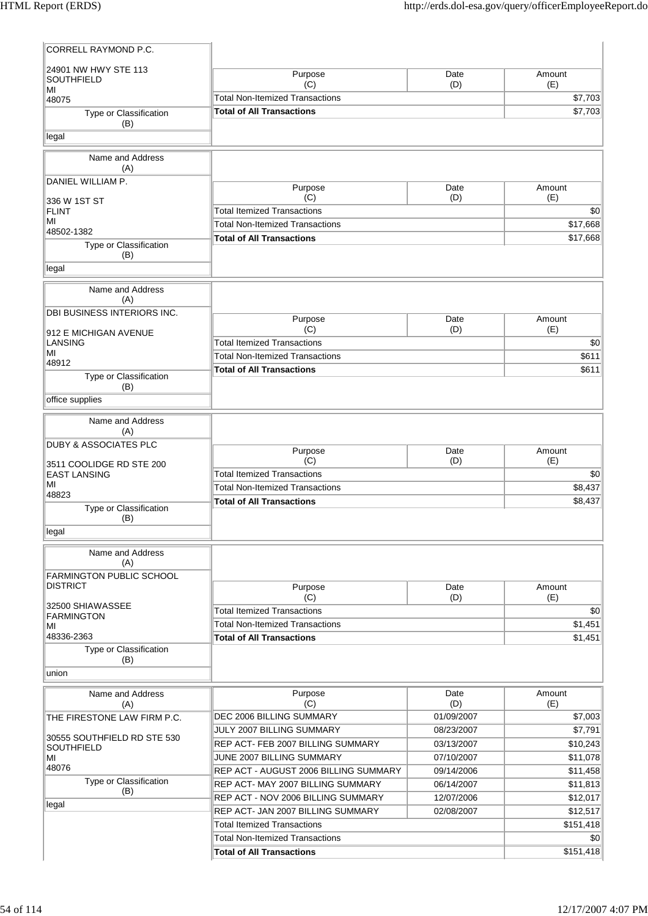| Name and Address (A) | Type or Classification (B) | Purpose (C) | Date (D) | Amount (E) |
|---|---|---|---|---|
| CORRELL RAYMOND P.C. 24901 NW HWY STE 113 SOUTHFIELD MI 48075 | legal | Total Non-Itemized Transactions | | $7,703 |
| | | **Total of All Transactions** | | $7,703 |

| Name and Address (A) | Type or Classification (B) | Purpose (C) | Date (D) | Amount (E) |
|---|---|---|---|---|
| DANIEL WILLIAM P. 336 W 1ST ST FLINT MI 48502-1382 | legal | Total Itemized Transactions | | $0 |
| | | Total Non-Itemized Transactions | | $17,668 |
| | | **Total of All Transactions** | | $17,668 |

| Name and Address (A) | Type or Classification (B) | Purpose (C) | Date (D) | Amount (E) |
|---|---|---|---|---|
| DBI BUSINESS INTERIORS INC. 912 E MICHIGAN AVENUE LANSING MI 48912 | office supplies | Total Itemized Transactions | | $0 |
| | | Total Non-Itemized Transactions | | $611 |
| | | **Total of All Transactions** | | $611 |

| Name and Address (A) | Type or Classification (B) | Purpose (C) | Date (D) | Amount (E) |
|---|---|---|---|---|
| DUBY & ASSOCIATES PLC 3511 COOLIDGE RD STE 200 EAST LANSING MI 48823 | legal | Total Itemized Transactions | | $0 |
| | | Total Non-Itemized Transactions | | $8,437 |
| | | **Total of All Transactions** | | $8,437 |

| Name and Address (A) | Type or Classification (B) | Purpose (C) | Date (D) | Amount (E) |
|---|---|---|---|---|
| FARMINGTON PUBLIC SCHOOL DISTRICT 32500 SHIAWASSEE FARMINGTON MI 48336-2363 | union | Total Itemized Transactions | | $0 |
| | | Total Non-Itemized Transactions | | $1,451 |
| | | **Total of All Transactions** | | $1,451 |

| Name and Address (A) | Type or Classification (B) | Purpose (C) | Date (D) | Amount (E) |
|---|---|---|---|---|
| THE FIRESTONE LAW FIRM P.C. 30555 SOUTHFIELD RD STE 530 SOUTHFIELD MI 48076 | legal | DEC 2006 BILLING SUMMARY | 01/09/2007 | $7,003 |
| | | JULY 2007 BILLING SUMMARY | 08/23/2007 | $7,791 |
| | | REP ACT- FEB 2007 BILLING SUMMARY | 03/13/2007 | $10,243 |
| | | JUNE 2007 BILLING SUMMARY | 07/10/2007 | $11,078 |
| | | REP ACT - AUGUST 2006 BILLING SUMMARY | 09/14/2006 | $11,458 |
| | | REP ACT- MAY 2007 BILLING SUMMARY | 06/14/2007 | $11,813 |
| | | REP ACT - NOV 2006 BILLING SUMMARY | 12/07/2006 | $12,017 |
| | | REP ACT- JAN 2007 BILLING SUMMARY | 02/08/2007 | $12,517 |
| | | Total Itemized Transactions | | $151,418 |
| | | Total Non-Itemized Transactions | | $0 |
| | | **Total of All Transactions** | | $151,418 |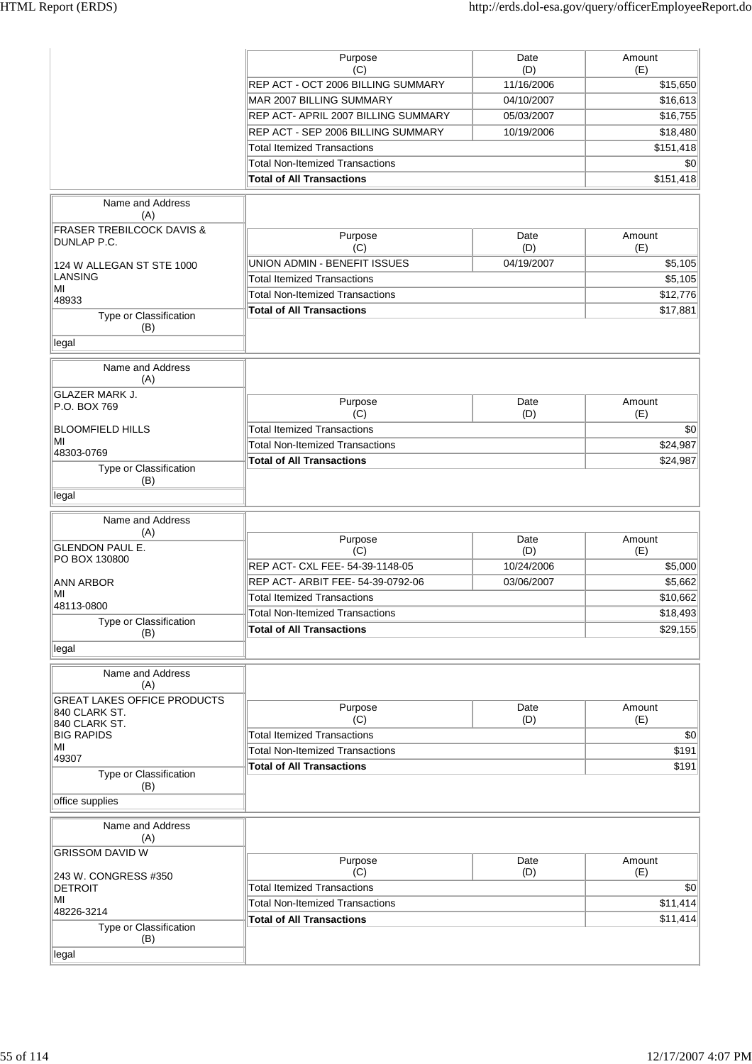| Purpose (C) | Date (D) | Amount (E) |
|---|---|---|
| REP ACT - OCT 2006 BILLING SUMMARY | 11/16/2006 | $15,650 |
| MAR 2007 BILLING SUMMARY | 04/10/2007 | $16,613 |
| REP ACT- APRIL 2007 BILLING SUMMARY | 05/03/2007 | $16,755 |
| REP ACT - SEP 2006 BILLING SUMMARY | 10/19/2006 | $18,480 |
| Total Itemized Transactions | | $151,418 |
| Total Non-Itemized Transactions | | $0 |
| **Total of All Transactions** | | $151,418 |

| Name and Address (A) | Type or Classification (B) |
|---|---|
| FRASER TREBILCOCK DAVIS & DUNLAP P.C.<br>124 W ALLEGAN ST STE 1000<br>LANSING<br>MI<br>48933 | legal |

| Purpose (C) | Date (D) | Amount (E) |
|---|---|---|
| UNION ADMIN - BENEFIT ISSUES | 04/19/2007 | $5,105 |
| Total Itemized Transactions | | $5,105 |
| Total Non-Itemized Transactions | | $12,776 |
| **Total of All Transactions** | | $17,881 |

| Name and Address (A) | Type or Classification (B) |
|---|---|
| GLAZER MARK J.<br>P.O. BOX 769<br>BLOOMFIELD HILLS<br>MI<br>48303-0769 | legal |

| Purpose (C) | Date (D) | Amount (E) |
|---|---|---|
| Total Itemized Transactions | | $0 |
| Total Non-Itemized Transactions | | $24,987 |
| **Total of All Transactions** | | $24,987 |

| Name and Address (A) | Type or Classification (B) |
|---|---|
| GLENDON PAUL E.<br>PO BOX 130800<br>ANN ARBOR<br>MI<br>48113-0800 | legal |

| Purpose (C) | Date (D) | Amount (E) |
|---|---|---|
| REP ACT- CXL FEE- 54-39-1148-05 | 10/24/2006 | $5,000 |
| REP ACT- ARBIT FEE- 54-39-0792-06 | 03/06/2007 | $5,662 |
| Total Itemized Transactions | | $10,662 |
| Total Non-Itemized Transactions | | $18,493 |
| **Total of All Transactions** | | $29,155 |

| Name and Address (A) | Type or Classification (B) |
|---|---|
| GREAT LAKES OFFICE PRODUCTS<br>840 CLARK ST.<br>840 CLARK ST.<br>BIG RAPIDS<br>MI<br>49307 | office supplies |

| Purpose (C) | Date (D) | Amount (E) |
|---|---|---|
| Total Itemized Transactions | | $0 |
| Total Non-Itemized Transactions | | $191 |
| **Total of All Transactions** | | $191 |

| Name and Address (A) | Type or Classification (B) |
|---|---|
| GRISSOM DAVID W<br>243 W. CONGRESS #350<br>DETROIT<br>MI<br>48226-3214 | legal |

| Purpose (C) | Date (D) | Amount (E) |
|---|---|---|
| Total Itemized Transactions | | $0 |
| Total Non-Itemized Transactions | | $11,414 |
| **Total of All Transactions** | | $11,414 |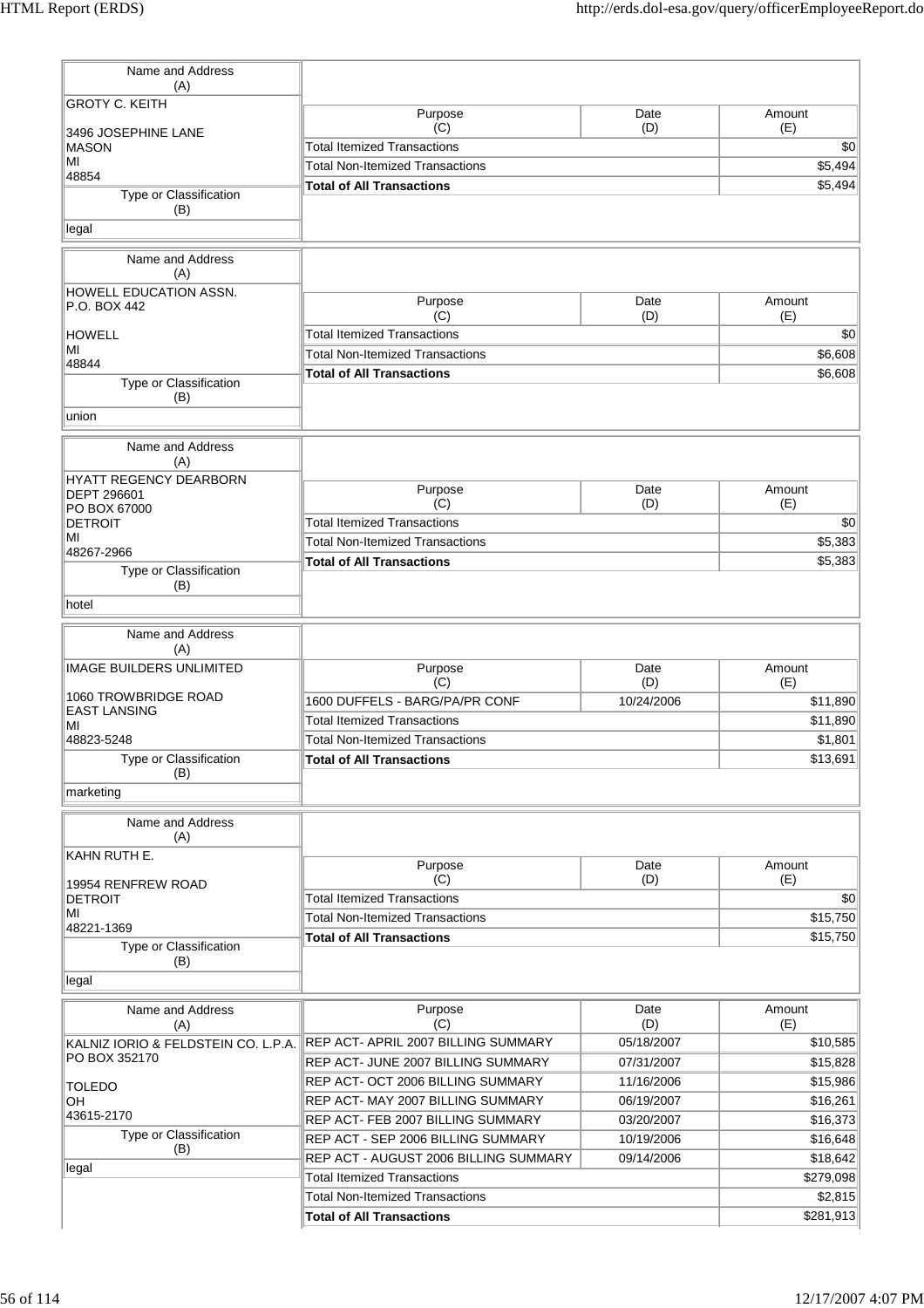| Name and Address (A) | Purpose (C) | Date (D) | Amount (E) |
|---|---|---|---|
| GROTY C. KEITH<br><br>3496 JOSEPHINE LANE<br>MASON<br>MI<br>48854 | Total Itemized Transactions | | $0 |
| | Total Non-Itemized Transactions | | $5,494 |
| | **Total of All Transactions** | | $5,494 |
| **Type or Classification (B)** | | | |
| legal | | | |

| Name and Address (A) | Purpose (C) | Date (D) | Amount (E) |
|---|---|---|---|
| HOWELL EDUCATION ASSN.<br>P.O. BOX 442<br><br>HOWELL<br>MI<br>48844 | Total Itemized Transactions | | $0 |
| | Total Non-Itemized Transactions | | $6,608 |
| | **Total of All Transactions** | | $6,608 |
| **Type or Classification (B)** | | | |
| union | | | |

| Name and Address (A) | Purpose (C) | Date (D) | Amount (E) |
|---|---|---|---|
| HYATT REGENCY DEARBORN<br>DEPT 296601<br>PO BOX 67000<br>DETROIT<br>MI<br>48267-2966 | Total Itemized Transactions | | $0 |
| | Total Non-Itemized Transactions | | $5,383 |
| | **Total of All Transactions** | | $5,383 |
| **Type or Classification (B)** | | | |
| hotel | | | |

| Name and Address (A) | Purpose (C) | Date (D) | Amount (E) |
|---|---|---|---|
| IMAGE BUILDERS UNLIMITED<br><br>1060 TROWBRIDGE ROAD<br>EAST LANSING<br>MI<br>48823-5248 | 1600 DUFFELS - BARG/PA/PR CONF | 10/24/2006 | $11,890 |
| | Total Itemized Transactions | | $11,890 |
| | Total Non-Itemized Transactions | | $1,801 |
| **Type or Classification (B)** | **Total of All Transactions** | | $13,691 |
| marketing | | | |

| Name and Address (A) | Purpose (C) | Date (D) | Amount (E) |
|---|---|---|---|
| KAHN RUTH E.<br><br>19954 RENFREW ROAD<br>DETROIT<br>MI<br>48221-1369 | Total Itemized Transactions | | $0 |
| | Total Non-Itemized Transactions | | $15,750 |
| | **Total of All Transactions** | | $15,750 |
| **Type or Classification (B)** | | | |
| legal | | | |

| Name and Address (A) | Purpose (C) | Date (D) | Amount (E) |
|---|---|---|---|
| KALNIZ IORIO & FELDSTEIN CO. L.P.A.<br>PO BOX 352170<br><br>TOLEDO<br>OH<br>43615-2170 | REP ACT- APRIL 2007 BILLING SUMMARY | 05/18/2007 | $10,585 |
| | REP ACT- JUNE 2007 BILLING SUMMARY | 07/31/2007 | $15,828 |
| | REP ACT- OCT 2006 BILLING SUMMARY | 11/16/2006 | $15,986 |
| | REP ACT- MAY 2007 BILLING SUMMARY | 06/19/2007 | $16,261 |
| | REP ACT- FEB 2007 BILLING SUMMARY | 03/20/2007 | $16,373 |
| **Type or Classification (B)** | REP ACT - SEP 2006 BILLING SUMMARY | 10/19/2006 | $16,648 |
| legal | REP ACT - AUGUST 2006 BILLING SUMMARY | 09/14/2006 | $18,642 |
| | Total Itemized Transactions | | $279,098 |
| | Total Non-Itemized Transactions | | $2,815 |
| | **Total of All Transactions** | | $281,913 |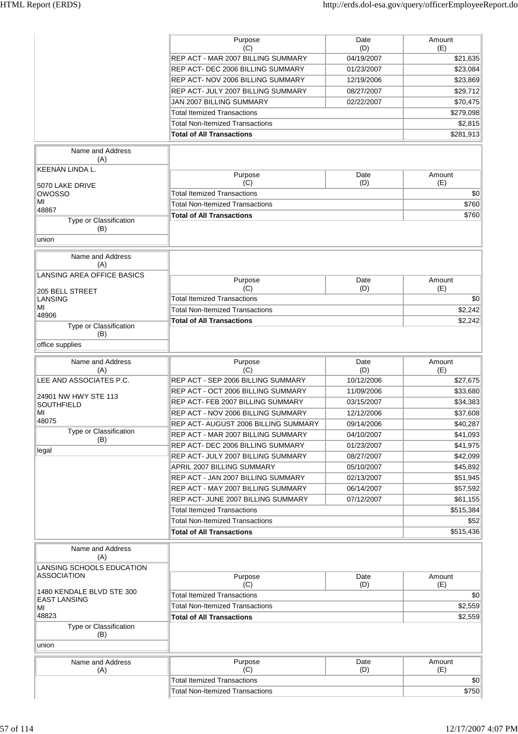| Purpose (C) | Date (D) | Amount (E) |
|---|---|---|
| REP ACT - MAR 2007 BILLING SUMMARY | 04/19/2007 | $21,635 |
| REP ACT- DEC 2006 BILLING SUMMARY | 01/23/2007 | $23,084 |
| REP ACT- NOV 2006 BILLING SUMMARY | 12/19/2006 | $23,869 |
| REP ACT- JULY 2007 BILLING SUMMARY | 08/27/2007 | $29,712 |
| JAN 2007 BILLING SUMMARY | 02/22/2007 | $70,475 |
| Total Itemized Transactions | | $279,098 |
| Total Non-Itemized Transactions | | $2,815 |
| **Total of All Transactions** | | $281,913 |

| Name and Address (A) | Purpose (C) | Date (D) | Amount (E) |
|---|---|---|---|
| KEENAN LINDA L.<br><br>5070 LAKE DRIVE<br>OWOSSO<br>MI<br>48867 | Total Itemized Transactions | | $0 |
| | Total Non-Itemized Transactions | | $760 |
| | **Total of All Transactions** | | $760 |
| **Type or Classification (B)** | | | |
| union | | | |

| Name and Address (A) | Purpose (C) | Date (D) | Amount (E) |
|---|---|---|---|
| LANSING AREA OFFICE BASICS<br><br>205 BELL STREET<br>LANSING<br>MI<br>48906 | Total Itemized Transactions | | $0 |
| | Total Non-Itemized Transactions | | $2,242 |
| | **Total of All Transactions** | | $2,242 |
| **Type or Classification (B)** | | | |
| office supplies | | | |

| Name and Address (A) | Purpose (C) | Date (D) | Amount (E) |
|---|---|---|---|
| LEE AND ASSOCIATES P.C.<br><br>24901 NW HWY STE 113<br>SOUTHFIELD<br>MI<br>48075 | REP ACT - SEP 2006 BILLING SUMMARY | 10/12/2006 | $27,675 |
| | REP ACT - OCT 2006 BILLING SUMMARY | 11/09/2006 | $33,680 |
| | REP ACT- FEB 2007 BILLING SUMMARY | 03/15/2007 | $34,383 |
| | REP ACT - NOV 2006 BILLING SUMMARY | 12/12/2006 | $37,608 |
| | REP ACT- AUGUST 2006 BILLING SUMMARY | 09/14/2006 | $40,287 |
| **Type or Classification (B)** | REP ACT - MAR 2007 BILLING SUMMARY | 04/10/2007 | $41,093 |
| legal | REP ACT- DEC 2006 BILLING SUMMARY | 01/23/2007 | $41,975 |
| | REP ACT- JULY 2007 BILLING SUMMARY | 08/27/2007 | $42,099 |
| | APRIL 2007 BILLING SUMMARY | 05/10/2007 | $45,892 |
| | REP ACT - JAN 2007 BILLING SUMMARY | 02/13/2007 | $51,945 |
| | REP ACT - MAY 2007 BILLING SUMMARY | 06/14/2007 | $57,592 |
| | REP ACT- JUNE 2007 BILLING SUMMARY | 07/12/2007 | $61,155 |
| | Total Itemized Transactions | | $515,384 |
| | Total Non-Itemized Transactions | | $52 |
| | **Total of All Transactions** | | $515,436 |

| Name and Address (A) | Purpose (C) | Date (D) | Amount (E) |
|---|---|---|---|
| LANSING SCHOOLS EDUCATION ASSOCIATION<br><br>1480 KENDALE BLVD STE 300<br>EAST LANSING<br>MI<br>48823 | Total Itemized Transactions | | $0 |
| | Total Non-Itemized Transactions | | $2,559 |
| | **Total of All Transactions** | | $2,559 |
| **Type or Classification (B)** | | | |
| union | | | |

| Name and Address (A) | Purpose (C) | Date (D) | Amount (E) |
|---|---|---|---|
| | Total Itemized Transactions | | $0 |
| | Total Non-Itemized Transactions | | $750 |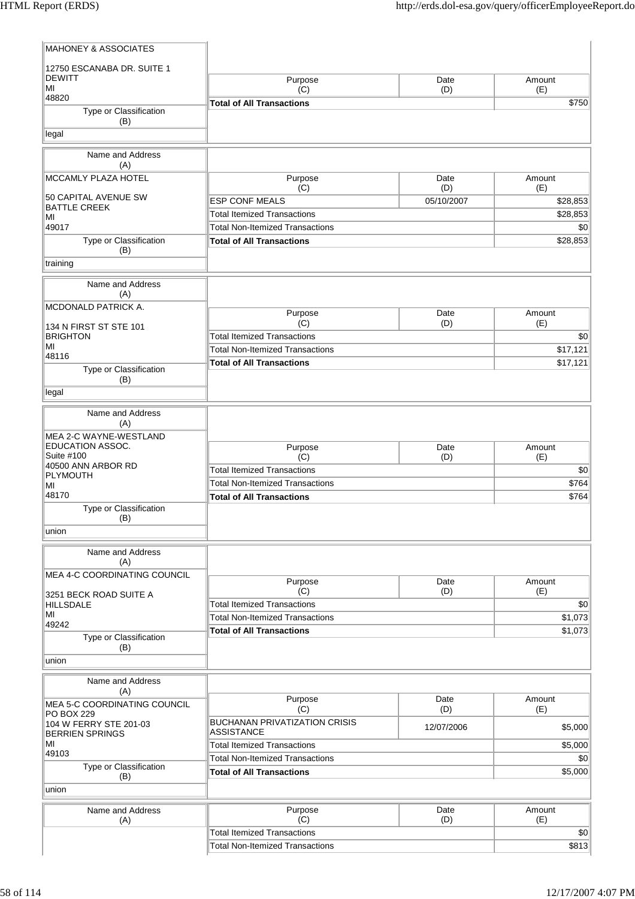| Name and Address (A) | Purpose (C) | Date (D) | Amount (E) |
|---|---|---|---|
| MAHONEY & ASSOCIATES<br>12750 ESCANABA DR. SUITE 1<br>DEWITT<br>MI<br>48820 | **Total of All Transactions** | | $750 |
| Type or Classification (B): legal | | | |

| Name and Address (A) | Purpose (C) | Date (D) | Amount (E) |
|---|---|---|---|
| MCCAMLY PLAZA HOTEL<br>50 CAPITAL AVENUE SW<br>BATTLE CREEK<br>MI<br>49017 | ESP CONF MEALS | 05/10/2007 | $28,853 |
| | Total Itemized Transactions | | $28,853 |
| | Total Non-Itemized Transactions | | $0 |
| | **Total of All Transactions** | | $28,853 |
| Type or Classification (B): training | | | |

| Name and Address (A) | Purpose (C) | Date (D) | Amount (E) |
|---|---|---|---|
| MCDONALD PATRICK A.<br>134 N FIRST ST STE 101<br>BRIGHTON<br>MI<br>48116 | Total Itemized Transactions | | $0 |
| | Total Non-Itemized Transactions | | $17,121 |
| | **Total of All Transactions** | | $17,121 |
| Type or Classification (B): legal | | | |

| Name and Address (A) | Purpose (C) | Date (D) | Amount (E) |
|---|---|---|---|
| MEA 2-C WAYNE-WESTLAND EDUCATION ASSOC.<br>Suite #100<br>40500 ANN ARBOR RD<br>PLYMOUTH<br>MI<br>48170 | Total Itemized Transactions | | $0 |
| | Total Non-Itemized Transactions | | $764 |
| | **Total of All Transactions** | | $764 |
| Type or Classification (B): union | | | |

| Name and Address (A) | Purpose (C) | Date (D) | Amount (E) |
|---|---|---|---|
| MEA 4-C COORDINATING COUNCIL<br>3251 BECK ROAD SUITE A<br>HILLSDALE<br>MI<br>49242 | Total Itemized Transactions | | $0 |
| | Total Non-Itemized Transactions | | $1,073 |
| | **Total of All Transactions** | | $1,073 |
| Type or Classification (B): union | | | |

| Name and Address (A) | Purpose (C) | Date (D) | Amount (E) |
|---|---|---|---|
| MEA 5-C COORDINATING COUNCIL<br>PO BOX 229<br>104 W FERRY STE 201-03<br>BERRIEN SPRINGS<br>MI<br>49103 | BUCHANAN PRIVATIZATION CRISIS ASSISTANCE | 12/07/2006 | $5,000 |
| | Total Itemized Transactions | | $5,000 |
| | Total Non-Itemized Transactions | | $0 |
| | **Total of All Transactions** | | $5,000 |
| Type or Classification (B): union | | | |

| Name and Address (A) | Purpose (C) | Date (D) | Amount (E) |
|---|---|---|---|
| | Total Itemized Transactions | | $0 |
| | Total Non-Itemized Transactions | | $813 |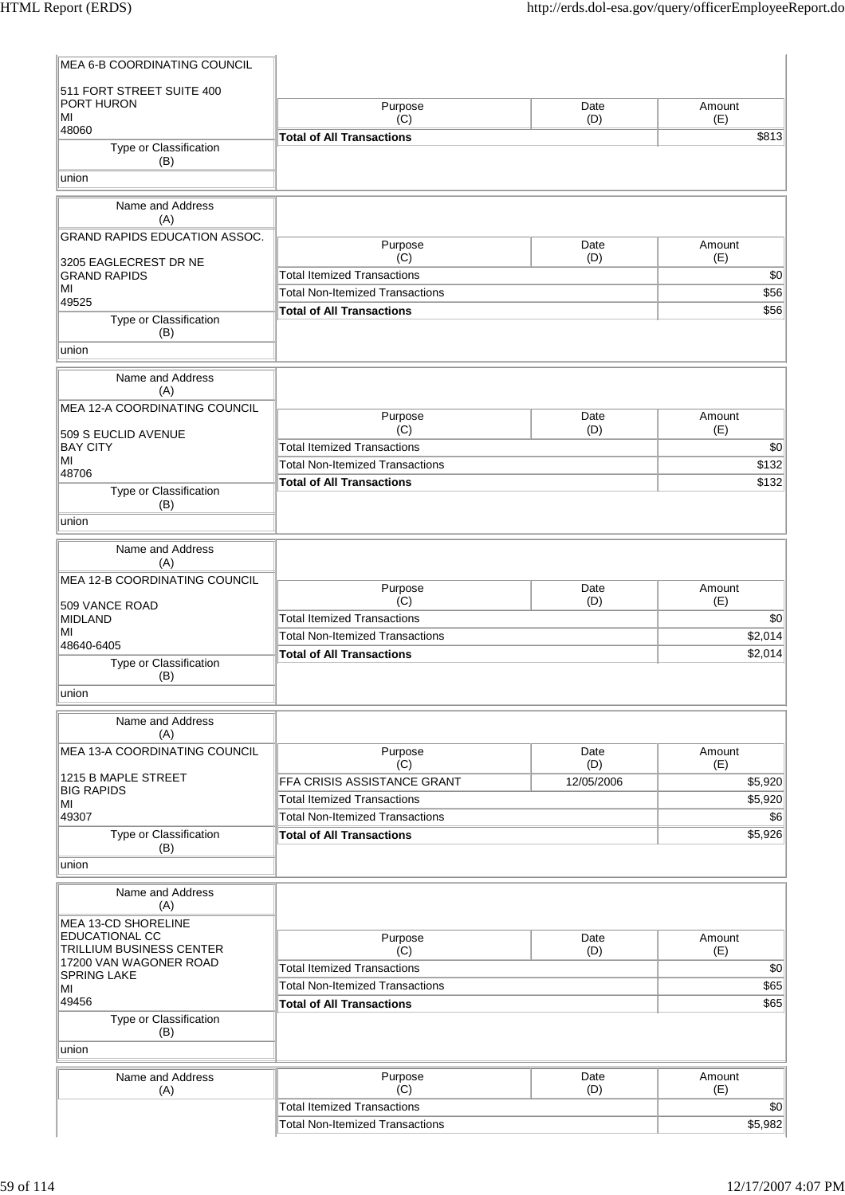| Name and Address (A) | Purpose (C) | Date (D) | Amount (E) |
|---|---|---|---|
| MEA 6-B COORDINATING COUNCIL<br><br>511 FORT STREET SUITE 400<br>PORT HURON<br>MI<br>48060 | **Total of All Transactions** | | $813 |
| Type or Classification (B): union | | | |

| Name and Address (A) | Purpose (C) | Date (D) | Amount (E) |
|---|---|---|---|
| GRAND RAPIDS EDUCATION ASSOC.<br><br>3205 EAGLECREST DR NE<br>GRAND RAPIDS<br>MI<br>49525 | Total Itemized Transactions | | $0 |
| | Total Non-Itemized Transactions | | $56 |
| | **Total of All Transactions** | | $56 |
| Type or Classification (B): union | | | |

| Name and Address (A) | Purpose (C) | Date (D) | Amount (E) |
|---|---|---|---|
| MEA 12-A COORDINATING COUNCIL<br><br>509 S EUCLID AVENUE<br>BAY CITY<br>MI<br>48706 | Total Itemized Transactions | | $0 |
| | Total Non-Itemized Transactions | | $132 |
| | **Total of All Transactions** | | $132 |
| Type or Classification (B): union | | | |

| Name and Address (A) | Purpose (C) | Date (D) | Amount (E) |
|---|---|---|---|
| MEA 12-B COORDINATING COUNCIL<br><br>509 VANCE ROAD<br>MIDLAND<br>MI<br>48640-6405 | Total Itemized Transactions | | $0 |
| | Total Non-Itemized Transactions | | $2,014 |
| | **Total of All Transactions** | | $2,014 |
| Type or Classification (B): union | | | |

| Name and Address (A) | Purpose (C) | Date (D) | Amount (E) |
|---|---|---|---|
| MEA 13-A COORDINATING COUNCIL<br><br>1215 B MAPLE STREET<br>BIG RAPIDS<br>MI<br>49307 | FFA CRISIS ASSISTANCE GRANT | 12/05/2006 | $5,920 |
| | Total Itemized Transactions | | $5,920 |
| | Total Non-Itemized Transactions | | $6 |
| | **Total of All Transactions** | | $5,926 |
| Type or Classification (B): union | | | |

| Name and Address (A) | Purpose (C) | Date (D) | Amount (E) |
|---|---|---|---|
| MEA 13-CD SHORELINE EDUCATIONAL CC<br>TRILLIUM BUSINESS CENTER<br>17200 VAN WAGONER ROAD<br>SPRING LAKE<br>MI<br>49456 | Total Itemized Transactions | | $0 |
| | Total Non-Itemized Transactions | | $65 |
| | **Total of All Transactions** | | $65 |
| Type or Classification (B): union | | | |

| Name and Address (A) | Purpose (C) | Date (D) | Amount (E) |
|---|---|---|---|
| | Total Itemized Transactions | | $0 |
| | Total Non-Itemized Transactions | | $5,982 |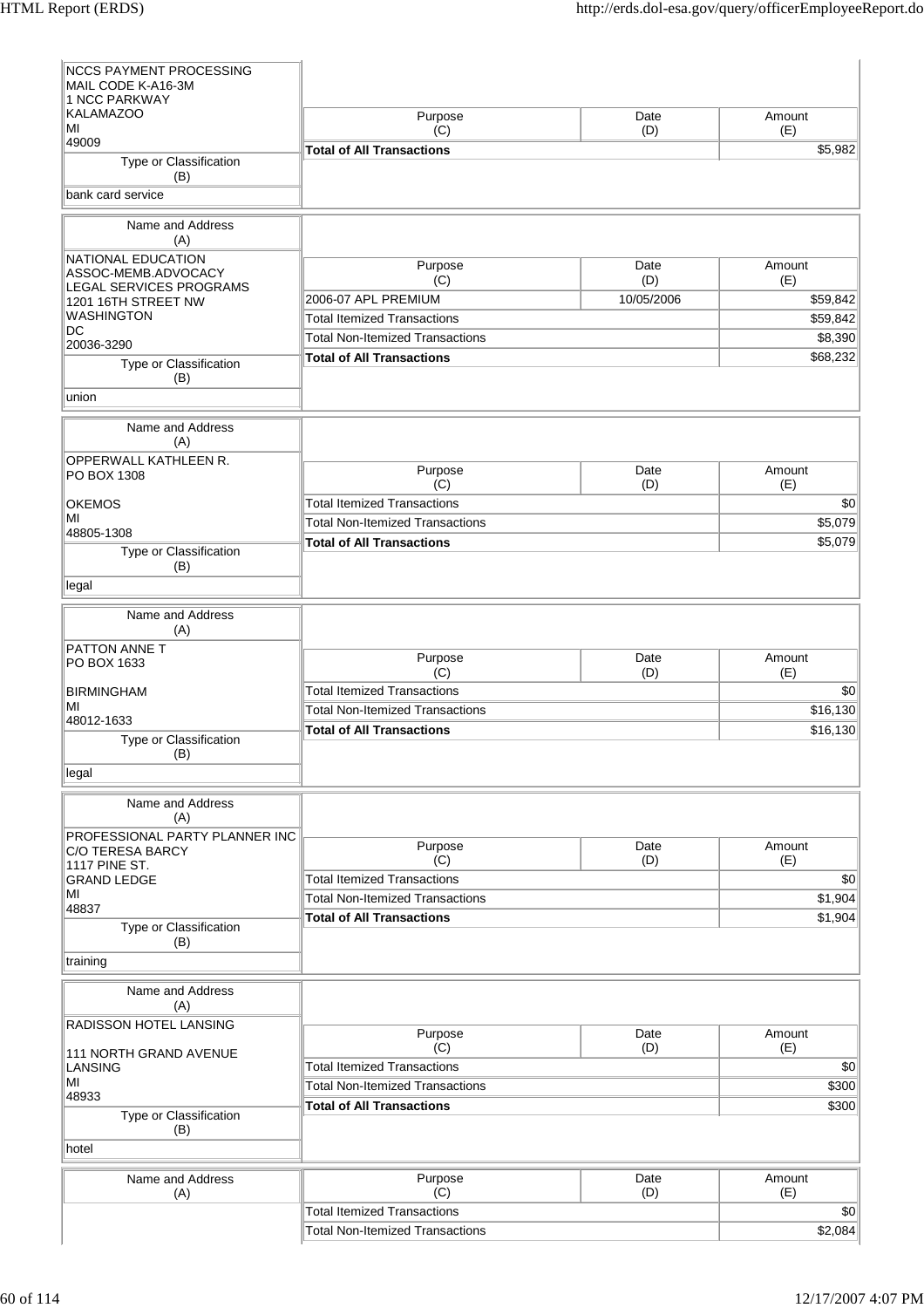| Name and Address (A) | Purpose (C) | Date (D) | Amount (E) |
|---|---|---|---|
| NCCS PAYMENT PROCESSING<br>MAIL CODE K-A16-3M<br>1 NCC PARKWAY<br>KALAMAZOO<br>MI<br>49009 | **Total of All Transactions** | | $5,982 |
| **Type or Classification (B)** | | | |
| bank card service | | | |

| Name and Address (A) | Purpose (C) | Date (D) | Amount (E) |
|---|---|---|---|
| NATIONAL EDUCATION ASSOC-MEMB.ADVOCACY<br>LEGAL SERVICES PROGRAMS<br>1201 16TH STREET NW<br>WASHINGTON<br>DC<br>20036-3290 | 2006-07 APL PREMIUM | 10/05/2006 | $59,842 |
| | Total Itemized Transactions | | $59,842 |
| | Total Non-Itemized Transactions | | $8,390 |
| | **Total of All Transactions** | | $68,232 |
| **Type or Classification (B)** | | | |
| union | | | |

| Name and Address (A) | Purpose (C) | Date (D) | Amount (E) |
|---|---|---|---|
| OPPERWALL KATHLEEN R.<br>PO BOX 1308<br><br>OKEMOS<br>MI<br>48805-1308 | Total Itemized Transactions | | $0 |
| | Total Non-Itemized Transactions | | $5,079 |
| | **Total of All Transactions** | | $5,079 |
| **Type or Classification (B)** | | | |
| legal | | | |

| Name and Address (A) | Purpose (C) | Date (D) | Amount (E) |
|---|---|---|---|
| PATTON ANNE T<br>PO BOX 1633<br><br>BIRMINGHAM<br>MI<br>48012-1633 | Total Itemized Transactions | | $0 |
| | Total Non-Itemized Transactions | | $16,130 |
| | **Total of All Transactions** | | $16,130 |
| **Type or Classification (B)** | | | |
| legal | | | |

| Name and Address (A) | Purpose (C) | Date (D) | Amount (E) |
|---|---|---|---|
| PROFESSIONAL PARTY PLANNER INC<br>C/O TERESA BARCY<br>1117 PINE ST.<br>GRAND LEDGE<br>MI<br>48837 | Total Itemized Transactions | | $0 |
| | Total Non-Itemized Transactions | | $1,904 |
| | **Total of All Transactions** | | $1,904 |
| **Type or Classification (B)** | | | |
| training | | | |

| Name and Address (A) | Purpose (C) | Date (D) | Amount (E) |
|---|---|---|---|
| RADISSON HOTEL LANSING<br><br>111 NORTH GRAND AVENUE<br>LANSING<br>MI<br>48933 | Total Itemized Transactions | | $0 |
| | Total Non-Itemized Transactions | | $300 |
| | **Total of All Transactions** | | $300 |
| **Type or Classification (B)** | | | |
| hotel | | | |

| Name and Address (A) | Purpose (C) | Date (D) | Amount (E) |
|---|---|---|---|
| | Total Itemized Transactions | | $0 |
| | Total Non-Itemized Transactions | | $2,084 |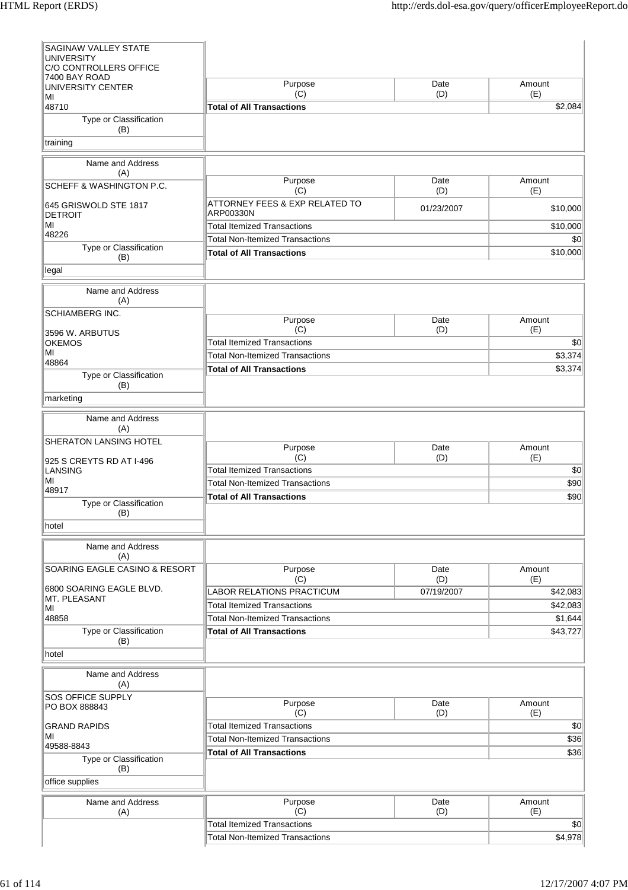| Name and Address (A) | Purpose (C) | Date (D) | Amount (E) |
|---|---|---|---|
| SAGINAW VALLEY STATE UNIVERSITY<br>C/O CONTROLLERS OFFICE<br>7400 BAY ROAD<br>UNIVERSITY CENTER<br>MI<br>48710 | **Total of All Transactions** | | $2,084 |
| **Type or Classification (B)** | | | |
| training | | | |

| Name and Address (A) | Purpose (C) | Date (D) | Amount (E) |
|---|---|---|---|
| SCHEFF & WASHINGTON P.C.<br><br>645 GRISWOLD STE 1817<br>DETROIT<br>MI<br>48226 | ATTORNEY FEES & EXP RELATED TO ARP00330N | 01/23/2007 | $10,000 |
| | Total Itemized Transactions | | $10,000 |
| | Total Non-Itemized Transactions | | $0 |
| | **Total of All Transactions** | | $10,000 |
| **Type or Classification (B)** | | | |
| legal | | | |

| Name and Address (A) | Purpose (C) | Date (D) | Amount (E) |
|---|---|---|---|
| SCHIAMBERG INC.<br><br>3596 W. ARBUTUS<br>OKEMOS<br>MI<br>48864 | Total Itemized Transactions | | $0 |
| | Total Non-Itemized Transactions | | $3,374 |
| | **Total of All Transactions** | | $3,374 |
| **Type or Classification (B)** | | | |
| marketing | | | |

| Name and Address (A) | Purpose (C) | Date (D) | Amount (E) |
|---|---|---|---|
| SHERATON LANSING HOTEL<br><br>925 S CREYTS RD AT I-496<br>LANSING<br>MI<br>48917 | Total Itemized Transactions | | $0 |
| | Total Non-Itemized Transactions | | $90 |
| | **Total of All Transactions** | | $90 |
| **Type or Classification (B)** | | | |
| hotel | | | |

| Name and Address (A) | Purpose (C) | Date (D) | Amount (E) |
|---|---|---|---|
| SOARING EAGLE CASINO & RESORT<br><br>6800 SOARING EAGLE BLVD.<br>MT. PLEASANT<br>MI<br>48858 | LABOR RELATIONS PRACTICUM | 07/19/2007 | $42,083 |
| | Total Itemized Transactions | | $42,083 |
| | Total Non-Itemized Transactions | | $1,644 |
| | **Total of All Transactions** | | $43,727 |
| **Type or Classification (B)** | | | |
| hotel | | | |

| Name and Address (A) | Purpose (C) | Date (D) | Amount (E) |
|---|---|---|---|
| SOS OFFICE SUPPLY<br>PO BOX 888843<br><br>GRAND RAPIDS<br>MI<br>49588-8843 | Total Itemized Transactions | | $0 |
| | Total Non-Itemized Transactions | | $36 |
| | **Total of All Transactions** | | $36 |
| **Type or Classification (B)** | | | |
| office supplies | | | |

| Name and Address (A) | Purpose (C) | Date (D) | Amount (E) |
|---|---|---|---|
| | Total Itemized Transactions | | $0 |
| | Total Non-Itemized Transactions | | $4,978 |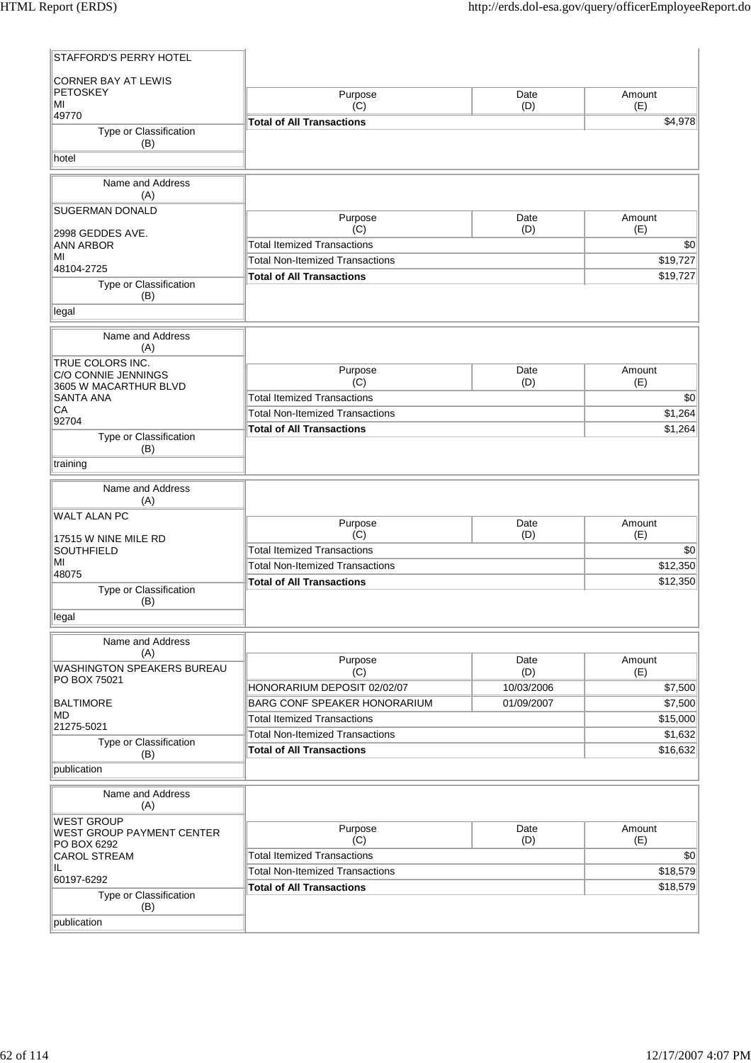| Name and Address (A) | Purpose (C) | Date (D) | Amount (E) |
|---|---|---|---|
| STAFFORD'S PERRY HOTEL<br><br>CORNER BAY AT LEWIS<br>PETOSKEY<br>MI<br>49770 | **Total of All Transactions** | | $4,978 |
| **Type or Classification (B)** | | | |
| hotel | | | |

| Name and Address (A) | Purpose (C) | Date (D) | Amount (E) |
|---|---|---|---|
| SUGERMAN DONALD<br><br>2998 GEDDES AVE.<br>ANN ARBOR<br>MI<br>48104-2725 | Total Itemized Transactions | | $0 |
| | Total Non-Itemized Transactions | | $19,727 |
| | **Total of All Transactions** | | $19,727 |
| **Type or Classification (B)** | | | |
| legal | | | |

| Name and Address (A) | Purpose (C) | Date (D) | Amount (E) |
|---|---|---|---|
| TRUE COLORS INC.<br>C/O CONNIE JENNINGS<br>3605 W MACARTHUR BLVD<br>SANTA ANA<br>CA<br>92704 | Total Itemized Transactions | | $0 |
| | Total Non-Itemized Transactions | | $1,264 |
| | **Total of All Transactions** | | $1,264 |
| **Type or Classification (B)** | | | |
| training | | | |

| Name and Address (A) | Purpose (C) | Date (D) | Amount (E) |
|---|---|---|---|
| WALT ALAN PC<br><br>17515 W NINE MILE RD<br>SOUTHFIELD<br>MI<br>48075 | Total Itemized Transactions | | $0 |
| | Total Non-Itemized Transactions | | $12,350 |
| | **Total of All Transactions** | | $12,350 |
| **Type or Classification (B)** | | | |
| legal | | | |

| Name and Address (A) | Purpose (C) | Date (D) | Amount (E) |
|---|---|---|---|
| WASHINGTON SPEAKERS BUREAU<br>PO BOX 75021<br><br>BALTIMORE<br>MD<br>21275-5021 | HONORARIUM DEPOSIT 02/02/07 | 10/03/2006 | $7,500 |
| | BARG CONF SPEAKER HONORARIUM | 01/09/2007 | $7,500 |
| | Total Itemized Transactions | | $15,000 |
| | Total Non-Itemized Transactions | | $1,632 |
| | **Total of All Transactions** | | $16,632 |
| **Type or Classification (B)** | | | |
| publication | | | |

| Name and Address (A) | Purpose (C) | Date (D) | Amount (E) |
|---|---|---|---|
| WEST GROUP<br>WEST GROUP PAYMENT CENTER<br>PO BOX 6292<br>CAROL STREAM<br>IL<br>60197-6292 | Total Itemized Transactions | | $0 |
| | Total Non-Itemized Transactions | | $18,579 |
| | **Total of All Transactions** | | $18,579 |
| **Type or Classification (B)** | | | |
| publication | | | |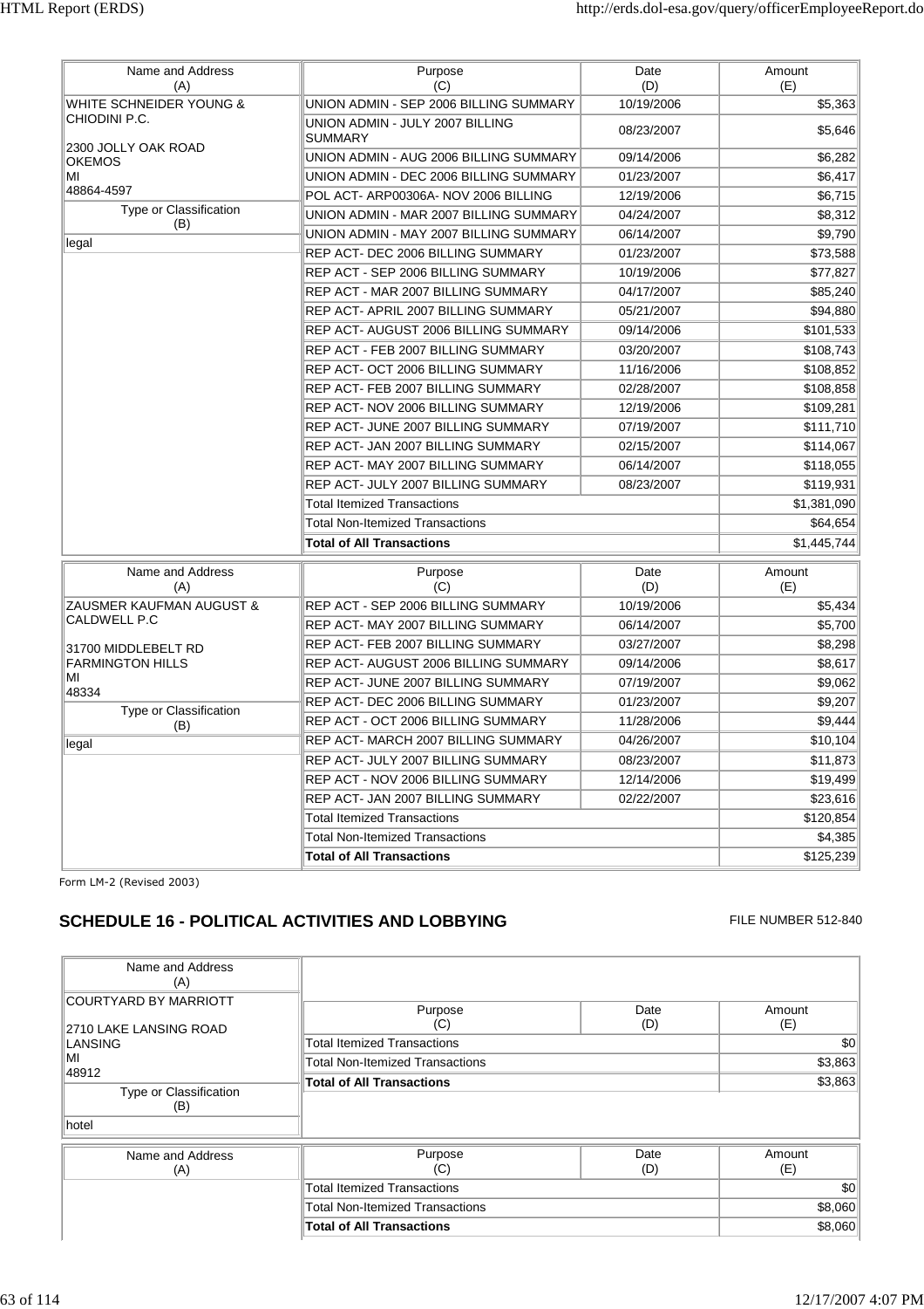| Name and Address (A) | Purpose (C) | Date (D) | Amount (E) |
|---|---|---|---|
| WHITE SCHNEIDER YOUNG & CHIODINI P.C.<br><br>2300 JOLLY OAK ROAD<br>OKEMOS<br>MI<br>48864-4597 | UNION ADMIN - SEP 2006 BILLING SUMMARY | 10/19/2006 | $5,363 |
| | UNION ADMIN - JULY 2007 BILLING SUMMARY | 08/23/2007 | $5,646 |
| | UNION ADMIN - AUG 2006 BILLING SUMMARY | 09/14/2006 | $6,282 |
| | UNION ADMIN - DEC 2006 BILLING SUMMARY | 01/23/2007 | $6,417 |
| | POL ACT- ARP00306A- NOV 2006 BILLING | 12/19/2006 | $6,715 |
| **Type or Classification (B)** | UNION ADMIN - MAR 2007 BILLING SUMMARY | 04/24/2007 | $8,312 |
| legal | UNION ADMIN - MAY 2007 BILLING SUMMARY | 06/14/2007 | $9,790 |
| | REP ACT- DEC 2006 BILLING SUMMARY | 01/23/2007 | $73,588 |
| | REP ACT - SEP 2006 BILLING SUMMARY | 10/19/2006 | $77,827 |
| | REP ACT - MAR 2007 BILLING SUMMARY | 04/17/2007 | $85,240 |
| | REP ACT- APRIL 2007 BILLING SUMMARY | 05/21/2007 | $94,880 |
| | REP ACT- AUGUST 2006 BILLING SUMMARY | 09/14/2006 | $101,533 |
| | REP ACT - FEB 2007 BILLING SUMMARY | 03/20/2007 | $108,743 |
| | REP ACT- OCT 2006 BILLING SUMMARY | 11/16/2006 | $108,852 |
| | REP ACT- FEB 2007 BILLING SUMMARY | 02/28/2007 | $108,858 |
| | REP ACT- NOV 2006 BILLING SUMMARY | 12/19/2006 | $109,281 |
| | REP ACT- JUNE 2007 BILLING SUMMARY | 07/19/2007 | $111,710 |
| | REP ACT- JAN 2007 BILLING SUMMARY | 02/15/2007 | $114,067 |
| | REP ACT- MAY 2007 BILLING SUMMARY | 06/14/2007 | $118,055 |
| | REP ACT- JULY 2007 BILLING SUMMARY | 08/23/2007 | $119,931 |
| | Total Itemized Transactions | | $1,381,090 |
| | Total Non-Itemized Transactions | | $64,654 |
| | **Total of All Transactions** | | $1,445,744 |

| Name and Address (A) | Purpose (C) | Date (D) | Amount (E) |
|---|---|---|---|
| ZAUSMER KAUFMAN AUGUST & CALDWELL P.C<br><br>31700 MIDDLEBELT RD<br>FARMINGTON HILLS<br>MI<br>48334 | REP ACT - SEP 2006 BILLING SUMMARY | 10/19/2006 | $5,434 |
| | REP ACT- MAY 2007 BILLING SUMMARY | 06/14/2007 | $5,700 |
| | REP ACT- FEB 2007 BILLING SUMMARY | 03/27/2007 | $8,298 |
| | REP ACT- AUGUST 2006 BILLING SUMMARY | 09/14/2006 | $8,617 |
| | REP ACT- JUNE 2007 BILLING SUMMARY | 07/19/2007 | $9,062 |
| **Type or Classification (B)** | REP ACT- DEC 2006 BILLING SUMMARY | 01/23/2007 | $9,207 |
| legal | REP ACT - OCT 2006 BILLING SUMMARY | 11/28/2006 | $9,444 |
| | REP ACT- MARCH 2007 BILLING SUMMARY | 04/26/2007 | $10,104 |
| | REP ACT- JULY 2007 BILLING SUMMARY | 08/23/2007 | $11,873 |
| | REP ACT - NOV 2006 BILLING SUMMARY | 12/14/2006 | $19,499 |
| | REP ACT- JAN 2007 BILLING SUMMARY | 02/22/2007 | $23,616 |
| | Total Itemized Transactions | | $120,854 |
| | Total Non-Itemized Transactions | | $4,385 |
| | **Total of All Transactions** | | $125,239 |

Form LM-2 (Revised 2003)

## SCHEDULE 16 - POLITICAL ACTIVITIES AND LOBBYING

FILE NUMBER 512-840

| Name and Address (A) | Purpose (C) | Date (D) | Amount (E) |
|---|---|---|---|
| COURTYARD BY MARRIOTT<br><br>2710 LAKE LANSING ROAD<br>LANSING<br>MI<br>48912 | Total Itemized Transactions | | $0 |
| | Total Non-Itemized Transactions | | $3,863 |
| **Type or Classification (B)** | **Total of All Transactions** | | $3,863 |
| hotel | | | |

| Name and Address (A) | Purpose (C) | Date (D) | Amount (E) |
|---|---|---|---|
| | Total Itemized Transactions | | $0 |
| | Total Non-Itemized Transactions | | $8,060 |
| | **Total of All Transactions** | | $8,060 |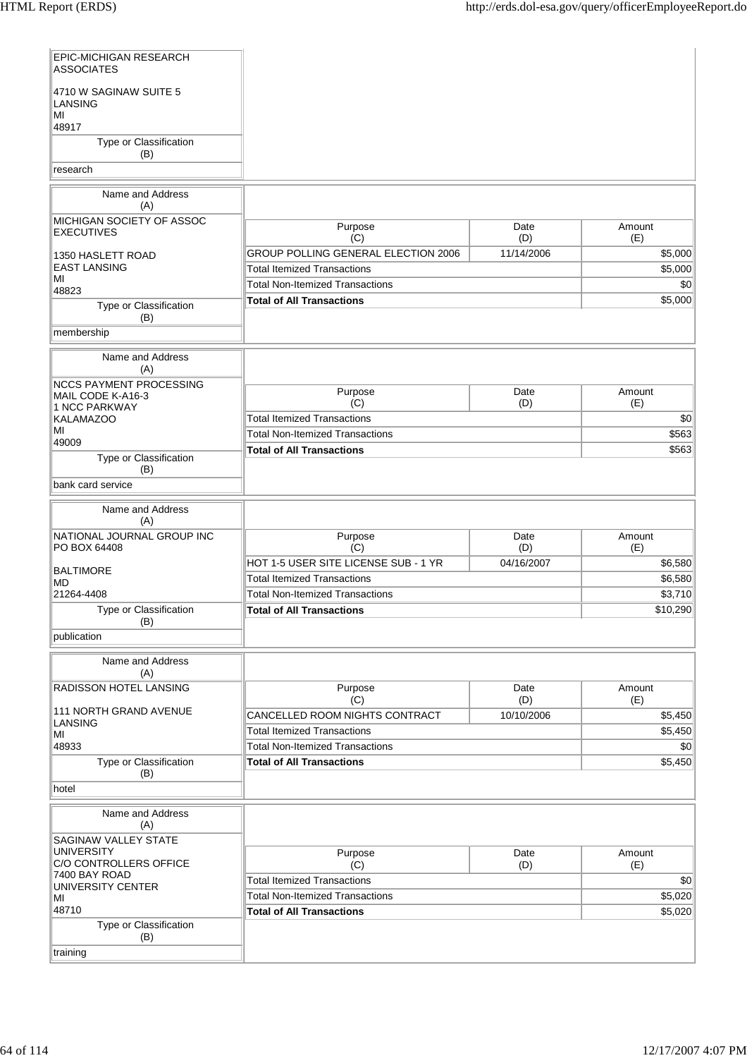| Name and Address (A) | | | |
|---|---|---|---|
| EPIC-MICHIGAN RESEARCH ASSOCIATES<br><br>4710 W SAGINAW SUITE 5<br>LANSING<br>MI<br>48917 | | | |
| Type or Classification (B) | | | |
| research | | | |

| Name and Address (A) | Purpose (C) | Date (D) | Amount (E) |
|---|---|---|---|
| MICHIGAN SOCIETY OF ASSOC EXECUTIVES<br><br>1350 HASLETT ROAD<br>EAST LANSING<br>MI<br>48823 | GROUP POLLING GENERAL ELECTION 2006 | 11/14/2006 | $5,000 |
| | Total Itemized Transactions | | $5,000 |
| | Total Non-Itemized Transactions | | $0 |
| | **Total of All Transactions** | | $5,000 |
| Type or Classification (B) | | | |
| membership | | | |

| Name and Address (A) | Purpose (C) | Date (D) | Amount (E) |
|---|---|---|---|
| NCCS PAYMENT PROCESSING<br>MAIL CODE K-A16-3<br>1 NCC PARKWAY<br>KALAMAZOO<br>MI<br>49009 | Total Itemized Transactions | | $0 |
| | Total Non-Itemized Transactions | | $563 |
| | **Total of All Transactions** | | $563 |
| Type or Classification (B) | | | |
| bank card service | | | |

| Name and Address (A) | Purpose (C) | Date (D) | Amount (E) |
|---|---|---|---|
| NATIONAL JOURNAL GROUP INC<br>PO BOX 64408<br><br>BALTIMORE<br>MD<br>21264-4408 | HOT 1-5 USER SITE LICENSE SUB - 1 YR | 04/16/2007 | $6,580 |
| | Total Itemized Transactions | | $6,580 |
| | Total Non-Itemized Transactions | | $3,710 |
| | **Total of All Transactions** | | $10,290 |
| Type or Classification (B) | | | |
| publication | | | |

| Name and Address (A) | Purpose (C) | Date (D) | Amount (E) |
|---|---|---|---|
| RADISSON HOTEL LANSING<br><br>111 NORTH GRAND AVENUE<br>LANSING<br>MI<br>48933 | CANCELLED ROOM NIGHTS CONTRACT | 10/10/2006 | $5,450 |
| | Total Itemized Transactions | | $5,450 |
| | Total Non-Itemized Transactions | | $0 |
| | **Total of All Transactions** | | $5,450 |
| Type or Classification (B) | | | |
| hotel | | | |

| Name and Address (A) | Purpose (C) | Date (D) | Amount (E) |
|---|---|---|---|
| SAGINAW VALLEY STATE UNIVERSITY<br>C/O CONTROLLERS OFFICE<br>7400 BAY ROAD<br>UNIVERSITY CENTER<br>MI<br>48710 | Total Itemized Transactions | | $0 |
| | Total Non-Itemized Transactions | | $5,020 |
| | **Total of All Transactions** | | $5,020 |
| Type or Classification (B) | | | |
| training | | | |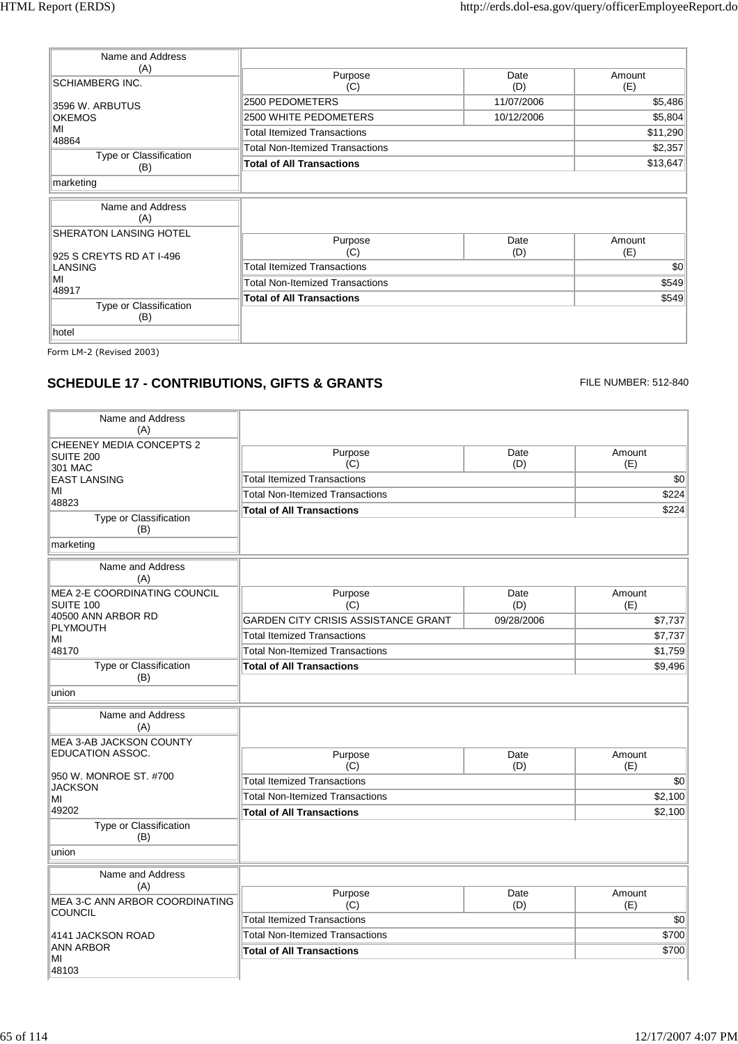| Name and Address (A) | Purpose (C) | Date (D) | Amount (E) |
|---|---|---|---|
| SCHIAMBERG INC.<br><br>3596 W. ARBUTUS<br>OKEMOS<br>MI<br>48864 | 2500 PEDOMETERS | 11/07/2006 | $5,486 |
| | 2500 WHITE PEDOMETERS | 10/12/2006 | $5,804 |
| | Total Itemized Transactions | | $11,290 |
| | Total Non-Itemized Transactions | | $2,357 |
| **Type or Classification (B)** | **Total of All Transactions** | | **$13,647** |
| marketing | | | |

| Name and Address (A) | Purpose (C) | Date (D) | Amount (E) |
|---|---|---|---|
| SHERATON LANSING HOTEL<br><br>925 S CREYTS RD AT I-496<br>LANSING<br>MI<br>48917 | Total Itemized Transactions | | $0 |
| | Total Non-Itemized Transactions | | $549 |
| **Type or Classification (B)** | **Total of All Transactions** | | **$549** |
| hotel | | | |

Form LM-2 (Revised 2003)

## SCHEDULE 17 - CONTRIBUTIONS, GIFTS & GRANTS

FILE NUMBER: 512-840

| Name and Address (A) | Purpose (C) | Date (D) | Amount (E) |
|---|---|---|---|
| CHEENEY MEDIA CONCEPTS 2<br>SUITE 200<br>301 MAC<br>EAST LANSING<br>MI<br>48823 | Total Itemized Transactions | | $0 |
| | Total Non-Itemized Transactions | | $224 |
| **Type or Classification (B)** | **Total of All Transactions** | | **$224** |
| marketing | | | |

| Name and Address (A) | Purpose (C) | Date (D) | Amount (E) |
|---|---|---|---|
| MEA 2-E COORDINATING COUNCIL<br>SUITE 100<br>40500 ANN ARBOR RD<br>PLYMOUTH<br>MI<br>48170 | GARDEN CITY CRISIS ASSISTANCE GRANT | 09/28/2006 | $7,737 |
| | Total Itemized Transactions | | $7,737 |
| | Total Non-Itemized Transactions | | $1,759 |
| **Type or Classification (B)** | **Total of All Transactions** | | **$9,496** |
| union | | | |

| Name and Address (A) | Purpose (C) | Date (D) | Amount (E) |
|---|---|---|---|
| MEA 3-AB JACKSON COUNTY EDUCATION ASSOC.<br><br>950 W. MONROE ST. #700<br>JACKSON<br>MI<br>49202 | Total Itemized Transactions | | $0 |
| | Total Non-Itemized Transactions | | $2,100 |
| **Type or Classification (B)** | **Total of All Transactions** | | **$2,100** |
| union | | | |

| Name and Address (A) | Purpose (C) | Date (D) | Amount (E) |
|---|---|---|---|
| MEA 3-C ANN ARBOR COORDINATING COUNCIL<br><br>4141 JACKSON ROAD<br>ANN ARBOR<br>MI<br>48103 | Total Itemized Transactions | | $0 |
| | Total Non-Itemized Transactions | | $700 |
| | **Total of All Transactions** | | **$700** |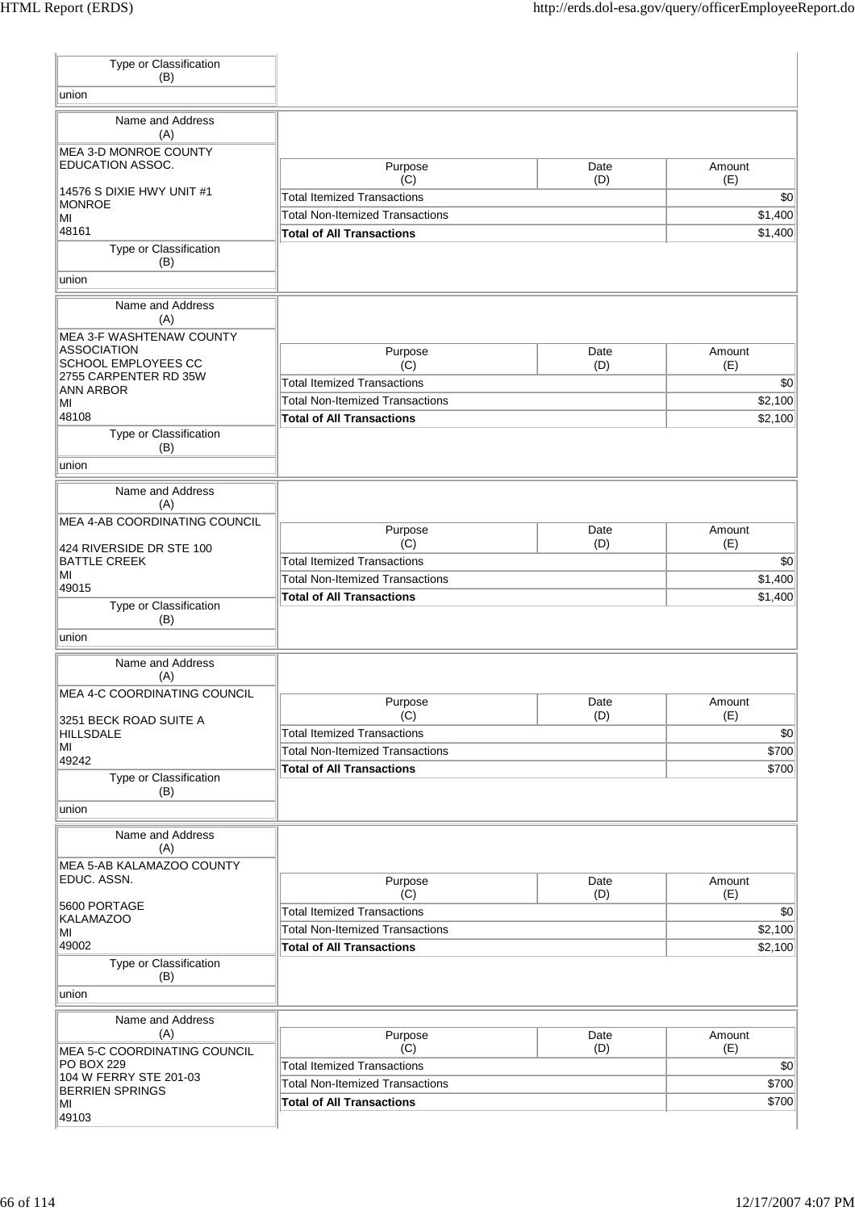| Type or Classification (B) |
|---|
| union |

| Name and Address (A) |
|---|
| MEA 3-D MONROE COUNTY EDUCATION ASSOC.<br><br>14576 S DIXIE HWY UNIT #1<br>MONROE<br>MI<br>48161 |

| Purpose (C) | Date (D) | Amount (E) |
|---|---|---|
| Total Itemized Transactions | | $0 |
| Total Non-Itemized Transactions | | $1,400 |
| **Total of All Transactions** | | $1,400 |

| Type or Classification (B) |
|---|
| union |

| Name and Address (A) |
|---|
| MEA 3-F WASHTENAW COUNTY ASSOCIATION<br>SCHOOL EMPLOYEES CC<br>2755 CARPENTER RD 35W<br>ANN ARBOR<br>MI<br>48108 |

| Purpose (C) | Date (D) | Amount (E) |
|---|---|---|
| Total Itemized Transactions | | $0 |
| Total Non-Itemized Transactions | | $2,100 |
| **Total of All Transactions** | | $2,100 |

| Type or Classification (B) |
|---|
| union |

| Name and Address (A) |
|---|
| MEA 4-AB COORDINATING COUNCIL<br><br>424 RIVERSIDE DR STE 100<br>BATTLE CREEK<br>MI<br>49015 |

| Purpose (C) | Date (D) | Amount (E) |
|---|---|---|
| Total Itemized Transactions | | $0 |
| Total Non-Itemized Transactions | | $1,400 |
| **Total of All Transactions** | | $1,400 |

| Type or Classification (B) |
|---|
| union |

| Name and Address (A) |
|---|
| MEA 4-C COORDINATING COUNCIL<br><br>3251 BECK ROAD SUITE A<br>HILLSDALE<br>MI<br>49242 |

| Purpose (C) | Date (D) | Amount (E) |
|---|---|---|
| Total Itemized Transactions | | $0 |
| Total Non-Itemized Transactions | | $700 |
| **Total of All Transactions** | | $700 |

| Type or Classification (B) |
|---|
| union |

| Name and Address (A) |
|---|
| MEA 5-AB KALAMAZOO COUNTY EDUC. ASSN.<br><br>5600 PORTAGE<br>KALAMAZOO<br>MI<br>49002 |

| Purpose (C) | Date (D) | Amount (E) |
|---|---|---|
| Total Itemized Transactions | | $0 |
| Total Non-Itemized Transactions | | $2,100 |
| **Total of All Transactions** | | $2,100 |

| Type or Classification (B) |
|---|
| union |

| Name and Address (A) |
|---|
| MEA 5-C COORDINATING COUNCIL<br>PO BOX 229<br>104 W FERRY STE 201-03<br>BERRIEN SPRINGS<br>MI<br>49103 |

| Purpose (C) | Date (D) | Amount (E) |
|---|---|---|
| Total Itemized Transactions | | $0 |
| Total Non-Itemized Transactions | | $700 |
| **Total of All Transactions** | | $700 |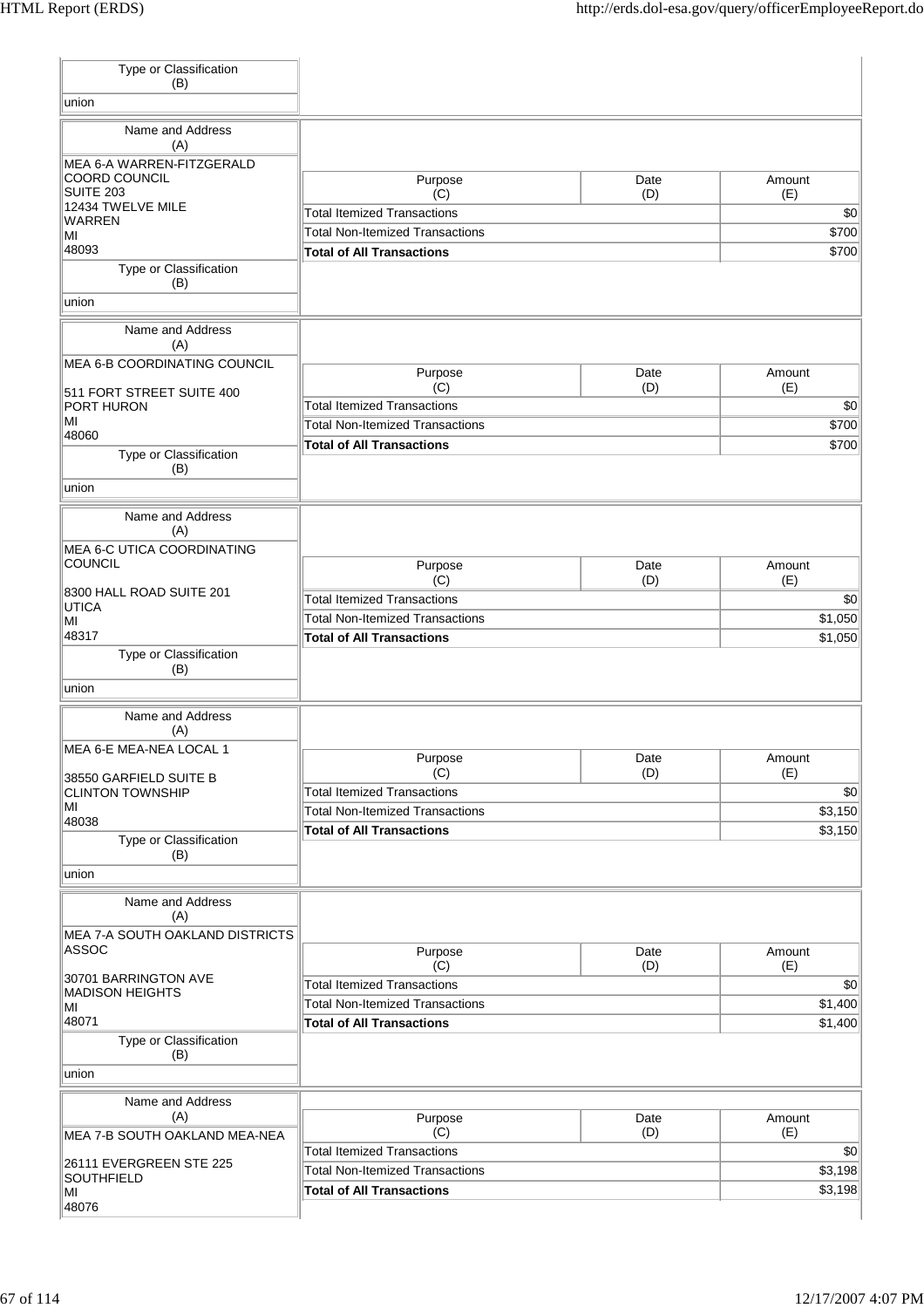| Type or Classification (B) |
|---|
| union |

| Name and Address (A) | Purpose (C) | Date (D) | Amount (E) |
|---|---|---|---|
| MEA 6-A WARREN-FITZGERALD COORD COUNCIL<br>SUITE 203<br>12434 TWELVE MILE<br>WARREN<br>MI<br>48093 | Total Itemized Transactions | | $0 |
| | Total Non-Itemized Transactions | | $700 |
| | **Total of All Transactions** | | $700 |
| **Type or Classification (B)** | | | |
| union | | | |

| Name and Address (A) | Purpose (C) | Date (D) | Amount (E) |
|---|---|---|---|
| MEA 6-B COORDINATING COUNCIL<br><br>511 FORT STREET SUITE 400<br>PORT HURON<br>MI<br>48060 | Total Itemized Transactions | | $0 |
| | Total Non-Itemized Transactions | | $700 |
| | **Total of All Transactions** | | $700 |
| **Type or Classification (B)** | | | |
| union | | | |

| Name and Address (A) | Purpose (C) | Date (D) | Amount (E) |
|---|---|---|---|
| MEA 6-C UTICA COORDINATING COUNCIL<br><br>8300 HALL ROAD SUITE 201<br>UTICA<br>MI<br>48317 | Total Itemized Transactions | | $0 |
| | Total Non-Itemized Transactions | | $1,050 |
| | **Total of All Transactions** | | $1,050 |
| **Type or Classification (B)** | | | |
| union | | | |

| Name and Address (A) | Purpose (C) | Date (D) | Amount (E) |
|---|---|---|---|
| MEA 6-E MEA-NEA LOCAL 1<br><br>38550 GARFIELD SUITE B<br>CLINTON TOWNSHIP<br>MI<br>48038 | Total Itemized Transactions | | $0 |
| | Total Non-Itemized Transactions | | $3,150 |
| | **Total of All Transactions** | | $3,150 |
| **Type or Classification (B)** | | | |
| union | | | |

| Name and Address (A) | Purpose (C) | Date (D) | Amount (E) |
|---|---|---|---|
| MEA 7-A SOUTH OAKLAND DISTRICTS ASSOC<br><br>30701 BARRINGTON AVE<br>MADISON HEIGHTS<br>MI<br>48071 | Total Itemized Transactions | | $0 |
| | Total Non-Itemized Transactions | | $1,400 |
| | **Total of All Transactions** | | $1,400 |
| **Type or Classification (B)** | | | |
| union | | | |

| Name and Address (A) | Purpose (C) | Date (D) | Amount (E) |
|---|---|---|---|
| MEA 7-B SOUTH OAKLAND MEA-NEA<br><br>26111 EVERGREEN STE 225<br>SOUTHFIELD<br>MI<br>48076 | Total Itemized Transactions | | $0 |
| | Total Non-Itemized Transactions | | $3,198 |
| | **Total of All Transactions** | | $3,198 |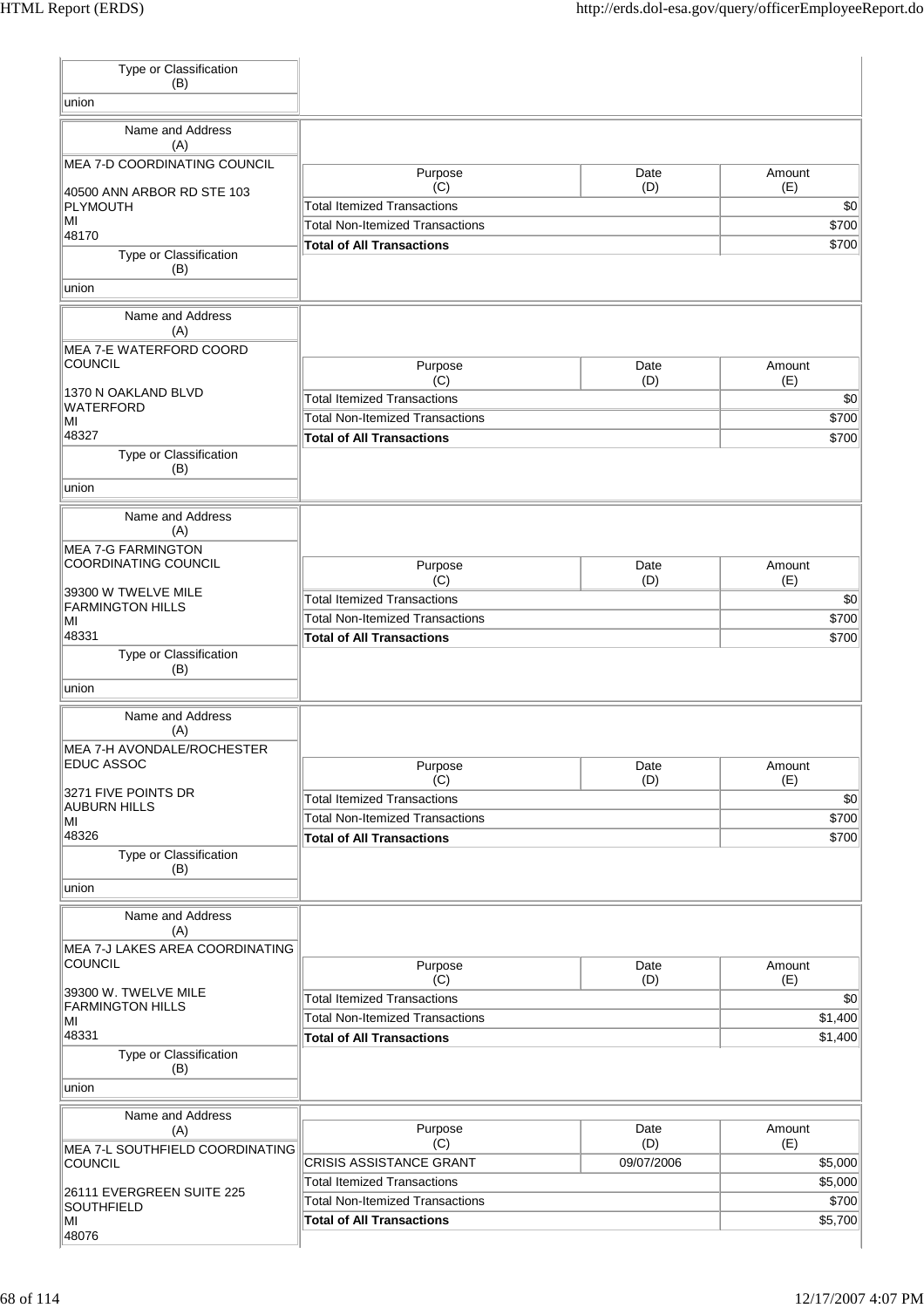| Type or Classification (B) |
| --- |
| union |

| Name and Address (A) | Purpose (C) | Date (D) | Amount (E) |
| --- | --- | --- | --- |
| MEA 7-D COORDINATING COUNCIL<br><br>40500 ANN ARBOR RD STE 103<br>PLYMOUTH<br>MI<br>48170 | Total Itemized Transactions | | $0 |
| | Total Non-Itemized Transactions | | $700 |
| | **Total of All Transactions** | | $700 |
| **Type or Classification (B)** | | | |
| union | | | |

| Name and Address (A) | Purpose (C) | Date (D) | Amount (E) |
| --- | --- | --- | --- |
| MEA 7-E WATERFORD COORD COUNCIL<br><br>1370 N OAKLAND BLVD<br>WATERFORD<br>MI<br>48327 | Total Itemized Transactions | | $0 |
| | Total Non-Itemized Transactions | | $700 |
| | **Total of All Transactions** | | $700 |
| **Type or Classification (B)** | | | |
| union | | | |

| Name and Address (A) | Purpose (C) | Date (D) | Amount (E) |
| --- | --- | --- | --- |
| MEA 7-G FARMINGTON COORDINATING COUNCIL<br><br>39300 W TWELVE MILE<br>FARMINGTON HILLS<br>MI<br>48331 | Total Itemized Transactions | | $0 |
| | Total Non-Itemized Transactions | | $700 |
| | **Total of All Transactions** | | $700 |
| **Type or Classification (B)** | | | |
| union | | | |

| Name and Address (A) | Purpose (C) | Date (D) | Amount (E) |
| --- | --- | --- | --- |
| MEA 7-H AVONDALE/ROCHESTER EDUC ASSOC<br><br>3271 FIVE POINTS DR<br>AUBURN HILLS<br>MI<br>48326 | Total Itemized Transactions | | $0 |
| | Total Non-Itemized Transactions | | $700 |
| | **Total of All Transactions** | | $700 |
| **Type or Classification (B)** | | | |
| union | | | |

| Name and Address (A) | Purpose (C) | Date (D) | Amount (E) |
| --- | --- | --- | --- |
| MEA 7-J LAKES AREA COORDINATING COUNCIL<br><br>39300 W. TWELVE MILE<br>FARMINGTON HILLS<br>MI<br>48331 | Total Itemized Transactions | | $0 |
| | Total Non-Itemized Transactions | | $1,400 |
| | **Total of All Transactions** | | $1,400 |
| **Type or Classification (B)** | | | |
| union | | | |

| Name and Address (A) | Purpose (C) | Date (D) | Amount (E) |
| --- | --- | --- | --- |
| MEA 7-L SOUTHFIELD COORDINATING COUNCIL<br><br>26111 EVERGREEN SUITE 225<br>SOUTHFIELD<br>MI<br>48076 | CRISIS ASSISTANCE GRANT | 09/07/2006 | $5,000 |
| | Total Itemized Transactions | | $5,000 |
| | Total Non-Itemized Transactions | | $700 |
| | **Total of All Transactions** | | $5,700 |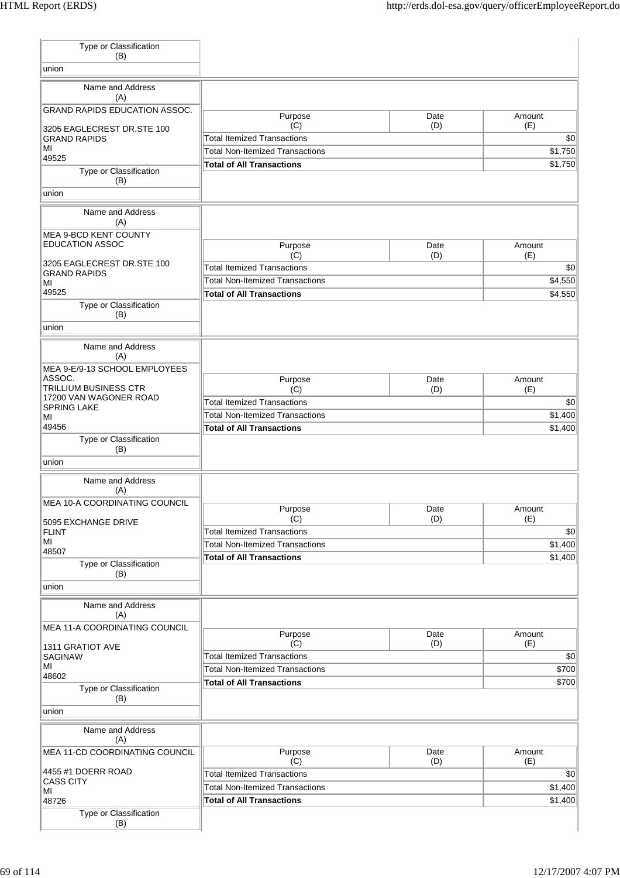| Type or Classification (B) |
| --- |
| union |

| Name and Address (A) |
| --- |
| GRAND RAPIDS EDUCATION ASSOC.<br><br>3205 EAGLECREST DR.STE 100<br>GRAND RAPIDS<br>MI<br>49525 |
| **Type or Classification (B)** |
| union |

| Purpose (C) | Date (D) | Amount (E) |
| --- | --- | --- |
| Total Itemized Transactions | | $0 |
| Total Non-Itemized Transactions | | $1,750 |
| **Total of All Transactions** | | $1,750 |

| Name and Address (A) |
| --- |
| MEA 9-BCD KENT COUNTY EDUCATION ASSOC<br><br>3205 EAGLECREST DR.STE 100<br>GRAND RAPIDS<br>MI<br>49525 |
| **Type or Classification (B)** |
| union |

| Purpose (C) | Date (D) | Amount (E) |
| --- | --- | --- |
| Total Itemized Transactions | | $0 |
| Total Non-Itemized Transactions | | $4,550 |
| **Total of All Transactions** | | $4,550 |

| Name and Address (A) |
| --- |
| MEA 9-E/9-13 SCHOOL EMPLOYEES ASSOC.<br>TRILLIUM BUSINESS CTR<br>17200 VAN WAGONER ROAD<br>SPRING LAKE<br>MI<br>49456 |
| **Type or Classification (B)** |
| union |

| Purpose (C) | Date (D) | Amount (E) |
| --- | --- | --- |
| Total Itemized Transactions | | $0 |
| Total Non-Itemized Transactions | | $1,400 |
| **Total of All Transactions** | | $1,400 |

| Name and Address (A) |
| --- |
| MEA 10-A COORDINATING COUNCIL<br><br>5095 EXCHANGE DRIVE<br>FLINT<br>MI<br>48507 |
| **Type or Classification (B)** |
| union |

| Purpose (C) | Date (D) | Amount (E) |
| --- | --- | --- |
| Total Itemized Transactions | | $0 |
| Total Non-Itemized Transactions | | $1,400 |
| **Total of All Transactions** | | $1,400 |

| Name and Address (A) |
| --- |
| MEA 11-A COORDINATING COUNCIL<br><br>1311 GRATIOT AVE<br>SAGINAW<br>MI<br>48602 |
| **Type or Classification (B)** |
| union |

| Purpose (C) | Date (D) | Amount (E) |
| --- | --- | --- |
| Total Itemized Transactions | | $0 |
| Total Non-Itemized Transactions | | $700 |
| **Total of All Transactions** | | $700 |

| Name and Address (A) |
| --- |
| MEA 11-CD COORDINATING COUNCIL<br><br>4455 #1 DOERR ROAD<br>CASS CITY<br>MI<br>48726 |
| **Type or Classification (B)** |

| Purpose (C) | Date (D) | Amount (E) |
| --- | --- | --- |
| Total Itemized Transactions | | $0 |
| Total Non-Itemized Transactions | | $1,400 |
| **Total of All Transactions** | | $1,400 |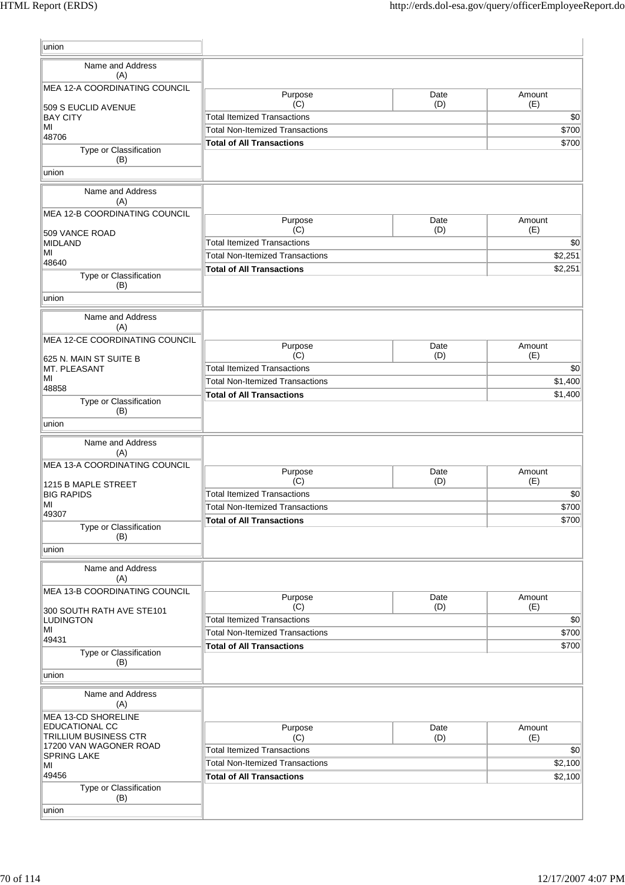| union |
|---|

| Name and Address (A) | Purpose (C) | Date (D) | Amount (E) |
|---|---|---|---|
| MEA 12-A COORDINATING COUNCIL<br><br>509 S EUCLID AVENUE<br>BAY CITY<br>MI<br>48706 | Total Itemized Transactions | | $0 |
| | Total Non-Itemized Transactions | | $700 |
| | **Total of All Transactions** | | $700 |
| **Type or Classification (B)** | | | |
| union | | | |

| Name and Address (A) | Purpose (C) | Date (D) | Amount (E) |
|---|---|---|---|
| MEA 12-B COORDINATING COUNCIL<br><br>509 VANCE ROAD<br>MIDLAND<br>MI<br>48640 | Total Itemized Transactions | | $0 |
| | Total Non-Itemized Transactions | | $2,251 |
| | **Total of All Transactions** | | $2,251 |
| **Type or Classification (B)** | | | |
| union | | | |

| Name and Address (A) | Purpose (C) | Date (D) | Amount (E) |
|---|---|---|---|
| MEA 12-CE COORDINATING COUNCIL<br><br>625 N. MAIN ST SUITE B<br>MT. PLEASANT<br>MI<br>48858 | Total Itemized Transactions | | $0 |
| | Total Non-Itemized Transactions | | $1,400 |
| | **Total of All Transactions** | | $1,400 |
| **Type or Classification (B)** | | | |
| union | | | |

| Name and Address (A) | Purpose (C) | Date (D) | Amount (E) |
|---|---|---|---|
| MEA 13-A COORDINATING COUNCIL<br><br>1215 B MAPLE STREET<br>BIG RAPIDS<br>MI<br>49307 | Total Itemized Transactions | | $0 |
| | Total Non-Itemized Transactions | | $700 |
| | **Total of All Transactions** | | $700 |
| **Type or Classification (B)** | | | |
| union | | | |

| Name and Address (A) | Purpose (C) | Date (D) | Amount (E) |
|---|---|---|---|
| MEA 13-B COORDINATING COUNCIL<br><br>300 SOUTH RATH AVE STE101<br>LUDINGTON<br>MI<br>49431 | Total Itemized Transactions | | $0 |
| | Total Non-Itemized Transactions | | $700 |
| | **Total of All Transactions** | | $700 |
| **Type or Classification (B)** | | | |
| union | | | |

| Name and Address (A) | Purpose (C) | Date (D) | Amount (E) |
|---|---|---|---|
| MEA 13-CD SHORELINE EDUCATIONAL CC<br>TRILLIUM BUSINESS CTR<br>17200 VAN WAGONER ROAD<br>SPRING LAKE<br>MI<br>49456 | Total Itemized Transactions | | $0 |
| | Total Non-Itemized Transactions | | $2,100 |
| | **Total of All Transactions** | | $2,100 |
| **Type or Classification (B)** | | | |
| union | | | |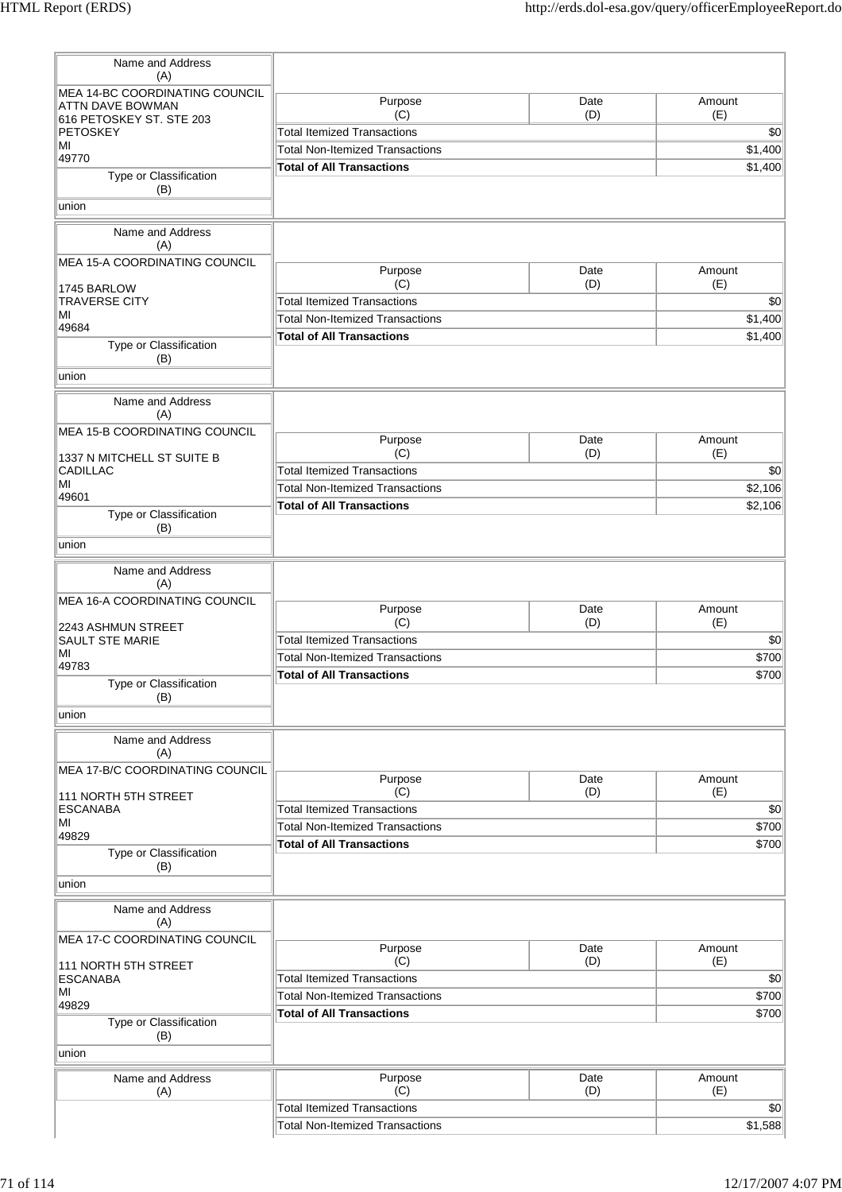| Name and Address (A) | Purpose (C) | Date (D) | Amount (E) |
|---|---|---|---|
| MEA 14-BC COORDINATING COUNCIL<br>ATTN DAVE BOWMAN<br>616 PETOSKEY ST. STE 203<br>PETOSKEY<br>MI<br>49770 | Total Itemized Transactions | | $0 |
| | Total Non-Itemized Transactions | | $1,400 |
| | **Total of All Transactions** | | $1,400 |
| Type or Classification (B): union | | | |

| Name and Address (A) | Purpose (C) | Date (D) | Amount (E) |
|---|---|---|---|
| MEA 15-A COORDINATING COUNCIL<br><br>1745 BARLOW<br>TRAVERSE CITY<br>MI<br>49684 | Total Itemized Transactions | | $0 |
| | Total Non-Itemized Transactions | | $1,400 |
| | **Total of All Transactions** | | $1,400 |
| Type or Classification (B): union | | | |

| Name and Address (A) | Purpose (C) | Date (D) | Amount (E) |
|---|---|---|---|
| MEA 15-B COORDINATING COUNCIL<br><br>1337 N MITCHELL ST SUITE B<br>CADILLAC<br>MI<br>49601 | Total Itemized Transactions | | $0 |
| | Total Non-Itemized Transactions | | $2,106 |
| | **Total of All Transactions** | | $2,106 |
| Type or Classification (B): union | | | |

| Name and Address (A) | Purpose (C) | Date (D) | Amount (E) |
|---|---|---|---|
| MEA 16-A COORDINATING COUNCIL<br><br>2243 ASHMUN STREET<br>SAULT STE MARIE<br>MI<br>49783 | Total Itemized Transactions | | $0 |
| | Total Non-Itemized Transactions | | $700 |
| | **Total of All Transactions** | | $700 |
| Type or Classification (B): union | | | |

| Name and Address (A) | Purpose (C) | Date (D) | Amount (E) |
|---|---|---|---|
| MEA 17-B/C COORDINATING COUNCIL<br><br>111 NORTH 5TH STREET<br>ESCANABA<br>MI<br>49829 | Total Itemized Transactions | | $0 |
| | Total Non-Itemized Transactions | | $700 |
| | **Total of All Transactions** | | $700 |
| Type or Classification (B): union | | | |

| Name and Address (A) | Purpose (C) | Date (D) | Amount (E) |
|---|---|---|---|
| MEA 17-C COORDINATING COUNCIL<br><br>111 NORTH 5TH STREET<br>ESCANABA<br>MI<br>49829 | Total Itemized Transactions | | $0 |
| | Total Non-Itemized Transactions | | $700 |
| | **Total of All Transactions** | | $700 |
| Type or Classification (B): union | | | |

| Name and Address (A) | Purpose (C) | Date (D) | Amount (E) |
|---|---|---|---|
| | Total Itemized Transactions | | $0 |
| | Total Non-Itemized Transactions | | $1,588 |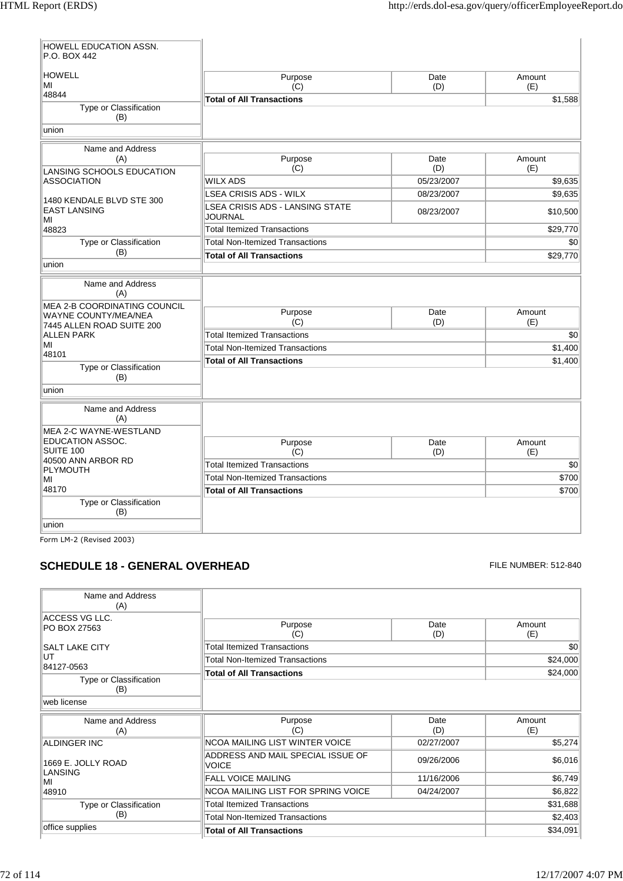| Name and Address (A) | Purpose (C) | Date (D) | Amount (E) |
|---|---|---|---|
| HOWELL EDUCATION ASSN.<br>P.O. BOX 442<br><br>HOWELL<br>MI<br>48844 | **Total of All Transactions** | | $1,588 |
| Type or Classification (B): union | | | |

| Name and Address (A) | Purpose (C) | Date (D) | Amount (E) |
|---|---|---|---|
| LANSING SCHOOLS EDUCATION ASSOCIATION<br><br>1480 KENDALE BLVD STE 300<br>EAST LANSING<br>MI<br>48823 | WILX ADS | 05/23/2007 | $9,635 |
| | LSEA CRISIS ADS - WILX | 08/23/2007 | $9,635 |
| | LSEA CRISIS ADS - LANSING STATE JOURNAL | 08/23/2007 | $10,500 |
| | Total Itemized Transactions | | $29,770 |
| Type or Classification (B): union | Total Non-Itemized Transactions | | $0 |
| | **Total of All Transactions** | | $29,770 |

| Name and Address (A) | Purpose (C) | Date (D) | Amount (E) |
|---|---|---|---|
| MEA 2-B COORDINATING COUNCIL WAYNE COUNTY/MEA/NEA<br>7445 ALLEN ROAD SUITE 200<br>ALLEN PARK<br>MI<br>48101 | Total Itemized Transactions | | $0 |
| | Total Non-Itemized Transactions | | $1,400 |
| | **Total of All Transactions** | | $1,400 |
| Type or Classification (B): union | | | |

| Name and Address (A) | Purpose (C) | Date (D) | Amount (E) |
|---|---|---|---|
| MEA 2-C WAYNE-WESTLAND EDUCATION ASSOC.<br>SUITE 100<br>40500 ANN ARBOR RD<br>PLYMOUTH<br>MI<br>48170 | Total Itemized Transactions | | $0 |
| | Total Non-Itemized Transactions | | $700 |
| | **Total of All Transactions** | | $700 |
| Type or Classification (B): union | | | |

Form LM-2 (Revised 2003)

## SCHEDULE 18 - GENERAL OVERHEAD

FILE NUMBER: 512-840

| Name and Address (A) | Purpose (C) | Date (D) | Amount (E) |
|---|---|---|---|
| ACCESS VG LLC.<br>PO BOX 27563<br><br>SALT LAKE CITY<br>UT<br>84127-0563 | Total Itemized Transactions | | $0 |
| | Total Non-Itemized Transactions | | $24,000 |
| | **Total of All Transactions** | | $24,000 |
| Type or Classification (B): web license | | | |

| Name and Address (A) | Purpose (C) | Date (D) | Amount (E) |
|---|---|---|---|
| ALDINGER INC<br><br>1669 E. JOLLY ROAD<br>LANSING<br>MI<br>48910 | NCOA MAILING LIST WINTER VOICE | 02/27/2007 | $5,274 |
| | ADDRESS AND MAIL SPECIAL ISSUE OF VOICE | 09/26/2006 | $6,016 |
| | FALL VOICE MAILING | 11/16/2006 | $6,749 |
| | NCOA MAILING LIST FOR SPRING VOICE | 04/24/2007 | $6,822 |
| Type or Classification (B): office supplies | Total Itemized Transactions | | $31,688 |
| | Total Non-Itemized Transactions | | $2,403 |
| | **Total of All Transactions** | | $34,091 |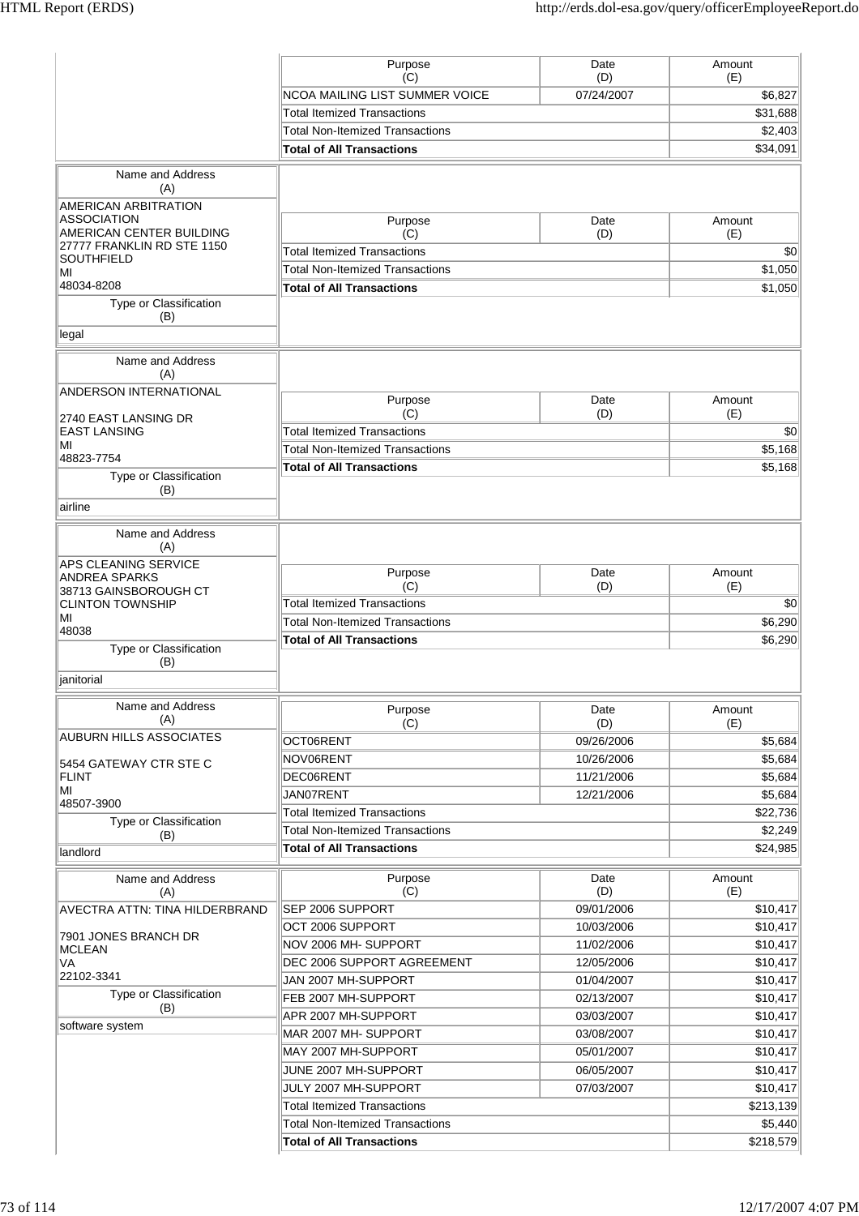| Purpose (C) | Date (D) | Amount (E) |
|---|---|---|
| NCOA MAILING LIST SUMMER VOICE | 07/24/2007 | $6,827 |
| Total Itemized Transactions | | $31,688 |
| Total Non-Itemized Transactions | | $2,403 |
| **Total of All Transactions** | | $34,091 |

| Name and Address (A) | Type or Classification (B) |
|---|---|
| AMERICAN ARBITRATION ASSOCIATION<br>AMERICAN CENTER BUILDING<br>27777 FRANKLIN RD STE 1150<br>SOUTHFIELD<br>MI<br>48034-8208 | legal |

| Purpose (C) | Date (D) | Amount (E) |
|---|---|---|
| Total Itemized Transactions | | $0 |
| Total Non-Itemized Transactions | | $1,050 |
| **Total of All Transactions** | | $1,050 |

| Name and Address (A) | Type or Classification (B) |
|---|---|
| ANDERSON INTERNATIONAL<br><br>2740 EAST LANSING DR<br>EAST LANSING<br>MI<br>48823-7754 | airline |

| Purpose (C) | Date (D) | Amount (E) |
|---|---|---|
| Total Itemized Transactions | | $0 |
| Total Non-Itemized Transactions | | $5,168 |
| **Total of All Transactions** | | $5,168 |

| Name and Address (A) | Type or Classification (B) |
|---|---|
| APS CLEANING SERVICE<br>ANDREA SPARKS<br>38713 GAINSBOROUGH CT<br>CLINTON TOWNSHIP<br>MI<br>48038 | janitorial |

| Purpose (C) | Date (D) | Amount (E) |
|---|---|---|
| Total Itemized Transactions | | $0 |
| Total Non-Itemized Transactions | | $6,290 |
| **Total of All Transactions** | | $6,290 |

| Name and Address (A) | Type or Classification (B) |
|---|---|
| AUBURN HILLS ASSOCIATES<br><br>5454 GATEWAY CTR STE C<br>FLINT<br>MI<br>48507-3900 | landlord |

| Purpose (C) | Date (D) | Amount (E) |
|---|---|---|
| OCT06RENT | 09/26/2006 | $5,684 |
| NOV06RENT | 10/26/2006 | $5,684 |
| DEC06RENT | 11/21/2006 | $5,684 |
| JAN07RENT | 12/21/2006 | $5,684 |
| Total Itemized Transactions | | $22,736 |
| Total Non-Itemized Transactions | | $2,249 |
| **Total of All Transactions** | | $24,985 |

| Name and Address (A) | Type or Classification (B) |
|---|---|
| AVECTRA ATTN: TINA HILDERBRAND<br><br>7901 JONES BRANCH DR<br>MCLEAN<br>VA<br>22102-3341 | software system |

| Purpose (C) | Date (D) | Amount (E) |
|---|---|---|
| SEP 2006 SUPPORT | 09/01/2006 | $10,417 |
| OCT 2006 SUPPORT | 10/03/2006 | $10,417 |
| NOV 2006 MH- SUPPORT | 11/02/2006 | $10,417 |
| DEC 2006 SUPPORT AGREEMENT | 12/05/2006 | $10,417 |
| JAN 2007 MH-SUPPORT | 01/04/2007 | $10,417 |
| FEB 2007 MH-SUPPORT | 02/13/2007 | $10,417 |
| APR 2007 MH-SUPPORT | 03/03/2007 | $10,417 |
| MAR 2007 MH- SUPPORT | 03/08/2007 | $10,417 |
| MAY 2007 MH-SUPPORT | 05/01/2007 | $10,417 |
| JUNE 2007 MH-SUPPORT | 06/05/2007 | $10,417 |
| JULY 2007 MH-SUPPORT | 07/03/2007 | $10,417 |
| Total Itemized Transactions | | $213,139 |
| Total Non-Itemized Transactions | | $5,440 |
| **Total of All Transactions** | | $218,579 |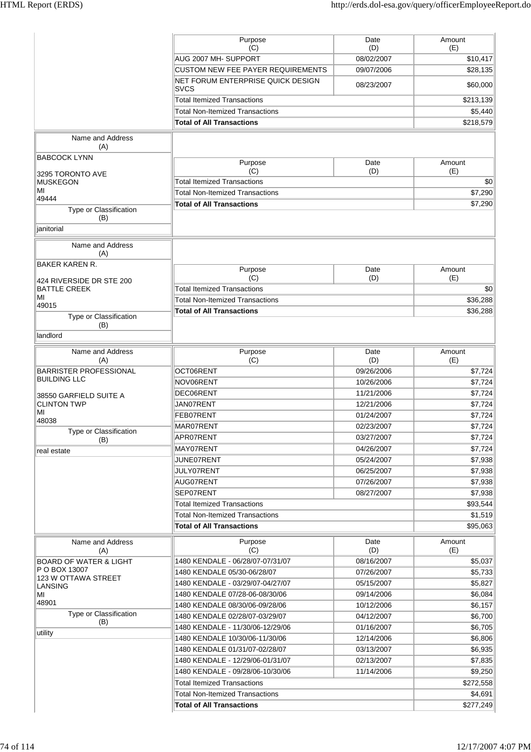| Purpose (C) | Date (D) | Amount (E) |
|---|---|---|
| AUG 2007 MH- SUPPORT | 08/02/2007 | $10,417 |
| CUSTOM NEW FEE PAYER REQUIREMENTS | 09/07/2006 | $28,135 |
| NET FORUM ENTERPRISE QUICK DESIGN SVCS | 08/23/2007 | $60,000 |
| Total Itemized Transactions | | $213,139 |
| Total Non-Itemized Transactions | | $5,440 |
| **Total of All Transactions** | | $218,579 |

| Name and Address (A) | Type or Classification (B) | Purpose (C) | Date (D) | Amount (E) |
|---|---|---|---|---|
| BABCOCK LYNN<br><br>3295 TORONTO AVE<br>MUSKEGON<br>MI<br>49444 | janitorial | Total Itemized Transactions | | $0 |
| | | Total Non-Itemized Transactions | | $7,290 |
| | | **Total of All Transactions** | | $7,290 |

| Name and Address (A) | Type or Classification (B) | Purpose (C) | Date (D) | Amount (E) |
|---|---|---|---|---|
| BAKER KAREN R.<br><br>424 RIVERSIDE DR STE 200<br>BATTLE CREEK<br>MI<br>49015 | landlord | Total Itemized Transactions | | $0 |
| | | Total Non-Itemized Transactions | | $36,288 |
| | | **Total of All Transactions** | | $36,288 |

| Name and Address (A) | Type or Classification (B) | Purpose (C) | Date (D) | Amount (E) |
|---|---|---|---|---|
| BARRISTER PROFESSIONAL BUILDING LLC<br><br>38550 GARFIELD SUITE A<br>CLINTON TWP<br>MI<br>48038 | real estate | OCT06RENT | 09/26/2006 | $7,724 |
| | | NOV06RENT | 10/26/2006 | $7,724 |
| | | DEC06RENT | 11/21/2006 | $7,724 |
| | | JAN07RENT | 12/21/2006 | $7,724 |
| | | FEB07RENT | 01/24/2007 | $7,724 |
| | | MAR07RENT | 02/23/2007 | $7,724 |
| | | APR07RENT | 03/27/2007 | $7,724 |
| | | MAY07RENT | 04/26/2007 | $7,724 |
| | | JUNE07RENT | 05/24/2007 | $7,938 |
| | | JULY07RENT | 06/25/2007 | $7,938 |
| | | AUG07RENT | 07/26/2007 | $7,938 |
| | | SEP07RENT | 08/27/2007 | $7,938 |
| | | Total Itemized Transactions | | $93,544 |
| | | Total Non-Itemized Transactions | | $1,519 |
| | | **Total of All Transactions** | | $95,063 |

| Name and Address (A) | Type or Classification (B) | Purpose (C) | Date (D) | Amount (E) |
|---|---|---|---|---|
| BOARD OF WATER & LIGHT<br>P O BOX 13007<br>123 W OTTAWA STREET<br>LANSING<br>MI<br>48901 | utility | 1480 KENDALE - 06/28/07-07/31/07 | 08/16/2007 | $5,037 |
| | | 1480 KENDALE 05/30-06/28/07 | 07/26/2007 | $5,733 |
| | | 1480 KENDALE - 03/29/07-04/27/07 | 05/15/2007 | $5,827 |
| | | 1480 KENDALE 07/28-06-08/30/06 | 09/14/2006 | $6,084 |
| | | 1480 KENDALE 08/30/06-09/28/06 | 10/12/2006 | $6,157 |
| | | 1480 KENDALE 02/28/07-03/29/07 | 04/12/2007 | $6,700 |
| | | 1480 KENDALE - 11/30/06-12/29/06 | 01/16/2007 | $6,705 |
| | | 1480 KENDALE 10/30/06-11/30/06 | 12/14/2006 | $6,806 |
| | | 1480 KENDALE 01/31/07-02/28/07 | 03/13/2007 | $6,935 |
| | | 1480 KENDALE - 12/29/06-01/31/07 | 02/13/2007 | $7,835 |
| | | 1480 KENDALE - 09/28/06-10/30/06 | 11/14/2006 | $9,250 |
| | | Total Itemized Transactions | | $272,558 |
| | | Total Non-Itemized Transactions | | $4,691 |
| | | **Total of All Transactions** | | $277,249 |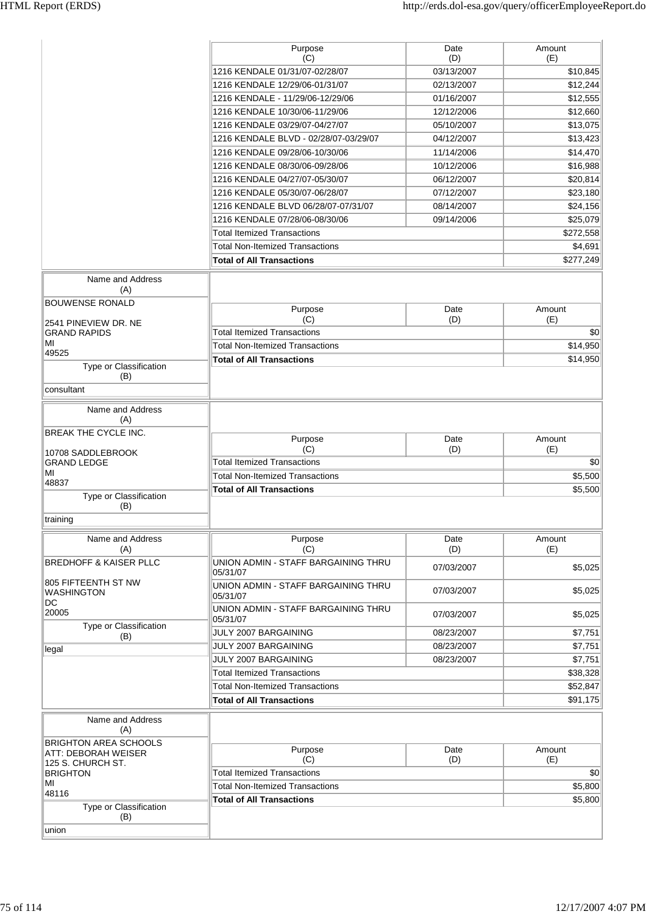| Purpose (C) | Date (D) | Amount (E) |
|---|---|---|
| 1216 KENDALE 01/31/07-02/28/07 | 03/13/2007 | $10,845 |
| 1216 KENDALE 12/29/06-01/31/07 | 02/13/2007 | $12,244 |
| 1216 KENDALE - 11/29/06-12/29/06 | 01/16/2007 | $12,555 |
| 1216 KENDALE 10/30/06-11/29/06 | 12/12/2006 | $12,660 |
| 1216 KENDALE 03/29/07-04/27/07 | 05/10/2007 | $13,075 |
| 1216 KENDALE BLVD - 02/28/07-03/29/07 | 04/12/2007 | $13,423 |
| 1216 KENDALE 09/28/06-10/30/06 | 11/14/2006 | $14,470 |
| 1216 KENDALE 08/30/06-09/28/06 | 10/12/2006 | $16,988 |
| 1216 KENDALE 04/27/07-05/30/07 | 06/12/2007 | $20,814 |
| 1216 KENDALE 05/30/07-06/28/07 | 07/12/2007 | $23,180 |
| 1216 KENDALE BLVD 06/28/07-07/31/07 | 08/14/2007 | $24,156 |
| 1216 KENDALE 07/28/06-08/30/06 | 09/14/2006 | $25,079 |
| Total Itemized Transactions | | $272,558 |
| Total Non-Itemized Transactions | | $4,691 |
| **Total of All Transactions** | | $277,249 |

| Name and Address (A) | Type or Classification (B) |
|---|---|
| BOUWENSE RONALD<br>2541 PINEVIEW DR. NE<br>GRAND RAPIDS<br>MI<br>49525 | consultant |

| Purpose (C) | Date (D) | Amount (E) |
|---|---|---|
| Total Itemized Transactions | | $0 |
| Total Non-Itemized Transactions | | $14,950 |
| **Total of All Transactions** | | $14,950 |

| Name and Address (A) | Type or Classification (B) |
|---|---|
| BREAK THE CYCLE INC.<br>10708 SADDLEBROOK<br>GRAND LEDGE<br>MI<br>48837 | training |

| Purpose (C) | Date (D) | Amount (E) |
|---|---|---|
| Total Itemized Transactions | | $0 |
| Total Non-Itemized Transactions | | $5,500 |
| **Total of All Transactions** | | $5,500 |

| Name and Address (A) | Type or Classification (B) |
|---|---|
| BREDHOFF & KAISER PLLC<br>805 FIFTEENTH ST NW<br>WASHINGTON<br>DC<br>20005 | legal |

| Purpose (C) | Date (D) | Amount (E) |
|---|---|---|
| UNION ADMIN - STAFF BARGAINING THRU 05/31/07 | 07/03/2007 | $5,025 |
| UNION ADMIN - STAFF BARGAINING THRU 05/31/07 | 07/03/2007 | $5,025 |
| UNION ADMIN - STAFF BARGAINING THRU 05/31/07 | 07/03/2007 | $5,025 |
| JULY 2007 BARGAINING | 08/23/2007 | $7,751 |
| JULY 2007 BARGAINING | 08/23/2007 | $7,751 |
| JULY 2007 BARGAINING | 08/23/2007 | $7,751 |
| Total Itemized Transactions | | $38,328 |
| Total Non-Itemized Transactions | | $52,847 |
| **Total of All Transactions** | | $91,175 |

| Name and Address (A) | Type or Classification (B) |
|---|---|
| BRIGHTON AREA SCHOOLS<br>ATT: DEBORAH WEISER<br>125 S. CHURCH ST.<br>BRIGHTON<br>MI<br>48116 | union |

| Purpose (C) | Date (D) | Amount (E) |
|---|---|---|
| Total Itemized Transactions | | $0 |
| Total Non-Itemized Transactions | | $5,800 |
| **Total of All Transactions** | | $5,800 |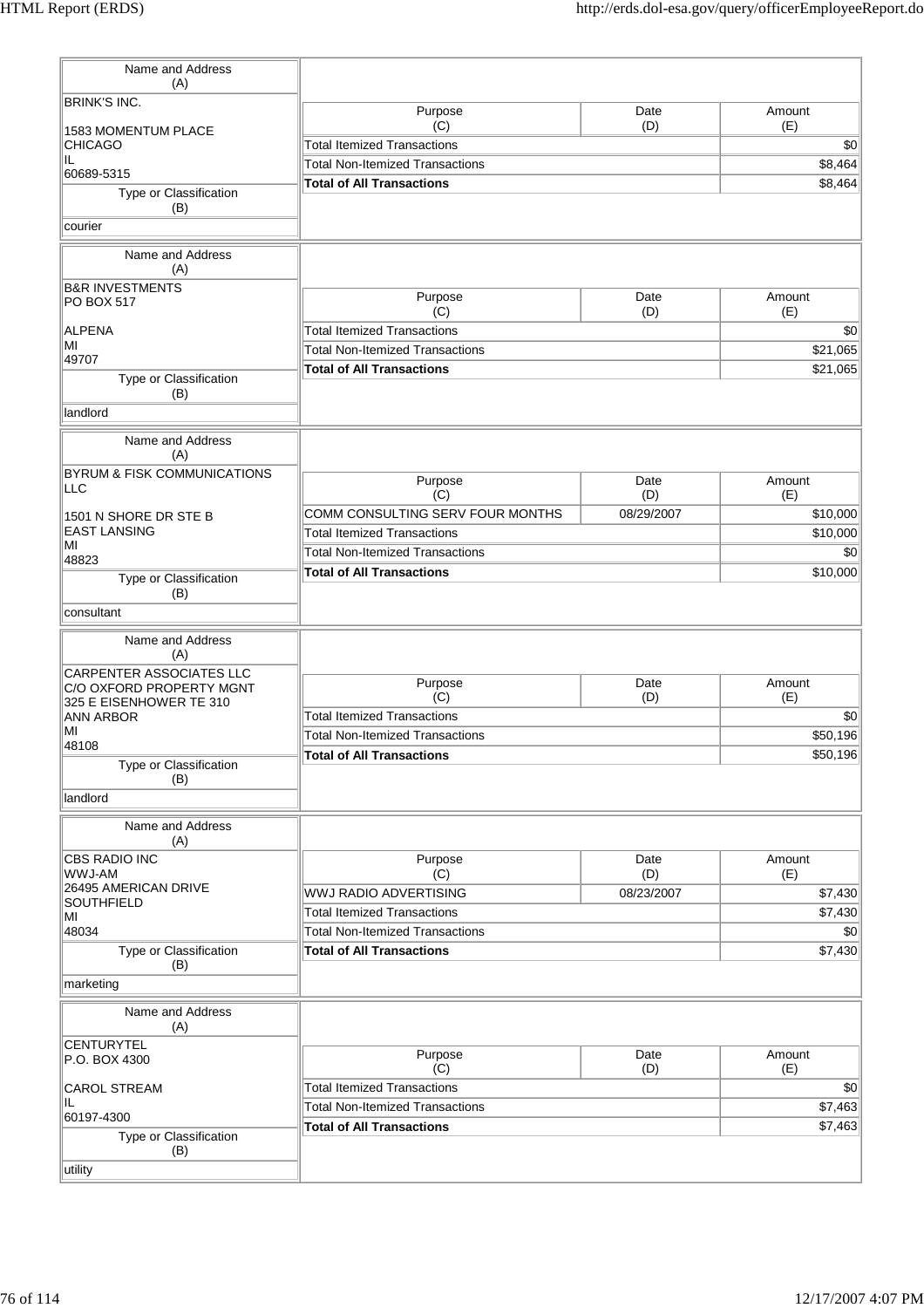| Name and Address (A) | Purpose (C) | Date (D) | Amount (E) |
|---|---|---|---|
| BRINK'S INC.<br><br>1583 MOMENTUM PLACE<br>CHICAGO<br>IL<br>60689-5315 | Total Itemized Transactions | | $0 |
| | Total Non-Itemized Transactions | | $8,464 |
| | **Total of All Transactions** | | $8,464 |
| **Type or Classification (B)** | | | |
| courier | | | |

| Name and Address (A) | Purpose (C) | Date (D) | Amount (E) |
|---|---|---|---|
| B&R INVESTMENTS<br>PO BOX 517<br><br>ALPENA<br>MI<br>49707 | Total Itemized Transactions | | $0 |
| | Total Non-Itemized Transactions | | $21,065 |
| | **Total of All Transactions** | | $21,065 |
| **Type or Classification (B)** | | | |
| landlord | | | |

| Name and Address (A) | Purpose (C) | Date (D) | Amount (E) |
|---|---|---|---|
| BYRUM & FISK COMMUNICATIONS LLC<br><br>1501 N SHORE DR STE B<br>EAST LANSING<br>MI<br>48823 | COMM CONSULTING SERV FOUR MONTHS | 08/29/2007 | $10,000 |
| | Total Itemized Transactions | | $10,000 |
| | Total Non-Itemized Transactions | | $0 |
| | **Total of All Transactions** | | $10,000 |
| **Type or Classification (B)** | | | |
| consultant | | | |

| Name and Address (A) | Purpose (C) | Date (D) | Amount (E) |
|---|---|---|---|
| CARPENTER ASSOCIATES LLC<br>C/O OXFORD PROPERTY MGNT<br>325 E EISENHOWER TE 310<br>ANN ARBOR<br>MI<br>48108 | Total Itemized Transactions | | $0 |
| | Total Non-Itemized Transactions | | $50,196 |
| | **Total of All Transactions** | | $50,196 |
| **Type or Classification (B)** | | | |
| landlord | | | |

| Name and Address (A) | Purpose (C) | Date (D) | Amount (E) |
|---|---|---|---|
| CBS RADIO INC<br>WWJ-AM<br>26495 AMERICAN DRIVE<br>SOUTHFIELD<br>MI<br>48034 | WWJ RADIO ADVERTISING | 08/23/2007 | $7,430 |
| | Total Itemized Transactions | | $7,430 |
| | Total Non-Itemized Transactions | | $0 |
| | **Total of All Transactions** | | $7,430 |
| **Type or Classification (B)** | | | |
| marketing | | | |

| Name and Address (A) | Purpose (C) | Date (D) | Amount (E) |
|---|---|---|---|
| CENTURYTEL<br>P.O. BOX 4300<br><br>CAROL STREAM<br>IL<br>60197-4300 | Total Itemized Transactions | | $0 |
| | Total Non-Itemized Transactions | | $7,463 |
| | **Total of All Transactions** | | $7,463 |
| **Type or Classification (B)** | | | |
| utility | | | |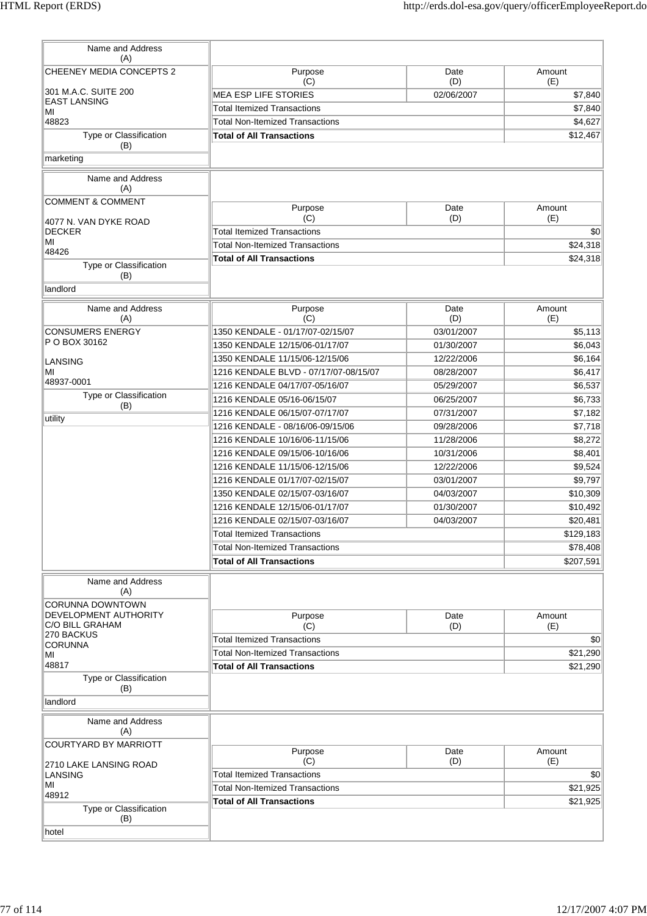| Name and Address (A) | Purpose (C) | Date (D) | Amount (E) |
|---|---|---|---|
| CHEENEY MEDIA CONCEPTS 2<br><br>301 M.A.C. SUITE 200<br>EAST LANSING<br>MI<br>48823 | MEA ESP LIFE STORIES | 02/06/2007 | $7,840 |
| | Total Itemized Transactions | | $7,840 |
| | Total Non-Itemized Transactions | | $4,627 |
| | **Total of All Transactions** | | $12,467 |
| **Type or Classification (B)** | | | |
| marketing | | | |

| Name and Address (A) | Purpose (C) | Date (D) | Amount (E) |
|---|---|---|---|
| COMMENT & COMMENT<br><br>4077 N. VAN DYKE ROAD<br>DECKER<br>MI<br>48426 | Total Itemized Transactions | | $0 |
| | Total Non-Itemized Transactions | | $24,318 |
| | **Total of All Transactions** | | $24,318 |
| **Type or Classification (B)** | | | |
| landlord | | | |

| Name and Address (A) | Purpose (C) | Date (D) | Amount (E) |
|---|---|---|---|
| CONSUMERS ENERGY<br>P O BOX 30162<br><br>LANSING<br>MI<br>48937-0001 | 1350 KENDALE - 01/17/07-02/15/07 | 03/01/2007 | $5,113 |
| | 1350 KENDALE 12/15/06-01/17/07 | 01/30/2007 | $6,043 |
| | 1350 KENDALE 11/15/06-12/15/06 | 12/22/2006 | $6,164 |
| | 1216 KENDALE BLVD - 07/17/07-08/15/07 | 08/28/2007 | $6,417 |
| | 1216 KENDALE 04/17/07-05/16/07 | 05/29/2007 | $6,537 |
| **Type or Classification (B)** | 1216 KENDALE 05/16-06/15/07 | 06/25/2007 | $6,733 |
| utility | 1216 KENDALE 06/15/07-07/17/07 | 07/31/2007 | $7,182 |
| | 1216 KENDALE - 08/16/06-09/15/06 | 09/28/2006 | $7,718 |
| | 1216 KENDALE 10/16/06-11/15/06 | 11/28/2006 | $8,272 |
| | 1216 KENDALE 09/15/06-10/16/06 | 10/31/2006 | $8,401 |
| | 1216 KENDALE 11/15/06-12/15/06 | 12/22/2006 | $9,524 |
| | 1216 KENDALE 01/17/07-02/15/07 | 03/01/2007 | $9,797 |
| | 1350 KENDALE 02/15/07-03/16/07 | 04/03/2007 | $10,309 |
| | 1216 KENDALE 12/15/06-01/17/07 | 01/30/2007 | $10,492 |
| | 1216 KENDALE 02/15/07-03/16/07 | 04/03/2007 | $20,481 |
| | Total Itemized Transactions | | $129,183 |
| | Total Non-Itemized Transactions | | $78,408 |
| | **Total of All Transactions** | | $207,591 |

| Name and Address (A) | Purpose (C) | Date (D) | Amount (E) |
|---|---|---|---|
| CORUNNA DOWNTOWN DEVELOPMENT AUTHORITY<br>C/O BILL GRAHAM<br>270 BACKUS<br>CORUNNA<br>MI<br>48817 | Total Itemized Transactions | | $0 |
| | Total Non-Itemized Transactions | | $21,290 |
| | **Total of All Transactions** | | $21,290 |
| **Type or Classification (B)** | | | |
| landlord | | | |

| Name and Address (A) | Purpose (C) | Date (D) | Amount (E) |
|---|---|---|---|
| COURTYARD BY MARRIOTT<br><br>2710 LAKE LANSING ROAD<br>LANSING<br>MI<br>48912 | Total Itemized Transactions | | $0 |
| | Total Non-Itemized Transactions | | $21,925 |
| | **Total of All Transactions** | | $21,925 |
| **Type or Classification (B)** | | | |
| hotel | | | |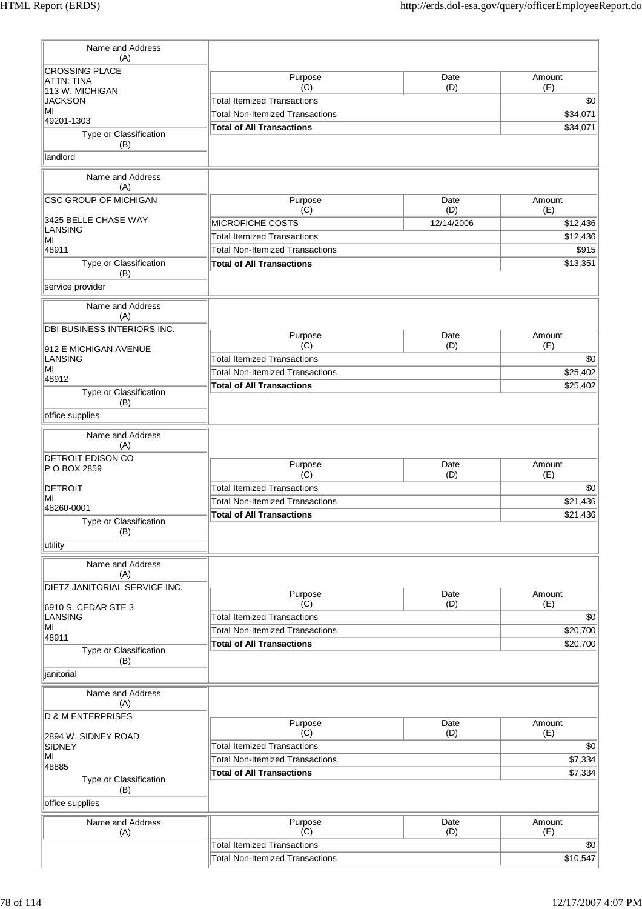| Name and Address (A) | Purpose (C) | Date (D) | Amount (E) |
|---|---|---|---|
| CROSSING PLACE<br>ATTN: TINA<br>113 W. MICHIGAN<br>JACKSON<br>MI<br>49201-1303 | Total Itemized Transactions | | $0 |
| | Total Non-Itemized Transactions | | $34,071 |
| | **Total of All Transactions** | | $34,071 |
| **Type or Classification (B)**: landlord | | | |

| Name and Address (A) | Purpose (C) | Date (D) | Amount (E) |
|---|---|---|---|
| CSC GROUP OF MICHIGAN<br><br>3425 BELLE CHASE WAY<br>LANSING<br>MI<br>48911 | MICROFICHE COSTS | 12/14/2006 | $12,436 |
| | Total Itemized Transactions | | $12,436 |
| | Total Non-Itemized Transactions | | $915 |
| | **Total of All Transactions** | | $13,351 |
| **Type or Classification (B)**: service provider | | | |

| Name and Address (A) | Purpose (C) | Date (D) | Amount (E) |
|---|---|---|---|
| DBI BUSINESS INTERIORS INC.<br><br>912 E MICHIGAN AVENUE<br>LANSING<br>MI<br>48912 | Total Itemized Transactions | | $0 |
| | Total Non-Itemized Transactions | | $25,402 |
| | **Total of All Transactions** | | $25,402 |
| **Type or Classification (B)**: office supplies | | | |

| Name and Address (A) | Purpose (C) | Date (D) | Amount (E) |
|---|---|---|---|
| DETROIT EDISON CO<br>P O BOX 2859<br><br>DETROIT<br>MI<br>48260-0001 | Total Itemized Transactions | | $0 |
| | Total Non-Itemized Transactions | | $21,436 |
| | **Total of All Transactions** | | $21,436 |
| **Type or Classification (B)**: utility | | | |

| Name and Address (A) | Purpose (C) | Date (D) | Amount (E) |
|---|---|---|---|
| DIETZ JANITORIAL SERVICE INC.<br><br>6910 S. CEDAR STE 3<br>LANSING<br>MI<br>48911 | Total Itemized Transactions | | $0 |
| | Total Non-Itemized Transactions | | $20,700 |
| | **Total of All Transactions** | | $20,700 |
| **Type or Classification (B)**: janitorial | | | |

| Name and Address (A) | Purpose (C) | Date (D) | Amount (E) |
|---|---|---|---|
| D & M ENTERPRISES<br><br>2894 W. SIDNEY ROAD<br>SIDNEY<br>MI<br>48885 | Total Itemized Transactions | | $0 |
| | Total Non-Itemized Transactions | | $7,334 |
| | **Total of All Transactions** | | $7,334 |
| **Type or Classification (B)**: office supplies | | | |

| Name and Address (A) | Purpose (C) | Date (D) | Amount (E) |
|---|---|---|---|
| | Total Itemized Transactions | | $0 |
| | Total Non-Itemized Transactions | | $10,547 |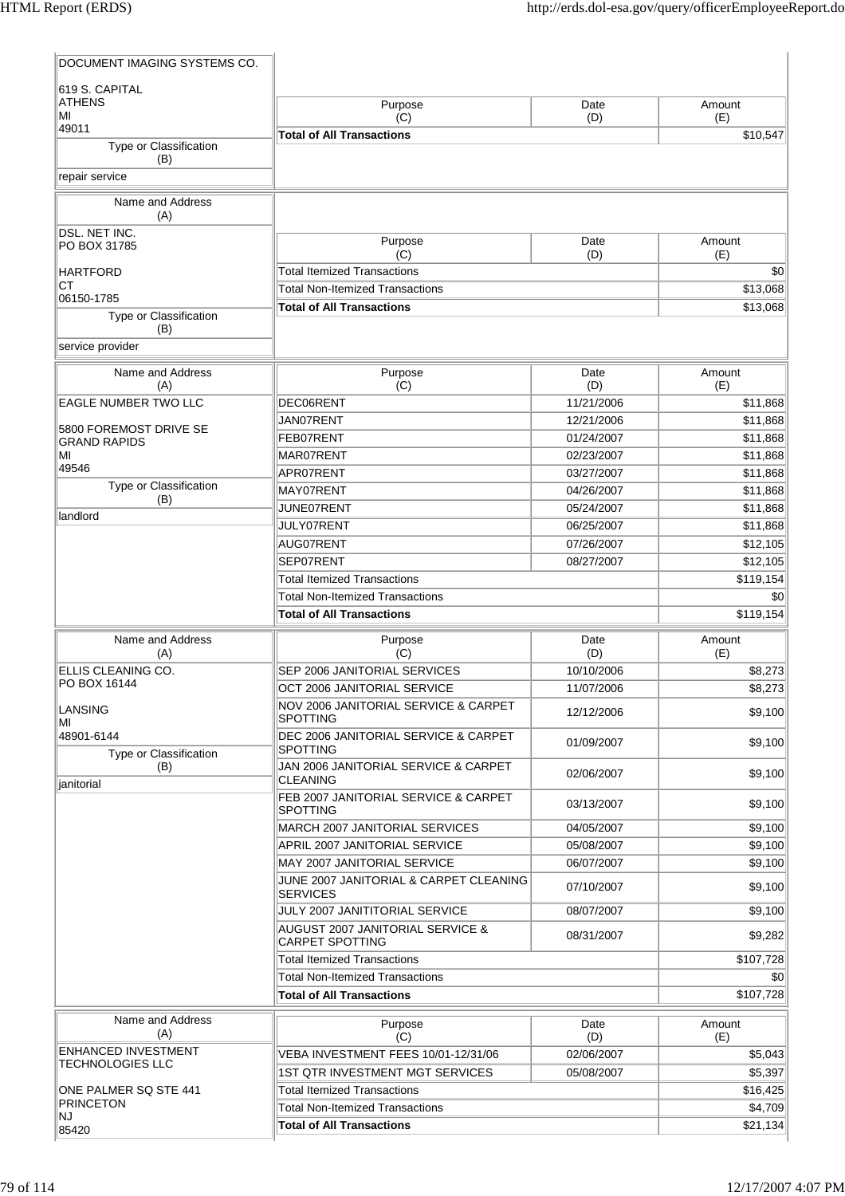| Name and Address (A) | Purpose (C) | Date (D) | Amount (E) |
|---|---|---|---|
| DOCUMENT IMAGING SYSTEMS CO.<br><br>619 S. CAPITAL<br>ATHENS<br>MI<br>49011 | **Total of All Transactions** | | $10,547 |
| **Type or Classification (B)** | | | |
| repair service | | | |

| Name and Address (A) | Purpose (C) | Date (D) | Amount (E) |
|---|---|---|---|
| DSL. NET INC.<br>PO BOX 31785<br><br>HARTFORD<br>CT<br>06150-1785 | Total Itemized Transactions | | $0 |
| | Total Non-Itemized Transactions | | $13,068 |
| | **Total of All Transactions** | | $13,068 |
| **Type or Classification (B)** | | | |
| service provider | | | |

| Name and Address (A) | Purpose (C) | Date (D) | Amount (E) |
|---|---|---|---|
| EAGLE NUMBER TWO LLC<br><br>5800 FOREMOST DRIVE SE<br>GRAND RAPIDS<br>MI<br>49546 | DEC06RENT | 11/21/2006 | $11,868 |
| | JAN07RENT | 12/21/2006 | $11,868 |
| | FEB07RENT | 01/24/2007 | $11,868 |
| | MAR07RENT | 02/23/2007 | $11,868 |
| **Type or Classification (B)** | APR07RENT | 03/27/2007 | $11,868 |
| landlord | MAY07RENT | 04/26/2007 | $11,868 |
| | JUNE07RENT | 05/24/2007 | $11,868 |
| | JULY07RENT | 06/25/2007 | $11,868 |
| | AUG07RENT | 07/26/2007 | $12,105 |
| | SEP07RENT | 08/27/2007 | $12,105 |
| | Total Itemized Transactions | | $119,154 |
| | Total Non-Itemized Transactions | | $0 |
| | **Total of All Transactions** | | $119,154 |

| Name and Address (A) | Purpose (C) | Date (D) | Amount (E) |
|---|---|---|---|
| ELLIS CLEANING CO.<br>PO BOX 16144<br><br>LANSING<br>MI<br>48901-6144 | SEP 2006 JANITORIAL SERVICES | 10/10/2006 | $8,273 |
| | OCT 2006 JANITORIAL SERVICE | 11/07/2006 | $8,273 |
| | NOV 2006 JANITORIAL SERVICE & CARPET SPOTTING | 12/12/2006 | $9,100 |
| **Type or Classification (B)** | DEC 2006 JANITORIAL SERVICE & CARPET SPOTTING | 01/09/2007 | $9,100 |
| janitorial | JAN 2006 JANITORIAL SERVICE & CARPET CLEANING | 02/06/2007 | $9,100 |
| | FEB 2007 JANITORIAL SERVICE & CARPET SPOTTING | 03/13/2007 | $9,100 |
| | MARCH 2007 JANITORIAL SERVICES | 04/05/2007 | $9,100 |
| | APRIL 2007 JANITORIAL SERVICE | 05/08/2007 | $9,100 |
| | MAY 2007 JANITORIAL SERVICE | 06/07/2007 | $9,100 |
| | JUNE 2007 JANITORIAL & CARPET CLEANING SERVICES | 07/10/2007 | $9,100 |
| | JULY 2007 JANITITORIAL SERVICE | 08/07/2007 | $9,100 |
| | AUGUST 2007 JANITORIAL SERVICE & CARPET SPOTTING | 08/31/2007 | $9,282 |
| | Total Itemized Transactions | | $107,728 |
| | Total Non-Itemized Transactions | | $0 |
| | **Total of All Transactions** | | $107,728 |

| Name and Address (A) | Purpose (C) | Date (D) | Amount (E) |
|---|---|---|---|
| ENHANCED INVESTMENT TECHNOLOGIES LLC<br><br>ONE PALMER SQ STE 441<br>PRINCETON<br>NJ<br>85420 | VEBA INVESTMENT FEES 10/01-12/31/06 | 02/06/2007 | $5,043 |
| | 1ST QTR INVESTMENT MGT SERVICES | 05/08/2007 | $5,397 |
| | Total Itemized Transactions | | $16,425 |
| | Total Non-Itemized Transactions | | $4,709 |
| | **Total of All Transactions** | | $21,134 |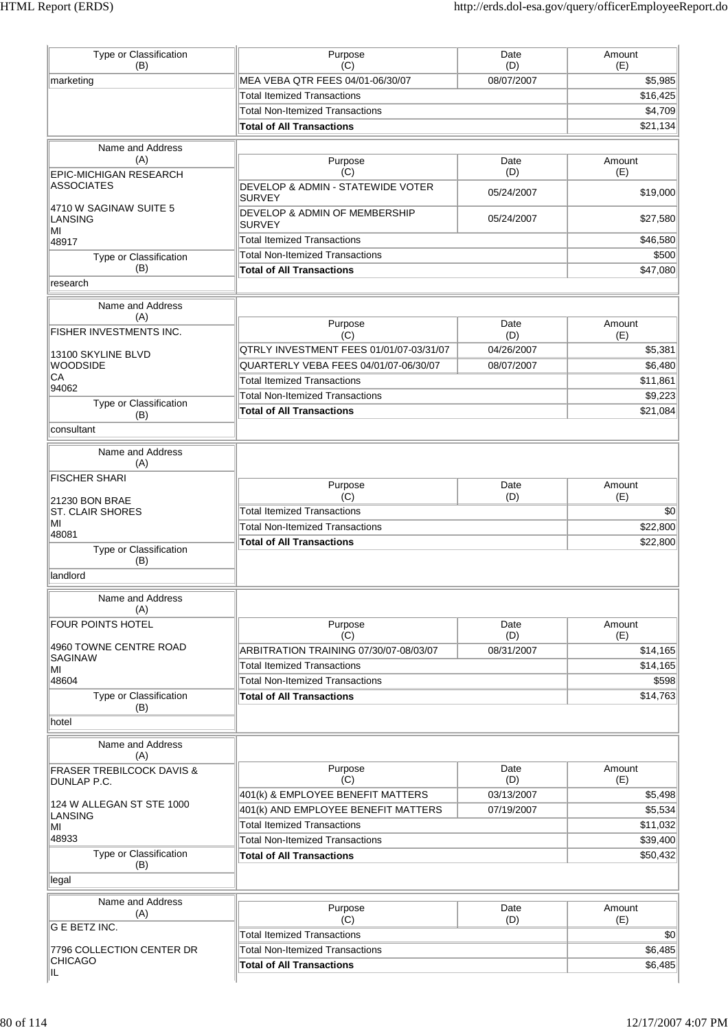| Type or Classification (B) |
|---|
| marketing |

| Purpose (C) | Date (D) | Amount (E) |
|---|---|---|
| MEA VEBA QTR FEES 04/01-06/30/07 | 08/07/2007 | $5,985 |
| Total Itemized Transactions | | $16,425 |
| Total Non-Itemized Transactions | | $4,709 |
| **Total of All Transactions** | | $21,134 |

| Name and Address (A) |
|---|
| EPIC-MICHIGAN RESEARCH ASSOCIATES<br><br>4710 W SAGINAW SUITE 5<br>LANSING<br>MI<br>48917 |
| **Type or Classification (B)** |
| research |

| Purpose (C) | Date (D) | Amount (E) |
|---|---|---|
| DEVELOP & ADMIN - STATEWIDE VOTER SURVEY | 05/24/2007 | $19,000 |
| DEVELOP & ADMIN OF MEMBERSHIP SURVEY | 05/24/2007 | $27,580 |
| Total Itemized Transactions | | $46,580 |
| Total Non-Itemized Transactions | | $500 |
| **Total of All Transactions** | | $47,080 |

| Name and Address (A) |
|---|
| FISHER INVESTMENTS INC.<br><br>13100 SKYLINE BLVD<br>WOODSIDE<br>CA<br>94062 |
| **Type or Classification (B)** |
| consultant |

| Purpose (C) | Date (D) | Amount (E) |
|---|---|---|
| QTRLY INVESTMENT FEES 01/01/07-03/31/07 | 04/26/2007 | $5,381 |
| QUARTERLY VEBA FEES 04/01/07-06/30/07 | 08/07/2007 | $6,480 |
| Total Itemized Transactions | | $11,861 |
| Total Non-Itemized Transactions | | $9,223 |
| **Total of All Transactions** | | $21,084 |

| Name and Address (A) |
|---|
| FISCHER SHARI<br><br>21230 BON BRAE<br>ST. CLAIR SHORES<br>MI<br>48081 |
| **Type or Classification (B)** |
| landlord |

| Purpose (C) | Date (D) | Amount (E) |
|---|---|---|
| Total Itemized Transactions | | $0 |
| Total Non-Itemized Transactions | | $22,800 |
| **Total of All Transactions** | | $22,800 |

| Name and Address (A) |
|---|
| FOUR POINTS HOTEL<br><br>4960 TOWNE CENTRE ROAD<br>SAGINAW<br>MI<br>48604 |
| **Type or Classification (B)** |
| hotel |

| Purpose (C) | Date (D) | Amount (E) |
|---|---|---|
| ARBITRATION TRAINING 07/30/07-08/03/07 | 08/31/2007 | $14,165 |
| Total Itemized Transactions | | $14,165 |
| Total Non-Itemized Transactions | | $598 |
| **Total of All Transactions** | | $14,763 |

| Name and Address (A) |
|---|
| FRASER TREBILCOCK DAVIS & DUNLAP P.C.<br><br>124 W ALLEGAN ST STE 1000<br>LANSING<br>MI<br>48933 |
| **Type or Classification (B)** |
| legal |

| Purpose (C) | Date (D) | Amount (E) |
|---|---|---|
| 401(k) & EMPLOYEE BENEFIT MATTERS | 03/13/2007 | $5,498 |
| 401(k) AND EMPLOYEE BENEFIT MATTERS | 07/19/2007 | $5,534 |
| Total Itemized Transactions | | $11,032 |
| Total Non-Itemized Transactions | | $39,400 |
| **Total of All Transactions** | | $50,432 |

| Name and Address (A) |
|---|
| G E BETZ INC.<br><br>7796 COLLECTION CENTER DR<br>CHICAGO<br>IL |

| Purpose (C) | Date (D) | Amount (E) |
|---|---|---|
| Total Itemized Transactions | | $0 |
| Total Non-Itemized Transactions | | $6,485 |
| **Total of All Transactions** | | $6,485 |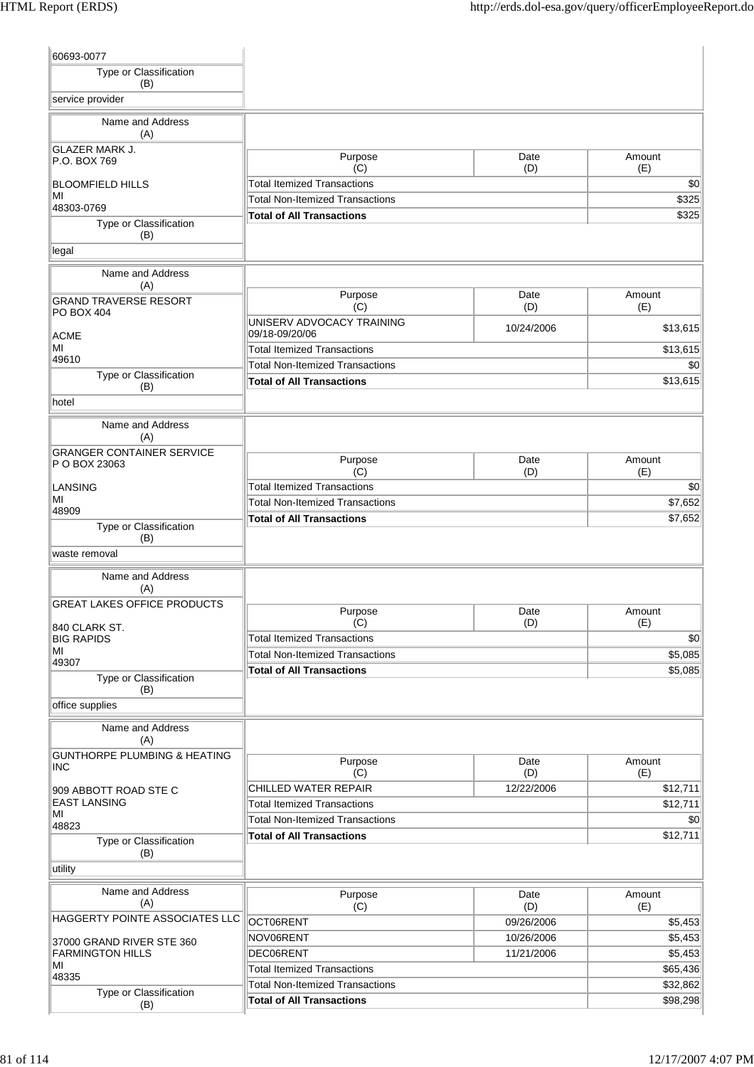| | |
|---|---|
| 60693-0077 | |
| Type or Classification (B) | |
| service provider | |

| Name and Address (A) | Purpose (C) | Date (D) | Amount (E) |
|---|---|---|---|
| GLAZER MARK J.<br>P.O. BOX 769<br><br>BLOOMFIELD HILLS<br>MI<br>48303-0769 | Total Itemized Transactions | | $0 |
| | Total Non-Itemized Transactions | | $325 |
| | **Total of All Transactions** | | $325 |
| Type or Classification (B) | | | |
| legal | | | |

| Name and Address (A) | Purpose (C) | Date (D) | Amount (E) |
|---|---|---|---|
| GRAND TRAVERSE RESORT<br>PO BOX 404<br><br>ACME<br>MI<br>49610 | UNISERV ADVOCACY TRAINING 09/18-09/20/06 | 10/24/2006 | $13,615 |
| | Total Itemized Transactions | | $13,615 |
| | Total Non-Itemized Transactions | | $0 |
| | **Total of All Transactions** | | $13,615 |
| Type or Classification (B) | | | |
| hotel | | | |

| Name and Address (A) | Purpose (C) | Date (D) | Amount (E) |
|---|---|---|---|
| GRANGER CONTAINER SERVICE<br>P O BOX 23063<br><br>LANSING<br>MI<br>48909 | Total Itemized Transactions | | $0 |
| | Total Non-Itemized Transactions | | $7,652 |
| | **Total of All Transactions** | | $7,652 |
| Type or Classification (B) | | | |
| waste removal | | | |

| Name and Address (A) | Purpose (C) | Date (D) | Amount (E) |
|---|---|---|---|
| GREAT LAKES OFFICE PRODUCTS<br><br>840 CLARK ST.<br>BIG RAPIDS<br>MI<br>49307 | Total Itemized Transactions | | $0 |
| | Total Non-Itemized Transactions | | $5,085 |
| | **Total of All Transactions** | | $5,085 |
| Type or Classification (B) | | | |
| office supplies | | | |

| Name and Address (A) | Purpose (C) | Date (D) | Amount (E) |
|---|---|---|---|
| GUNTHORPE PLUMBING & HEATING INC<br><br>909 ABBOTT ROAD STE C<br>EAST LANSING<br>MI<br>48823 | CHILLED WATER REPAIR | 12/22/2006 | $12,711 |
| | Total Itemized Transactions | | $12,711 |
| | Total Non-Itemized Transactions | | $0 |
| | **Total of All Transactions** | | $12,711 |
| Type or Classification (B) | | | |
| utility | | | |

| Name and Address (A) | Purpose (C) | Date (D) | Amount (E) |
|---|---|---|---|
| HAGGERTY POINTE ASSOCIATES LLC<br><br>37000 GRAND RIVER STE 360<br>FARMINGTON HILLS<br>MI<br>48335 | OCT06RENT | 09/26/2006 | $5,453 |
| | NOV06RENT | 10/26/2006 | $5,453 |
| | DEC06RENT | 11/21/2006 | $5,453 |
| | Total Itemized Transactions | | $65,436 |
| | Total Non-Itemized Transactions | | $32,862 |
| | **Total of All Transactions** | | $98,298 |
| Type or Classification (B) | | | |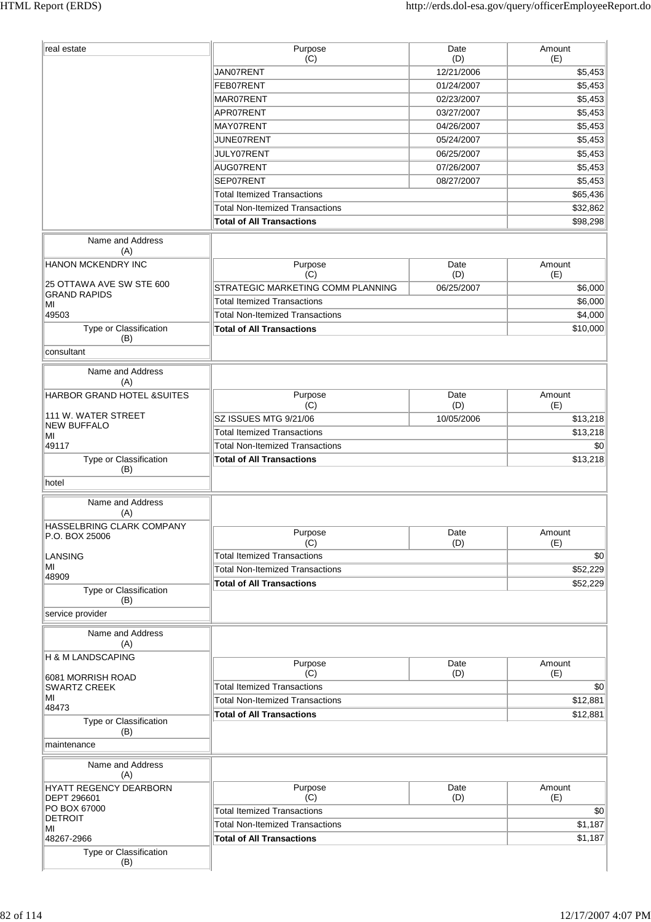| Type or Classification (B) | Purpose (C) | Date (D) | Amount (E) |
|---|---|---|---|
| real estate | JAN07RENT | 12/21/2006 | $5,453 |
| | FEB07RENT | 01/24/2007 | $5,453 |
| | MAR07RENT | 02/23/2007 | $5,453 |
| | APR07RENT | 03/27/2007 | $5,453 |
| | MAY07RENT | 04/26/2007 | $5,453 |
| | JUNE07RENT | 05/24/2007 | $5,453 |
| | JULY07RENT | 06/25/2007 | $5,453 |
| | AUG07RENT | 07/26/2007 | $5,453 |
| | SEP07RENT | 08/27/2007 | $5,453 |
| | Total Itemized Transactions | | $65,436 |
| | Total Non-Itemized Transactions | | $32,862 |
| | **Total of All Transactions** | | **$98,298** |

| Name and Address (A) | Purpose (C) | Date (D) | Amount (E) |
|---|---|---|---|
| HANON MCKENDRY INC<br><br>25 OTTAWA AVE SW STE 600<br>GRAND RAPIDS<br>MI<br>49503 | STRATEGIC MARKETING COMM PLANNING | 06/25/2007 | $6,000 |
| | Total Itemized Transactions | | $6,000 |
| | Total Non-Itemized Transactions | | $4,000 |
| **Type or Classification (B)** | **Total of All Transactions** | | **$10,000** |
| consultant | | | |

| Name and Address (A) | Purpose (C) | Date (D) | Amount (E) |
|---|---|---|---|
| HARBOR GRAND HOTEL &SUITES<br><br>111 W. WATER STREET<br>NEW BUFFALO<br>MI<br>49117 | SZ ISSUES MTG 9/21/06 | 10/05/2006 | $13,218 |
| | Total Itemized Transactions | | $13,218 |
| | Total Non-Itemized Transactions | | $0 |
| **Type or Classification (B)** | **Total of All Transactions** | | **$13,218** |
| hotel | | | |

| Name and Address (A) | Purpose (C) | Date (D) | Amount (E) |
|---|---|---|---|
| HASSELBRING CLARK COMPANY<br>P.O. BOX 25006<br><br>LANSING<br>MI<br>48909 | Total Itemized Transactions | | $0 |
| | Total Non-Itemized Transactions | | $52,229 |
| **Type or Classification (B)** | **Total of All Transactions** | | **$52,229** |
| service provider | | | |

| Name and Address (A) | Purpose (C) | Date (D) | Amount (E) |
|---|---|---|---|
| H & M LANDSCAPING<br><br>6081 MORRISH ROAD<br>SWARTZ CREEK<br>MI<br>48473 | Total Itemized Transactions | | $0 |
| | Total Non-Itemized Transactions | | $12,881 |
| **Type or Classification (B)** | **Total of All Transactions** | | **$12,881** |
| maintenance | | | |

| Name and Address (A) | Purpose (C) | Date (D) | Amount (E) |
|---|---|---|---|
| HYATT REGENCY DEARBORN<br>DEPT 296601<br>PO BOX 67000<br>DETROIT<br>MI<br>48267-2966 | Total Itemized Transactions | | $0 |
| | Total Non-Itemized Transactions | | $1,187 |
| | **Total of All Transactions** | | **$1,187** |
| **Type or Classification (B)** | | | |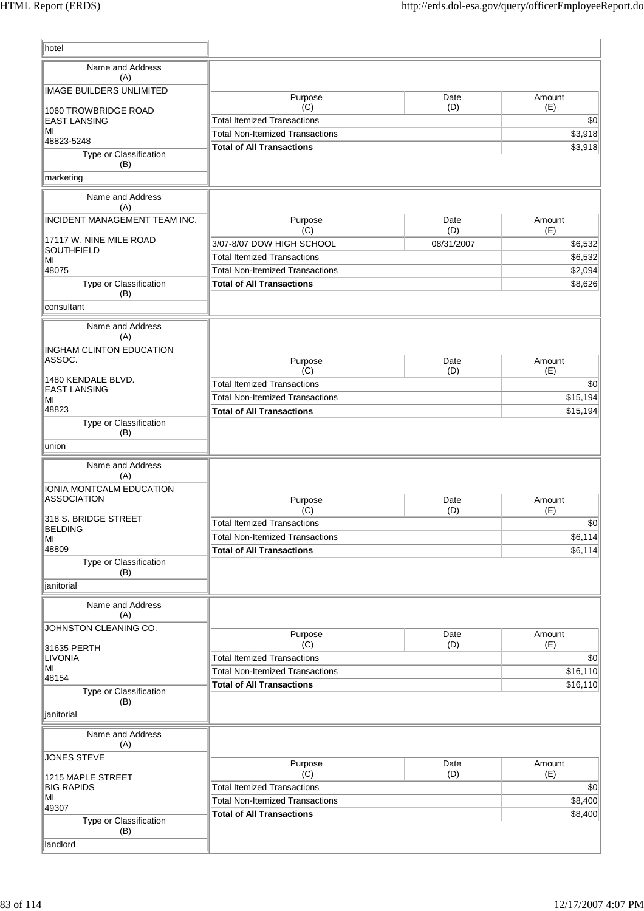| hotel |
|---|

| Name and Address (A) | Purpose (C) | Date (D) | Amount (E) |
|---|---|---|---|
| IMAGE BUILDERS UNLIMITED<br><br>1060 TROWBRIDGE ROAD<br>EAST LANSING<br>MI<br>48823-5248 | Total Itemized Transactions | | $0 |
| | Total Non-Itemized Transactions | | $3,918 |
| | **Total of All Transactions** | | $3,918 |
| **Type or Classification (B)** | | | |
| marketing | | | |

| Name and Address (A) | Purpose (C) | Date (D) | Amount (E) |
|---|---|---|---|
| INCIDENT MANAGEMENT TEAM INC.<br><br>17117 W. NINE MILE ROAD<br>SOUTHFIELD<br>MI<br>48075 | 3/07-8/07 DOW HIGH SCHOOL | 08/31/2007 | $6,532 |
| | Total Itemized Transactions | | $6,532 |
| | Total Non-Itemized Transactions | | $2,094 |
| | **Total of All Transactions** | | $8,626 |
| **Type or Classification (B)** | | | |
| consultant | | | |

| Name and Address (A) | Purpose (C) | Date (D) | Amount (E) |
|---|---|---|---|
| INGHAM CLINTON EDUCATION ASSOC.<br><br>1480 KENDALE BLVD.<br>EAST LANSING<br>MI<br>48823 | Total Itemized Transactions | | $0 |
| | Total Non-Itemized Transactions | | $15,194 |
| | **Total of All Transactions** | | $15,194 |
| **Type or Classification (B)** | | | |
| union | | | |

| Name and Address (A) | Purpose (C) | Date (D) | Amount (E) |
|---|---|---|---|
| IONIA MONTCALM EDUCATION ASSOCIATION<br><br>318 S. BRIDGE STREET<br>BELDING<br>MI<br>48809 | Total Itemized Transactions | | $0 |
| | Total Non-Itemized Transactions | | $6,114 |
| | **Total of All Transactions** | | $6,114 |
| **Type or Classification (B)** | | | |
| janitorial | | | |

| Name and Address (A) | Purpose (C) | Date (D) | Amount (E) |
|---|---|---|---|
| JOHNSTON CLEANING CO.<br><br>31635 PERTH<br>LIVONIA<br>MI<br>48154 | Total Itemized Transactions | | $0 |
| | Total Non-Itemized Transactions | | $16,110 |
| | **Total of All Transactions** | | $16,110 |
| **Type or Classification (B)** | | | |
| janitorial | | | |

| Name and Address (A) | Purpose (C) | Date (D) | Amount (E) |
|---|---|---|---|
| JONES STEVE<br><br>1215 MAPLE STREET<br>BIG RAPIDS<br>MI<br>49307 | Total Itemized Transactions | | $0 |
| | Total Non-Itemized Transactions | | $8,400 |
| | **Total of All Transactions** | | $8,400 |
| **Type or Classification (B)** | | | |
| landlord | | | |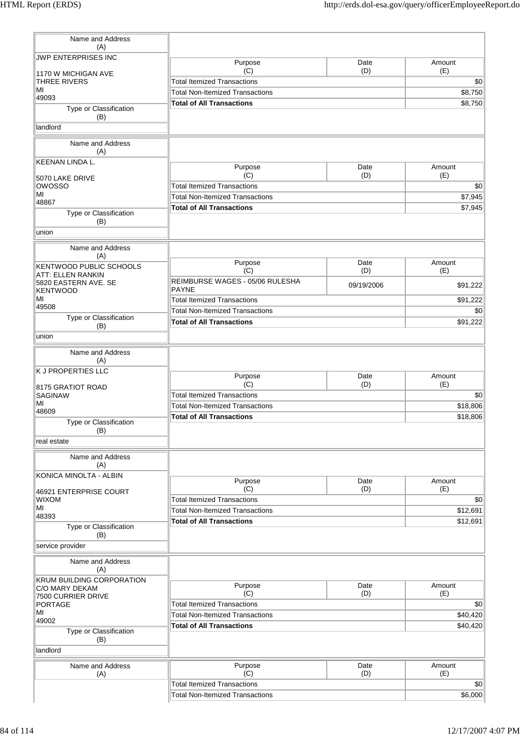| Name and Address (A) | Purpose (C) | Date (D) | Amount (E) |
|---|---|---|---|
| JWP ENTERPRISES INC<br><br>1170 W MICHIGAN AVE<br>THREE RIVERS<br>MI<br>49093 | Total Itemized Transactions | | $0 |
| | Total Non-Itemized Transactions | | $8,750 |
| | **Total of All Transactions** | | $8,750 |
| Type or Classification (B): landlord | | | |

| Name and Address (A) | Purpose (C) | Date (D) | Amount (E) |
|---|---|---|---|
| KEENAN LINDA L.<br><br>5070 LAKE DRIVE<br>OWOSSO<br>MI<br>48867 | Total Itemized Transactions | | $0 |
| | Total Non-Itemized Transactions | | $7,945 |
| | **Total of All Transactions** | | $7,945 |
| Type or Classification (B): union | | | |

| Name and Address (A) | Purpose (C) | Date (D) | Amount (E) |
|---|---|---|---|
| KENTWOOD PUBLIC SCHOOLS<br>ATT: ELLEN RANKIN<br>5820 EASTERN AVE. SE<br>KENTWOOD<br>MI<br>49508 | REIMBURSE WAGES - 05/06 RULESHA PAYNE | 09/19/2006 | $91,222 |
| | Total Itemized Transactions | | $91,222 |
| | Total Non-Itemized Transactions | | $0 |
| | **Total of All Transactions** | | $91,222 |
| Type or Classification (B): union | | | |

| Name and Address (A) | Purpose (C) | Date (D) | Amount (E) |
|---|---|---|---|
| K J PROPERTIES LLC<br><br>8175 GRATIOT ROAD<br>SAGINAW<br>MI<br>48609 | Total Itemized Transactions | | $0 |
| | Total Non-Itemized Transactions | | $18,806 |
| | **Total of All Transactions** | | $18,806 |
| Type or Classification (B): real estate | | | |

| Name and Address (A) | Purpose (C) | Date (D) | Amount (E) |
|---|---|---|---|
| KONICA MINOLTA - ALBIN<br><br>46921 ENTERPRISE COURT<br>WIXOM<br>MI<br>48393 | Total Itemized Transactions | | $0 |
| | Total Non-Itemized Transactions | | $12,691 |
| | **Total of All Transactions** | | $12,691 |
| Type or Classification (B): service provider | | | |

| Name and Address (A) | Purpose (C) | Date (D) | Amount (E) |
|---|---|---|---|
| KRUM BUILDING CORPORATION<br>C/O MARY DEKAM<br>7500 CURRIER DRIVE<br>PORTAGE<br>MI<br>49002 | Total Itemized Transactions | | $0 |
| | Total Non-Itemized Transactions | | $40,420 |
| | **Total of All Transactions** | | $40,420 |
| Type or Classification (B): landlord | | | |

| Name and Address (A) | Purpose (C) | Date (D) | Amount (E) |
|---|---|---|---|
| | Total Itemized Transactions | | $0 |
| | Total Non-Itemized Transactions | | $6,000 |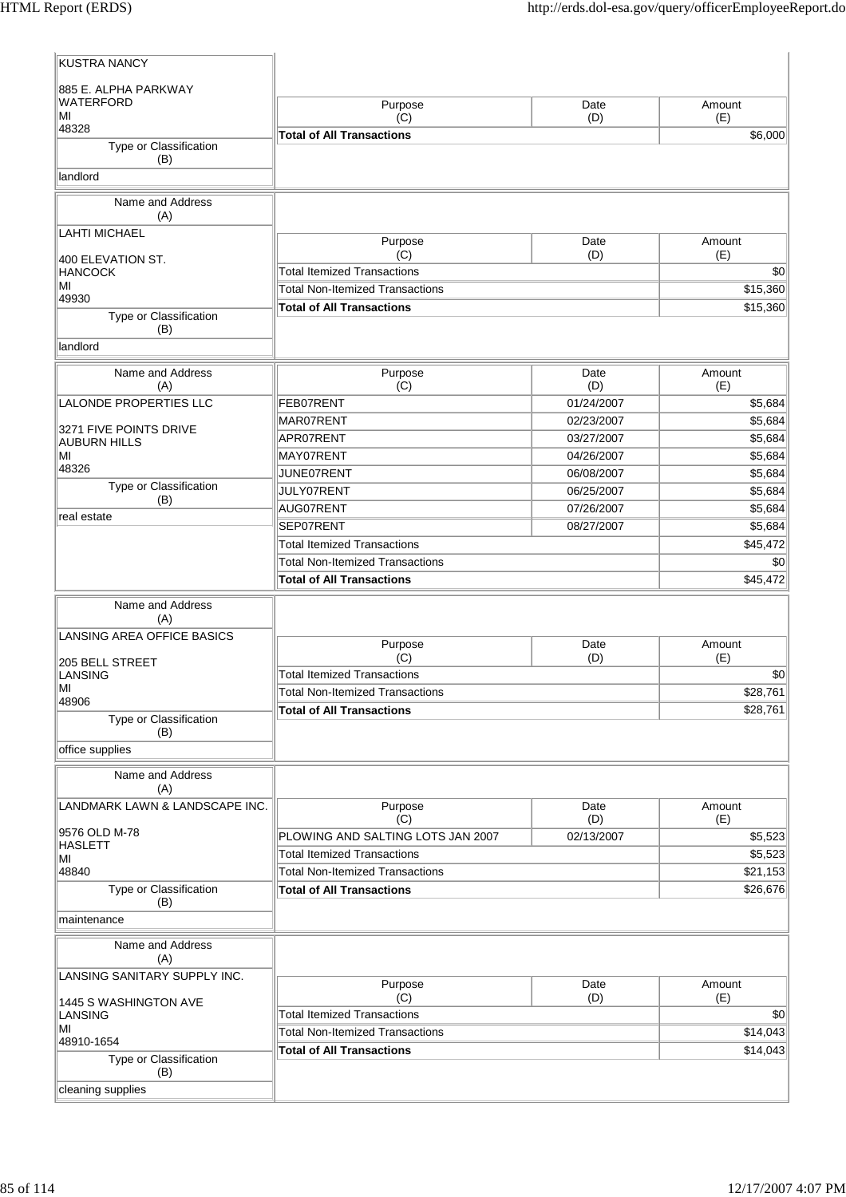| Name and Address (A) | Purpose (C) | Date (D) | Amount (E) |
|---|---|---|---|
| KUSTRA NANCY<br><br>885 E. ALPHA PARKWAY<br>WATERFORD<br>MI<br>48328 | **Total of All Transactions** | | $6,000 |
| Type or Classification (B): landlord | | | |

| Name and Address (A) | Purpose (C) | Date (D) | Amount (E) |
|---|---|---|---|
| LAHTI MICHAEL<br><br>400 ELEVATION ST.<br>HANCOCK<br>MI<br>49930 | Total Itemized Transactions | | $0 |
| | Total Non-Itemized Transactions | | $15,360 |
| | **Total of All Transactions** | | $15,360 |
| Type or Classification (B): landlord | | | |

| Name and Address (A) | Purpose (C) | Date (D) | Amount (E) |
|---|---|---|---|
| LALONDE PROPERTIES LLC<br><br>3271 FIVE POINTS DRIVE<br>AUBURN HILLS<br>MI<br>48326 | FEB07RENT | 01/24/2007 | $5,684 |
| | MAR07RENT | 02/23/2007 | $5,684 |
| | APR07RENT | 03/27/2007 | $5,684 |
| | MAY07RENT | 04/26/2007 | $5,684 |
| | JUNE07RENT | 06/08/2007 | $5,684 |
| Type or Classification (B): real estate | JULY07RENT | 06/25/2007 | $5,684 |
| | AUG07RENT | 07/26/2007 | $5,684 |
| | SEP07RENT | 08/27/2007 | $5,684 |
| | Total Itemized Transactions | | $45,472 |
| | Total Non-Itemized Transactions | | $0 |
| | **Total of All Transactions** | | $45,472 |

| Name and Address (A) | Purpose (C) | Date (D) | Amount (E) |
|---|---|---|---|
| LANSING AREA OFFICE BASICS<br><br>205 BELL STREET<br>LANSING<br>MI<br>48906 | Total Itemized Transactions | | $0 |
| | Total Non-Itemized Transactions | | $28,761 |
| | **Total of All Transactions** | | $28,761 |
| Type or Classification (B): office supplies | | | |

| Name and Address (A) | Purpose (C) | Date (D) | Amount (E) |
|---|---|---|---|
| LANDMARK LAWN & LANDSCAPE INC.<br><br>9576 OLD M-78<br>HASLETT<br>MI<br>48840 | PLOWING AND SALTING LOTS JAN 2007 | 02/13/2007 | $5,523 |
| | Total Itemized Transactions | | $5,523 |
| | Total Non-Itemized Transactions | | $21,153 |
| | **Total of All Transactions** | | $26,676 |
| Type or Classification (B): maintenance | | | |

| Name and Address (A) | Purpose (C) | Date (D) | Amount (E) |
|---|---|---|---|
| LANSING SANITARY SUPPLY INC.<br><br>1445 S WASHINGTON AVE<br>LANSING<br>MI<br>48910-1654 | Total Itemized Transactions | | $0 |
| | Total Non-Itemized Transactions | | $14,043 |
| | **Total of All Transactions** | | $14,043 |
| Type or Classification (B): cleaning supplies | | | |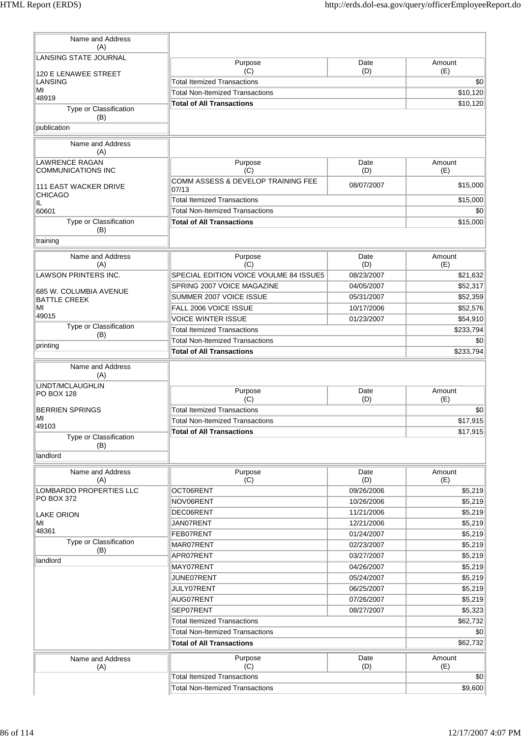| Name and Address (A) | Purpose (C) | Date (D) | Amount (E) |
|---|---|---|---|
| LANSING STATE JOURNAL<br><br>120 E LENAWEE STREET<br>LANSING<br>MI<br>48919 | Total Itemized Transactions | | $0 |
| | Total Non-Itemized Transactions | | $10,120 |
| | **Total of All Transactions** | | $10,120 |
| **Type or Classification (B)** | | | |
| publication | | | |

| Name and Address (A) | Purpose (C) | Date (D) | Amount (E) |
|---|---|---|---|
| LAWRENCE RAGAN COMMUNICATIONS INC<br><br>111 EAST WACKER DRIVE<br>CHICAGO<br>IL<br>60601 | COMM ASSESS & DEVELOP TRAINING FEE 07/13 | 08/07/2007 | $15,000 |
| | Total Itemized Transactions | | $15,000 |
| | Total Non-Itemized Transactions | | $0 |
| | **Total of All Transactions** | | $15,000 |
| **Type or Classification (B)** | | | |
| training | | | |

| Name and Address (A) | Purpose (C) | Date (D) | Amount (E) |
|---|---|---|---|
| LAWSON PRINTERS INC.<br><br>685 W. COLUMBIA AVENUE<br>BATTLE CREEK<br>MI<br>49015 | SPECIAL EDITION VOICE VOULME 84 ISSUE5 | 08/23/2007 | $21,632 |
| | SPRING 2007 VOICE MAGAZINE | 04/05/2007 | $52,317 |
| | SUMMER 2007 VOICE ISSUE | 05/31/2007 | $52,359 |
| | FALL 2006 VOICE ISSUE | 10/17/2006 | $52,576 |
| | VOICE WINTER ISSUE | 01/23/2007 | $54,910 |
| **Type or Classification (B)** | Total Itemized Transactions | | $233,794 |
| printing | Total Non-Itemized Transactions | | $0 |
| | **Total of All Transactions** | | $233,794 |

| Name and Address (A) | Purpose (C) | Date (D) | Amount (E) |
|---|---|---|---|
| LINDT/MCLAUGHLIN<br>PO BOX 128<br><br>BERRIEN SPRINGS<br>MI<br>49103 | Total Itemized Transactions | | $0 |
| | Total Non-Itemized Transactions | | $17,915 |
| | **Total of All Transactions** | | $17,915 |
| **Type or Classification (B)** | | | |
| landlord | | | |

| Name and Address (A) | Purpose (C) | Date (D) | Amount (E) |
|---|---|---|---|
| LOMBARDO PROPERTIES LLC<br>PO BOX 372<br><br>LAKE ORION<br>MI<br>48361 | OCT06RENT | 09/26/2006 | $5,219 |
| | NOV06RENT | 10/26/2006 | $5,219 |
| | DEC06RENT | 11/21/2006 | $5,219 |
| | JAN07RENT | 12/21/2006 | $5,219 |
| | FEB07RENT | 01/24/2007 | $5,219 |
| **Type or Classification (B)** | MAR07RENT | 02/23/2007 | $5,219 |
| landlord | APR07RENT | 03/27/2007 | $5,219 |
| | MAY07RENT | 04/26/2007 | $5,219 |
| | JUNE07RENT | 05/24/2007 | $5,219 |
| | JULY07RENT | 06/25/2007 | $5,219 |
| | AUG07RENT | 07/26/2007 | $5,219 |
| | SEP07RENT | 08/27/2007 | $5,323 |
| | Total Itemized Transactions | | $62,732 |
| | Total Non-Itemized Transactions | | $0 |
| | **Total of All Transactions** | | $62,732 |

| Name and Address (A) | Purpose (C) | Date (D) | Amount (E) |
|---|---|---|---|
| | Total Itemized Transactions | | $0 |
| | Total Non-Itemized Transactions | | $9,600 |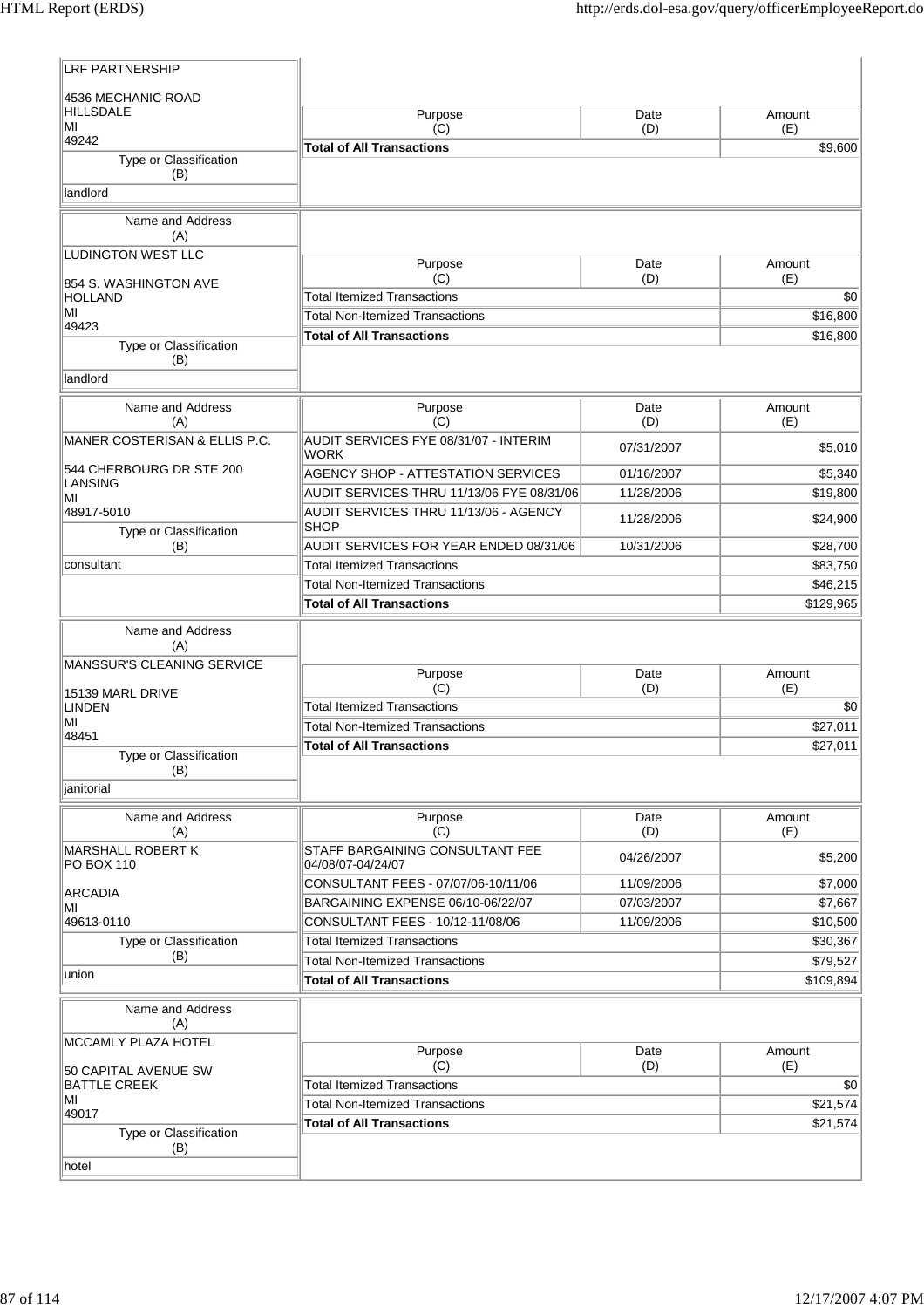| Name and Address (A) | Purpose (C) | Date (D) | Amount (E) |
|---|---|---|---|
| LRF PARTNERSHIP<br><br>4536 MECHANIC ROAD<br>HILLSDALE<br>MI<br>49242 | **Total of All Transactions** | | $9,600 |
| Type or Classification (B): landlord | | | |

| Name and Address (A) | Purpose (C) | Date (D) | Amount (E) |
|---|---|---|---|
| LUDINGTON WEST LLC<br><br>854 S. WASHINGTON AVE<br>HOLLAND<br>MI<br>49423 | Total Itemized Transactions | | $0 |
| | Total Non-Itemized Transactions | | $16,800 |
| | **Total of All Transactions** | | $16,800 |
| Type or Classification (B): landlord | | | |

| Name and Address (A) | Purpose (C) | Date (D) | Amount (E) |
|---|---|---|---|
| MANER COSTERISAN & ELLIS P.C.<br><br>544 CHERBOURG DR STE 200<br>LANSING<br>MI<br>48917-5010 | AUDIT SERVICES FYE 08/31/07 - INTERIM WORK | 07/31/2007 | $5,010 |
| | AGENCY SHOP - ATTESTATION SERVICES | 01/16/2007 | $5,340 |
| | AUDIT SERVICES THRU 11/13/06 FYE 08/31/06 | 11/28/2006 | $19,800 |
| | AUDIT SERVICES THRU 11/13/06 - AGENCY SHOP | 11/28/2006 | $24,900 |
| Type or Classification (B): consultant | AUDIT SERVICES FOR YEAR ENDED 08/31/06 | 10/31/2006 | $28,700 |
| | Total Itemized Transactions | | $83,750 |
| | Total Non-Itemized Transactions | | $46,215 |
| | **Total of All Transactions** | | $129,965 |

| Name and Address (A) | Purpose (C) | Date (D) | Amount (E) |
|---|---|---|---|
| MANSSUR'S CLEANING SERVICE<br><br>15139 MARL DRIVE<br>LINDEN<br>MI<br>48451 | Total Itemized Transactions | | $0 |
| | Total Non-Itemized Transactions | | $27,011 |
| | **Total of All Transactions** | | $27,011 |
| Type or Classification (B): janitorial | | | |

| Name and Address (A) | Purpose (C) | Date (D) | Amount (E) |
|---|---|---|---|
| MARSHALL ROBERT K<br>PO BOX 110<br><br>ARCADIA<br>MI<br>49613-0110 | STAFF BARGAINING CONSULTANT FEE 04/08/07-04/24/07 | 04/26/2007 | $5,200 |
| | CONSULTANT FEES - 07/07/06-10/11/06 | 11/09/2006 | $7,000 |
| | BARGAINING EXPENSE 06/10-06/22/07 | 07/03/2007 | $7,667 |
| | CONSULTANT FEES - 10/12-11/08/06 | 11/09/2006 | $10,500 |
| Type or Classification (B): union | Total Itemized Transactions | | $30,367 |
| | Total Non-Itemized Transactions | | $79,527 |
| | **Total of All Transactions** | | $109,894 |

| Name and Address (A) | Purpose (C) | Date (D) | Amount (E) |
|---|---|---|---|
| MCCAMLY PLAZA HOTEL<br><br>50 CAPITAL AVENUE SW<br>BATTLE CREEK<br>MI<br>49017 | Total Itemized Transactions | | $0 |
| | Total Non-Itemized Transactions | | $21,574 |
| | **Total of All Transactions** | | $21,574 |
| Type or Classification (B): hotel | | | |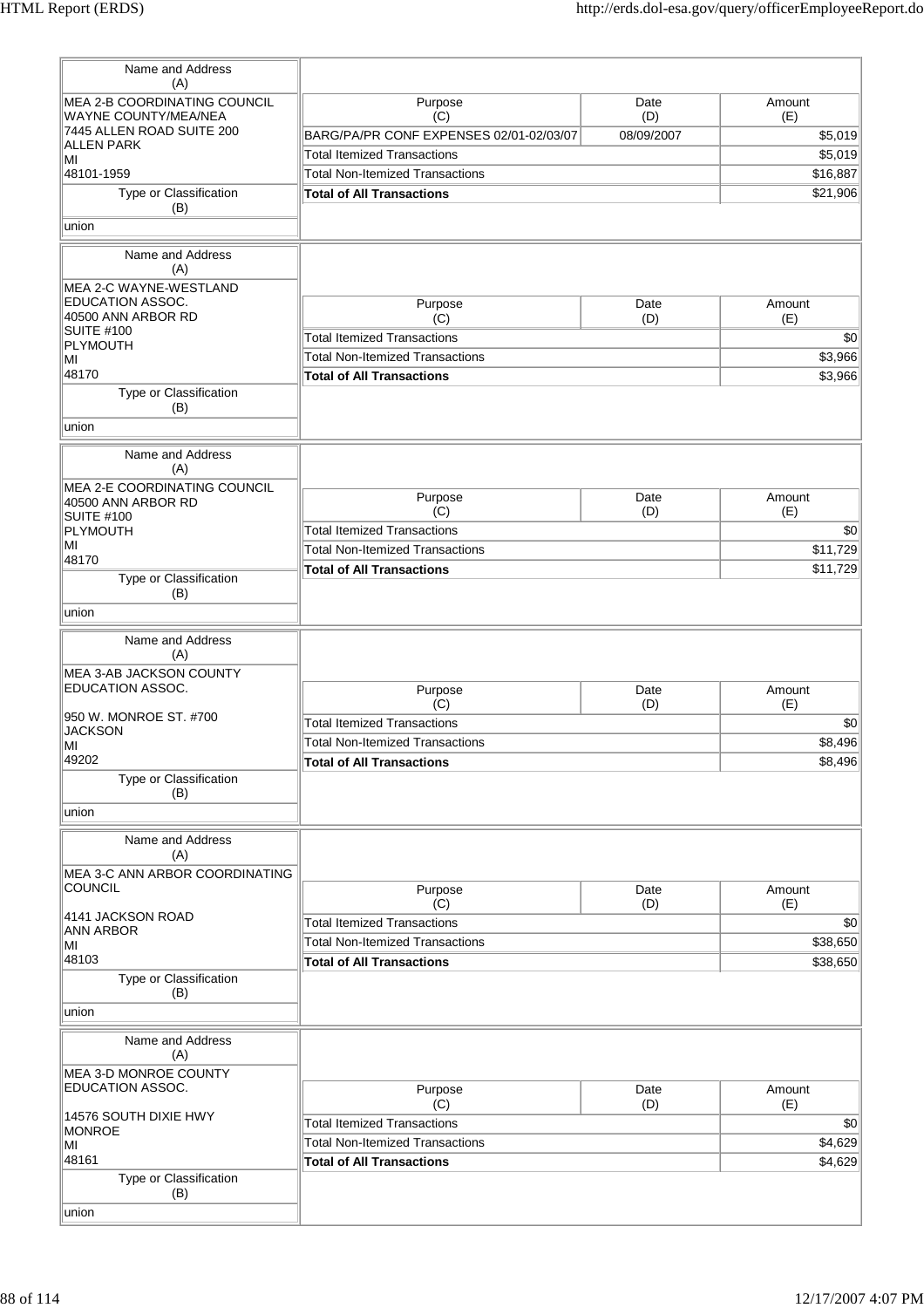| Name and Address (A) | Purpose (C) | Date (D) | Amount (E) |
|---|---|---|---|
| MEA 2-B COORDINATING COUNCIL<br>WAYNE COUNTY/MEA/NEA<br>7445 ALLEN ROAD SUITE 200<br>ALLEN PARK<br>MI<br>48101-1959 | BARG/PA/PR CONF EXPENSES 02/01-02/03/07 | 08/09/2007 | $5,019 |
| | Total Itemized Transactions | | $5,019 |
| Type or Classification (B) | Total Non-Itemized Transactions | | $16,887 |
| union | **Total of All Transactions** | | $21,906 |

| Name and Address (A) | Purpose (C) | Date (D) | Amount (E) |
|---|---|---|---|
| MEA 2-C WAYNE-WESTLAND EDUCATION ASSOC.<br>40500 ANN ARBOR RD<br>SUITE #100<br>PLYMOUTH<br>MI<br>48170 | Total Itemized Transactions | | $0 |
| | Total Non-Itemized Transactions | | $3,966 |
| Type or Classification (B) | **Total of All Transactions** | | $3,966 |
| union | | | |

| Name and Address (A) | Purpose (C) | Date (D) | Amount (E) |
|---|---|---|---|
| MEA 2-E COORDINATING COUNCIL<br>40500 ANN ARBOR RD<br>SUITE #100<br>PLYMOUTH<br>MI<br>48170 | Total Itemized Transactions | | $0 |
| | Total Non-Itemized Transactions | | $11,729 |
| Type or Classification (B) | **Total of All Transactions** | | $11,729 |
| union | | | |

| Name and Address (A) | Purpose (C) | Date (D) | Amount (E) |
|---|---|---|---|
| MEA 3-AB JACKSON COUNTY EDUCATION ASSOC.<br><br>950 W. MONROE ST. #700<br>JACKSON<br>MI<br>49202 | Total Itemized Transactions | | $0 |
| | Total Non-Itemized Transactions | | $8,496 |
| Type or Classification (B) | **Total of All Transactions** | | $8,496 |
| union | | | |

| Name and Address (A) | Purpose (C) | Date (D) | Amount (E) |
|---|---|---|---|
| MEA 3-C ANN ARBOR COORDINATING COUNCIL<br><br>4141 JACKSON ROAD<br>ANN ARBOR<br>MI<br>48103 | Total Itemized Transactions | | $0 |
| | Total Non-Itemized Transactions | | $38,650 |
| Type or Classification (B) | **Total of All Transactions** | | $38,650 |
| union | | | |

| Name and Address (A) | Purpose (C) | Date (D) | Amount (E) |
|---|---|---|---|
| MEA 3-D MONROE COUNTY EDUCATION ASSOC.<br><br>14576 SOUTH DIXIE HWY<br>MONROE<br>MI<br>48161 | Total Itemized Transactions | | $0 |
| | Total Non-Itemized Transactions | | $4,629 |
| Type or Classification (B) | **Total of All Transactions** | | $4,629 |
| union | | | |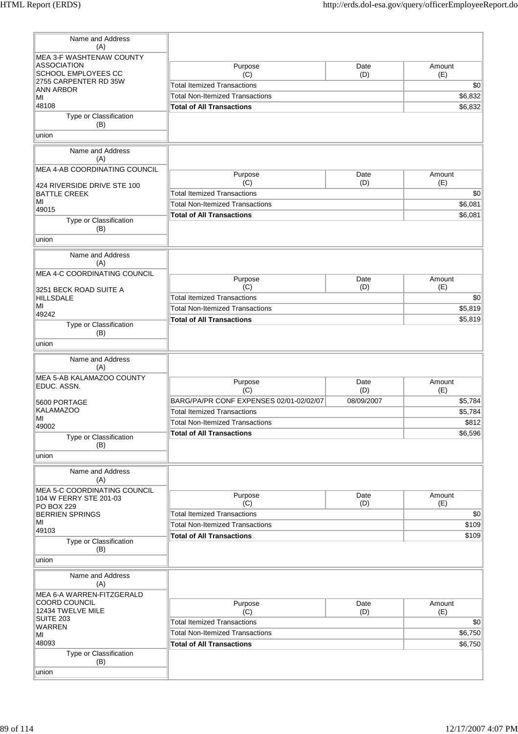| Name and Address (A) | Purpose (C) | Date (D) | Amount (E) |
|---|---|---|---|
| MEA 3-F WASHTENAW COUNTY ASSOCIATION SCHOOL EMPLOYEES CC 2755 CARPENTER RD 35W ANN ARBOR MI 48108 | Total Itemized Transactions | | $0 |
| | Total Non-Itemized Transactions | | $6,832 |
| | **Total of All Transactions** | | $6,832 |
| Type or Classification (B): union | | | |

| Name and Address (A) | Purpose (C) | Date (D) | Amount (E) |
|---|---|---|---|
| MEA 4-AB COORDINATING COUNCIL 424 RIVERSIDE DRIVE STE 100 BATTLE CREEK MI 49015 | Total Itemized Transactions | | $0 |
| | Total Non-Itemized Transactions | | $6,081 |
| | **Total of All Transactions** | | $6,081 |
| Type or Classification (B): union | | | |

| Name and Address (A) | Purpose (C) | Date (D) | Amount (E) |
|---|---|---|---|
| MEA 4-C COORDINATING COUNCIL 3251 BECK ROAD SUITE A HILLSDALE MI 49242 | Total Itemized Transactions | | $0 |
| | Total Non-Itemized Transactions | | $5,819 |
| | **Total of All Transactions** | | $5,819 |
| Type or Classification (B): union | | | |

| Name and Address (A) | Purpose (C) | Date (D) | Amount (E) |
|---|---|---|---|
| MEA 5-AB KALAMAZOO COUNTY EDUC. ASSN. 5600 PORTAGE KALAMAZOO MI 49002 | BARG/PA/PR CONF EXPENSES 02/01-02/02/07 | 08/09/2007 | $5,784 |
| | Total Itemized Transactions | | $5,784 |
| | Total Non-Itemized Transactions | | $812 |
| | **Total of All Transactions** | | $6,596 |
| Type or Classification (B): union | | | |

| Name and Address (A) | Purpose (C) | Date (D) | Amount (E) |
|---|---|---|---|
| MEA 5-C COORDINATING COUNCIL 104 W FERRY STE 201-03 PO BOX 229 BERRIEN SPRINGS MI 49103 | Total Itemized Transactions | | $0 |
| | Total Non-Itemized Transactions | | $109 |
| | **Total of All Transactions** | | $109 |
| Type or Classification (B): union | | | |

| Name and Address (A) | Purpose (C) | Date (D) | Amount (E) |
|---|---|---|---|
| MEA 6-A WARREN-FITZGERALD COORD COUNCIL 12434 TWELVE MILE SUITE 203 WARREN MI 48093 | Total Itemized Transactions | | $0 |
| | Total Non-Itemized Transactions | | $6,750 |
| | **Total of All Transactions** | | $6,750 |
| Type or Classification (B): union | | | |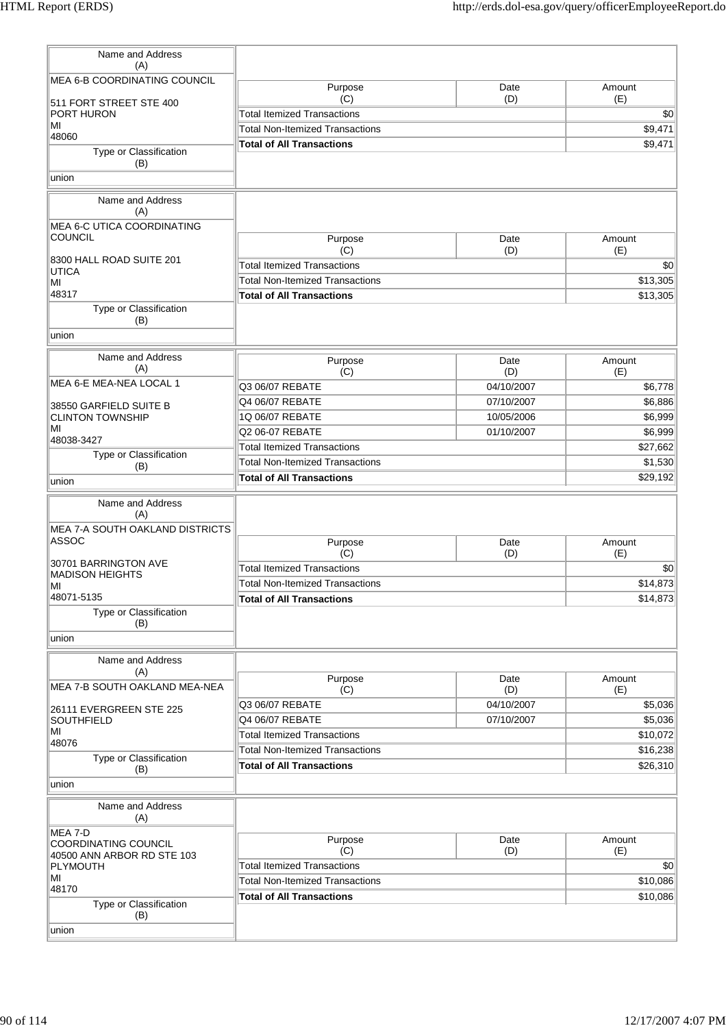| Name and Address (A) | Purpose (C) | Date (D) | Amount (E) |
|---|---|---|---|
| MEA 6-B COORDINATING COUNCIL<br><br>511 FORT STREET STE 400<br>PORT HURON<br>MI<br>48060 | Total Itemized Transactions | | $0 |
| | Total Non-Itemized Transactions | | $9,471 |
| | **Total of All Transactions** | | $9,471 |
| **Type or Classification (B)** | | | |
| union | | | |

| Name and Address (A) | Purpose (C) | Date (D) | Amount (E) |
|---|---|---|---|
| MEA 6-C UTICA COORDINATING COUNCIL<br><br>8300 HALL ROAD SUITE 201<br>UTICA<br>MI<br>48317 | Total Itemized Transactions | | $0 |
| | Total Non-Itemized Transactions | | $13,305 |
| | **Total of All Transactions** | | $13,305 |
| **Type or Classification (B)** | | | |
| union | | | |

| Name and Address (A) | Purpose (C) | Date (D) | Amount (E) |
|---|---|---|---|
| MEA 6-E MEA-NEA LOCAL 1<br><br>38550 GARFIELD SUITE B<br>CLINTON TOWNSHIP<br>MI<br>48038-3427 | Q3 06/07 REBATE | 04/10/2007 | $6,778 |
| | Q4 06/07 REBATE | 07/10/2007 | $6,886 |
| | 1Q 06/07 REBATE | 10/05/2006 | $6,999 |
| | Q2 06-07 REBATE | 01/10/2007 | $6,999 |
| | Total Itemized Transactions | | $27,662 |
| **Type or Classification (B)** | Total Non-Itemized Transactions | | $1,530 |
| union | **Total of All Transactions** | | $29,192 |

| Name and Address (A) | Purpose (C) | Date (D) | Amount (E) |
|---|---|---|---|
| MEA 7-A SOUTH OAKLAND DISTRICTS ASSOC<br><br>30701 BARRINGTON AVE<br>MADISON HEIGHTS<br>MI<br>48071-5135 | Total Itemized Transactions | | $0 |
| | Total Non-Itemized Transactions | | $14,873 |
| | **Total of All Transactions** | | $14,873 |
| **Type or Classification (B)** | | | |
| union | | | |

| Name and Address (A) | Purpose (C) | Date (D) | Amount (E) |
|---|---|---|---|
| MEA 7-B SOUTH OAKLAND MEA-NEA<br><br>26111 EVERGREEN STE 225<br>SOUTHFIELD<br>MI<br>48076 | Q3 06/07 REBATE | 04/10/2007 | $5,036 |
| | Q4 06/07 REBATE | 07/10/2007 | $5,036 |
| | Total Itemized Transactions | | $10,072 |
| | Total Non-Itemized Transactions | | $16,238 |
| **Type or Classification (B)** | **Total of All Transactions** | | $26,310 |
| union | | | |

| Name and Address (A) | Purpose (C) | Date (D) | Amount (E) |
|---|---|---|---|
| MEA 7-D<br>COORDINATING COUNCIL<br>40500 ANN ARBOR RD STE 103<br>PLYMOUTH<br>MI<br>48170 | Total Itemized Transactions | | $0 |
| | Total Non-Itemized Transactions | | $10,086 |
| | **Total of All Transactions** | | $10,086 |
| **Type or Classification (B)** | | | |
| union | | | |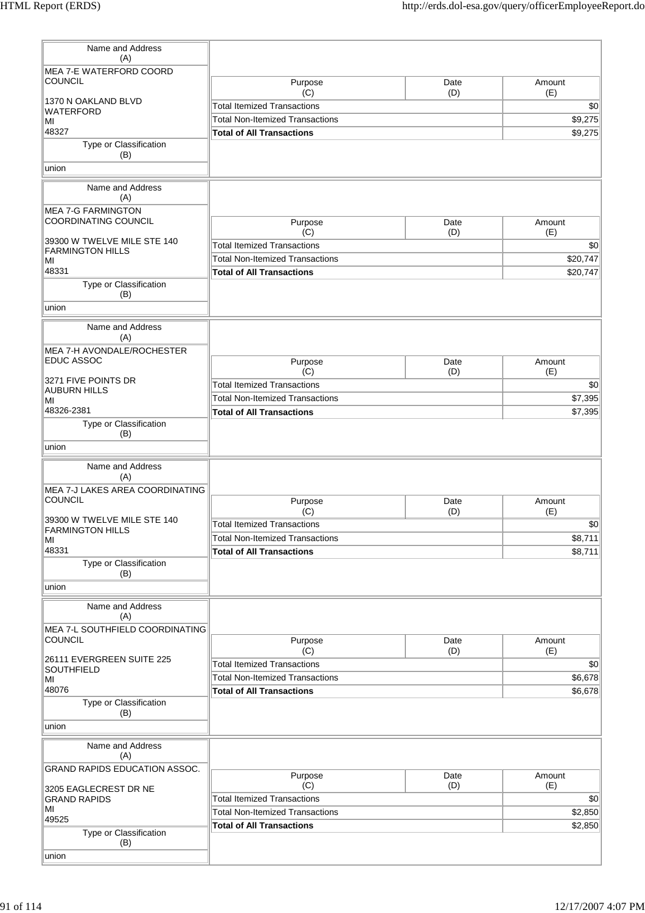| Name and Address (A) | Purpose (C) | Date (D) | Amount (E) |
|---|---|---|---|
| MEA 7-E WATERFORD COORD COUNCIL<br><br>1370 N OAKLAND BLVD<br>WATERFORD<br>MI<br>48327 | Total Itemized Transactions | | $0 |
| | Total Non-Itemized Transactions | | $9,275 |
| Type or Classification (B) | **Total of All Transactions** | | $9,275 |
| union | | | |

| Name and Address (A) | Purpose (C) | Date (D) | Amount (E) |
|---|---|---|---|
| MEA 7-G FARMINGTON COORDINATING COUNCIL<br><br>39300 W TWELVE MILE STE 140<br>FARMINGTON HILLS<br>MI<br>48331 | Total Itemized Transactions | | $0 |
| | Total Non-Itemized Transactions | | $20,747 |
| Type or Classification (B) | **Total of All Transactions** | | $20,747 |
| union | | | |

| Name and Address (A) | Purpose (C) | Date (D) | Amount (E) |
|---|---|---|---|
| MEA 7-H AVONDALE/ROCHESTER EDUC ASSOC<br><br>3271 FIVE POINTS DR<br>AUBURN HILLS<br>MI<br>48326-2381 | Total Itemized Transactions | | $0 |
| | Total Non-Itemized Transactions | | $7,395 |
| Type or Classification (B) | **Total of All Transactions** | | $7,395 |
| union | | | |

| Name and Address (A) | Purpose (C) | Date (D) | Amount (E) |
|---|---|---|---|
| MEA 7-J LAKES AREA COORDINATING COUNCIL<br><br>39300 W TWELVE MILE STE 140<br>FARMINGTON HILLS<br>MI<br>48331 | Total Itemized Transactions | | $0 |
| | Total Non-Itemized Transactions | | $8,711 |
| Type or Classification (B) | **Total of All Transactions** | | $8,711 |
| union | | | |

| Name and Address (A) | Purpose (C) | Date (D) | Amount (E) |
|---|---|---|---|
| MEA 7-L SOUTHFIELD COORDINATING COUNCIL<br><br>26111 EVERGREEN SUITE 225<br>SOUTHFIELD<br>MI<br>48076 | Total Itemized Transactions | | $0 |
| | Total Non-Itemized Transactions | | $6,678 |
| Type or Classification (B) | **Total of All Transactions** | | $6,678 |
| union | | | |

| Name and Address (A) | Purpose (C) | Date (D) | Amount (E) |
|---|---|---|---|
| GRAND RAPIDS EDUCATION ASSOC.<br><br>3205 EAGLECREST DR NE<br>GRAND RAPIDS<br>MI<br>49525 | Total Itemized Transactions | | $0 |
| | Total Non-Itemized Transactions | | $2,850 |
| Type or Classification (B) | **Total of All Transactions** | | $2,850 |
| union | | | |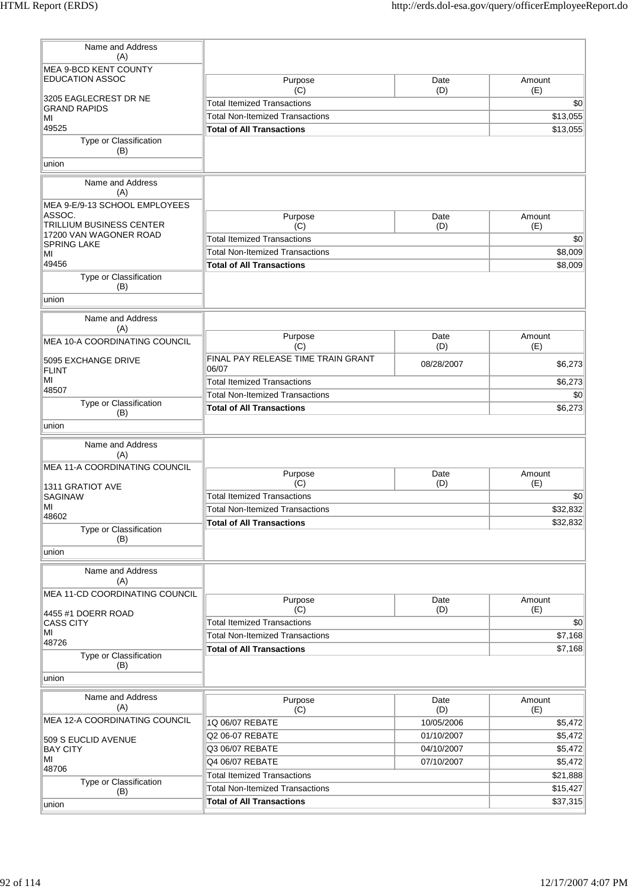| Name and Address (A) | Purpose (C) | Date (D) | Amount (E) |
|---|---|---|---|
| MEA 9-BCD KENT COUNTY EDUCATION ASSOC<br><br>3205 EAGLECREST DR NE<br>GRAND RAPIDS<br>MI<br>49525 | Total Itemized Transactions | | $0 |
| | Total Non-Itemized Transactions | | $13,055 |
| | **Total of All Transactions** | | $13,055 |
| Type or Classification (B): union | | | |

| Name and Address (A) | Purpose (C) | Date (D) | Amount (E) |
|---|---|---|---|
| MEA 9-E/9-13 SCHOOL EMPLOYEES ASSOC.<br>TRILLIUM BUSINESS CENTER<br>17200 VAN WAGONER ROAD<br>SPRING LAKE<br>MI<br>49456 | Total Itemized Transactions | | $0 |
| | Total Non-Itemized Transactions | | $8,009 |
| | **Total of All Transactions** | | $8,009 |
| Type or Classification (B): union | | | |

| Name and Address (A) | Purpose (C) | Date (D) | Amount (E) |
|---|---|---|---|
| MEA 10-A COORDINATING COUNCIL<br><br>5095 EXCHANGE DRIVE<br>FLINT<br>MI<br>48507 | FINAL PAY RELEASE TIME TRAIN GRANT 06/07 | 08/28/2007 | $6,273 |
| | Total Itemized Transactions | | $6,273 |
| | Total Non-Itemized Transactions | | $0 |
| | **Total of All Transactions** | | $6,273 |
| Type or Classification (B): union | | | |

| Name and Address (A) | Purpose (C) | Date (D) | Amount (E) |
|---|---|---|---|
| MEA 11-A COORDINATING COUNCIL<br><br>1311 GRATIOT AVE<br>SAGINAW<br>MI<br>48602 | Total Itemized Transactions | | $0 |
| | Total Non-Itemized Transactions | | $32,832 |
| | **Total of All Transactions** | | $32,832 |
| Type or Classification (B): union | | | |

| Name and Address (A) | Purpose (C) | Date (D) | Amount (E) |
|---|---|---|---|
| MEA 11-CD COORDINATING COUNCIL<br><br>4455 #1 DOERR ROAD<br>CASS CITY<br>MI<br>48726 | Total Itemized Transactions | | $0 |
| | Total Non-Itemized Transactions | | $7,168 |
| | **Total of All Transactions** | | $7,168 |
| Type or Classification (B): union | | | |

| Name and Address (A) | Purpose (C) | Date (D) | Amount (E) |
|---|---|---|---|
| MEA 12-A COORDINATING COUNCIL<br><br>509 S EUCLID AVENUE<br>BAY CITY<br>MI<br>48706 | 1Q 06/07 REBATE | 10/05/2006 | $5,472 |
| | Q2 06-07 REBATE | 01/10/2007 | $5,472 |
| | Q3 06/07 REBATE | 04/10/2007 | $5,472 |
| | Q4 06/07 REBATE | 07/10/2007 | $5,472 |
| | Total Itemized Transactions | | $21,888 |
| | Total Non-Itemized Transactions | | $15,427 |
| | **Total of All Transactions** | | $37,315 |
| Type or Classification (B): union | | | |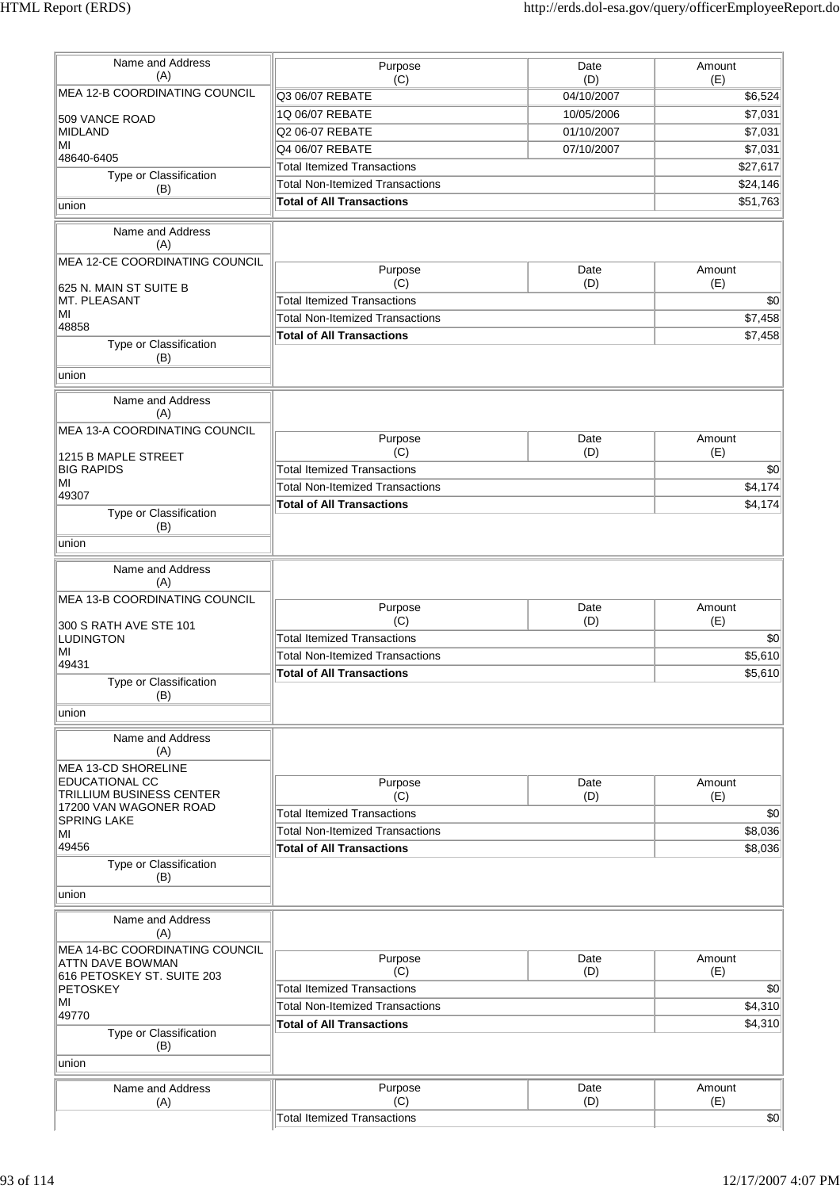| Name and Address (A) | Purpose (C) | Date (D) | Amount (E) |
|---|---|---|---|
| MEA 12-B COORDINATING COUNCIL<br><br>509 VANCE ROAD<br>MIDLAND<br>MI<br>48640-6405 | Q3 06/07 REBATE | 04/10/2007 | $6,524 |
| | 1Q 06/07 REBATE | 10/05/2006 | $7,031 |
| | Q2 06-07 REBATE | 01/10/2007 | $7,031 |
| | Q4 06/07 REBATE | 07/10/2007 | $7,031 |
| **Type or Classification (B)** | Total Itemized Transactions | | $27,617 |
| union | Total Non-Itemized Transactions | | $24,146 |
| | **Total of All Transactions** | | $51,763 |

| Name and Address (A) | Purpose (C) | Date (D) | Amount (E) |
|---|---|---|---|
| MEA 12-CE COORDINATING COUNCIL<br><br>625 N. MAIN ST SUITE B<br>MT. PLEASANT<br>MI<br>48858 | Total Itemized Transactions | | $0 |
| **Type or Classification (B)** | Total Non-Itemized Transactions | | $7,458 |
| union | **Total of All Transactions** | | $7,458 |

| Name and Address (A) | Purpose (C) | Date (D) | Amount (E) |
|---|---|---|---|
| MEA 13-A COORDINATING COUNCIL<br><br>1215 B MAPLE STREET<br>BIG RAPIDS<br>MI<br>49307 | Total Itemized Transactions | | $0 |
| **Type or Classification (B)** | Total Non-Itemized Transactions | | $4,174 |
| union | **Total of All Transactions** | | $4,174 |

| Name and Address (A) | Purpose (C) | Date (D) | Amount (E) |
|---|---|---|---|
| MEA 13-B COORDINATING COUNCIL<br><br>300 S RATH AVE STE 101<br>LUDINGTON<br>MI<br>49431 | Total Itemized Transactions | | $0 |
| **Type or Classification (B)** | Total Non-Itemized Transactions | | $5,610 |
| union | **Total of All Transactions** | | $5,610 |

| Name and Address (A) | Purpose (C) | Date (D) | Amount (E) |
|---|---|---|---|
| MEA 13-CD SHORELINE EDUCATIONAL CC<br>TRILLIUM BUSINESS CENTER<br>17200 VAN WAGONER ROAD<br>SPRING LAKE<br>MI<br>49456 | Total Itemized Transactions | | $0 |
| **Type or Classification (B)** | Total Non-Itemized Transactions | | $8,036 |
| union | **Total of All Transactions** | | $8,036 |

| Name and Address (A) | Purpose (C) | Date (D) | Amount (E) |
|---|---|---|---|
| MEA 14-BC COORDINATING COUNCIL<br>ATTN DAVE BOWMAN<br>616 PETOSKEY ST. SUITE 203<br>PETOSKEY<br>MI<br>49770 | Total Itemized Transactions | | $0 |
| **Type or Classification (B)** | Total Non-Itemized Transactions | | $4,310 |
| union | **Total of All Transactions** | | $4,310 |

| Name and Address (A) | Purpose (C) | Date (D) | Amount (E) |
|---|---|---|---|
| | Total Itemized Transactions | | $0 |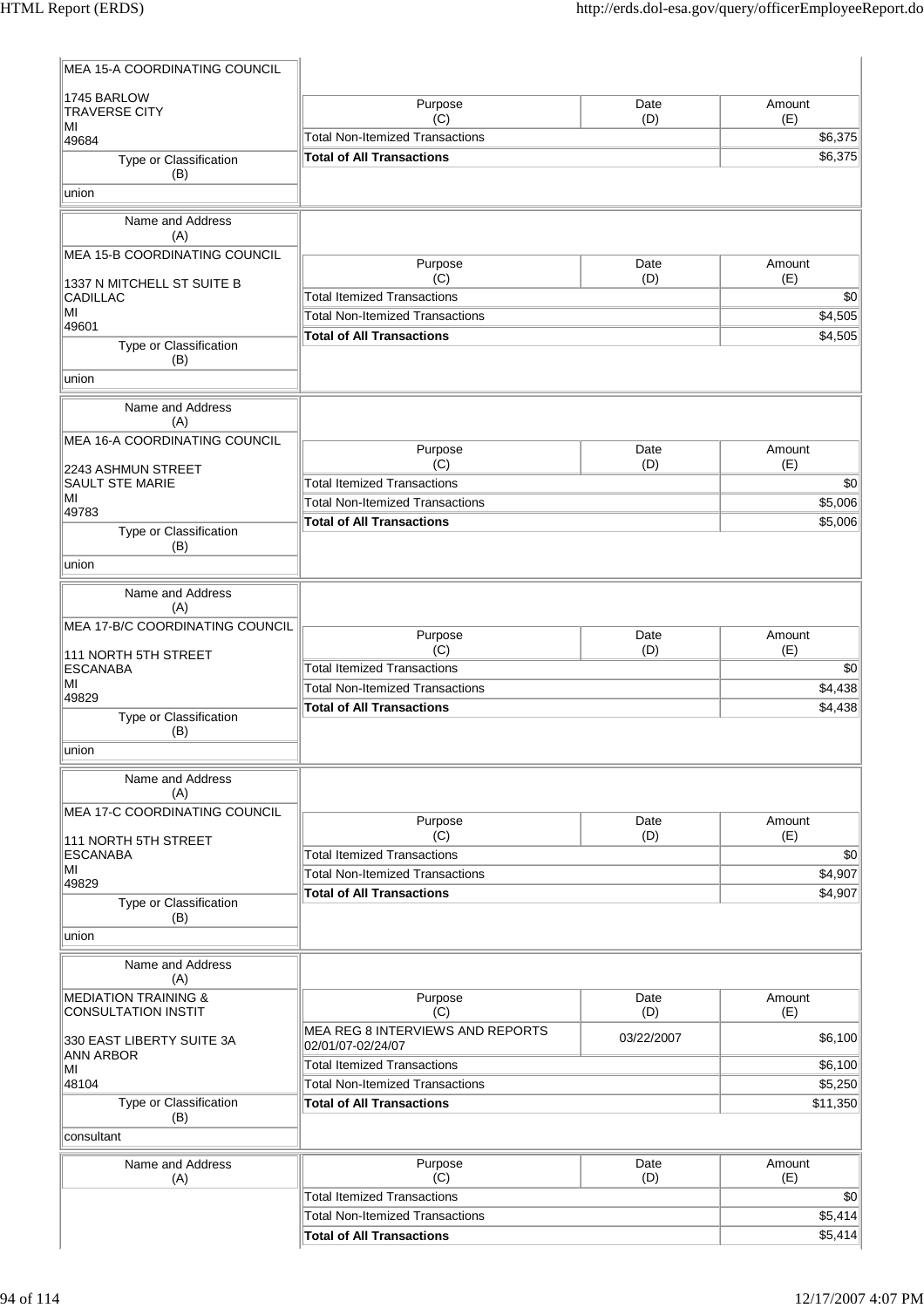| Name and Address (A) | Type or Classification (B) | Purpose (C) | Date (D) | Amount (E) |
|---|---|---|---|---|
| MEA 15-A COORDINATING COUNCIL<br>1745 BARLOW<br>TRAVERSE CITY<br>MI<br>49684 | union | Total Non-Itemized Transactions | | $6,375 |
| | | **Total of All Transactions** | | $6,375 |

| Name and Address (A) | Type or Classification (B) | Purpose (C) | Date (D) | Amount (E) |
|---|---|---|---|---|
| MEA 15-B COORDINATING COUNCIL<br>1337 N MITCHELL ST SUITE B<br>CADILLAC<br>MI<br>49601 | union | Total Itemized Transactions | | $0 |
| | | Total Non-Itemized Transactions | | $4,505 |
| | | **Total of All Transactions** | | $4,505 |

| Name and Address (A) | Type or Classification (B) | Purpose (C) | Date (D) | Amount (E) |
|---|---|---|---|---|
| MEA 16-A COORDINATING COUNCIL<br>2243 ASHMUN STREET<br>SAULT STE MARIE<br>MI<br>49783 | union | Total Itemized Transactions | | $0 |
| | | Total Non-Itemized Transactions | | $5,006 |
| | | **Total of All Transactions** | | $5,006 |

| Name and Address (A) | Type or Classification (B) | Purpose (C) | Date (D) | Amount (E) |
|---|---|---|---|---|
| MEA 17-B/C COORDINATING COUNCIL<br>111 NORTH 5TH STREET<br>ESCANABA<br>MI<br>49829 | union | Total Itemized Transactions | | $0 |
| | | Total Non-Itemized Transactions | | $4,438 |
| | | **Total of All Transactions** | | $4,438 |

| Name and Address (A) | Type or Classification (B) | Purpose (C) | Date (D) | Amount (E) |
|---|---|---|---|---|
| MEA 17-C COORDINATING COUNCIL<br>111 NORTH 5TH STREET<br>ESCANABA<br>MI<br>49829 | union | Total Itemized Transactions | | $0 |
| | | Total Non-Itemized Transactions | | $4,907 |
| | | **Total of All Transactions** | | $4,907 |

| Name and Address (A) | Type or Classification (B) | Purpose (C) | Date (D) | Amount (E) |
|---|---|---|---|---|
| MEDIATION TRAINING & CONSULTATION INSTIT<br>330 EAST LIBERTY SUITE 3A<br>ANN ARBOR<br>MI<br>48104 | consultant | MEA REG 8 INTERVIEWS AND REPORTS 02/01/07-02/24/07 | 03/22/2007 | $6,100 |
| | | Total Itemized Transactions | | $6,100 |
| | | Total Non-Itemized Transactions | | $5,250 |
| | | **Total of All Transactions** | | $11,350 |

| Name and Address (A) | Type or Classification (B) | Purpose (C) | Date (D) | Amount (E) |
|---|---|---|---|---|
| | | Total Itemized Transactions | | $0 |
| | | Total Non-Itemized Transactions | | $5,414 |
| | | **Total of All Transactions** | | $5,414 |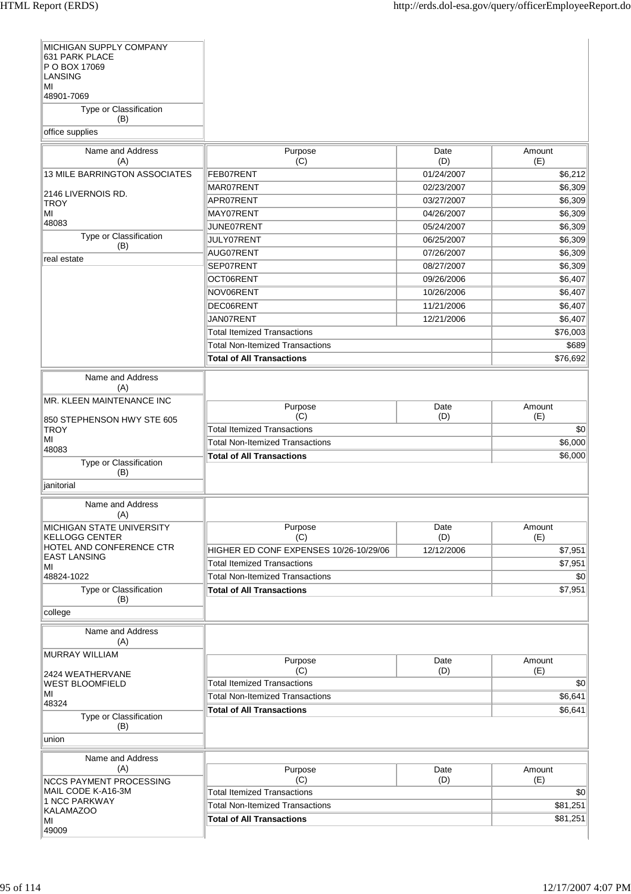| Name and Address (A) | | | |
|---|---|---|---|
| MICHIGAN SUPPLY COMPANY<br>631 PARK PLACE<br>P O BOX 17069<br>LANSING<br>MI<br>48901-7069 | | | |
| Type or Classification (B) | | | |
| office supplies | | | |

| Name and Address (A) | Purpose (C) | Date (D) | Amount (E) |
|---|---|---|---|
| 13 MILE BARRINGTON ASSOCIATES<br><br>2146 LIVERNOIS RD.<br>TROY<br>MI<br>48083 | FEB07RENT | 01/24/2007 | $6,212 |
| | MAR07RENT | 02/23/2007 | $6,309 |
| | APR07RENT | 03/27/2007 | $6,309 |
| | MAY07RENT | 04/26/2007 | $6,309 |
| | JUNE07RENT | 05/24/2007 | $6,309 |
| Type or Classification (B) | JULY07RENT | 06/25/2007 | $6,309 |
| real estate | AUG07RENT | 07/26/2007 | $6,309 |
| | SEP07RENT | 08/27/2007 | $6,309 |
| | OCT06RENT | 09/26/2006 | $6,407 |
| | NOV06RENT | 10/26/2006 | $6,407 |
| | DEC06RENT | 11/21/2006 | $6,407 |
| | JAN07RENT | 12/21/2006 | $6,407 |
| | Total Itemized Transactions | | $76,003 |
| | Total Non-Itemized Transactions | | $689 |
| | **Total of All Transactions** | | $76,692 |

| Name and Address (A) | Purpose (C) | Date (D) | Amount (E) |
|---|---|---|---|
| MR. KLEEN MAINTENANCE INC<br><br>850 STEPHENSON HWY STE 605<br>TROY<br>MI<br>48083 | Total Itemized Transactions | | $0 |
| | Total Non-Itemized Transactions | | $6,000 |
| Type or Classification (B) | **Total of All Transactions** | | $6,000 |
| janitorial | | | |

| Name and Address (A) | Purpose (C) | Date (D) | Amount (E) |
|---|---|---|---|
| MICHIGAN STATE UNIVERSITY KELLOGG CENTER<br>HOTEL AND CONFERENCE CTR<br>EAST LANSING<br>MI<br>48824-1022 | HIGHER ED CONF EXPENSES 10/26-10/29/06 | 12/12/2006 | $7,951 |
| | Total Itemized Transactions | | $7,951 |
| | Total Non-Itemized Transactions | | $0 |
| Type or Classification (B) | **Total of All Transactions** | | $7,951 |
| college | | | |

| Name and Address (A) | Purpose (C) | Date (D) | Amount (E) |
|---|---|---|---|
| MURRAY WILLIAM<br><br>2424 WEATHERVANE<br>WEST BLOOMFIELD<br>MI<br>48324 | Total Itemized Transactions | | $0 |
| | Total Non-Itemized Transactions | | $6,641 |
| Type or Classification (B) | **Total of All Transactions** | | $6,641 |
| union | | | |

| Name and Address (A) | Purpose (C) | Date (D) | Amount (E) |
|---|---|---|---|
| NCCS PAYMENT PROCESSING<br>MAIL CODE K-A16-3M<br>1 NCC PARKWAY<br>KALAMAZOO<br>MI<br>49009 | Total Itemized Transactions | | $0 |
| | Total Non-Itemized Transactions | | $81,251 |
| | **Total of All Transactions** | | $81,251 |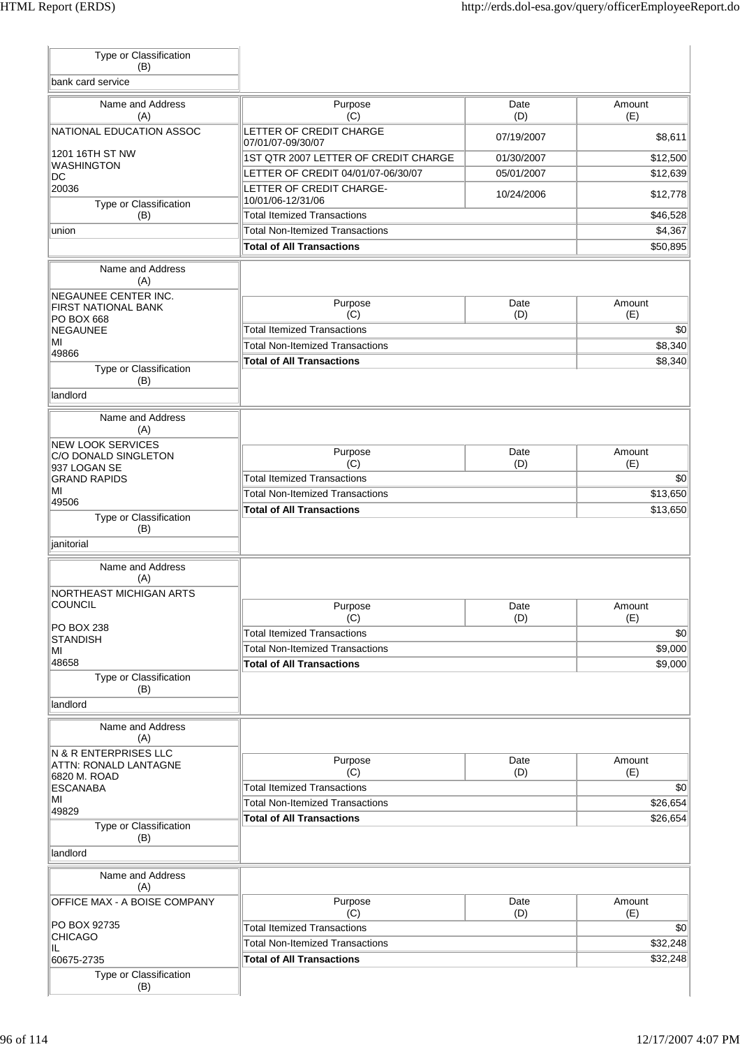| Type or Classification (B) |
|---|
| bank card service |

| Name and Address (A) | Purpose (C) | Date (D) | Amount (E) |
|---|---|---|---|
| NATIONAL EDUCATION ASSOC<br><br>1201 16TH ST NW<br>WASHINGTON<br>DC<br>20036 | LETTER OF CREDIT CHARGE 07/01/07-09/30/07 | 07/19/2007 | $8,611 |
| | 1ST QTR 2007 LETTER OF CREDIT CHARGE | 01/30/2007 | $12,500 |
| | LETTER OF CREDIT 04/01/07-06/30/07 | 05/01/2007 | $12,639 |
| | LETTER OF CREDIT CHARGE-10/01/06-12/31/06 | 10/24/2006 | $12,778 |
| **Type or Classification (B)** | Total Itemized Transactions | | $46,528 |
| union | Total Non-Itemized Transactions | | $4,367 |
| | **Total of All Transactions** | | $50,895 |

| Name and Address (A) | Purpose (C) | Date (D) | Amount (E) |
|---|---|---|---|
| NEGAUNEE CENTER INC.<br>FIRST NATIONAL BANK<br>PO BOX 668<br>NEGAUNEE<br>MI<br>49866 | Total Itemized Transactions | | $0 |
| | Total Non-Itemized Transactions | | $8,340 |
| **Type or Classification (B)** | **Total of All Transactions** | | $8,340 |
| landlord | | | |

| Name and Address (A) | Purpose (C) | Date (D) | Amount (E) |
|---|---|---|---|
| NEW LOOK SERVICES<br>C/O DONALD SINGLETON<br>937 LOGAN SE<br>GRAND RAPIDS<br>MI<br>49506 | Total Itemized Transactions | | $0 |
| | Total Non-Itemized Transactions | | $13,650 |
| **Type or Classification (B)** | **Total of All Transactions** | | $13,650 |
| janitorial | | | |

| Name and Address (A) | Purpose (C) | Date (D) | Amount (E) |
|---|---|---|---|
| NORTHEAST MICHIGAN ARTS COUNCIL<br><br>PO BOX 238<br>STANDISH<br>MI<br>48658 | Total Itemized Transactions | | $0 |
| | Total Non-Itemized Transactions | | $9,000 |
| **Type or Classification (B)** | **Total of All Transactions** | | $9,000 |
| landlord | | | |

| Name and Address (A) | Purpose (C) | Date (D) | Amount (E) |
|---|---|---|---|
| N & R ENTERPRISES LLC<br>ATTN: RONALD LANTAGNE<br>6820 M. ROAD<br>ESCANABA<br>MI<br>49829 | Total Itemized Transactions | | $0 |
| | Total Non-Itemized Transactions | | $26,654 |
| **Type or Classification (B)** | **Total of All Transactions** | | $26,654 |
| landlord | | | |

| Name and Address (A) | Purpose (C) | Date (D) | Amount (E) |
|---|---|---|---|
| OFFICE MAX - A BOISE COMPANY<br><br>PO BOX 92735<br>CHICAGO<br>IL<br>60675-2735 | Total Itemized Transactions | | $0 |
| | Total Non-Itemized Transactions | | $32,248 |
| | **Total of All Transactions** | | $32,248 |
| **Type or Classification (B)** | | | |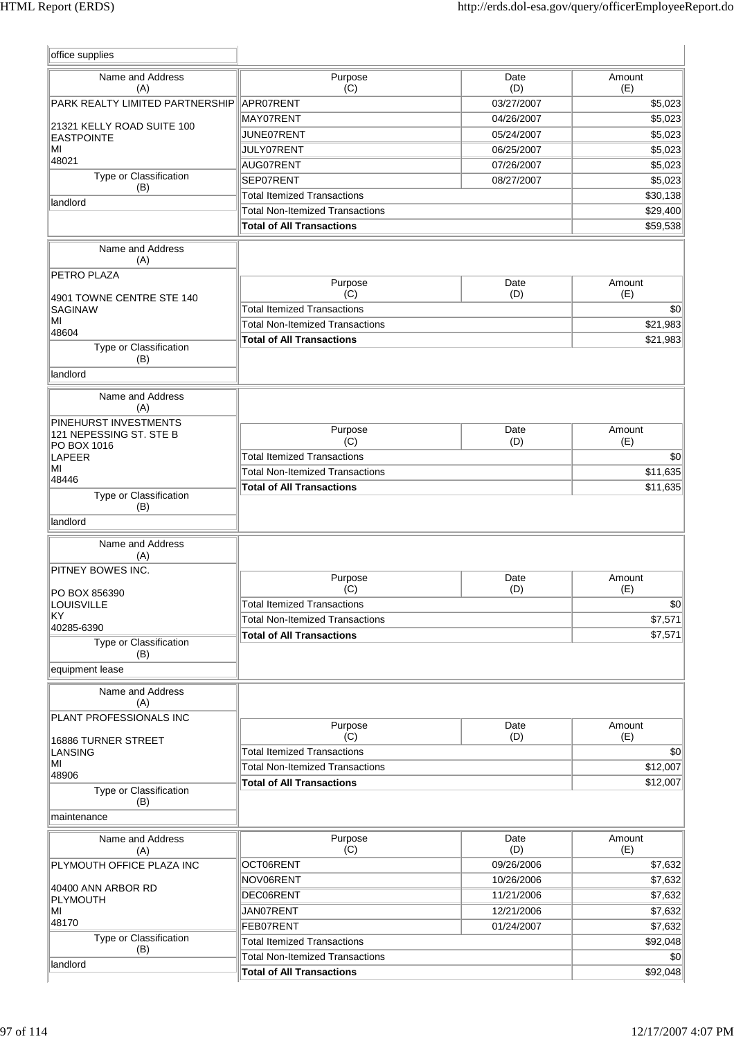| office supplies |
|---|

| Name and Address (A) | Purpose (C) | Date (D) | Amount (E) |
|---|---|---|---|
| PARK REALTY LIMITED PARTNERSHIP<br><br>21321 KELLY ROAD SUITE 100<br>EASTPOINTE<br>MI<br>48021 | APR07RENT | 03/27/2007 | $5,023 |
| | MAY07RENT | 04/26/2007 | $5,023 |
| | JUNE07RENT | 05/24/2007 | $5,023 |
| | JULY07RENT | 06/25/2007 | $5,023 |
| | AUG07RENT | 07/26/2007 | $5,023 |
| | SEP07RENT | 08/27/2007 | $5,023 |
| **Type or Classification (B)** | Total Itemized Transactions | | $30,138 |
| landlord | Total Non-Itemized Transactions | | $29,400 |
| | **Total of All Transactions** | | $59,538 |

| Name and Address (A) | Purpose (C) | Date (D) | Amount (E) |
|---|---|---|---|
| PETRO PLAZA<br><br>4901 TOWNE CENTRE STE 140<br>SAGINAW<br>MI<br>48604 | Total Itemized Transactions | | $0 |
| | Total Non-Itemized Transactions | | $21,983 |
| | **Total of All Transactions** | | $21,983 |
| **Type or Classification (B)** | | | |
| landlord | | | |

| Name and Address (A) | Purpose (C) | Date (D) | Amount (E) |
|---|---|---|---|
| PINEHURST INVESTMENTS<br>121 NEPESSING ST. STE B<br>PO BOX 1016<br>LAPEER<br>MI<br>48446 | Total Itemized Transactions | | $0 |
| | Total Non-Itemized Transactions | | $11,635 |
| | **Total of All Transactions** | | $11,635 |
| **Type or Classification (B)** | | | |
| landlord | | | |

| Name and Address (A) | Purpose (C) | Date (D) | Amount (E) |
|---|---|---|---|
| PITNEY BOWES INC.<br><br>PO BOX 856390<br>LOUISVILLE<br>KY<br>40285-6390 | Total Itemized Transactions | | $0 |
| | Total Non-Itemized Transactions | | $7,571 |
| | **Total of All Transactions** | | $7,571 |
| **Type or Classification (B)** | | | |
| equipment lease | | | |

| Name and Address (A) | Purpose (C) | Date (D) | Amount (E) |
|---|---|---|---|
| PLANT PROFESSIONALS INC<br><br>16886 TURNER STREET<br>LANSING<br>MI<br>48906 | Total Itemized Transactions | | $0 |
| | Total Non-Itemized Transactions | | $12,007 |
| | **Total of All Transactions** | | $12,007 |
| **Type or Classification (B)** | | | |
| maintenance | | | |

| Name and Address (A) | Purpose (C) | Date (D) | Amount (E) |
|---|---|---|---|
| PLYMOUTH OFFICE PLAZA INC<br><br>40400 ANN ARBOR RD<br>PLYMOUTH<br>MI<br>48170 | OCT06RENT | 09/26/2006 | $7,632 |
| | NOV06RENT | 10/26/2006 | $7,632 |
| | DEC06RENT | 11/21/2006 | $7,632 |
| | JAN07RENT | 12/21/2006 | $7,632 |
| | FEB07RENT | 01/24/2007 | $7,632 |
| **Type or Classification (B)** | Total Itemized Transactions | | $92,048 |
| landlord | Total Non-Itemized Transactions | | $0 |
| | **Total of All Transactions** | | $92,048 |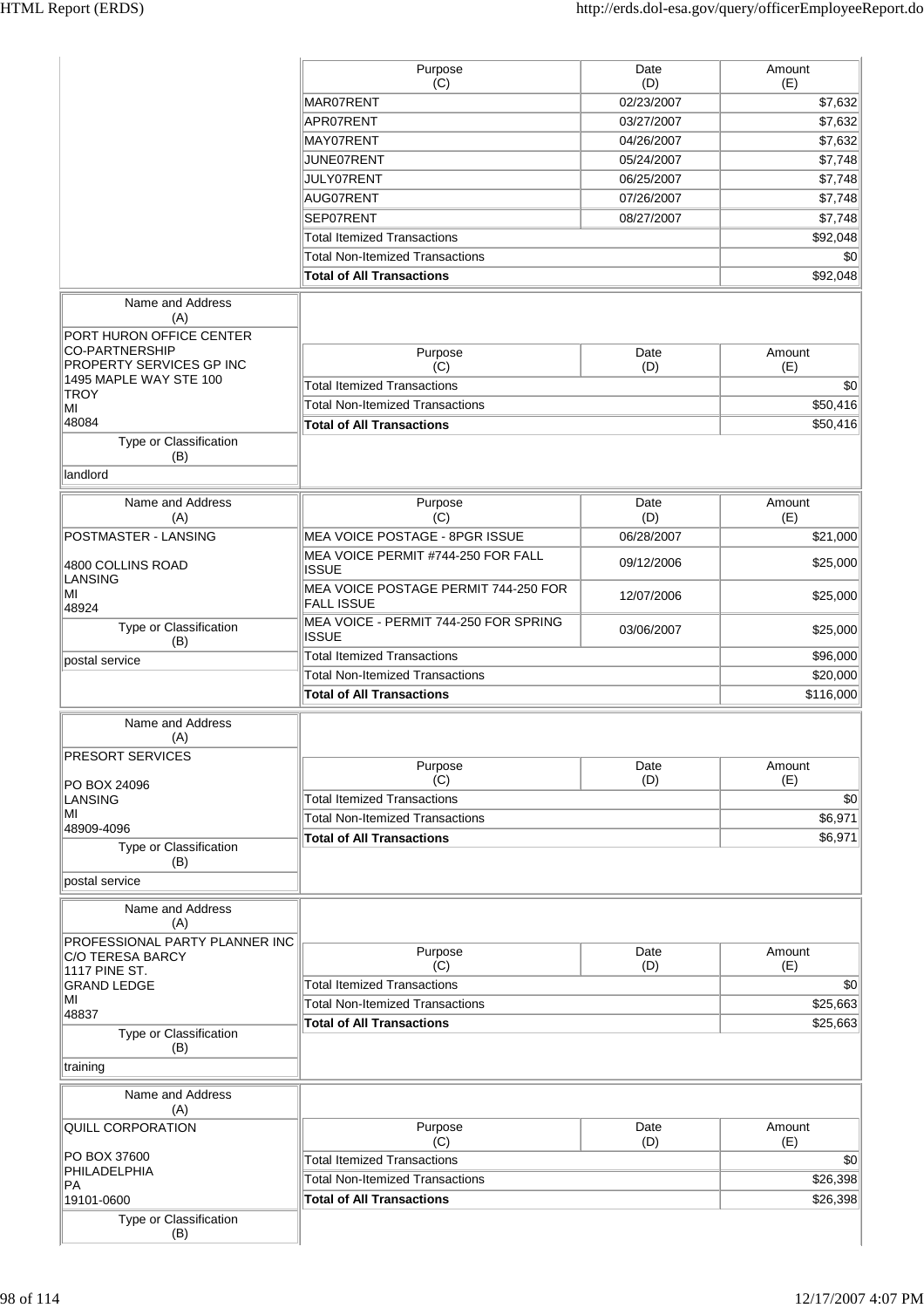| Purpose (C) | Date (D) | Amount (E) |
|---|---|---|
| MAR07RENT | 02/23/2007 | $7,632 |
| APR07RENT | 03/27/2007 | $7,632 |
| MAY07RENT | 04/26/2007 | $7,632 |
| JUNE07RENT | 05/24/2007 | $7,748 |
| JULY07RENT | 06/25/2007 | $7,748 |
| AUG07RENT | 07/26/2007 | $7,748 |
| SEP07RENT | 08/27/2007 | $7,748 |
| Total Itemized Transactions | | $92,048 |
| Total Non-Itemized Transactions | | $0 |
| **Total of All Transactions** | | $92,048 |

| Name and Address (A) |
|---|
| PORT HURON OFFICE CENTER CO-PARTNERSHIP<br>PROPERTY SERVICES GP INC<br>1495 MAPLE WAY STE 100<br>TROY<br>MI<br>48084 |
| **Type or Classification (B)** |
| landlord |

| Purpose (C) | Date (D) | Amount (E) |
|---|---|---|
| Total Itemized Transactions | | $0 |
| Total Non-Itemized Transactions | | $50,416 |
| **Total of All Transactions** | | $50,416 |

| Name and Address (A) |
|---|
| POSTMASTER - LANSING<br><br>4800 COLLINS ROAD<br>LANSING<br>MI<br>48924 |
| **Type or Classification (B)** |
| postal service |

| Purpose (C) | Date (D) | Amount (E) |
|---|---|---|
| MEA VOICE POSTAGE - 8PGR ISSUE | 06/28/2007 | $21,000 |
| MEA VOICE PERMIT #744-250 FOR FALL ISSUE | 09/12/2006 | $25,000 |
| MEA VOICE POSTAGE PERMIT 744-250 FOR FALL ISSUE | 12/07/2006 | $25,000 |
| MEA VOICE - PERMIT 744-250 FOR SPRING ISSUE | 03/06/2007 | $25,000 |
| Total Itemized Transactions | | $96,000 |
| Total Non-Itemized Transactions | | $20,000 |
| **Total of All Transactions** | | $116,000 |

| Name and Address (A) |
|---|
| PRESORT SERVICES<br><br>PO BOX 24096<br>LANSING<br>MI<br>48909-4096 |
| **Type or Classification (B)** |
| postal service |

| Purpose (C) | Date (D) | Amount (E) |
|---|---|---|
| Total Itemized Transactions | | $0 |
| Total Non-Itemized Transactions | | $6,971 |
| **Total of All Transactions** | | $6,971 |

| Name and Address (A) |
|---|
| PROFESSIONAL PARTY PLANNER INC<br>C/O TERESA BARCY<br>1117 PINE ST.<br>GRAND LEDGE<br>MI<br>48837 |
| **Type or Classification (B)** |
| training |

| Purpose (C) | Date (D) | Amount (E) |
|---|---|---|
| Total Itemized Transactions | | $0 |
| Total Non-Itemized Transactions | | $25,663 |
| **Total of All Transactions** | | $25,663 |

| Name and Address (A) |
|---|
| QUILL CORPORATION<br><br>PO BOX 37600<br>PHILADELPHIA<br>PA<br>19101-0600 |
| **Type or Classification (B)** |

| Purpose (C) | Date (D) | Amount (E) |
|---|---|---|
| Total Itemized Transactions | | $0 |
| Total Non-Itemized Transactions | | $26,398 |
| **Total of All Transactions** | | $26,398 |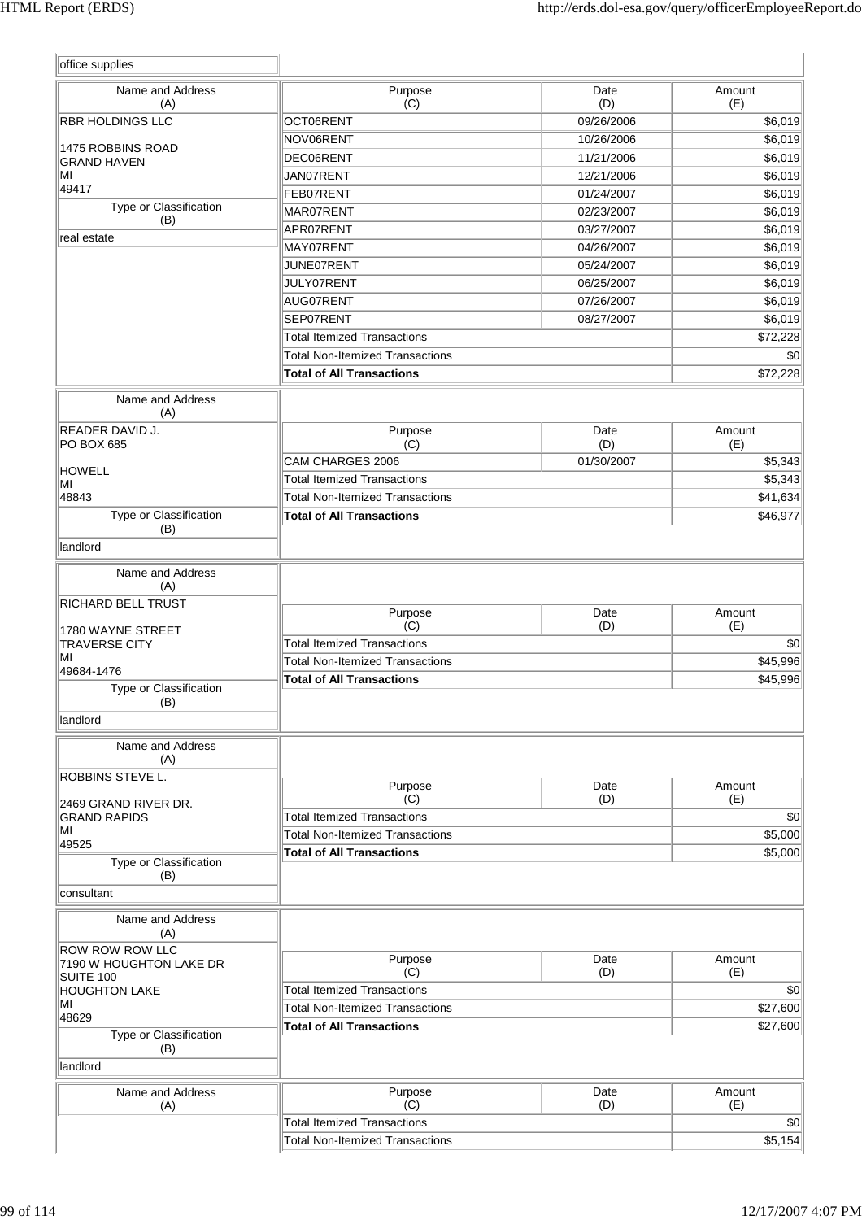| office supplies |
|---|

| Name and Address (A) | Purpose (C) | Date (D) | Amount (E) |
|---|---|---|---|
| RBR HOLDINGS LLC<br><br>1475 ROBBINS ROAD<br>GRAND HAVEN<br>MI<br>49417 | OCT06RENT | 09/26/2006 | $6,019 |
| | NOV06RENT | 10/26/2006 | $6,019 |
| | DEC06RENT | 11/21/2006 | $6,019 |
| | JAN07RENT | 12/21/2006 | $6,019 |
| | FEB07RENT | 01/24/2007 | $6,019 |
| **Type or Classification (B)** | MAR07RENT | 02/23/2007 | $6,019 |
| real estate | APR07RENT | 03/27/2007 | $6,019 |
| | MAY07RENT | 04/26/2007 | $6,019 |
| | JUNE07RENT | 05/24/2007 | $6,019 |
| | JULY07RENT | 06/25/2007 | $6,019 |
| | AUG07RENT | 07/26/2007 | $6,019 |
| | SEP07RENT | 08/27/2007 | $6,019 |
| | Total Itemized Transactions | | $72,228 |
| | Total Non-Itemized Transactions | | $0 |
| | **Total of All Transactions** | | $72,228 |

| Name and Address (A) | Purpose (C) | Date (D) | Amount (E) |
|---|---|---|---|
| READER DAVID J.<br>PO BOX 685<br><br>HOWELL<br>MI<br>48843 | CAM CHARGES 2006 | 01/30/2007 | $5,343 |
| | Total Itemized Transactions | | $5,343 |
| | Total Non-Itemized Transactions | | $41,634 |
| **Type or Classification (B)** | **Total of All Transactions** | | $46,977 |
| landlord | | | |

| Name and Address (A) | Purpose (C) | Date (D) | Amount (E) |
|---|---|---|---|
| RICHARD BELL TRUST<br><br>1780 WAYNE STREET<br>TRAVERSE CITY<br>MI<br>49684-1476 | Total Itemized Transactions | | $0 |
| | Total Non-Itemized Transactions | | $45,996 |
| | **Total of All Transactions** | | $45,996 |
| **Type or Classification (B)** | | | |
| landlord | | | |

| Name and Address (A) | Purpose (C) | Date (D) | Amount (E) |
|---|---|---|---|
| ROBBINS STEVE L.<br><br>2469 GRAND RIVER DR.<br>GRAND RAPIDS<br>MI<br>49525 | Total Itemized Transactions | | $0 |
| | Total Non-Itemized Transactions | | $5,000 |
| | **Total of All Transactions** | | $5,000 |
| **Type or Classification (B)** | | | |
| consultant | | | |

| Name and Address (A) | Purpose (C) | Date (D) | Amount (E) |
|---|---|---|---|
| ROW ROW ROW LLC<br>7190 W HOUGHTON LAKE DR<br>SUITE 100<br>HOUGHTON LAKE<br>MI<br>48629 | Total Itemized Transactions | | $0 |
| | Total Non-Itemized Transactions | | $27,600 |
| | **Total of All Transactions** | | $27,600 |
| **Type or Classification (B)** | | | |
| landlord | | | |

| Name and Address (A) | Purpose (C) | Date (D) | Amount (E) |
|---|---|---|---|
| | Total Itemized Transactions | | $0 |
| | Total Non-Itemized Transactions | | $5,154 |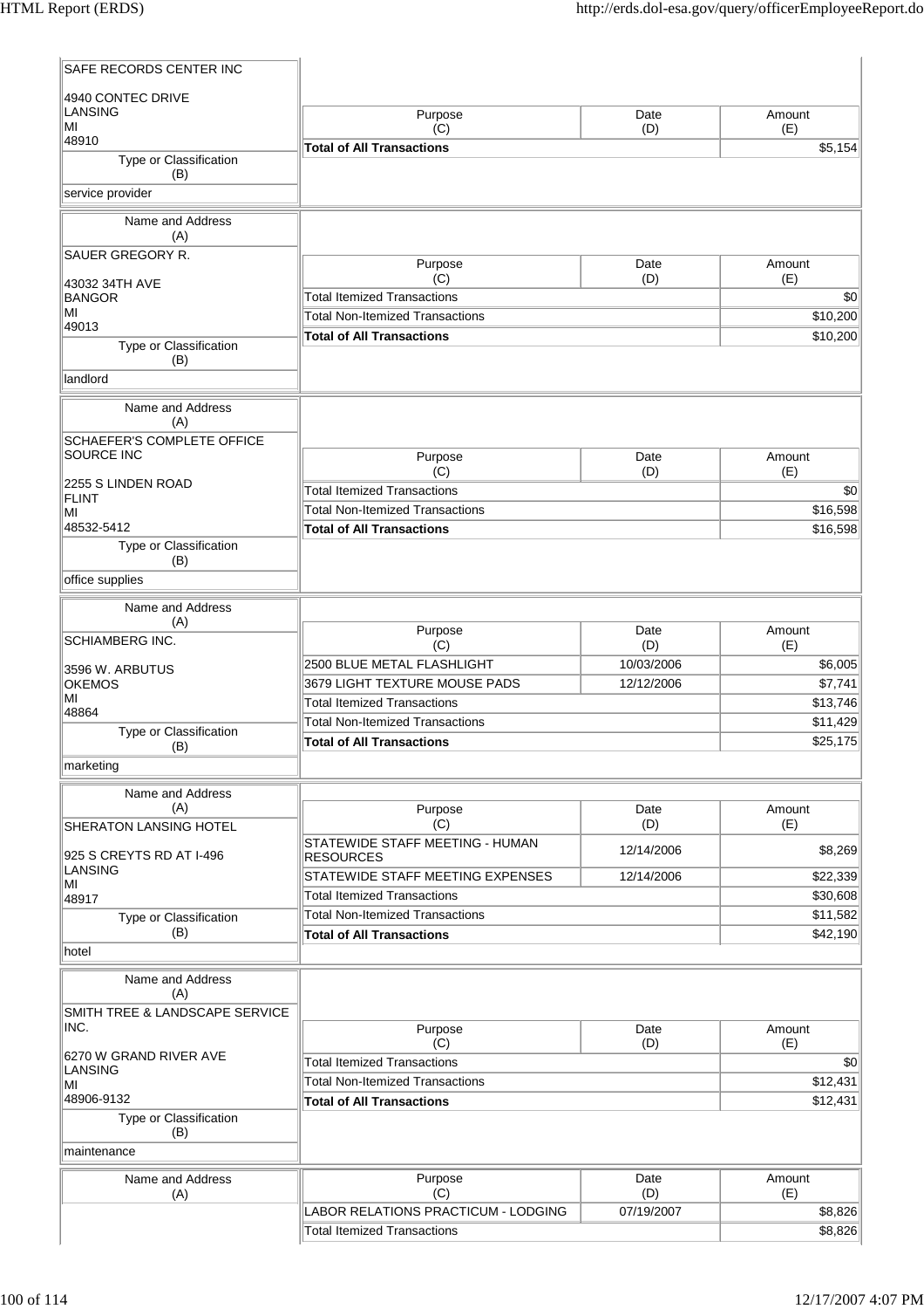| Name and Address (A) | Purpose (C) | Date (D) | Amount (E) |
|---|---|---|---|
| SAFE RECORDS CENTER INC<br><br>4940 CONTEC DRIVE<br>LANSING<br>MI<br>48910 | **Total of All Transactions** | | **$5,154** |
| **Type or Classification (B)** | | | |
| service provider | | | |

| Name and Address (A) | Purpose (C) | Date (D) | Amount (E) |
|---|---|---|---|
| SAUER GREGORY R.<br><br>43032 34TH AVE<br>BANGOR<br>MI<br>49013 | Total Itemized Transactions | | $0 |
| | Total Non-Itemized Transactions | | $10,200 |
| | **Total of All Transactions** | | **$10,200** |
| **Type or Classification (B)** | | | |
| landlord | | | |

| Name and Address (A) | Purpose (C) | Date (D) | Amount (E) |
|---|---|---|---|
| SCHAEFER'S COMPLETE OFFICE SOURCE INC<br><br>2255 S LINDEN ROAD<br>FLINT<br>MI<br>48532-5412 | Total Itemized Transactions | | $0 |
| | Total Non-Itemized Transactions | | $16,598 |
| | **Total of All Transactions** | | **$16,598** |
| **Type or Classification (B)** | | | |
| office supplies | | | |

| Name and Address (A) | Purpose (C) | Date (D) | Amount (E) |
|---|---|---|---|
| SCHIAMBERG INC.<br><br>3596 W. ARBUTUS<br>OKEMOS<br>MI<br>48864 | 2500 BLUE METAL FLASHLIGHT | 10/03/2006 | $6,005 |
| | 3679 LIGHT TEXTURE MOUSE PADS | 12/12/2006 | $7,741 |
| | Total Itemized Transactions | | $13,746 |
| | Total Non-Itemized Transactions | | $11,429 |
| | **Total of All Transactions** | | **$25,175** |
| **Type or Classification (B)** | | | |
| marketing | | | |

| Name and Address (A) | Purpose (C) | Date (D) | Amount (E) |
|---|---|---|---|
| SHERATON LANSING HOTEL<br><br>925 S CREYTS RD AT I-496<br>LANSING<br>MI<br>48917 | STATEWIDE STAFF MEETING - HUMAN RESOURCES | 12/14/2006 | $8,269 |
| | STATEWIDE STAFF MEETING EXPENSES | 12/14/2006 | $22,339 |
| | Total Itemized Transactions | | $30,608 |
| | Total Non-Itemized Transactions | | $11,582 |
| | **Total of All Transactions** | | **$42,190** |
| **Type or Classification (B)** | | | |
| hotel | | | |

| Name and Address (A) | Purpose (C) | Date (D) | Amount (E) |
|---|---|---|---|
| SMITH TREE & LANDSCAPE SERVICE INC.<br><br>6270 W GRAND RIVER AVE<br>LANSING<br>MI<br>48906-9132 | Total Itemized Transactions | | $0 |
| | Total Non-Itemized Transactions | | $12,431 |
| | **Total of All Transactions** | | **$12,431** |
| **Type or Classification (B)** | | | |
| maintenance | | | |

| Name and Address (A) | Purpose (C) | Date (D) | Amount (E) |
|---|---|---|---|
| | LABOR RELATIONS PRACTICUM - LODGING | 07/19/2007 | $8,826 |
| | Total Itemized Transactions | | $8,826 |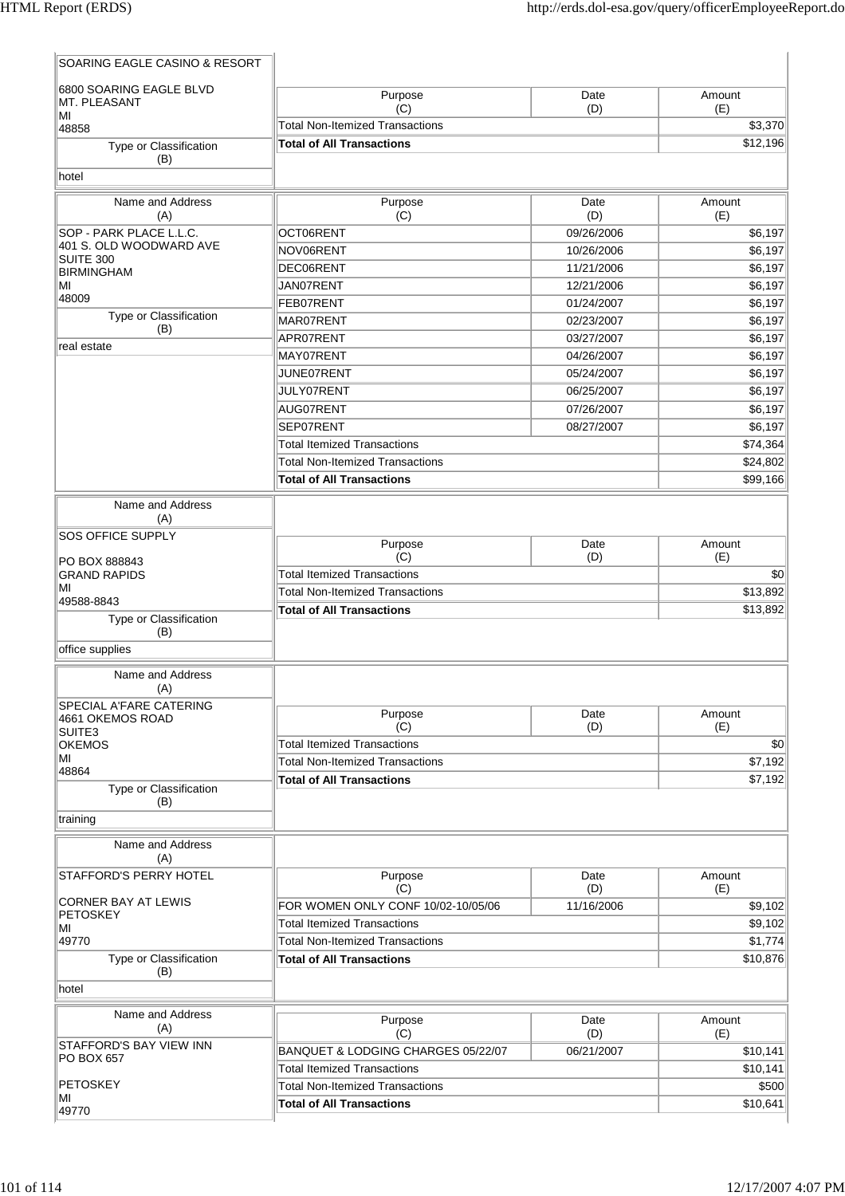| Name and Address (A) | Purpose (C) | Date (D) | Amount (E) |
|---|---|---|---|
| SOARING EAGLE CASINO & RESORT<br><br>6800 SOARING EAGLE BLVD<br>MT. PLEASANT<br>MI<br>48858 | Total Non-Itemized Transactions | | $3,370 |
| | **Total of All Transactions** | | $12,196 |
| Type or Classification (B): hotel | | | |

| Name and Address (A) | Purpose (C) | Date (D) | Amount (E) |
|---|---|---|---|
| SOP - PARK PLACE L.L.C.<br>401 S. OLD WOODWARD AVE<br>SUITE 300<br>BIRMINGHAM<br>MI<br>48009 | OCT06RENT | 09/26/2006 | $6,197 |
| | NOV06RENT | 10/26/2006 | $6,197 |
| | DEC06RENT | 11/21/2006 | $6,197 |
| | JAN07RENT | 12/21/2006 | $6,197 |
| | FEB07RENT | 01/24/2007 | $6,197 |
| | MAR07RENT | 02/23/2007 | $6,197 |
| | APR07RENT | 03/27/2007 | $6,197 |
| | MAY07RENT | 04/26/2007 | $6,197 |
| | JUNE07RENT | 05/24/2007 | $6,197 |
| | JULY07RENT | 06/25/2007 | $6,197 |
| | AUG07RENT | 07/26/2007 | $6,197 |
| | SEP07RENT | 08/27/2007 | $6,197 |
| | Total Itemized Transactions | | $74,364 |
| | Total Non-Itemized Transactions | | $24,802 |
| | **Total of All Transactions** | | $99,166 |
| Type or Classification (B): real estate | | | |

| Name and Address (A) | Purpose (C) | Date (D) | Amount (E) |
|---|---|---|---|
| SOS OFFICE SUPPLY<br><br>PO BOX 888843<br>GRAND RAPIDS<br>MI<br>49588-8843 | Total Itemized Transactions | | $0 |
| | Total Non-Itemized Transactions | | $13,892 |
| | **Total of All Transactions** | | $13,892 |
| Type or Classification (B): office supplies | | | |

| Name and Address (A) | Purpose (C) | Date (D) | Amount (E) |
|---|---|---|---|
| SPECIAL A'FARE CATERING<br>4661 OKEMOS ROAD<br>SUITE3<br>OKEMOS<br>MI<br>48864 | Total Itemized Transactions | | $0 |
| | Total Non-Itemized Transactions | | $7,192 |
| | **Total of All Transactions** | | $7,192 |
| Type or Classification (B): training | | | |

| Name and Address (A) | Purpose (C) | Date (D) | Amount (E) |
|---|---|---|---|
| STAFFORD'S PERRY HOTEL<br><br>CORNER BAY AT LEWIS<br>PETOSKEY<br>MI<br>49770 | FOR WOMEN ONLY CONF 10/02-10/05/06 | 11/16/2006 | $9,102 |
| | Total Itemized Transactions | | $9,102 |
| | Total Non-Itemized Transactions | | $1,774 |
| | **Total of All Transactions** | | $10,876 |
| Type or Classification (B): hotel | | | |

| Name and Address (A) | Purpose (C) | Date (D) | Amount (E) |
|---|---|---|---|
| STAFFORD'S BAY VIEW INN<br>PO BOX 657<br><br>PETOSKEY<br>MI<br>49770 | BANQUET & LODGING CHARGES 05/22/07 | 06/21/2007 | $10,141 |
| | Total Itemized Transactions | | $10,141 |
| | Total Non-Itemized Transactions | | $500 |
| | **Total of All Transactions** | | $10,641 |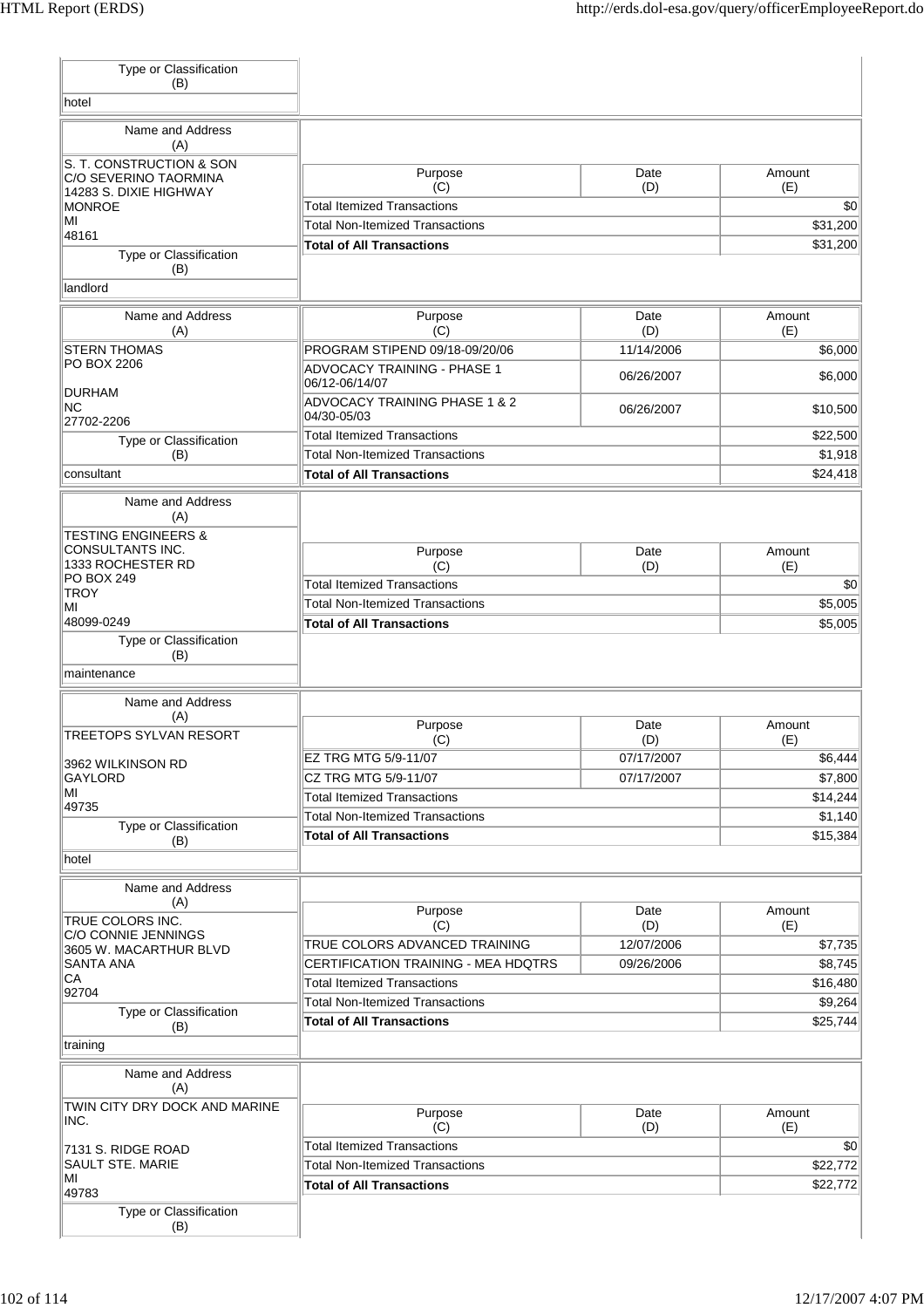| Type or Classification (B) |
|---|
| hotel |

| Name and Address (A) | Purpose (C) | Date (D) | Amount (E) |
|---|---|---|---|
| S. T. CONSTRUCTION & SON<br>C/O SEVERINO TAORMINA<br>14283 S. DIXIE HIGHWAY<br>MONROE<br>MI<br>48161 | Total Itemized Transactions | | $0 |
| | Total Non-Itemized Transactions | | $31,200 |
| | **Total of All Transactions** | | $31,200 |
| **Type or Classification (B)** | | | |
| landlord | | | |

| Name and Address (A) | Purpose (C) | Date (D) | Amount (E) |
|---|---|---|---|
| STERN THOMAS<br>PO BOX 2206<br><br>DURHAM<br>NC<br>27702-2206 | PROGRAM STIPEND 09/18-09/20/06 | 11/14/2006 | $6,000 |
| | ADVOCACY TRAINING - PHASE 1 06/12-06/14/07 | 06/26/2007 | $6,000 |
| | ADVOCACY TRAINING PHASE 1 & 2 04/30-05/03 | 06/26/2007 | $10,500 |
| | Total Itemized Transactions | | $22,500 |
| **Type or Classification (B)** | Total Non-Itemized Transactions | | $1,918 |
| consultant | **Total of All Transactions** | | $24,418 |

| Name and Address (A) | Purpose (C) | Date (D) | Amount (E) |
|---|---|---|---|
| TESTING ENGINEERS & CONSULTANTS INC.<br>1333 ROCHESTER RD<br>PO BOX 249<br>TROY<br>MI<br>48099-0249 | Total Itemized Transactions | | $0 |
| | Total Non-Itemized Transactions | | $5,005 |
| | **Total of All Transactions** | | $5,005 |
| **Type or Classification (B)** | | | |
| maintenance | | | |

| Name and Address (A) | Purpose (C) | Date (D) | Amount (E) |
|---|---|---|---|
| TREETOPS SYLVAN RESORT<br><br>3962 WILKINSON RD<br>GAYLORD<br>MI<br>49735 | EZ TRG MTG 5/9-11/07 | 07/17/2007 | $6,444 |
| | CZ TRG MTG 5/9-11/07 | 07/17/2007 | $7,800 |
| | Total Itemized Transactions | | $14,244 |
| | Total Non-Itemized Transactions | | $1,140 |
| **Type or Classification (B)** | **Total of All Transactions** | | $15,384 |
| hotel | | | |

| Name and Address (A) | Purpose (C) | Date (D) | Amount (E) |
|---|---|---|---|
| TRUE COLORS INC.<br>C/O CONNIE JENNINGS<br>3605 W. MACARTHUR BLVD<br>SANTA ANA<br>CA<br>92704 | TRUE COLORS ADVANCED TRAINING | 12/07/2006 | $7,735 |
| | CERTIFICATION TRAINING - MEA HDQTRS | 09/26/2006 | $8,745 |
| | Total Itemized Transactions | | $16,480 |
| | Total Non-Itemized Transactions | | $9,264 |
| **Type or Classification (B)** | **Total of All Transactions** | | $25,744 |
| training | | | |

| Name and Address (A) | Purpose (C) | Date (D) | Amount (E) |
|---|---|---|---|
| TWIN CITY DRY DOCK AND MARINE INC.<br><br>7131 S. RIDGE ROAD<br>SAULT STE. MARIE<br>MI<br>49783 | Total Itemized Transactions | | $0 |
| | Total Non-Itemized Transactions | | $22,772 |
| | **Total of All Transactions** | | $22,772 |
| **Type or Classification (B)** | | | |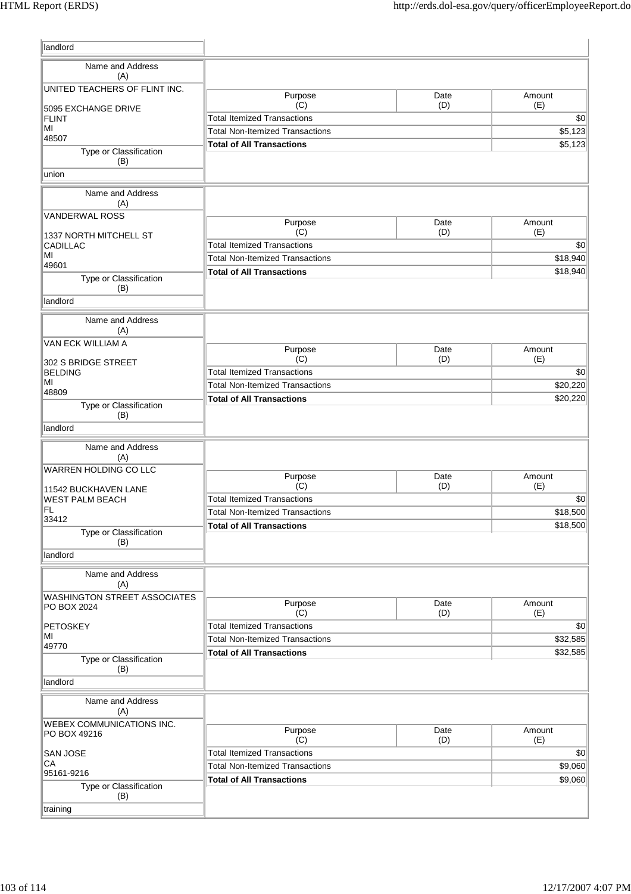| landlord |
|---|

| Name and Address (A) | Purpose (C) | Date (D) | Amount (E) |
|---|---|---|---|
| UNITED TEACHERS OF FLINT INC.<br><br>5095 EXCHANGE DRIVE<br>FLINT<br>MI<br>48507 | Total Itemized Transactions | | $0 |
| | Total Non-Itemized Transactions | | $5,123 |
| | **Total of All Transactions** | | $5,123 |
| **Type or Classification (B)** | | | |
| union | | | |

| Name and Address (A) | Purpose (C) | Date (D) | Amount (E) |
|---|---|---|---|
| VANDERWAL ROSS<br><br>1337 NORTH MITCHELL ST<br>CADILLAC<br>MI<br>49601 | Total Itemized Transactions | | $0 |
| | Total Non-Itemized Transactions | | $18,940 |
| | **Total of All Transactions** | | $18,940 |
| **Type or Classification (B)** | | | |
| landlord | | | |

| Name and Address (A) | Purpose (C) | Date (D) | Amount (E) |
|---|---|---|---|
| VAN ECK WILLIAM A<br><br>302 S BRIDGE STREET<br>BELDING<br>MI<br>48809 | Total Itemized Transactions | | $0 |
| | Total Non-Itemized Transactions | | $20,220 |
| | **Total of All Transactions** | | $20,220 |
| **Type or Classification (B)** | | | |
| landlord | | | |

| Name and Address (A) | Purpose (C) | Date (D) | Amount (E) |
|---|---|---|---|
| WARREN HOLDING CO LLC<br><br>11542 BUCKHAVEN LANE<br>WEST PALM BEACH<br>FL<br>33412 | Total Itemized Transactions | | $0 |
| | Total Non-Itemized Transactions | | $18,500 |
| | **Total of All Transactions** | | $18,500 |
| **Type or Classification (B)** | | | |
| landlord | | | |

| Name and Address (A) | Purpose (C) | Date (D) | Amount (E) |
|---|---|---|---|
| WASHINGTON STREET ASSOCIATES<br>PO BOX 2024<br><br>PETOSKEY<br>MI<br>49770 | Total Itemized Transactions | | $0 |
| | Total Non-Itemized Transactions | | $32,585 |
| | **Total of All Transactions** | | $32,585 |
| **Type or Classification (B)** | | | |
| landlord | | | |

| Name and Address (A) | Purpose (C) | Date (D) | Amount (E) |
|---|---|---|---|
| WEBEX COMMUNICATIONS INC.<br>PO BOX 49216<br><br>SAN JOSE<br>CA<br>95161-9216 | Total Itemized Transactions | | $0 |
| | Total Non-Itemized Transactions | | $9,060 |
| | **Total of All Transactions** | | $9,060 |
| **Type or Classification (B)** | | | |
| training | | | |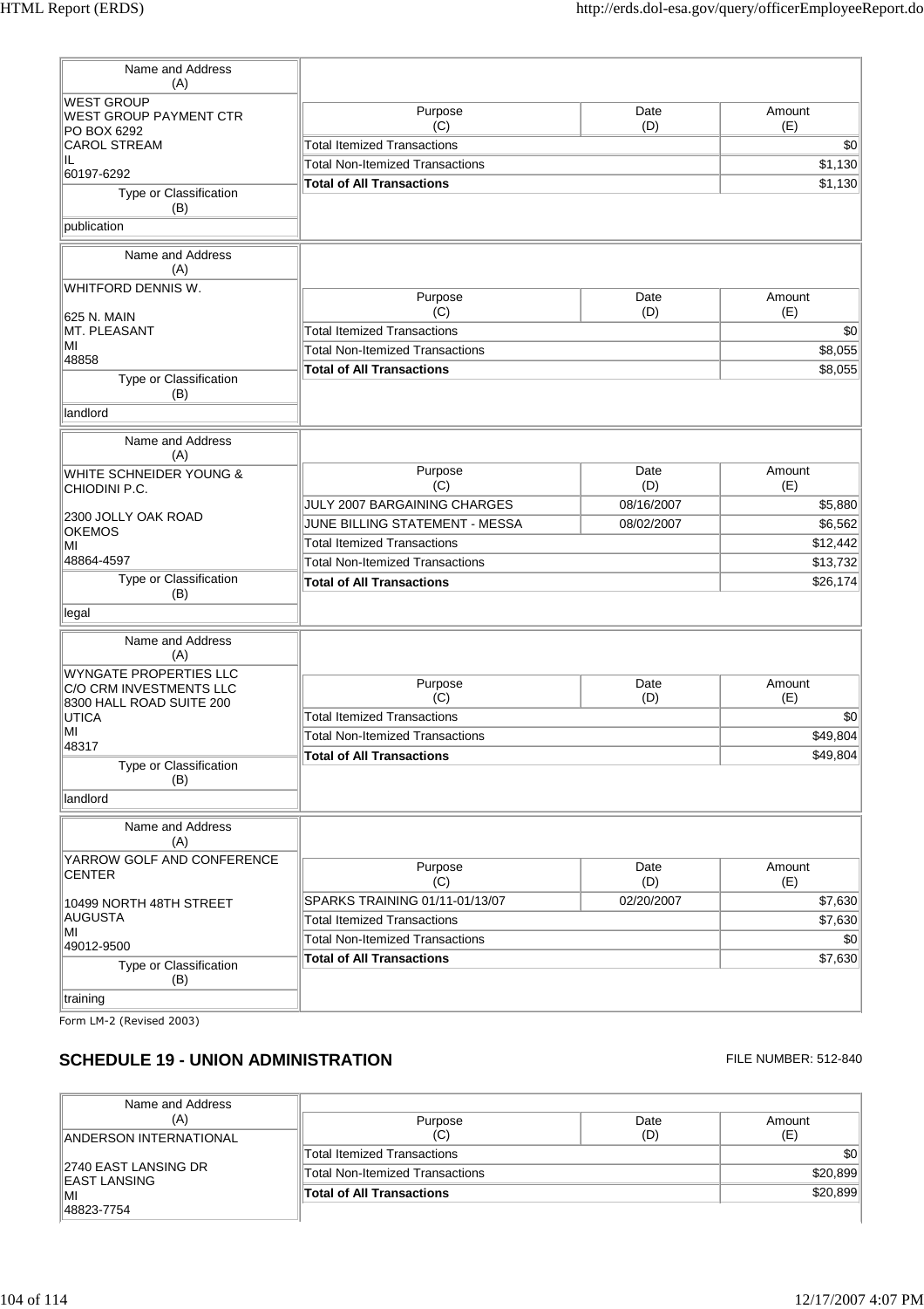| Name and Address (A) | Purpose (C) | Date (D) | Amount (E) |
|---|---|---|---|
| WEST GROUP<br>WEST GROUP PAYMENT CTR<br>PO BOX 6292<br>CAROL STREAM<br>IL<br>60197-6292 | Total Itemized Transactions | | $0 |
| | Total Non-Itemized Transactions | | $1,130 |
| **Type or Classification (B)** | **Total of All Transactions** | | **$1,130** |
| publication | | | |

| Name and Address (A) | Purpose (C) | Date (D) | Amount (E) |
|---|---|---|---|
| WHITFORD DENNIS W.<br><br>625 N. MAIN<br>MT. PLEASANT<br>MI<br>48858 | Total Itemized Transactions | | $0 |
| | Total Non-Itemized Transactions | | $8,055 |
| **Type or Classification (B)** | **Total of All Transactions** | | **$8,055** |
| landlord | | | |

| Name and Address (A) | Purpose (C) | Date (D) | Amount (E) |
|---|---|---|---|
| WHITE SCHNEIDER YOUNG & CHIODINI P.C.<br><br>2300 JOLLY OAK ROAD<br>OKEMOS<br>MI<br>48864-4597 | JULY 2007 BARGAINING CHARGES | 08/16/2007 | $5,880 |
| | JUNE BILLING STATEMENT - MESSA | 08/02/2007 | $6,562 |
| | Total Itemized Transactions | | $12,442 |
| | Total Non-Itemized Transactions | | $13,732 |
| **Type or Classification (B)** | **Total of All Transactions** | | **$26,174** |
| legal | | | |

| Name and Address (A) | Purpose (C) | Date (D) | Amount (E) |
|---|---|---|---|
| WYNGATE PROPERTIES LLC<br>C/O CRM INVESTMENTS LLC<br>8300 HALL ROAD SUITE 200<br>UTICA<br>MI<br>48317 | Total Itemized Transactions | | $0 |
| | Total Non-Itemized Transactions | | $49,804 |
| **Type or Classification (B)** | **Total of All Transactions** | | **$49,804** |
| landlord | | | |

| Name and Address (A) | Purpose (C) | Date (D) | Amount (E) |
|---|---|---|---|
| YARROW GOLF AND CONFERENCE CENTER<br><br>10499 NORTH 48TH STREET<br>AUGUSTA<br>MI<br>49012-9500 | SPARKS TRAINING 01/11-01/13/07 | 02/20/2007 | $7,630 |
| | Total Itemized Transactions | | $7,630 |
| | Total Non-Itemized Transactions | | $0 |
| **Type or Classification (B)** | **Total of All Transactions** | | **$7,630** |
| training | | | |

Form LM-2 (Revised 2003)

## SCHEDULE 19 - UNION ADMINISTRATION

FILE NUMBER: 512-840

| Name and Address (A) | Purpose (C) | Date (D) | Amount (E) |
|---|---|---|---|
| ANDERSON INTERNATIONAL<br><br>2740 EAST LANSING DR<br>EAST LANSING<br>MI<br>48823-7754 | Total Itemized Transactions | | $0 |
| | Total Non-Itemized Transactions | | $20,899 |
| | **Total of All Transactions** | | **$20,899** |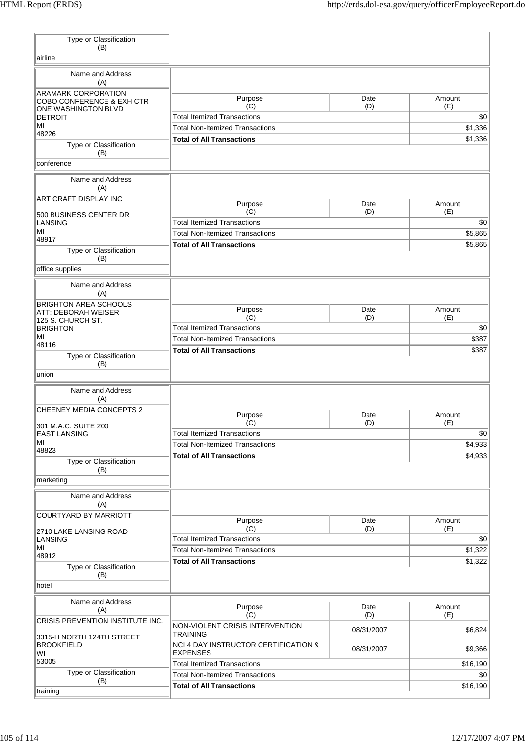| Type or Classification (B) |
| --- |
| airline |

| Name and Address (A) | Purpose (C) | Date (D) | Amount (E) |
| --- | --- | --- | --- |
| ARAMARK CORPORATION<br>COBO CONFERENCE & EXH CTR<br>ONE WASHINGTON BLVD<br>DETROIT<br>MI<br>48226 | Total Itemized Transactions | | $0 |
| | Total Non-Itemized Transactions | | $1,336 |
| | **Total of All Transactions** | | $1,336 |
| **Type or Classification (B)** | | | |
| conference | | | |

| Name and Address (A) | Purpose (C) | Date (D) | Amount (E) |
| --- | --- | --- | --- |
| ART CRAFT DISPLAY INC<br><br>500 BUSINESS CENTER DR<br>LANSING<br>MI<br>48917 | Total Itemized Transactions | | $0 |
| | Total Non-Itemized Transactions | | $5,865 |
| | **Total of All Transactions** | | $5,865 |
| **Type or Classification (B)** | | | |
| office supplies | | | |

| Name and Address (A) | Purpose (C) | Date (D) | Amount (E) |
| --- | --- | --- | --- |
| BRIGHTON AREA SCHOOLS<br>ATT: DEBORAH WEISER<br>125 S. CHURCH ST.<br>BRIGHTON<br>MI<br>48116 | Total Itemized Transactions | | $0 |
| | Total Non-Itemized Transactions | | $387 |
| | **Total of All Transactions** | | $387 |
| **Type or Classification (B)** | | | |
| union | | | |

| Name and Address (A) | Purpose (C) | Date (D) | Amount (E) |
| --- | --- | --- | --- |
| CHEENEY MEDIA CONCEPTS 2<br><br>301 M.A.C. SUITE 200<br>EAST LANSING<br>MI<br>48823 | Total Itemized Transactions | | $0 |
| | Total Non-Itemized Transactions | | $4,933 |
| | **Total of All Transactions** | | $4,933 |
| **Type or Classification (B)** | | | |
| marketing | | | |

| Name and Address (A) | Purpose (C) | Date (D) | Amount (E) |
| --- | --- | --- | --- |
| COURTYARD BY MARRIOTT<br><br>2710 LAKE LANSING ROAD<br>LANSING<br>MI<br>48912 | Total Itemized Transactions | | $0 |
| | Total Non-Itemized Transactions | | $1,322 |
| | **Total of All Transactions** | | $1,322 |
| **Type or Classification (B)** | | | |
| hotel | | | |

| Name and Address (A) | Purpose (C) | Date (D) | Amount (E) |
| --- | --- | --- | --- |
| CRISIS PREVENTION INSTITUTE INC.<br><br>3315-H NORTH 124TH STREET<br>BROOKFIELD<br>WI<br>53005 | NON-VIOLENT CRISIS INTERVENTION TRAINING | 08/31/2007 | $6,824 |
| | NCI 4 DAY INSTRUCTOR CERTIFICATION & EXPENSES | 08/31/2007 | $9,366 |
| | Total Itemized Transactions | | $16,190 |
| | Total Non-Itemized Transactions | | $0 |
| | **Total of All Transactions** | | $16,190 |
| **Type or Classification (B)** | | | |
| training | | | |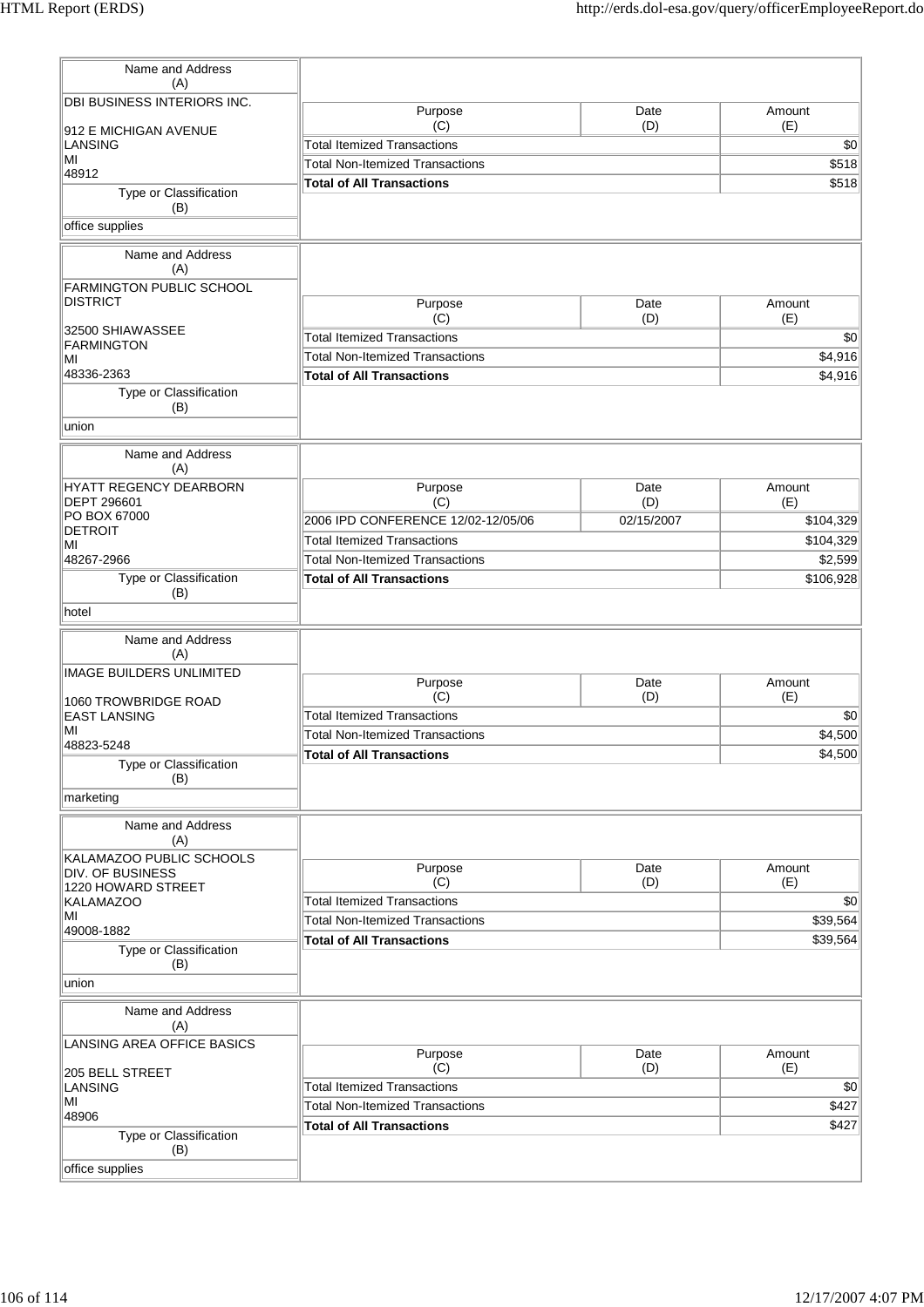| Name and Address (A) | | | |
|---|---|---|---|
| DBI BUSINESS INTERIORS INC.<br><br>912 E MICHIGAN AVENUE<br>LANSING<br>MI<br>48912 | **Purpose (C)** | **Date (D)** | **Amount (E)** |
| | Total Itemized Transactions | | $0 |
| | Total Non-Itemized Transactions | | $518 |
| | **Total of All Transactions** | | $518 |
| **Type or Classification (B)** | | | |
| office supplies | | | |

| Name and Address (A) | | | |
|---|---|---|---|
| FARMINGTON PUBLIC SCHOOL DISTRICT<br><br>32500 SHIAWASSEE<br>FARMINGTON<br>MI<br>48336-2363 | **Purpose (C)** | **Date (D)** | **Amount (E)** |
| | Total Itemized Transactions | | $0 |
| | Total Non-Itemized Transactions | | $4,916 |
| | **Total of All Transactions** | | $4,916 |
| **Type or Classification (B)** | | | |
| union | | | |

| Name and Address (A) | | | |
|---|---|---|---|
| HYATT REGENCY DEARBORN<br>DEPT 296601<br>PO BOX 67000<br>DETROIT<br>MI<br>48267-2966 | **Purpose (C)** | **Date (D)** | **Amount (E)** |
| | 2006 IPD CONFERENCE 12/02-12/05/06 | 02/15/2007 | $104,329 |
| | Total Itemized Transactions | | $104,329 |
| | Total Non-Itemized Transactions | | $2,599 |
| | **Total of All Transactions** | | $106,928 |
| **Type or Classification (B)** | | | |
| hotel | | | |

| Name and Address (A) | | | |
|---|---|---|---|
| IMAGE BUILDERS UNLIMITED<br><br>1060 TROWBRIDGE ROAD<br>EAST LANSING<br>MI<br>48823-5248 | **Purpose (C)** | **Date (D)** | **Amount (E)** |
| | Total Itemized Transactions | | $0 |
| | Total Non-Itemized Transactions | | $4,500 |
| | **Total of All Transactions** | | $4,500 |
| **Type or Classification (B)** | | | |
| marketing | | | |

| Name and Address (A) | | | |
|---|---|---|---|
| KALAMAZOO PUBLIC SCHOOLS<br>DIV. OF BUSINESS<br>1220 HOWARD STREET<br>KALAMAZOO<br>MI<br>49008-1882 | **Purpose (C)** | **Date (D)** | **Amount (E)** |
| | Total Itemized Transactions | | $0 |
| | Total Non-Itemized Transactions | | $39,564 |
| | **Total of All Transactions** | | $39,564 |
| **Type or Classification (B)** | | | |
| union | | | |

| Name and Address (A) | | | |
|---|---|---|---|
| LANSING AREA OFFICE BASICS<br><br>205 BELL STREET<br>LANSING<br>MI<br>48906 | **Purpose (C)** | **Date (D)** | **Amount (E)** |
| | Total Itemized Transactions | | $0 |
| | Total Non-Itemized Transactions | | $427 |
| | **Total of All Transactions** | | $427 |
| **Type or Classification (B)** | | | |
| office supplies | | | |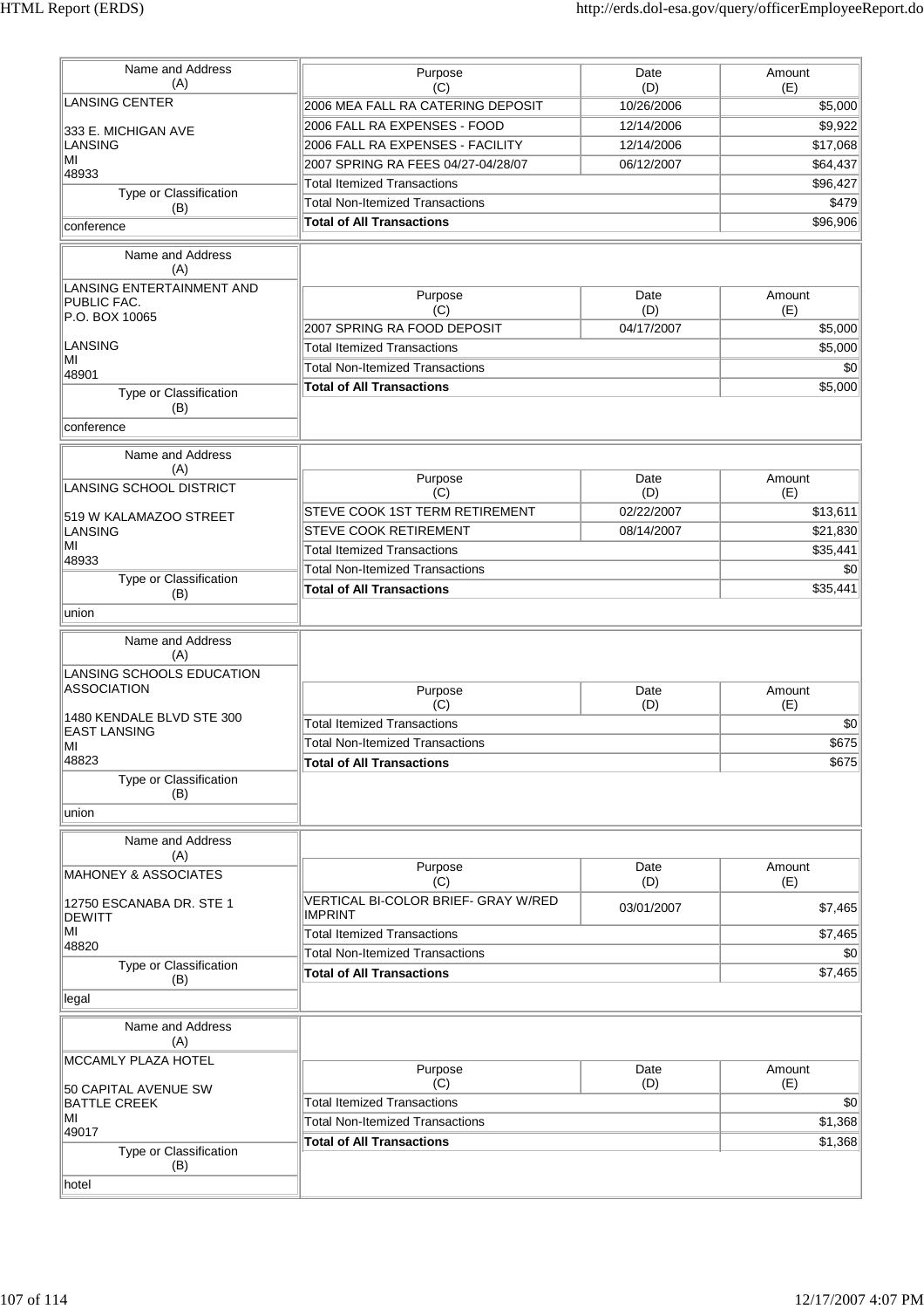| Name and Address (A) | Purpose (C) | Date (D) | Amount (E) |
|---|---|---|---|
| LANSING CENTER<br><br>333 E. MICHIGAN AVE<br>LANSING<br>MI<br>48933 | 2006 MEA FALL RA CATERING DEPOSIT | 10/26/2006 | $5,000 |
| | 2006 FALL RA EXPENSES - FOOD | 12/14/2006 | $9,922 |
| | 2006 FALL RA EXPENSES - FACILITY | 12/14/2006 | $17,068 |
| | 2007 SPRING RA FEES 04/27-04/28/07 | 06/12/2007 | $64,437 |
| **Type or Classification (B)** | Total Itemized Transactions | | $96,427 |
| conference | Total Non-Itemized Transactions | | $479 |
| | **Total of All Transactions** | | $96,906 |

| Name and Address (A) | Purpose (C) | Date (D) | Amount (E) |
|---|---|---|---|
| LANSING ENTERTAINMENT AND PUBLIC FAC.<br>P.O. BOX 10065<br><br>LANSING<br>MI<br>48901 | 2007 SPRING RA FOOD DEPOSIT | 04/17/2007 | $5,000 |
| | Total Itemized Transactions | | $5,000 |
| **Type or Classification (B)** | Total Non-Itemized Transactions | | $0 |
| conference | **Total of All Transactions** | | $5,000 |

| Name and Address (A) | Purpose (C) | Date (D) | Amount (E) |
|---|---|---|---|
| LANSING SCHOOL DISTRICT<br><br>519 W KALAMAZOO STREET<br>LANSING<br>MI<br>48933 | STEVE COOK 1ST TERM RETIREMENT | 02/22/2007 | $13,611 |
| | STEVE COOK RETIREMENT | 08/14/2007 | $21,830 |
| | Total Itemized Transactions | | $35,441 |
| **Type or Classification (B)** | Total Non-Itemized Transactions | | $0 |
| union | **Total of All Transactions** | | $35,441 |

| Name and Address (A) | Purpose (C) | Date (D) | Amount (E) |
|---|---|---|---|
| LANSING SCHOOLS EDUCATION ASSOCIATION<br><br>1480 KENDALE BLVD STE 300<br>EAST LANSING<br>MI<br>48823 | Total Itemized Transactions | | $0 |
| | Total Non-Itemized Transactions | | $675 |
| **Type or Classification (B)** | **Total of All Transactions** | | $675 |
| union | | | |

| Name and Address (A) | Purpose (C) | Date (D) | Amount (E) |
|---|---|---|---|
| MAHONEY & ASSOCIATES<br><br>12750 ESCANABA DR. STE 1<br>DEWITT<br>MI<br>48820 | VERTICAL BI-COLOR BRIEF- GRAY W/RED IMPRINT | 03/01/2007 | $7,465 |
| | Total Itemized Transactions | | $7,465 |
| **Type or Classification (B)** | Total Non-Itemized Transactions | | $0 |
| legal | **Total of All Transactions** | | $7,465 |

| Name and Address (A) | Purpose (C) | Date (D) | Amount (E) |
|---|---|---|---|
| MCCAMLY PLAZA HOTEL<br><br>50 CAPITAL AVENUE SW<br>BATTLE CREEK<br>MI<br>49017 | Total Itemized Transactions | | $0 |
| | Total Non-Itemized Transactions | | $1,368 |
| **Type or Classification (B)** | **Total of All Transactions** | | $1,368 |
| hotel | | | |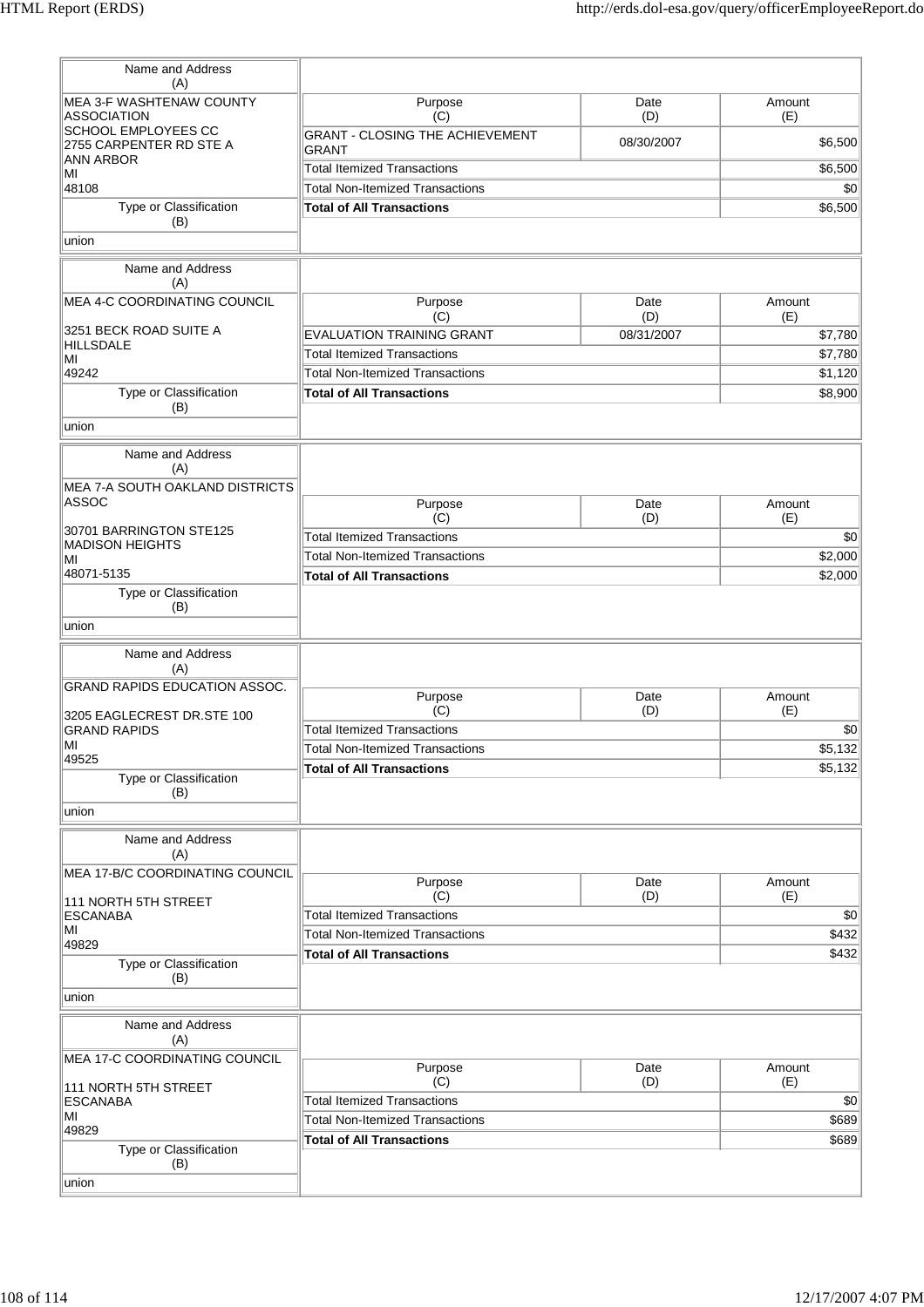| Name and Address (A) | Purpose (C) | Date (D) | Amount (E) |
|---|---|---|---|
| MEA 3-F WASHTENAW COUNTY ASSOCIATION SCHOOL EMPLOYEES CC 2755 CARPENTER RD STE A ANN ARBOR MI 48108 | GRANT - CLOSING THE ACHIEVEMENT GRANT | 08/30/2007 | $6,500 |
| | Total Itemized Transactions | | $6,500 |
| | Total Non-Itemized Transactions | | $0 |
| | **Total of All Transactions** | | $6,500 |
| **Type or Classification (B)** | | | |
| union | | | |

| Name and Address (A) | Purpose (C) | Date (D) | Amount (E) |
|---|---|---|---|
| MEA 4-C COORDINATING COUNCIL 3251 BECK ROAD SUITE A HILLSDALE MI 49242 | EVALUATION TRAINING GRANT | 08/31/2007 | $7,780 |
| | Total Itemized Transactions | | $7,780 |
| | Total Non-Itemized Transactions | | $1,120 |
| | **Total of All Transactions** | | $8,900 |
| **Type or Classification (B)** | | | |
| union | | | |

| Name and Address (A) | Purpose (C) | Date (D) | Amount (E) |
|---|---|---|---|
| MEA 7-A SOUTH OAKLAND DISTRICTS ASSOC 30701 BARRINGTON STE125 MADISON HEIGHTS MI 48071-5135 | Total Itemized Transactions | | $0 |
| | Total Non-Itemized Transactions | | $2,000 |
| | **Total of All Transactions** | | $2,000 |
| **Type or Classification (B)** | | | |
| union | | | |

| Name and Address (A) | Purpose (C) | Date (D) | Amount (E) |
|---|---|---|---|
| GRAND RAPIDS EDUCATION ASSOC. 3205 EAGLECREST DR.STE 100 GRAND RAPIDS MI 49525 | Total Itemized Transactions | | $0 |
| | Total Non-Itemized Transactions | | $5,132 |
| | **Total of All Transactions** | | $5,132 |
| **Type or Classification (B)** | | | |
| union | | | |

| Name and Address (A) | Purpose (C) | Date (D) | Amount (E) |
|---|---|---|---|
| MEA 17-B/C COORDINATING COUNCIL 111 NORTH 5TH STREET ESCANABA MI 49829 | Total Itemized Transactions | | $0 |
| | Total Non-Itemized Transactions | | $432 |
| | **Total of All Transactions** | | $432 |
| **Type or Classification (B)** | | | |
| union | | | |

| Name and Address (A) | Purpose (C) | Date (D) | Amount (E) |
|---|---|---|---|
| MEA 17-C COORDINATING COUNCIL 111 NORTH 5TH STREET ESCANABA MI 49829 | Total Itemized Transactions | | $0 |
| | Total Non-Itemized Transactions | | $689 |
| | **Total of All Transactions** | | $689 |
| **Type or Classification (B)** | | | |
| union | | | |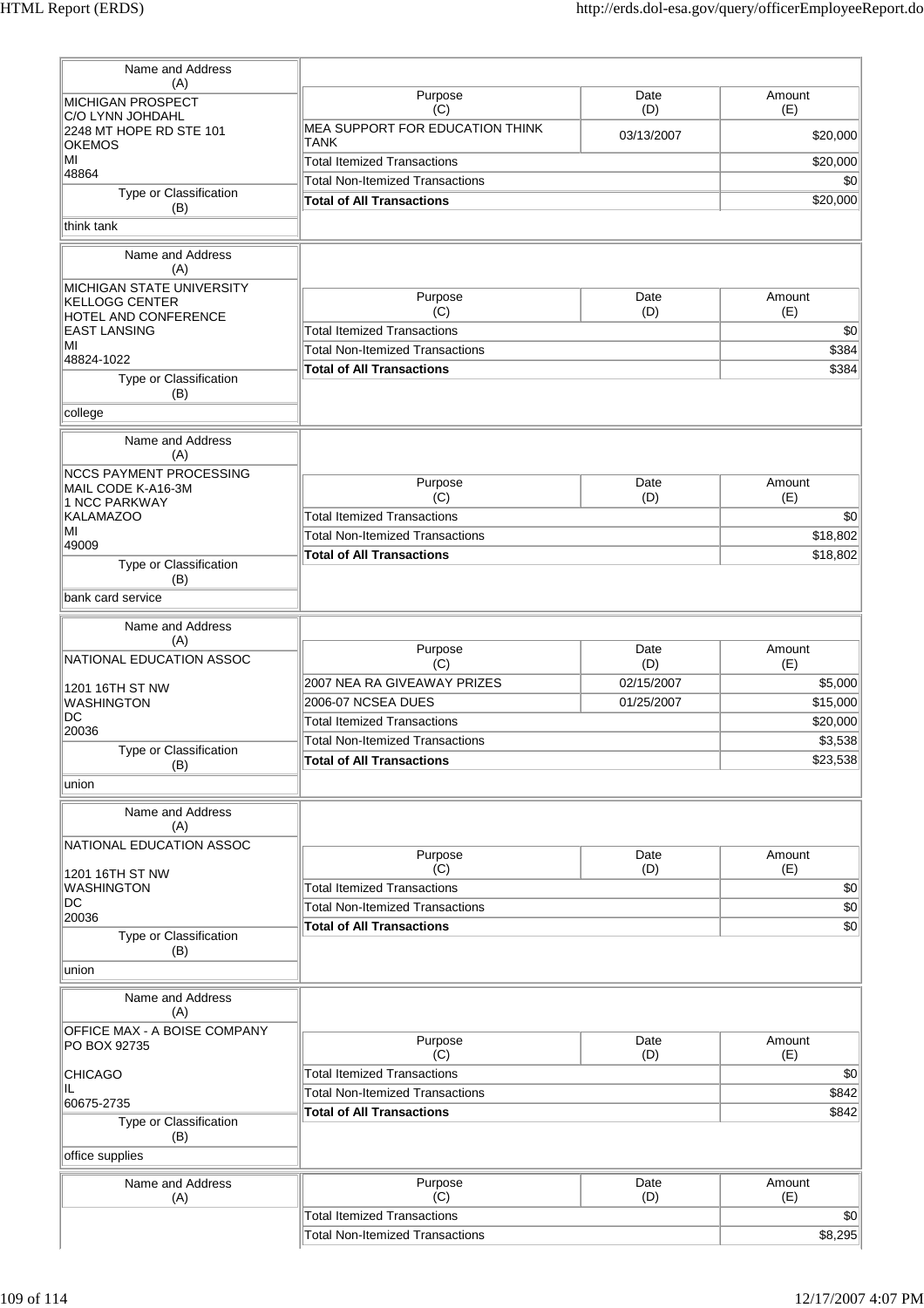| Name and Address (A) | Purpose (C) | Date (D) | Amount (E) |
|---|---|---|---|
| MICHIGAN PROSPECT<br>C/O LYNN JOHDAHL<br>2248 MT HOPE RD STE 101<br>OKEMOS<br>MI<br>48864 | MEA SUPPORT FOR EDUCATION THINK TANK | 03/13/2007 | $20,000 |
| | Total Itemized Transactions | | $20,000 |
| **Type or Classification (B)** | Total Non-Itemized Transactions | | $0 |
| think tank | **Total of All Transactions** | | $20,000 |

| Name and Address (A) | Purpose (C) | Date (D) | Amount (E) |
|---|---|---|---|
| MICHIGAN STATE UNIVERSITY<br>KELLOGG CENTER<br>HOTEL AND CONFERENCE<br>EAST LANSING<br>MI<br>48824-1022 | Total Itemized Transactions | | $0 |
| **Type or Classification (B)** | Total Non-Itemized Transactions | | $384 |
| college | **Total of All Transactions** | | $384 |

| Name and Address (A) | Purpose (C) | Date (D) | Amount (E) |
|---|---|---|---|
| NCCS PAYMENT PROCESSING<br>MAIL CODE K-A16-3M<br>1 NCC PARKWAY<br>KALAMAZOO<br>MI<br>49009 | Total Itemized Transactions | | $0 |
| **Type or Classification (B)** | Total Non-Itemized Transactions | | $18,802 |
| bank card service | **Total of All Transactions** | | $18,802 |

| Name and Address (A) | Purpose (C) | Date (D) | Amount (E) |
|---|---|---|---|
| NATIONAL EDUCATION ASSOC<br><br>1201 16TH ST NW<br>WASHINGTON<br>DC<br>20036 | 2007 NEA RA GIVEAWAY PRIZES | 02/15/2007 | $5,000 |
| | 2006-07 NCSEA DUES | 01/25/2007 | $15,000 |
| | Total Itemized Transactions | | $20,000 |
| **Type or Classification (B)** | Total Non-Itemized Transactions | | $3,538 |
| union | **Total of All Transactions** | | $23,538 |

| Name and Address (A) | Purpose (C) | Date (D) | Amount (E) |
|---|---|---|---|
| NATIONAL EDUCATION ASSOC<br><br>1201 16TH ST NW<br>WASHINGTON<br>DC<br>20036 | Total Itemized Transactions | | $0 |
| **Type or Classification (B)** | Total Non-Itemized Transactions | | $0 |
| union | **Total of All Transactions** | | $0 |

| Name and Address (A) | Purpose (C) | Date (D) | Amount (E) |
|---|---|---|---|
| OFFICE MAX - A BOISE COMPANY<br>PO BOX 92735<br><br>CHICAGO<br>IL<br>60675-2735 | Total Itemized Transactions | | $0 |
| **Type or Classification (B)** | Total Non-Itemized Transactions | | $842 |
| office supplies | **Total of All Transactions** | | $842 |

| Name and Address (A) | Purpose (C) | Date (D) | Amount (E) |
|---|---|---|---|
| | Total Itemized Transactions | | $0 |
| | Total Non-Itemized Transactions | | $8,295 |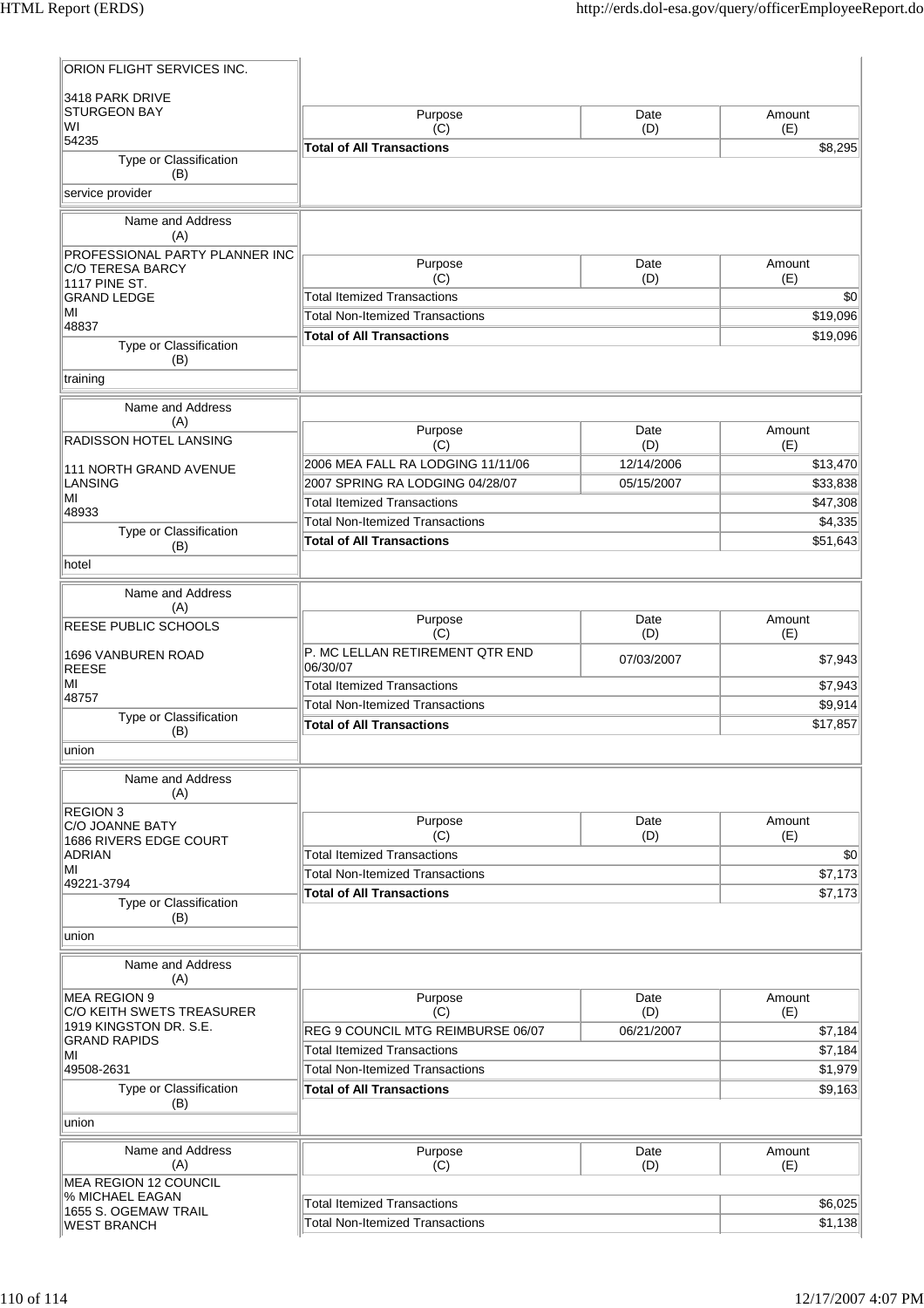| Name and Address (A) | Purpose (C) | Date (D) | Amount (E) |
|---|---|---|---|
| ORION FLIGHT SERVICES INC.<br><br>3418 PARK DRIVE<br>STURGEON BAY<br>WI<br>54235 | **Total of All Transactions** | | $8,295 |
| **Type or Classification (B)** | | | |
| service provider | | | |

| Name and Address (A) | Purpose (C) | Date (D) | Amount (E) |
|---|---|---|---|
| PROFESSIONAL PARTY PLANNER INC<br>C/O TERESA BARCY<br>1117 PINE ST.<br>GRAND LEDGE<br>MI<br>48837 | Total Itemized Transactions | | $0 |
| | Total Non-Itemized Transactions | | $19,096 |
| | **Total of All Transactions** | | $19,096 |
| **Type or Classification (B)** | | | |
| training | | | |

| Name and Address (A) | Purpose (C) | Date (D) | Amount (E) |
|---|---|---|---|
| RADISSON HOTEL LANSING<br><br>111 NORTH GRAND AVENUE<br>LANSING<br>MI<br>48933 | 2006 MEA FALL RA LODGING 11/11/06 | 12/14/2006 | $13,470 |
| | 2007 SPRING RA LODGING 04/28/07 | 05/15/2007 | $33,838 |
| | Total Itemized Transactions | | $47,308 |
| | Total Non-Itemized Transactions | | $4,335 |
| | **Total of All Transactions** | | $51,643 |
| **Type or Classification (B)** | | | |
| hotel | | | |

| Name and Address (A) | Purpose (C) | Date (D) | Amount (E) |
|---|---|---|---|
| REESE PUBLIC SCHOOLS<br><br>1696 VANBUREN ROAD<br>REESE<br>MI<br>48757 | P. MC LELLAN RETIREMENT QTR END 06/30/07 | 07/03/2007 | $7,943 |
| | Total Itemized Transactions | | $7,943 |
| | Total Non-Itemized Transactions | | $9,914 |
| | **Total of All Transactions** | | $17,857 |
| **Type or Classification (B)** | | | |
| union | | | |

| Name and Address (A) | Purpose (C) | Date (D) | Amount (E) |
|---|---|---|---|
| REGION 3<br>C/O JOANNE BATY<br>1686 RIVERS EDGE COURT<br>ADRIAN<br>MI<br>49221-3794 | Total Itemized Transactions | | $0 |
| | Total Non-Itemized Transactions | | $7,173 |
| | **Total of All Transactions** | | $7,173 |
| **Type or Classification (B)** | | | |
| union | | | |

| Name and Address (A) | Purpose (C) | Date (D) | Amount (E) |
|---|---|---|---|
| MEA REGION 9<br>C/O KEITH SWETS TREASURER<br>1919 KINGSTON DR. S.E.<br>GRAND RAPIDS<br>MI<br>49508-2631 | REG 9 COUNCIL MTG REIMBURSE 06/07 | 06/21/2007 | $7,184 |
| | Total Itemized Transactions | | $7,184 |
| | Total Non-Itemized Transactions | | $1,979 |
| | **Total of All Transactions** | | $9,163 |
| **Type or Classification (B)** | | | |
| union | | | |

| Name and Address (A) | Purpose (C) | Date (D) | Amount (E) |
|---|---|---|---|
| MEA REGION 12 COUNCIL<br>% MICHAEL EAGAN<br>1655 S. OGEMAW TRAIL<br>WEST BRANCH | Total Itemized Transactions | | $6,025 |
| | Total Non-Itemized Transactions | | $1,138 |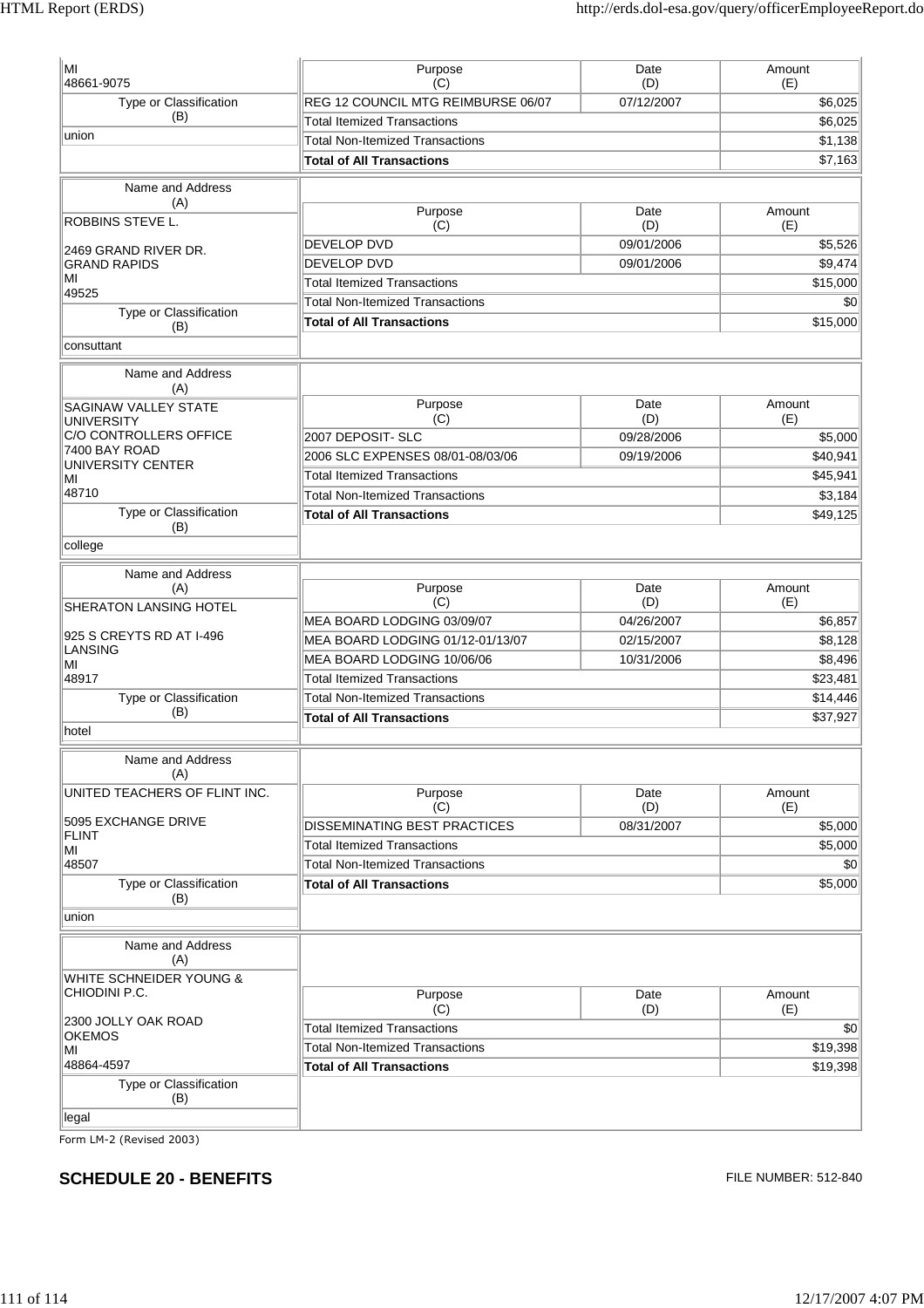| Name and Address (A) | Purpose (C) | Date (D) | Amount (E) |
|---|---|---|---|
| MI 48661-9075 | REG 12 COUNCIL MTG REIMBURSE 06/07 | 07/12/2007 | $6,025 |
| **Type or Classification (B)** | Total Itemized Transactions | | $6,025 |
| union | Total Non-Itemized Transactions | | $1,138 |
| | **Total of All Transactions** | | $7,163 |

| Name and Address (A) | Purpose (C) | Date (D) | Amount (E) |
|---|---|---|---|
| ROBBINS STEVE L.<br><br>2469 GRAND RIVER DR.<br>GRAND RAPIDS<br>MI<br>49525 | DEVELOP DVD | 09/01/2006 | $5,526 |
| | DEVELOP DVD | 09/01/2006 | $9,474 |
| | Total Itemized Transactions | | $15,000 |
| **Type or Classification (B)** | Total Non-Itemized Transactions | | $0 |
| consuttant | **Total of All Transactions** | | $15,000 |

| Name and Address (A) | Purpose (C) | Date (D) | Amount (E) |
|---|---|---|---|
| SAGINAW VALLEY STATE UNIVERSITY<br>C/O CONTROLLERS OFFICE<br>7400 BAY ROAD<br>UNIVERSITY CENTER<br>MI<br>48710 | 2007 DEPOSIT- SLC | 09/28/2006 | $5,000 |
| | 2006 SLC EXPENSES 08/01-08/03/06 | 09/19/2006 | $40,941 |
| | Total Itemized Transactions | | $45,941 |
| **Type or Classification (B)** | Total Non-Itemized Transactions | | $3,184 |
| college | **Total of All Transactions** | | $49,125 |

| Name and Address (A) | Purpose (C) | Date (D) | Amount (E) |
|---|---|---|---|
| SHERATON LANSING HOTEL<br><br>925 S CREYTS RD AT I-496<br>LANSING<br>MI<br>48917 | MEA BOARD LODGING 03/09/07 | 04/26/2007 | $6,857 |
| | MEA BOARD LODGING 01/12-01/13/07 | 02/15/2007 | $8,128 |
| | MEA BOARD LODGING 10/06/06 | 10/31/2006 | $8,496 |
| | Total Itemized Transactions | | $23,481 |
| **Type or Classification (B)** | Total Non-Itemized Transactions | | $14,446 |
| hotel | **Total of All Transactions** | | $37,927 |

| Name and Address (A) | Purpose (C) | Date (D) | Amount (E) |
|---|---|---|---|
| UNITED TEACHERS OF FLINT INC.<br><br>5095 EXCHANGE DRIVE<br>FLINT<br>MI<br>48507 | DISSEMINATING BEST PRACTICES | 08/31/2007 | $5,000 |
| | Total Itemized Transactions | | $5,000 |
| | Total Non-Itemized Transactions | | $0 |
| **Type or Classification (B)** | **Total of All Transactions** | | $5,000 |
| union | | | |

| Name and Address (A) | Purpose (C) | Date (D) | Amount (E) |
|---|---|---|---|
| WHITE SCHNEIDER YOUNG & CHIODINI P.C.<br><br>2300 JOLLY OAK ROAD<br>OKEMOS<br>MI<br>48864-4597 | Total Itemized Transactions | | $0 |
| | Total Non-Itemized Transactions | | $19,398 |
| | **Total of All Transactions** | | $19,398 |
| **Type or Classification (B)** | | | |
| legal | | | |

Form LM-2 (Revised 2003)

## SCHEDULE 20 - BENEFITS

FILE NUMBER: 512-840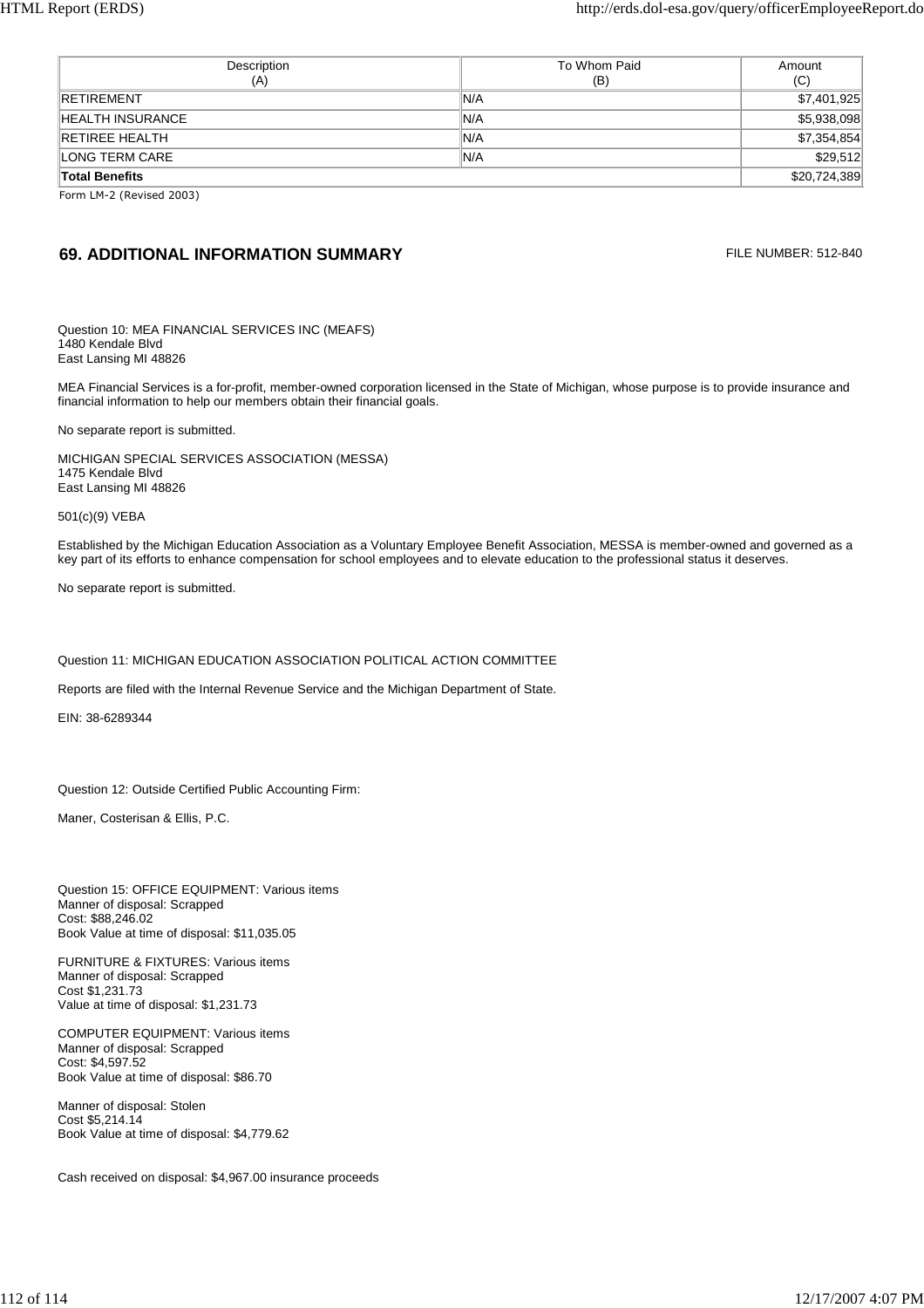| Description (A) | To Whom Paid (B) | Amount (C) |
|---|---|---|
| RETIREMENT | N/A | $7,401,925 |
| HEALTH INSURANCE | N/A | $5,938,098 |
| RETIREE HEALTH | N/A | $7,354,854 |
| LONG TERM CARE | N/A | $29,512 |
| **Total Benefits** | | $20,724,389 |

Form LM-2 (Revised 2003)

## 69. ADDITIONAL INFORMATION SUMMARY

FILE NUMBER: 512-840

Question 10: MEA FINANCIAL SERVICES INC (MEAFS)
1480 Kendale Blvd
East Lansing MI 48826

MEA Financial Services is a for-profit, member-owned corporation licensed in the State of Michigan, whose purpose is to provide insurance and financial information to help our members obtain their financial goals.

No separate report is submitted.

MICHIGAN SPECIAL SERVICES ASSOCIATION (MESSA)
1475 Kendale Blvd
East Lansing MI 48826

501(c)(9) VEBA

Established by the Michigan Education Association as a Voluntary Employee Benefit Association, MESSA is member-owned and governed as a key part of its efforts to enhance compensation for school employees and to elevate education to the professional status it deserves.

No separate report is submitted.

Question 11: MICHIGAN EDUCATION ASSOCIATION POLITICAL ACTION COMMITTEE

Reports are filed with the Internal Revenue Service and the Michigan Department of State.

EIN: 38-6289344

Question 12: Outside Certified Public Accounting Firm:

Maner, Costerisan & Ellis, P.C.

Question 15: OFFICE EQUIPMENT: Various items
Manner of disposal: Scrapped
Cost: $88,246.02
Book Value at time of disposal: $11,035.05

FURNITURE & FIXTURES: Various items
Manner of disposal: Scrapped
Cost $1,231.73
Value at time of disposal: $1,231.73

COMPUTER EQUIPMENT: Various items
Manner of disposal: Scrapped
Cost: $4,597.52
Book Value at time of disposal: $86.70

Manner of disposal: Stolen
Cost $5,214.14
Book Value at time of disposal: $4,779.62

Cash received on disposal: $4,967.00 insurance proceeds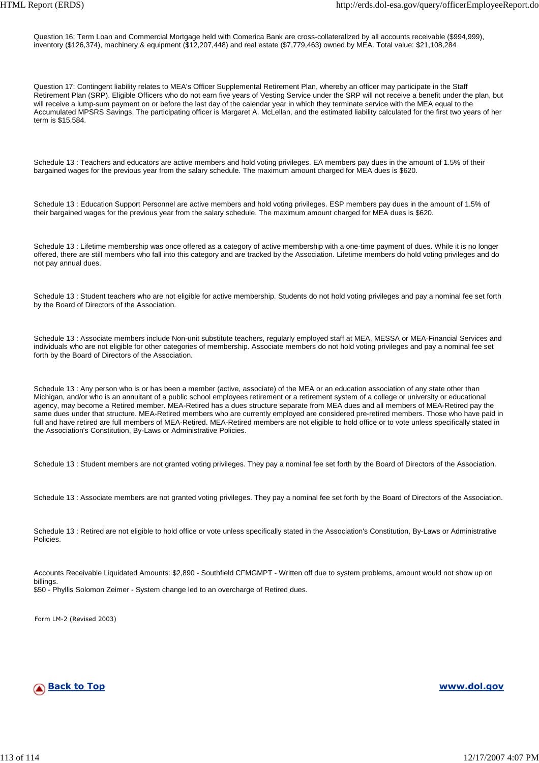Question 16: Term Loan and Commercial Mortgage held with Comerica Bank are cross-collateralized by all accounts receivable ($994,999), inventory ($126,374), machinery & equipment ($12,207,448) and real estate ($7,779,463) owned by MEA. Total value: $21,108,284

Question 17: Contingent liability relates to MEA's Officer Supplemental Retirement Plan, whereby an officer may participate in the Staff Retirement Plan (SRP). Eligible Officers who do not earn five years of Vesting Service under the SRP will not receive a benefit under the plan, but will receive a lump-sum payment on or before the last day of the calendar year in which they terminate service with the MEA equal to the Accumulated MPSRS Savings. The participating officer is Margaret A. McLellan, and the estimated liability calculated for the first two years of her term is $15,584.

Schedule 13 : Teachers and educators are active members and hold voting privileges. EA members pay dues in the amount of 1.5% of their bargained wages for the previous year from the salary schedule. The maximum amount charged for MEA dues is $620.

Schedule 13 : Education Support Personnel are active members and hold voting privileges. ESP members pay dues in the amount of 1.5% of their bargained wages for the previous year from the salary schedule. The maximum amount charged for MEA dues is $620.

Schedule 13 : Lifetime membership was once offered as a category of active membership with a one-time payment of dues. While it is no longer offered, there are still members who fall into this category and are tracked by the Association. Lifetime members do hold voting privileges and do not pay annual dues.

Schedule 13 : Student teachers who are not eligible for active membership. Students do not hold voting privileges and pay a nominal fee set forth by the Board of Directors of the Association.

Schedule 13 : Associate members include Non-unit substitute teachers, regularly employed staff at MEA, MESSA or MEA-Financial Services and individuals who are not eligible for other categories of membership. Associate members do not hold voting privileges and pay a nominal fee set forth by the Board of Directors of the Association.

Schedule 13 : Any person who is or has been a member (active, associate) of the MEA or an education association of any state other than Michigan, and/or who is an annuitant of a public school employees retirement or a retirement system of a college or university or educational agency, may become a Retired member. MEA-Retired has a dues structure separate from MEA dues and all members of MEA-Retired pay the same dues under that structure. MEA-Retired members who are currently employed are considered pre-retired members. Those who have paid in full and have retired are full members of MEA-Retired. MEA-Retired members are not eligible to hold office or to vote unless specifically stated in the Association's Constitution, By-Laws or Administrative Policies.

Schedule 13 : Student members are not granted voting privileges. They pay a nominal fee set forth by the Board of Directors of the Association.

Schedule 13 : Associate members are not granted voting privileges. They pay a nominal fee set forth by the Board of Directors of the Association.

Schedule 13 : Retired are not eligible to hold office or vote unless specifically stated in the Association's Constitution, By-Laws or Administrative Policies.

Accounts Receivable Liquidated Amounts: $2,890 - Southfield CFMGMPT - Written off due to system problems, amount would not show up on billings.
$50 - Phyllis Solomon Zeimer - System change led to an overcharge of Retired dues.

Form LM-2 (Revised 2003)

Back to Top www.dol.gov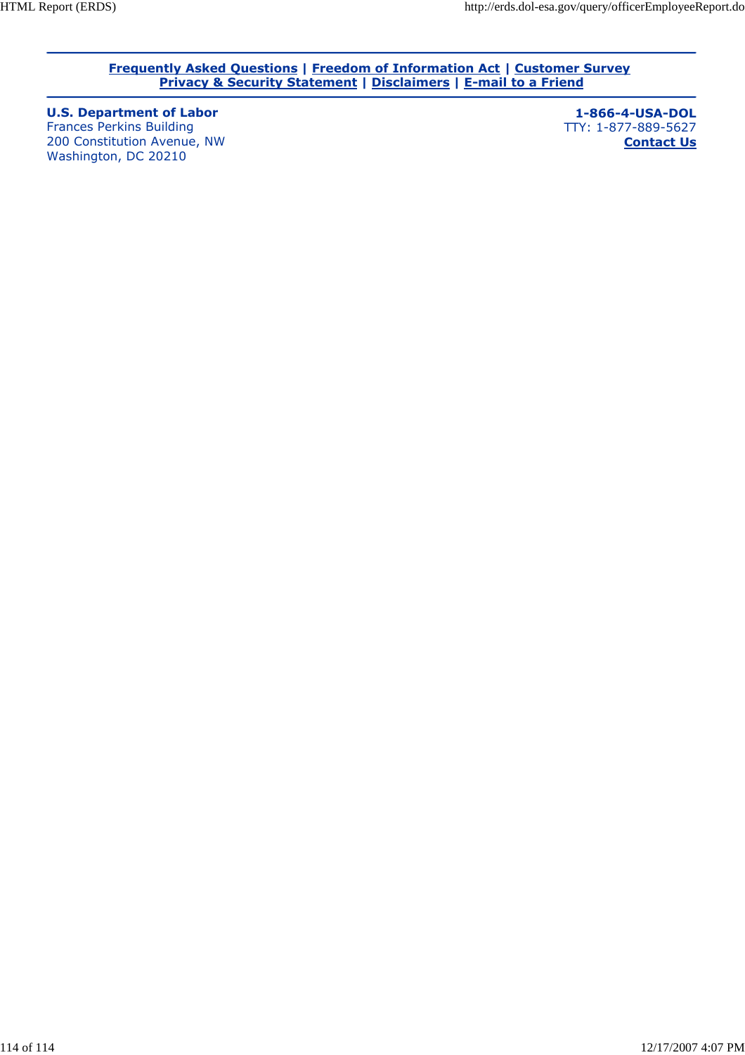**Frequently Asked Questions** | **Freedom of Information Act** | **Customer Survey**
**Privacy & Security Statement** | **Disclaimers** | **E-mail to a Friend**

**U.S. Department of Labor**
Frances Perkins Building
200 Constitution Avenue, NW
Washington, DC 20210

**1-866-4-USA-DOL**
TTY: 1-877-889-5627
**Contact Us**